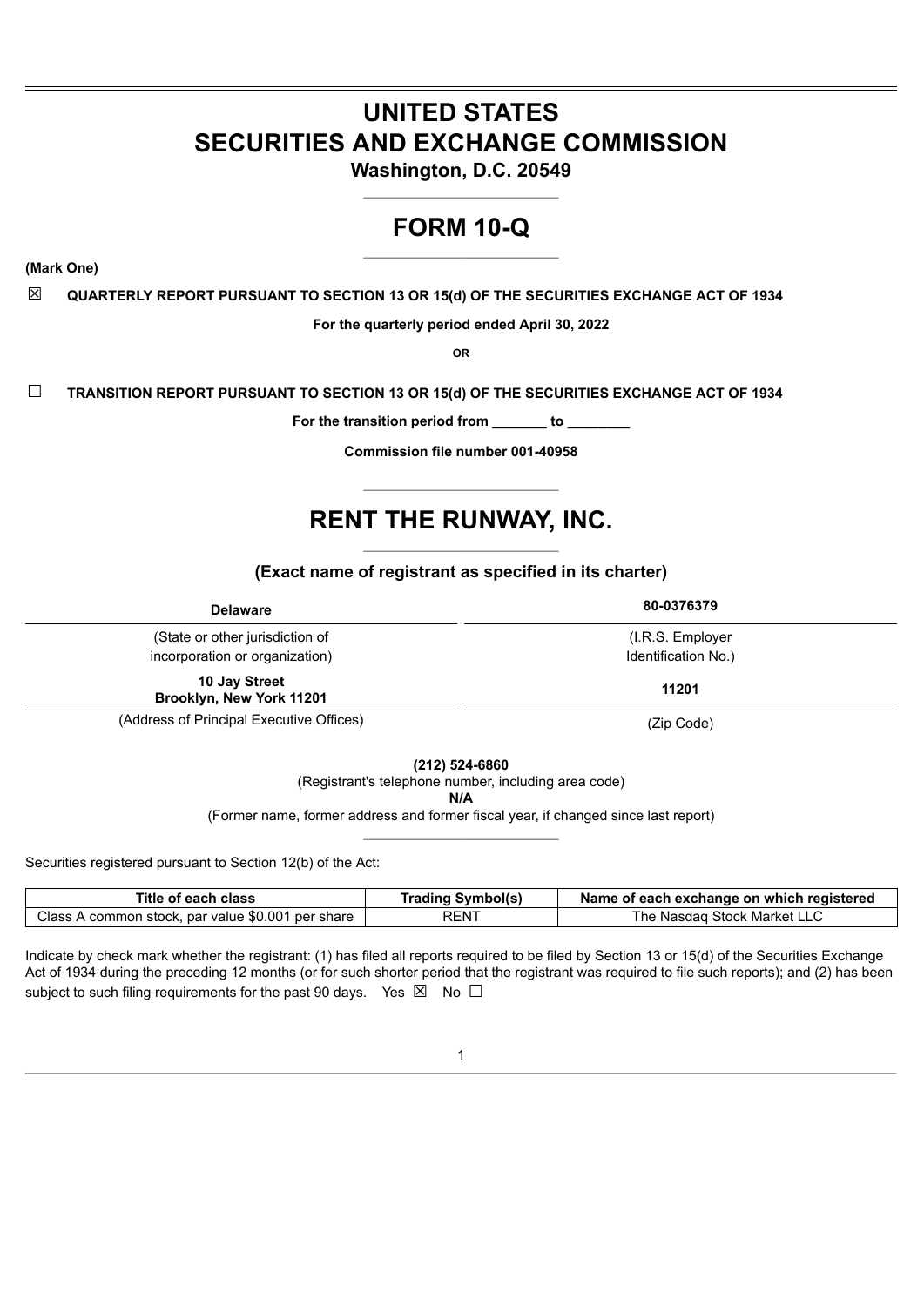# UNITED STATES
# SECURITIES AND EXCHANGE COMMISSION

**Washington, D.C. 20549**

# FORM 10-Q

**(Mark One)**

☒ **QUARTERLY REPORT PURSUANT TO SECTION 13 OR 15(d) OF THE SECURITIES EXCHANGE ACT OF 1934**

**For the quarterly period ended April 30, 2022**

**OR**

☐ **TRANSITION REPORT PURSUANT TO SECTION 13 OR 15(d) OF THE SECURITIES EXCHANGE ACT OF 1934**

**For the transition period from _______ to ________**

**Commission file number 001-40958**

# RENT THE RUNWAY, INC.

**(Exact name of registrant as specified in its charter)**

| **Delaware** | **80-0376379** |
|---|---|
| (State or other jurisdiction of incorporation or organization) | (I.R.S. Employer Identification No.) |
| **10 Jay Street Brooklyn, New York 11201** | **11201** |
| (Address of Principal Executive Offices) | (Zip Code) |

**(212) 524-6860**
(Registrant's telephone number, including area code)
**N/A**
(Former name, former address and former fiscal year, if changed since last report)

Securities registered pursuant to Section 12(b) of the Act:

| Title of each class | Trading Symbol(s) | Name of each exchange on which registered |
|---|---|---|
| Class A common stock, par value $0.001 per share | RENT | The Nasdaq Stock Market LLC |

Indicate by check mark whether the registrant: (1) has filed all reports required to be filed by Section 13 or 15(d) of the Securities Exchange Act of 1934 during the preceding 12 months (or for such shorter period that the registrant was required to file such reports); and (2) has been subject to such filing requirements for the past 90 days. Yes ☒ No ☐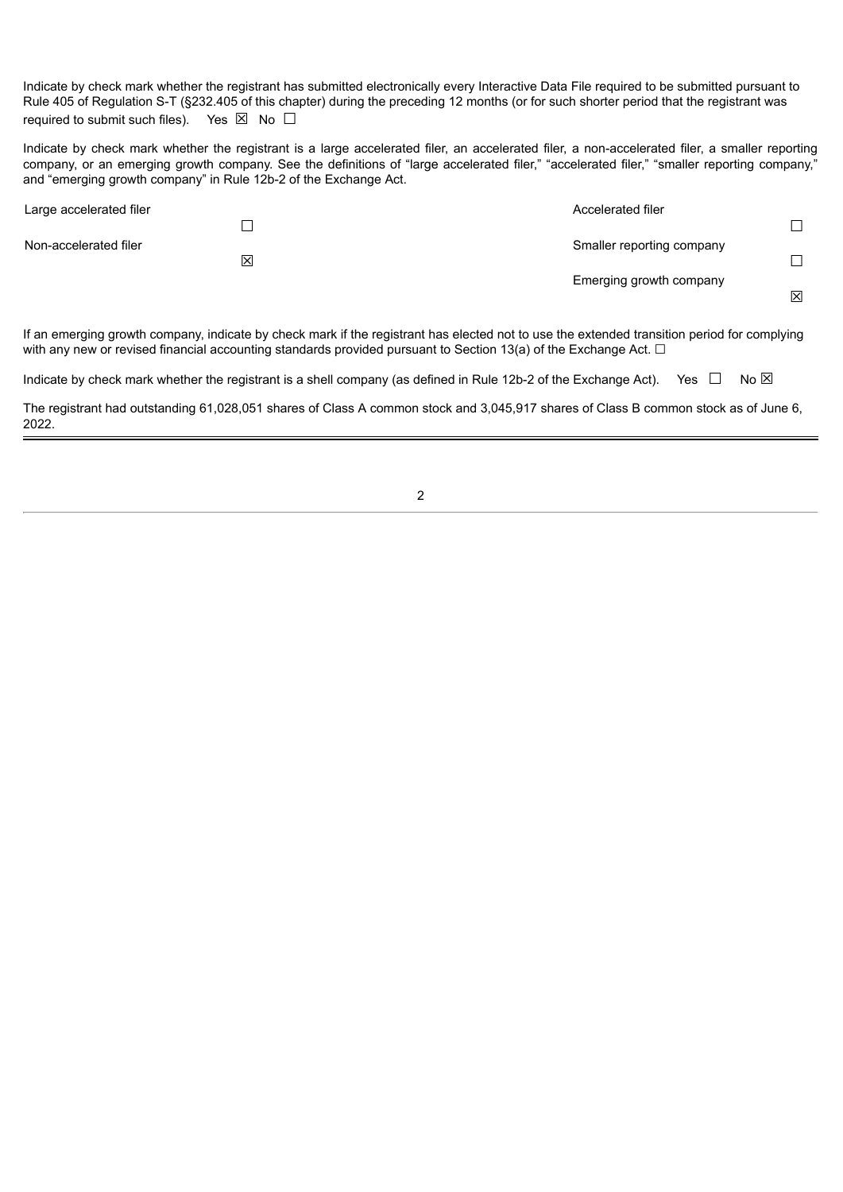Indicate by check mark whether the registrant has submitted electronically every Interactive Data File required to be submitted pursuant to Rule 405 of Regulation S-T (§232.405 of this chapter) during the preceding 12 months (or for such shorter period that the registrant was required to submit such files). Yes ☒ No ☐

Indicate by check mark whether the registrant is a large accelerated filer, an accelerated filer, a non-accelerated filer, a smaller reporting company, or an emerging growth company. See the definitions of "large accelerated filer," "accelerated filer," "smaller reporting company," and "emerging growth company" in Rule 12b-2 of the Exchange Act.

| | | | |
|---|---|---|---|
| Large accelerated filer | ☐ | Accelerated filer | ☐ |
| Non-accelerated filer | ☒ | Smaller reporting company | ☐ |
| | | Emerging growth company | ☒ |

If an emerging growth company, indicate by check mark if the registrant has elected not to use the extended transition period for complying with any new or revised financial accounting standards provided pursuant to Section 13(a) of the Exchange Act. ☐

Indicate by check mark whether the registrant is a shell company (as defined in Rule 12b-2 of the Exchange Act). Yes ☐ No ☒

The registrant had outstanding 61,028,051 shares of Class A common stock and 3,045,917 shares of Class B common stock as of June 6, 2022.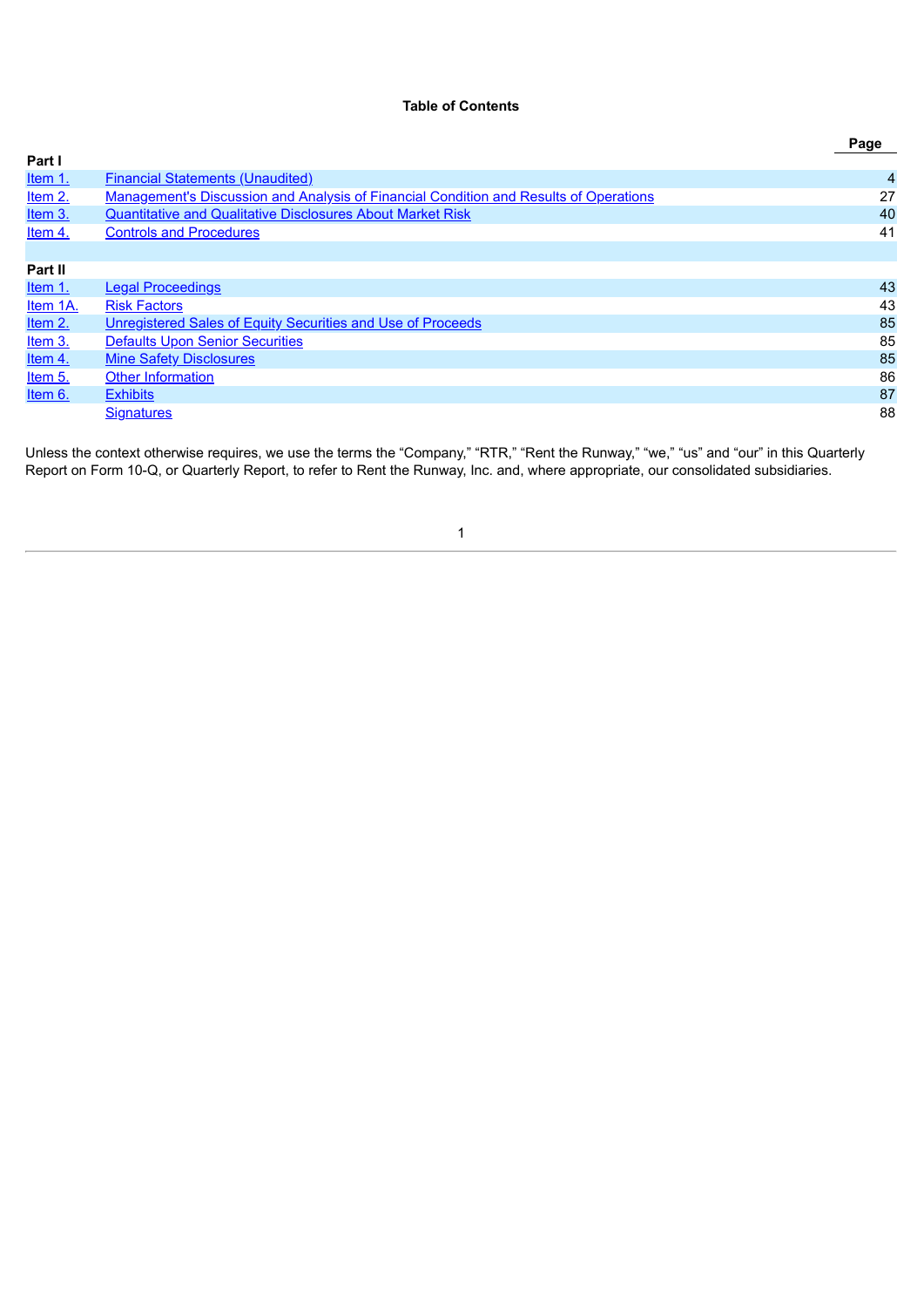**Table of Contents**

| | | Page |
|---|---|---|
| **Part I** | | |
| Item 1. | Financial Statements (Unaudited) | 4 |
| Item 2. | Management's Discussion and Analysis of Financial Condition and Results of Operations | 27 |
| Item 3. | Quantitative and Qualitative Disclosures About Market Risk | 40 |
| Item 4. | Controls and Procedures | 41 |
| | | |
| **Part II** | | |
| Item 1. | Legal Proceedings | 43 |
| Item 1A. | Risk Factors | 43 |
| Item 2. | Unregistered Sales of Equity Securities and Use of Proceeds | 85 |
| Item 3. | Defaults Upon Senior Securities | 85 |
| Item 4. | Mine Safety Disclosures | 85 |
| Item 5. | Other Information | 86 |
| Item 6. | Exhibits | 87 |
| | Signatures | 88 |

Unless the context otherwise requires, we use the terms the "Company," "RTR," "Rent the Runway," "we," "us" and "our" in this Quarterly Report on Form 10-Q, or Quarterly Report, to refer to Rent the Runway, Inc. and, where appropriate, our consolidated subsidiaries.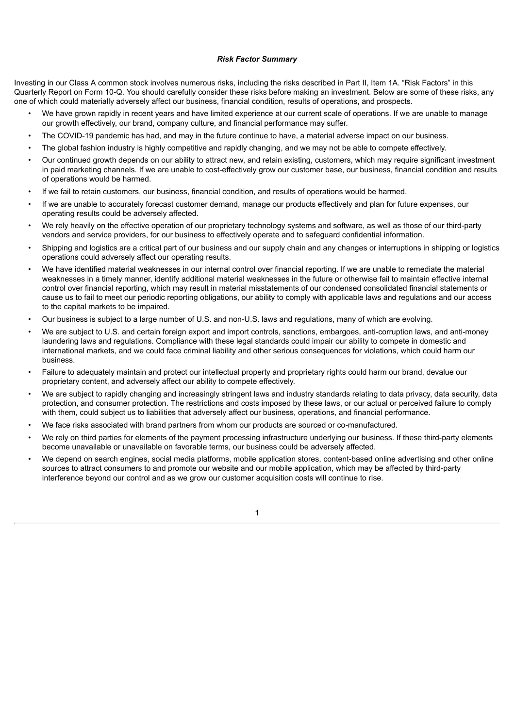***Risk Factor Summary***

Investing in our Class A common stock involves numerous risks, including the risks described in Part II, Item 1A. "Risk Factors" in this Quarterly Report on Form 10-Q. You should carefully consider these risks before making an investment. Below are some of these risks, any one of which could materially adversely affect our business, financial condition, results of operations, and prospects.

- We have grown rapidly in recent years and have limited experience at our current scale of operations. If we are unable to manage our growth effectively, our brand, company culture, and financial performance may suffer.
- The COVID-19 pandemic has had, and may in the future continue to have, a material adverse impact on our business.
- The global fashion industry is highly competitive and rapidly changing, and we may not be able to compete effectively.
- Our continued growth depends on our ability to attract new, and retain existing, customers, which may require significant investment in paid marketing channels. If we are unable to cost-effectively grow our customer base, our business, financial condition and results of operations would be harmed.
- If we fail to retain customers, our business, financial condition, and results of operations would be harmed.
- If we are unable to accurately forecast customer demand, manage our products effectively and plan for future expenses, our operating results could be adversely affected.
- We rely heavily on the effective operation of our proprietary technology systems and software, as well as those of our third-party vendors and service providers, for our business to effectively operate and to safeguard confidential information.
- Shipping and logistics are a critical part of our business and our supply chain and any changes or interruptions in shipping or logistics operations could adversely affect our operating results.
- We have identified material weaknesses in our internal control over financial reporting. If we are unable to remediate the material weaknesses in a timely manner, identify additional material weaknesses in the future or otherwise fail to maintain effective internal control over financial reporting, which may result in material misstatements of our condensed consolidated financial statements or cause us to fail to meet our periodic reporting obligations, our ability to comply with applicable laws and regulations and our access to the capital markets to be impaired.
- Our business is subject to a large number of U.S. and non-U.S. laws and regulations, many of which are evolving.
- We are subject to U.S. and certain foreign export and import controls, sanctions, embargoes, anti-corruption laws, and anti-money laundering laws and regulations. Compliance with these legal standards could impair our ability to compete in domestic and international markets, and we could face criminal liability and other serious consequences for violations, which could harm our business.
- Failure to adequately maintain and protect our intellectual property and proprietary rights could harm our brand, devalue our proprietary content, and adversely affect our ability to compete effectively.
- We are subject to rapidly changing and increasingly stringent laws and industry standards relating to data privacy, data security, data protection, and consumer protection. The restrictions and costs imposed by these laws, or our actual or perceived failure to comply with them, could subject us to liabilities that adversely affect our business, operations, and financial performance.
- We face risks associated with brand partners from whom our products are sourced or co-manufactured.
- We rely on third parties for elements of the payment processing infrastructure underlying our business. If these third-party elements become unavailable or unavailable on favorable terms, our business could be adversely affected.
- We depend on search engines, social media platforms, mobile application stores, content-based online advertising and other online sources to attract consumers to and promote our website and our mobile application, which may be affected by third-party interference beyond our control and as we grow our customer acquisition costs will continue to rise.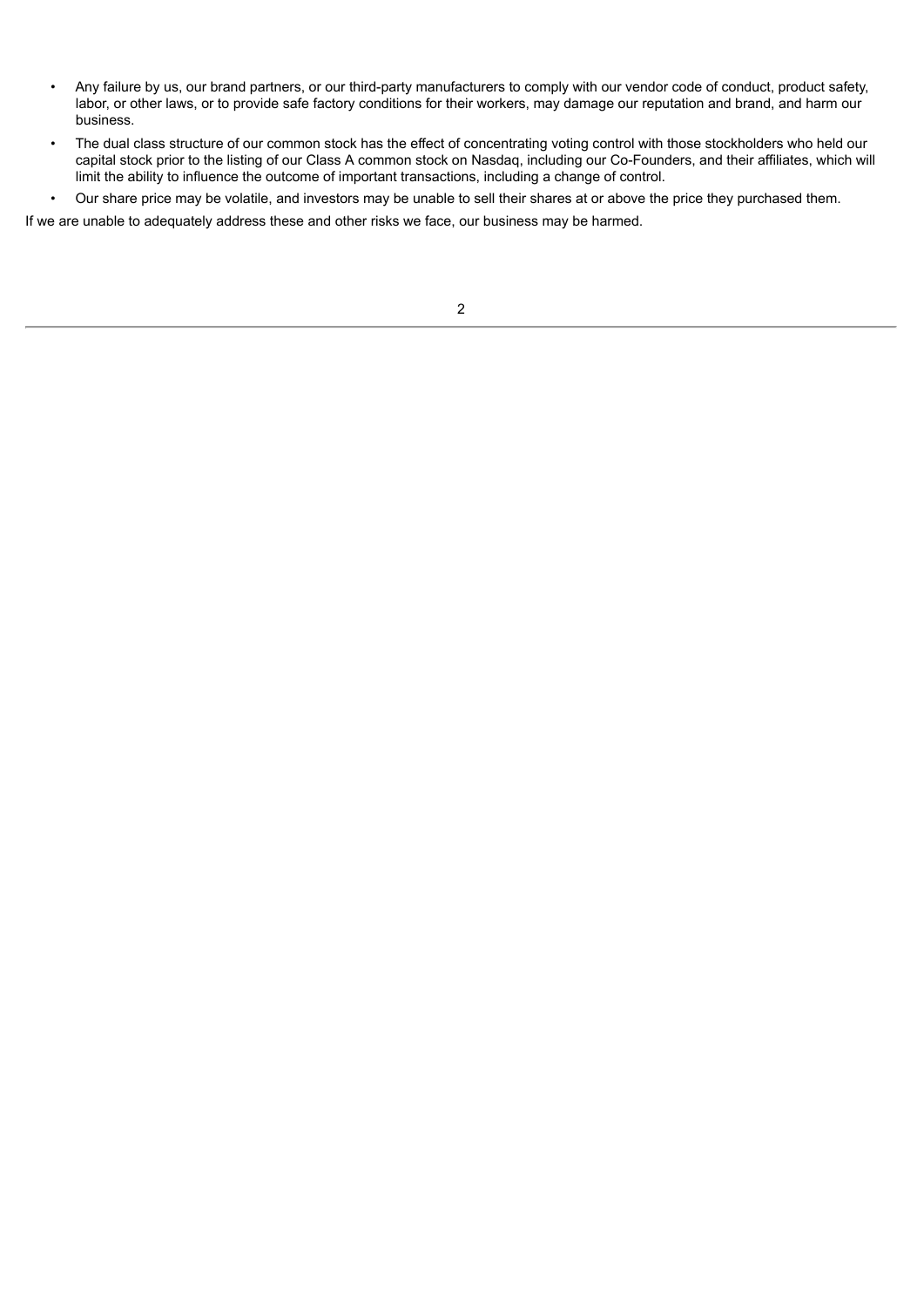- Any failure by us, our brand partners, or our third-party manufacturers to comply with our vendor code of conduct, product safety, labor, or other laws, or to provide safe factory conditions for their workers, may damage our reputation and brand, and harm our business.
- The dual class structure of our common stock has the effect of concentrating voting control with those stockholders who held our capital stock prior to the listing of our Class A common stock on Nasdaq, including our Co-Founders, and their affiliates, which will limit the ability to influence the outcome of important transactions, including a change of control.
- Our share price may be volatile, and investors may be unable to sell their shares at or above the price they purchased them.

If we are unable to adequately address these and other risks we face, our business may be harmed.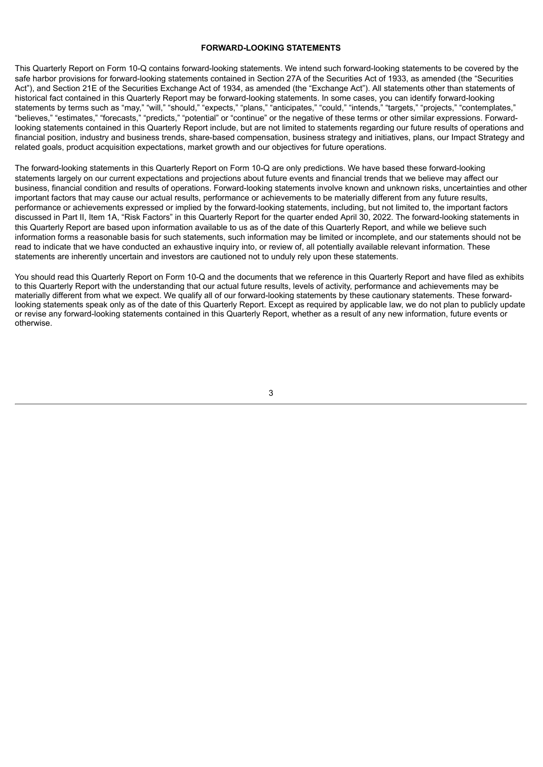## FORWARD-LOOKING STATEMENTS

This Quarterly Report on Form 10-Q contains forward-looking statements. We intend such forward-looking statements to be covered by the safe harbor provisions for forward-looking statements contained in Section 27A of the Securities Act of 1933, as amended (the "Securities Act"), and Section 21E of the Securities Exchange Act of 1934, as amended (the "Exchange Act"). All statements other than statements of historical fact contained in this Quarterly Report may be forward-looking statements. In some cases, you can identify forward-looking statements by terms such as "may," "will," "should," "expects," "plans," "anticipates," "could," "intends," "targets," "projects," "contemplates," "believes," "estimates," "forecasts," "predicts," "potential" or "continue" or the negative of these terms or other similar expressions. Forward-looking statements contained in this Quarterly Report include, but are not limited to statements regarding our future results of operations and financial position, industry and business trends, share-based compensation, business strategy and initiatives, plans, our Impact Strategy and related goals, product acquisition expectations, market growth and our objectives for future operations.

The forward-looking statements in this Quarterly Report on Form 10-Q are only predictions. We have based these forward-looking statements largely on our current expectations and projections about future events and financial trends that we believe may affect our business, financial condition and results of operations. Forward-looking statements involve known and unknown risks, uncertainties and other important factors that may cause our actual results, performance or achievements to be materially different from any future results, performance or achievements expressed or implied by the forward-looking statements, including, but not limited to, the important factors discussed in Part II, Item 1A, "Risk Factors" in this Quarterly Report for the quarter ended April 30, 2022. The forward-looking statements in this Quarterly Report are based upon information available to us as of the date of this Quarterly Report, and while we believe such information forms a reasonable basis for such statements, such information may be limited or incomplete, and our statements should not be read to indicate that we have conducted an exhaustive inquiry into, or review of, all potentially available relevant information. These statements are inherently uncertain and investors are cautioned not to unduly rely upon these statements.

You should read this Quarterly Report on Form 10-Q and the documents that we reference in this Quarterly Report and have filed as exhibits to this Quarterly Report with the understanding that our actual future results, levels of activity, performance and achievements may be materially different from what we expect. We qualify all of our forward-looking statements by these cautionary statements. These forward-looking statements speak only as of the date of this Quarterly Report. Except as required by applicable law, we do not plan to publicly update or revise any forward-looking statements contained in this Quarterly Report, whether as a result of any new information, future events or otherwise.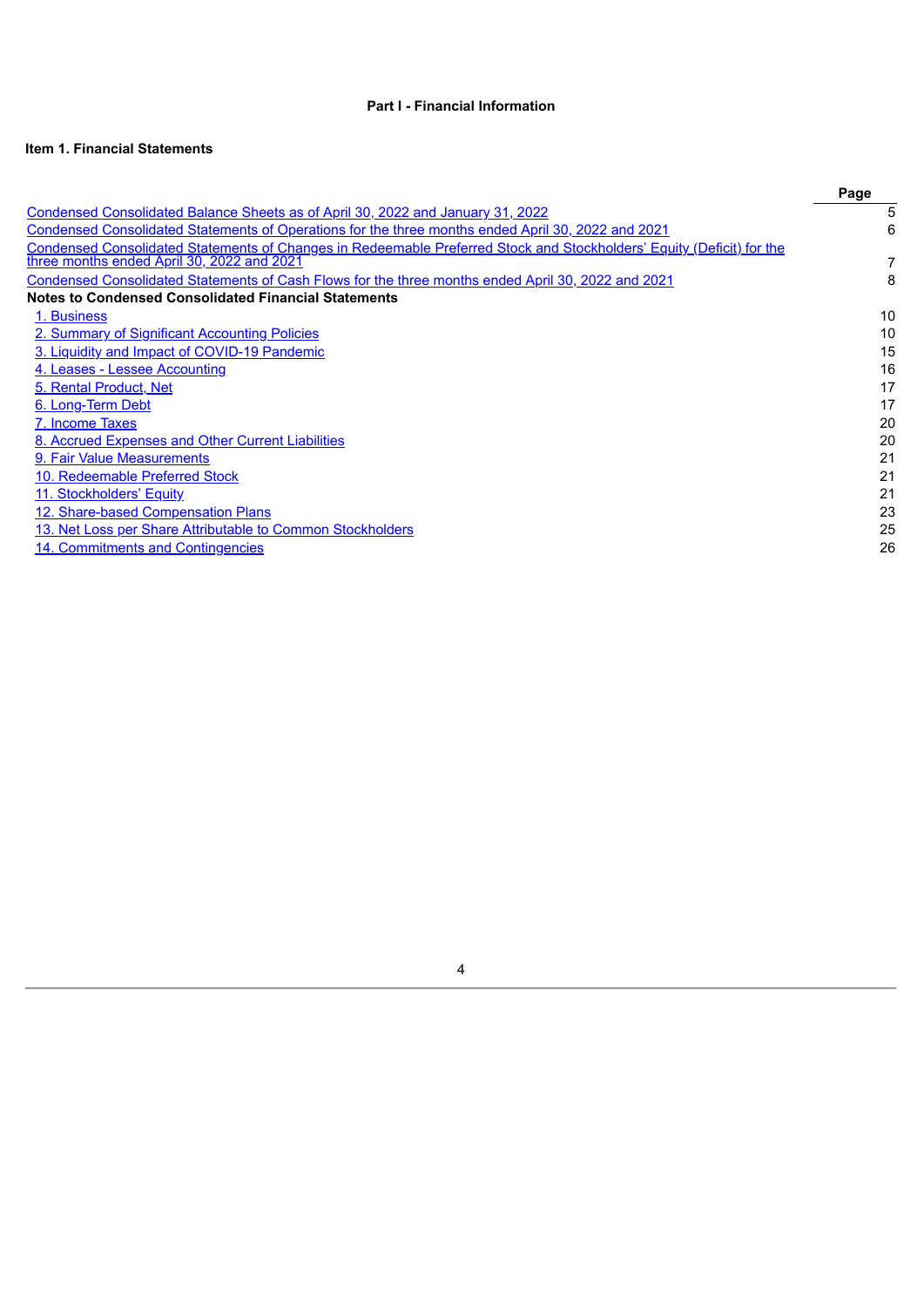**Part I - Financial Information**

**Item 1. Financial Statements**

| | Page |
|---|---|
| Condensed Consolidated Balance Sheets as of April 30, 2022 and January 31, 2022 | 5 |
| Condensed Consolidated Statements of Operations for the three months ended April 30, 2022 and 2021 | 6 |
| Condensed Consolidated Statements of Changes in Redeemable Preferred Stock and Stockholders' Equity (Deficit) for the three months ended April 30, 2022 and 2021 | 7 |
| Condensed Consolidated Statements of Cash Flows for the three months ended April 30, 2022 and 2021 | 8 |
| **Notes to Condensed Consolidated Financial Statements** | |
| 1. Business | 10 |
| 2. Summary of Significant Accounting Policies | 10 |
| 3. Liquidity and Impact of COVID-19 Pandemic | 15 |
| 4. Leases - Lessee Accounting | 16 |
| 5. Rental Product, Net | 17 |
| 6. Long-Term Debt | 17 |
| 7. Income Taxes | 20 |
| 8. Accrued Expenses and Other Current Liabilities | 20 |
| 9. Fair Value Measurements | 21 |
| 10. Redeemable Preferred Stock | 21 |
| 11. Stockholders' Equity | 21 |
| 12. Share-based Compensation Plans | 23 |
| 13. Net Loss per Share Attributable to Common Stockholders | 25 |
| 14. Commitments and Contingencies | 26 |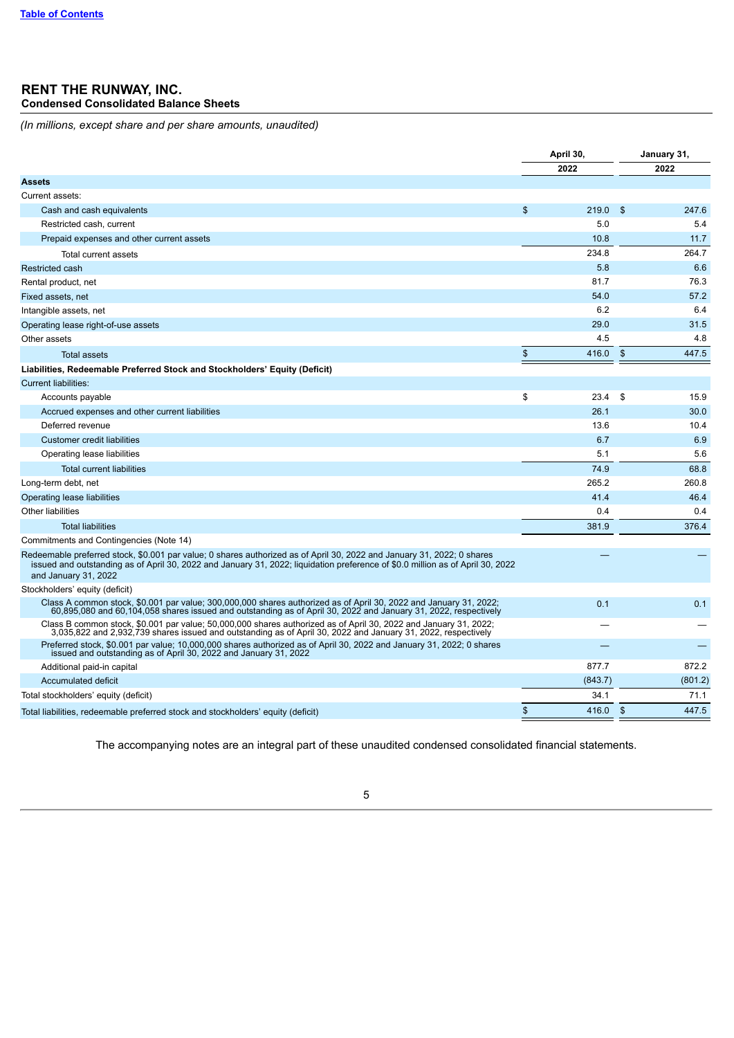**Table of Contents**

# RENT THE RUNWAY, INC.

## Condensed Consolidated Balance Sheets

*(In millions, except share and per share amounts, unaudited)*

| | April 30, 2022 | January 31, 2022 |
|---|---|---|
| **Assets** | | |
| Current assets: | | |
| Cash and cash equivalents | $ 219.0 | $ 247.6 |
| Restricted cash, current | 5.0 | 5.4 |
| Prepaid expenses and other current assets | 10.8 | 11.7 |
| Total current assets | 234.8 | 264.7 |
| Restricted cash | 5.8 | 6.6 |
| Rental product, net | 81.7 | 76.3 |
| Fixed assets, net | 54.0 | 57.2 |
| Intangible assets, net | 6.2 | 6.4 |
| Operating lease right-of-use assets | 29.0 | 31.5 |
| Other assets | 4.5 | 4.8 |
| Total assets | $ 416.0 | $ 447.5 |
| **Liabilities, Redeemable Preferred Stock and Stockholders' Equity (Deficit)** | | |
| Current liabilities: | | |
| Accounts payable | $ 23.4 | $ 15.9 |
| Accrued expenses and other current liabilities | 26.1 | 30.0 |
| Deferred revenue | 13.6 | 10.4 |
| Customer credit liabilities | 6.7 | 6.9 |
| Operating lease liabilities | 5.1 | 5.6 |
| Total current liabilities | 74.9 | 68.8 |
| Long-term debt, net | 265.2 | 260.8 |
| Operating lease liabilities | 41.4 | 46.4 |
| Other liabilities | 0.4 | 0.4 |
| Total liabilities | 381.9 | 376.4 |
| Commitments and Contingencies (Note 14) | | |
| Redeemable preferred stock, $0.001 par value; 0 shares authorized as of April 30, 2022 and January 31, 2022; 0 shares issued and outstanding as of April 30, 2022 and January 31, 2022; liquidation preference of $0.0 million as of April 30, 2022 and January 31, 2022 | — | — |
| Stockholders' equity (deficit) | | |
| Class A common stock, $0.001 par value; 300,000,000 shares authorized as of April 30, 2022 and January 31, 2022; 60,895,080 and 60,104,058 shares issued and outstanding as of April 30, 2022 and January 31, 2022, respectively | 0.1 | 0.1 |
| Class B common stock, $0.001 par value; 50,000,000 shares authorized as of April 30, 2022 and January 31, 2022; 3,035,822 and 2,932,739 shares issued and outstanding as of April 30, 2022 and January 31, 2022, respectively | — | — |
| Preferred stock, $0.001 par value; 10,000,000 shares authorized as of April 30, 2022 and January 31, 2022; 0 shares issued and outstanding as of April 30, 2022 and January 31, 2022 | — | — |
| Additional paid-in capital | 877.7 | 872.2 |
| Accumulated deficit | (843.7) | (801.2) |
| Total stockholders' equity (deficit) | 34.1 | 71.1 |
| Total liabilities, redeemable preferred stock and stockholders' equity (deficit) | $ 416.0 | $ 447.5 |

The accompanying notes are an integral part of these unaudited condensed consolidated financial statements.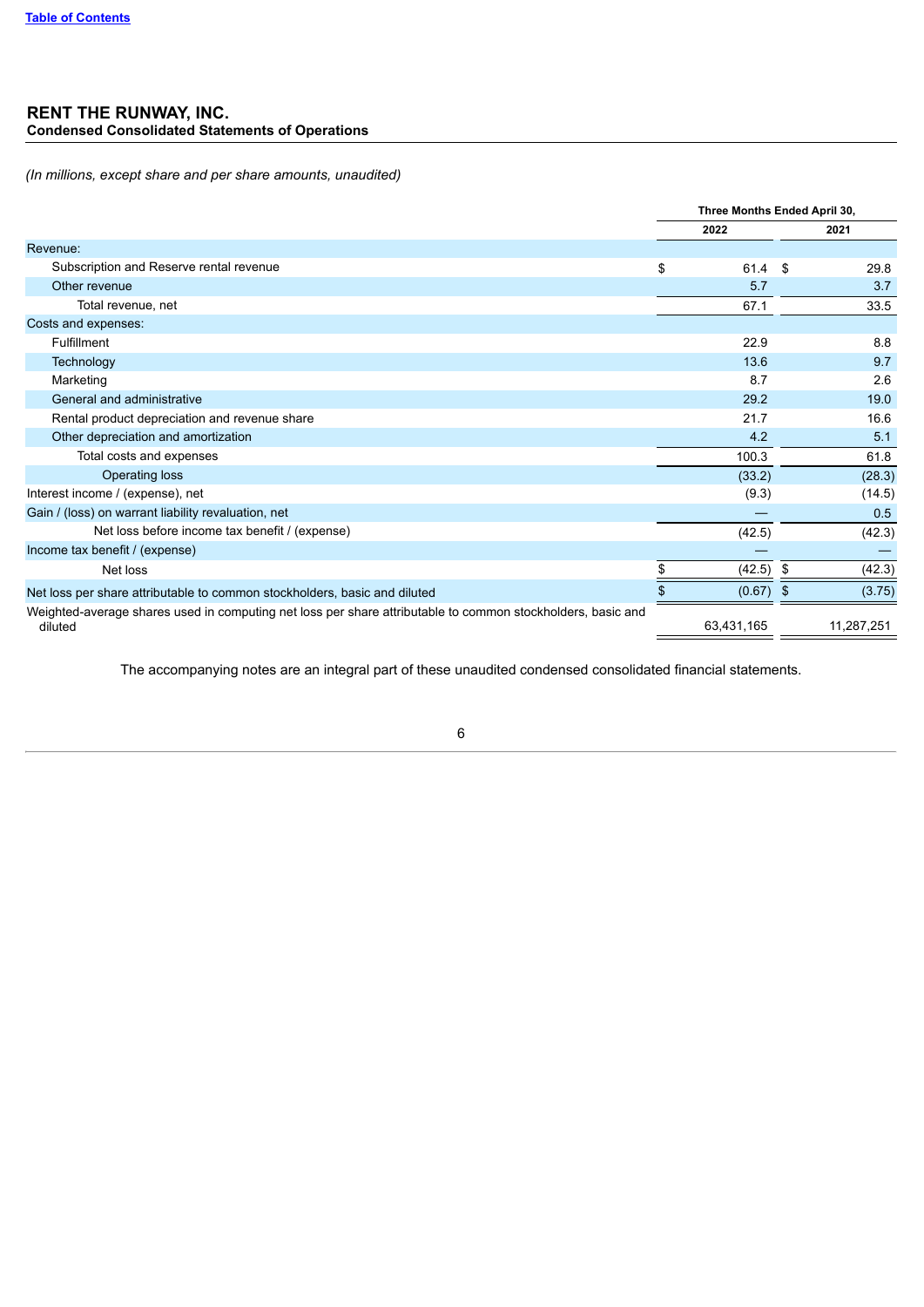[Table of Contents](#)

# RENT THE RUNWAY, INC.
## Condensed Consolidated Statements of Operations

*(In millions, except share and per share amounts, unaudited)*

| | Three Months Ended April 30, | |
|---|---|---|
| | 2022 | 2021 |
| Revenue: | | |
| Subscription and Reserve rental revenue | $ 61.4 | $ 29.8 |
| Other revenue | 5.7 | 3.7 |
| Total revenue, net | 67.1 | 33.5 |
| Costs and expenses: | | |
| Fulfillment | 22.9 | 8.8 |
| Technology | 13.6 | 9.7 |
| Marketing | 8.7 | 2.6 |
| General and administrative | 29.2 | 19.0 |
| Rental product depreciation and revenue share | 21.7 | 16.6 |
| Other depreciation and amortization | 4.2 | 5.1 |
| Total costs and expenses | 100.3 | 61.8 |
| Operating loss | (33.2) | (28.3) |
| Interest income / (expense), net | (9.3) | (14.5) |
| Gain / (loss) on warrant liability revaluation, net | — | 0.5 |
| Net loss before income tax benefit / (expense) | (42.5) | (42.3) |
| Income tax benefit / (expense) | — | — |
| Net loss | $ (42.5) | $ (42.3) |
| Net loss per share attributable to common stockholders, basic and diluted | $ (0.67) | $ (3.75) |
| Weighted-average shares used in computing net loss per share attributable to common stockholders, basic and diluted | 63,431,165 | 11,287,251 |

The accompanying notes are an integral part of these unaudited condensed consolidated financial statements.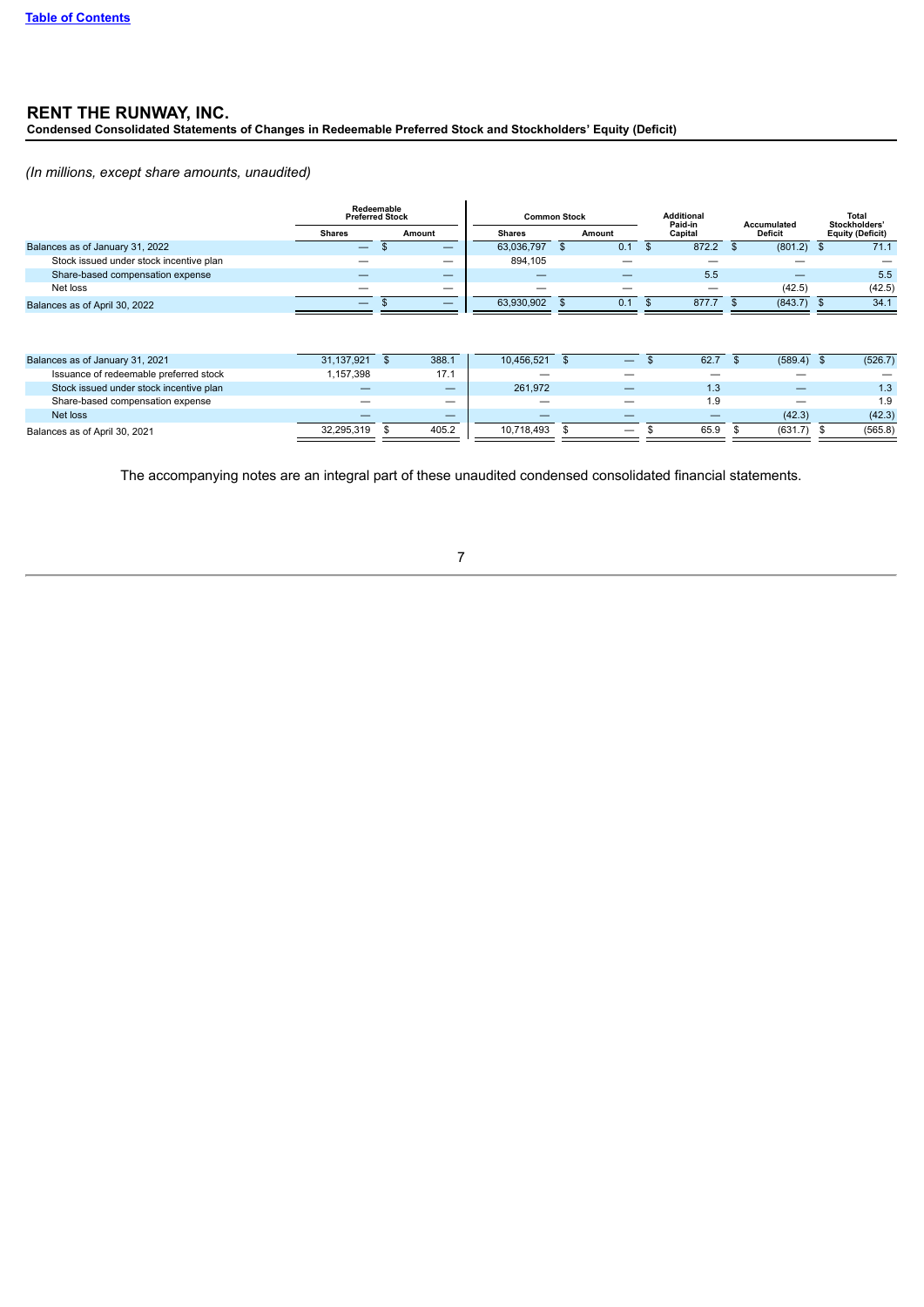# RENT THE RUNWAY, INC.

**Condensed Consolidated Statements of Changes in Redeemable Preferred Stock and Stockholders' Equity (Deficit)**

*(In millions, except share amounts, unaudited)*

| | Redeemable Preferred Stock | | Common Stock | | Additional Paid-in Capital | Accumulated Deficit | Total Stockholders' Equity (Deficit) |
|---|---|---|---|---|---|---|---|
| | Shares | Amount | Shares | Amount | | | |
| Balances as of January 31, 2022 | — | $ — | 63,036,797 | $ 0.1 | $ 872.2 | $ (801.2) | $ 71.1 |
| Stock issued under stock incentive plan | — | — | 894,105 | — | — | — | — |
| Share-based compensation expense | — | — | — | — | 5.5 | — | 5.5 |
| Net loss | — | — | — | — | — | (42.5) | (42.5) |
| Balances as of April 30, 2022 | — | $ — | 63,930,902 | $ 0.1 | $ 877.7 | $ (843.7) | $ 34.1 |
| | | | | | | | |
| Balances as of January 31, 2021 | 31,137,921 | $ 388.1 | 10,456,521 | $ — | $ 62.7 | $ (589.4) | $ (526.7) |
| Issuance of redeemable preferred stock | 1,157,398 | 17.1 | — | — | — | — | — |
| Stock issued under stock incentive plan | — | — | 261,972 | — | 1.3 | — | 1.3 |
| Share-based compensation expense | — | — | — | — | 1.9 | — | 1.9 |
| Net loss | — | — | — | — | — | (42.3) | (42.3) |
| Balances as of April 30, 2021 | 32,295,319 | $ 405.2 | 10,718,493 | $ — | $ 65.9 | $ (631.7) | $ (565.8) |

The accompanying notes are an integral part of these unaudited condensed consolidated financial statements.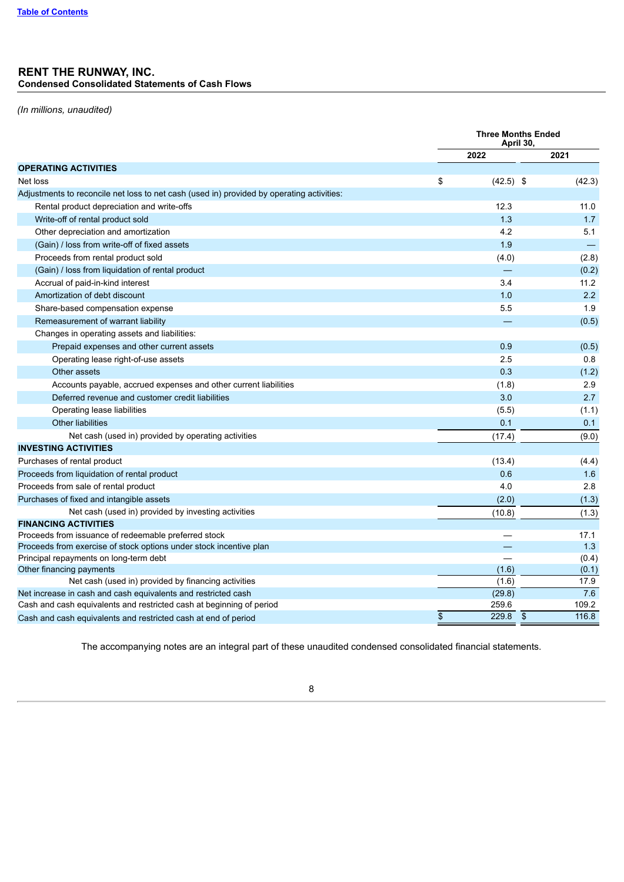# RENT THE RUNWAY, INC.

## Condensed Consolidated Statements of Cash Flows

*(In millions, unaudited)*

| | Three Months Ended April 30, | |
|---|---|---|
| | 2022 | 2021 |
| **OPERATING ACTIVITIES** | | |
| Net loss | $ (42.5) | $ (42.3) |
| Adjustments to reconcile net loss to net cash (used in) provided by operating activities: | | |
| Rental product depreciation and write-offs | 12.3 | 11.0 |
| Write-off of rental product sold | 1.3 | 1.7 |
| Other depreciation and amortization | 4.2 | 5.1 |
| (Gain) / loss from write-off of fixed assets | 1.9 | — |
| Proceeds from rental product sold | (4.0) | (2.8) |
| (Gain) / loss from liquidation of rental product | — | (0.2) |
| Accrual of paid-in-kind interest | 3.4 | 11.2 |
| Amortization of debt discount | 1.0 | 2.2 |
| Share-based compensation expense | 5.5 | 1.9 |
| Remeasurement of warrant liability | — | (0.5) |
| Changes in operating assets and liabilities: | | |
| Prepaid expenses and other current assets | 0.9 | (0.5) |
| Operating lease right-of-use assets | 2.5 | 0.8 |
| Other assets | 0.3 | (1.2) |
| Accounts payable, accrued expenses and other current liabilities | (1.8) | 2.9 |
| Deferred revenue and customer credit liabilities | 3.0 | 2.7 |
| Operating lease liabilities | (5.5) | (1.1) |
| Other liabilities | 0.1 | 0.1 |
| Net cash (used in) provided by operating activities | (17.4) | (9.0) |
| **INVESTING ACTIVITIES** | | |
| Purchases of rental product | (13.4) | (4.4) |
| Proceeds from liquidation of rental product | 0.6 | 1.6 |
| Proceeds from sale of rental product | 4.0 | 2.8 |
| Purchases of fixed and intangible assets | (2.0) | (1.3) |
| Net cash (used in) provided by investing activities | (10.8) | (1.3) |
| **FINANCING ACTIVITIES** | | |
| Proceeds from issuance of redeemable preferred stock | — | 17.1 |
| Proceeds from exercise of stock options under stock incentive plan | — | 1.3 |
| Principal repayments on long-term debt | — | (0.4) |
| Other financing payments | (1.6) | (0.1) |
| Net cash (used in) provided by financing activities | (1.6) | 17.9 |
| Net increase in cash and cash equivalents and restricted cash | (29.8) | 7.6 |
| Cash and cash equivalents and restricted cash at beginning of period | 259.6 | 109.2 |
| Cash and cash equivalents and restricted cash at end of period | $ 229.8 | $ 116.8 |

The accompanying notes are an integral part of these unaudited condensed consolidated financial statements.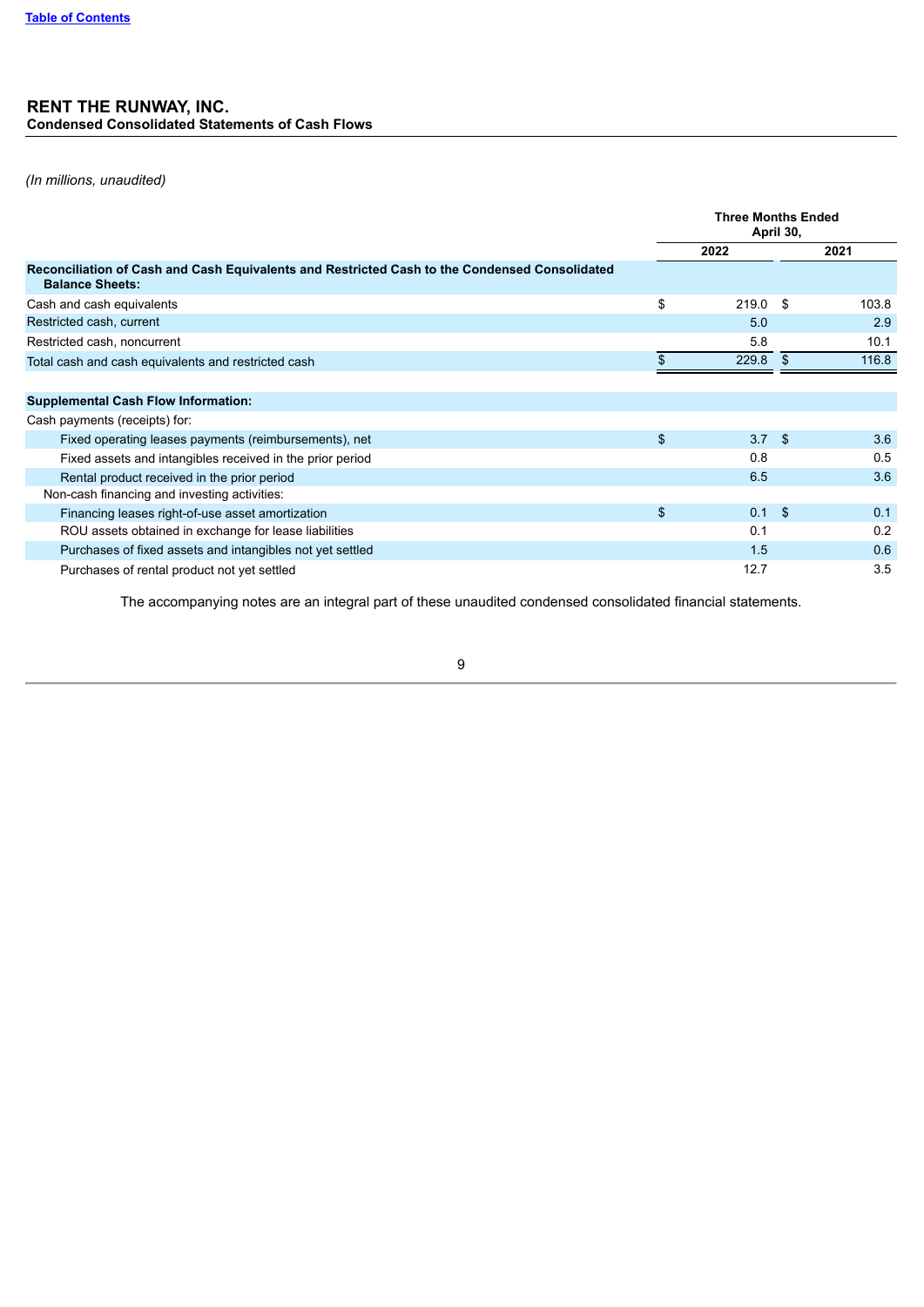# RENT THE RUNWAY, INC.

**Condensed Consolidated Statements of Cash Flows**

*(In millions, unaudited)*

| | Three Months Ended April 30, | |
|---|---|---|
| | 2022 | 2021 |
| **Reconciliation of Cash and Cash Equivalents and Restricted Cash to the Condensed Consolidated Balance Sheets:** | | |
| Cash and cash equivalents | $ 219.0 | $ 103.8 |
| Restricted cash, current | 5.0 | 2.9 |
| Restricted cash, noncurrent | 5.8 | 10.1 |
| Total cash and cash equivalents and restricted cash | $ 229.8 | $ 116.8 |
| | | |
| **Supplemental Cash Flow Information:** | | |
| Cash payments (receipts) for: | | |
| Fixed operating leases payments (reimbursements), net | $ 3.7 | $ 3.6 |
| Fixed assets and intangibles received in the prior period | 0.8 | 0.5 |
| Rental product received in the prior period | 6.5 | 3.6 |
| Non-cash financing and investing activities: | | |
| Financing leases right-of-use asset amortization | $ 0.1 | $ 0.1 |
| ROU assets obtained in exchange for lease liabilities | 0.1 | 0.2 |
| Purchases of fixed assets and intangibles not yet settled | 1.5 | 0.6 |
| Purchases of rental product not yet settled | 12.7 | 3.5 |

The accompanying notes are an integral part of these unaudited condensed consolidated financial statements.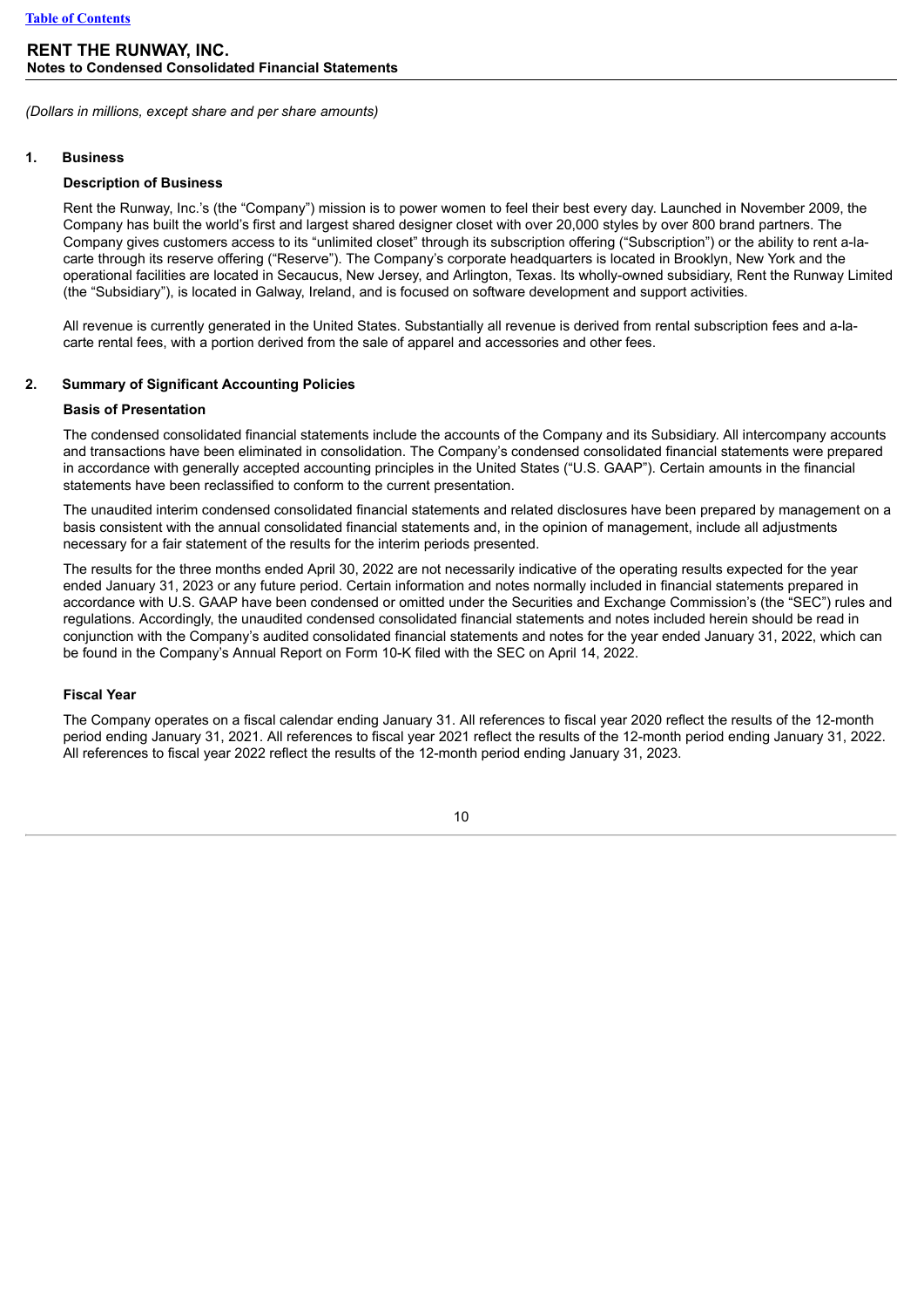**RENT THE RUNWAY, INC.**
**Notes to Condensed Consolidated Financial Statements**

*(Dollars in millions, except share and per share amounts)*

## 1. Business

### Description of Business

Rent the Runway, Inc.'s (the "Company") mission is to power women to feel their best every day. Launched in November 2009, the Company has built the world's first and largest shared designer closet with over 20,000 styles by over 800 brand partners. The Company gives customers access to its "unlimited closet" through its subscription offering ("Subscription") or the ability to rent a-la-carte through its reserve offering ("Reserve"). The Company's corporate headquarters is located in Brooklyn, New York and the operational facilities are located in Secaucus, New Jersey, and Arlington, Texas. Its wholly-owned subsidiary, Rent the Runway Limited (the "Subsidiary"), is located in Galway, Ireland, and is focused on software development and support activities.

All revenue is currently generated in the United States. Substantially all revenue is derived from rental subscription fees and a-la-carte rental fees, with a portion derived from the sale of apparel and accessories and other fees.

## 2. Summary of Significant Accounting Policies

### Basis of Presentation

The condensed consolidated financial statements include the accounts of the Company and its Subsidiary. All intercompany accounts and transactions have been eliminated in consolidation. The Company's condensed consolidated financial statements were prepared in accordance with generally accepted accounting principles in the United States ("U.S. GAAP"). Certain amounts in the financial statements have been reclassified to conform to the current presentation.

The unaudited interim condensed consolidated financial statements and related disclosures have been prepared by management on a basis consistent with the annual consolidated financial statements and, in the opinion of management, include all adjustments necessary for a fair statement of the results for the interim periods presented.

The results for the three months ended April 30, 2022 are not necessarily indicative of the operating results expected for the year ended January 31, 2023 or any future period. Certain information and notes normally included in financial statements prepared in accordance with U.S. GAAP have been condensed or omitted under the Securities and Exchange Commission's (the "SEC") rules and regulations. Accordingly, the unaudited condensed consolidated financial statements and notes included herein should be read in conjunction with the Company's audited consolidated financial statements and notes for the year ended January 31, 2022, which can be found in the Company's Annual Report on Form 10-K filed with the SEC on April 14, 2022.

### Fiscal Year

The Company operates on a fiscal calendar ending January 31. All references to fiscal year 2020 reflect the results of the 12-month period ending January 31, 2021. All references to fiscal year 2021 reflect the results of the 12-month period ending January 31, 2022. All references to fiscal year 2022 reflect the results of the 12-month period ending January 31, 2023.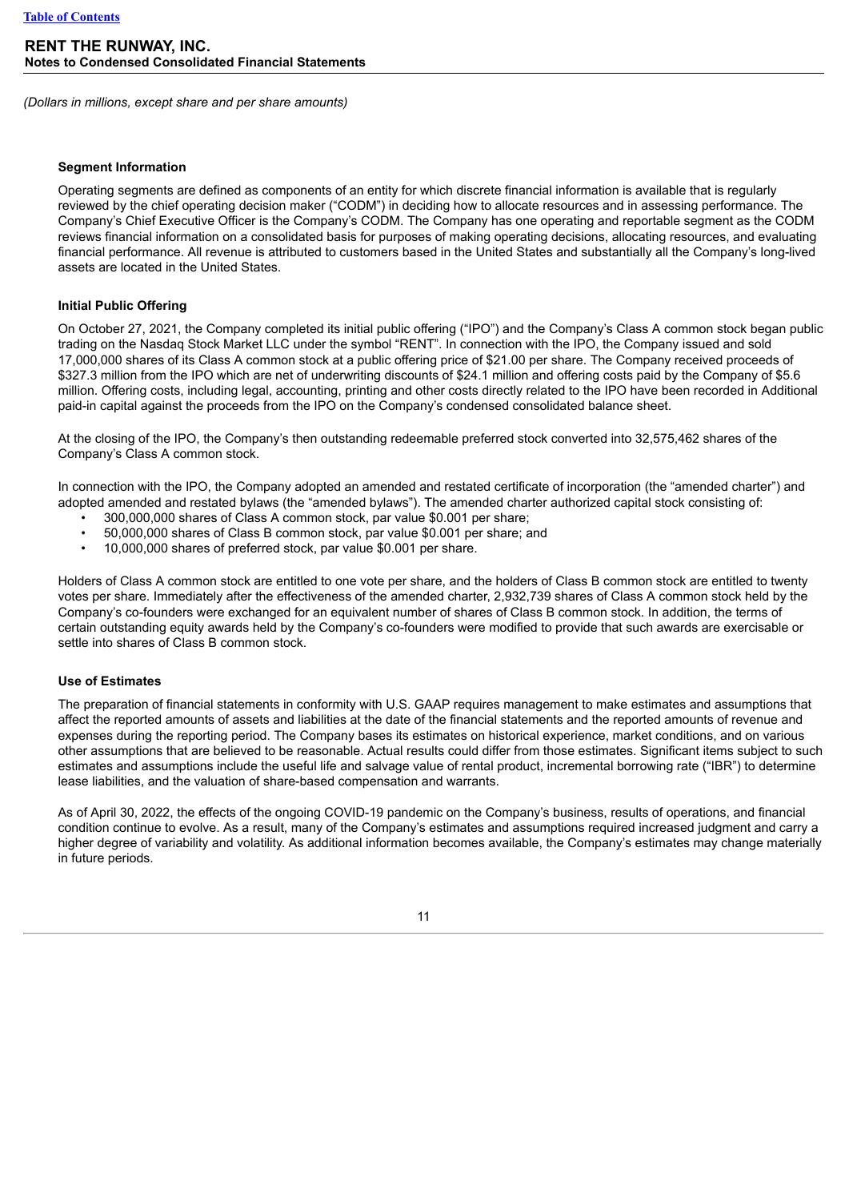(Dollars in millions, except share and per share amounts)

### Segment Information

Operating segments are defined as components of an entity for which discrete financial information is available that is regularly reviewed by the chief operating decision maker ("CODM") in deciding how to allocate resources and in assessing performance. The Company's Chief Executive Officer is the Company's CODM. The Company has one operating and reportable segment as the CODM reviews financial information on a consolidated basis for purposes of making operating decisions, allocating resources, and evaluating financial performance. All revenue is attributed to customers based in the United States and substantially all the Company's long-lived assets are located in the United States.

### Initial Public Offering

On October 27, 2021, the Company completed its initial public offering ("IPO") and the Company's Class A common stock began public trading on the Nasdaq Stock Market LLC under the symbol "RENT". In connection with the IPO, the Company issued and sold 17,000,000 shares of its Class A common stock at a public offering price of $21.00 per share. The Company received proceeds of $327.3 million from the IPO which are net of underwriting discounts of $24.1 million and offering costs paid by the Company of $5.6 million. Offering costs, including legal, accounting, printing and other costs directly related to the IPO have been recorded in Additional paid-in capital against the proceeds from the IPO on the Company's condensed consolidated balance sheet.

At the closing of the IPO, the Company's then outstanding redeemable preferred stock converted into 32,575,462 shares of the Company's Class A common stock.

In connection with the IPO, the Company adopted an amended and restated certificate of incorporation (the "amended charter") and adopted amended and restated bylaws (the "amended bylaws"). The amended charter authorized capital stock consisting of:

- 300,000,000 shares of Class A common stock, par value $0.001 per share;
- 50,000,000 shares of Class B common stock, par value $0.001 per share; and
- 10,000,000 shares of preferred stock, par value $0.001 per share.

Holders of Class A common stock are entitled to one vote per share, and the holders of Class B common stock are entitled to twenty votes per share. Immediately after the effectiveness of the amended charter, 2,932,739 shares of Class A common stock held by the Company's co-founders were exchanged for an equivalent number of shares of Class B common stock. In addition, the terms of certain outstanding equity awards held by the Company's co-founders were modified to provide that such awards are exercisable or settle into shares of Class B common stock.

### Use of Estimates

The preparation of financial statements in conformity with U.S. GAAP requires management to make estimates and assumptions that affect the reported amounts of assets and liabilities at the date of the financial statements and the reported amounts of revenue and expenses during the reporting period. The Company bases its estimates on historical experience, market conditions, and on various other assumptions that are believed to be reasonable. Actual results could differ from those estimates. Significant items subject to such estimates and assumptions include the useful life and salvage value of rental product, incremental borrowing rate ("IBR") to determine lease liabilities, and the valuation of share-based compensation and warrants.

As of April 30, 2022, the effects of the ongoing COVID-19 pandemic on the Company's business, results of operations, and financial condition continue to evolve. As a result, many of the Company's estimates and assumptions required increased judgment and carry a higher degree of variability and volatility. As additional information becomes available, the Company's estimates may change materially in future periods.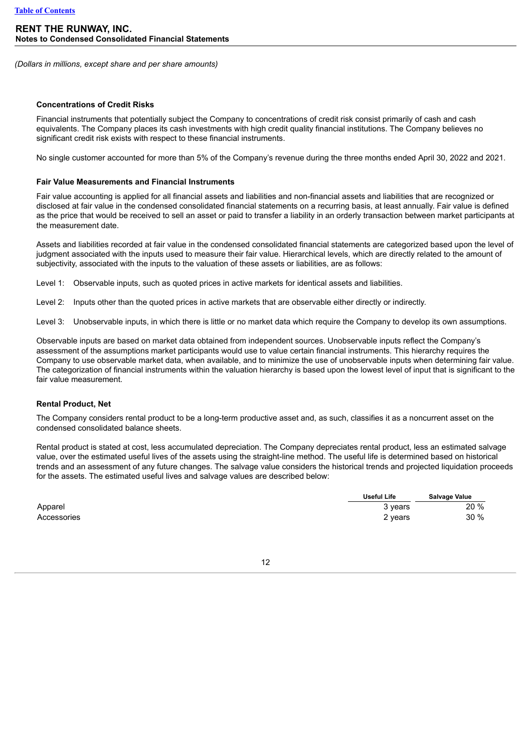# RENT THE RUNWAY, INC.
## Notes to Condensed Consolidated Financial Statements

*(Dollars in millions, except share and per share amounts)*

### Concentrations of Credit Risks

Financial instruments that potentially subject the Company to concentrations of credit risk consist primarily of cash and cash equivalents. The Company places its cash investments with high credit quality financial institutions. The Company believes no significant credit risk exists with respect to these financial instruments.

No single customer accounted for more than 5% of the Company's revenue during the three months ended April 30, 2022 and 2021.

### Fair Value Measurements and Financial Instruments

Fair value accounting is applied for all financial assets and liabilities and non-financial assets and liabilities that are recognized or disclosed at fair value in the condensed consolidated financial statements on a recurring basis, at least annually. Fair value is defined as the price that would be received to sell an asset or paid to transfer a liability in an orderly transaction between market participants at the measurement date.

Assets and liabilities recorded at fair value in the condensed consolidated financial statements are categorized based upon the level of judgment associated with the inputs used to measure their fair value. Hierarchical levels, which are directly related to the amount of subjectivity, associated with the inputs to the valuation of these assets or liabilities, are as follows:

Level 1: Observable inputs, such as quoted prices in active markets for identical assets and liabilities.

Level 2: Inputs other than the quoted prices in active markets that are observable either directly or indirectly.

Level 3: Unobservable inputs, in which there is little or no market data which require the Company to develop its own assumptions.

Observable inputs are based on market data obtained from independent sources. Unobservable inputs reflect the Company's assessment of the assumptions market participants would use to value certain financial instruments. This hierarchy requires the Company to use observable market data, when available, and to minimize the use of unobservable inputs when determining fair value. The categorization of financial instruments within the valuation hierarchy is based upon the lowest level of input that is significant to the fair value measurement.

### Rental Product, Net

The Company considers rental product to be a long-term productive asset and, as such, classifies it as a noncurrent asset on the condensed consolidated balance sheets.

Rental product is stated at cost, less accumulated depreciation. The Company depreciates rental product, less an estimated salvage value, over the estimated useful lives of the assets using the straight-line method. The useful life is determined based on historical trends and an assessment of any future changes. The salvage value considers the historical trends and projected liquidation proceeds for the assets. The estimated useful lives and salvage values are described below:

| | Useful Life | Salvage Value |
|---|---|---|
| Apparel | 3 years | 20 % |
| Accessories | 2 years | 30 % |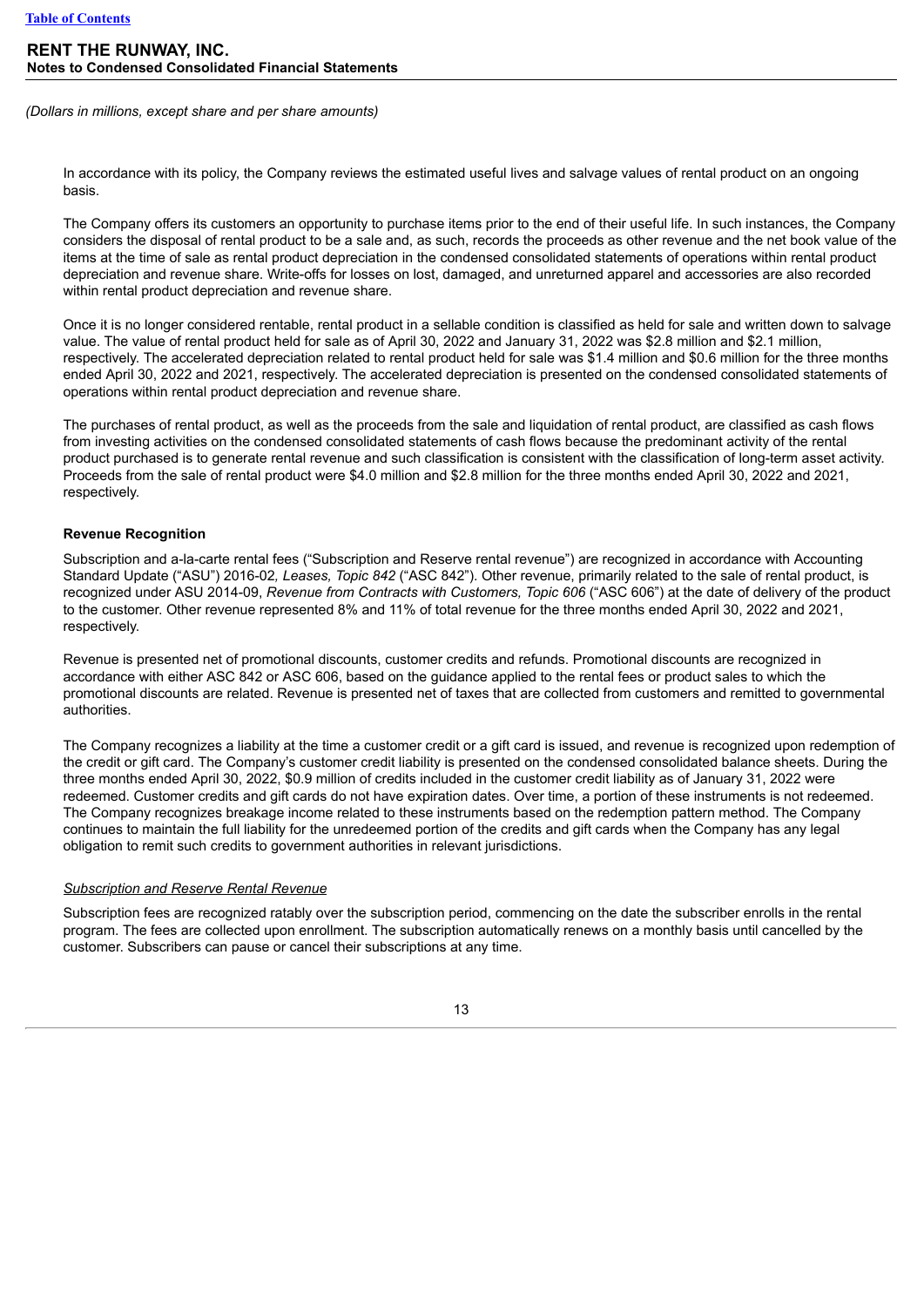*(Dollars in millions, except share and per share amounts)*

In accordance with its policy, the Company reviews the estimated useful lives and salvage values of rental product on an ongoing basis.

The Company offers its customers an opportunity to purchase items prior to the end of their useful life. In such instances, the Company considers the disposal of rental product to be a sale and, as such, records the proceeds as other revenue and the net book value of the items at the time of sale as rental product depreciation in the condensed consolidated statements of operations within rental product depreciation and revenue share. Write-offs for losses on lost, damaged, and unreturned apparel and accessories are also recorded within rental product depreciation and revenue share.

Once it is no longer considered rentable, rental product in a sellable condition is classified as held for sale and written down to salvage value. The value of rental product held for sale as of April 30, 2022 and January 31, 2022 was $2.8 million and $2.1 million, respectively. The accelerated depreciation related to rental product held for sale was $1.4 million and $0.6 million for the three months ended April 30, 2022 and 2021, respectively. The accelerated depreciation is presented on the condensed consolidated statements of operations within rental product depreciation and revenue share.

The purchases of rental product, as well as the proceeds from the sale and liquidation of rental product, are classified as cash flows from investing activities on the condensed consolidated statements of cash flows because the predominant activity of the rental product purchased is to generate rental revenue and such classification is consistent with the classification of long-term asset activity. Proceeds from the sale of rental product were $4.0 million and $2.8 million for the three months ended April 30, 2022 and 2021, respectively.

**Revenue Recognition**

Subscription and a-la-carte rental fees ("Subscription and Reserve rental revenue") are recognized in accordance with Accounting Standard Update ("ASU") 2016-02*, Leases, Topic 842* ("ASC 842"). Other revenue, primarily related to the sale of rental product, is recognized under ASU 2014-09, *Revenue from Contracts with Customers, Topic 606* ("ASC 606") at the date of delivery of the product to the customer. Other revenue represented 8% and 11% of total revenue for the three months ended April 30, 2022 and 2021, respectively.

Revenue is presented net of promotional discounts, customer credits and refunds. Promotional discounts are recognized in accordance with either ASC 842 or ASC 606, based on the guidance applied to the rental fees or product sales to which the promotional discounts are related. Revenue is presented net of taxes that are collected from customers and remitted to governmental authorities.

The Company recognizes a liability at the time a customer credit or a gift card is issued, and revenue is recognized upon redemption of the credit or gift card. The Company's customer credit liability is presented on the condensed consolidated balance sheets. During the three months ended April 30, 2022, $0.9 million of credits included in the customer credit liability as of January 31, 2022 were redeemed. Customer credits and gift cards do not have expiration dates. Over time, a portion of these instruments is not redeemed. The Company recognizes breakage income related to these instruments based on the redemption pattern method. The Company continues to maintain the full liability for the unredeemed portion of the credits and gift cards when the Company has any legal obligation to remit such credits to government authorities in relevant jurisdictions.

*Subscription and Reserve Rental Revenue*

Subscription fees are recognized ratably over the subscription period, commencing on the date the subscriber enrolls in the rental program. The fees are collected upon enrollment. The subscription automatically renews on a monthly basis until cancelled by the customer. Subscribers can pause or cancel their subscriptions at any time.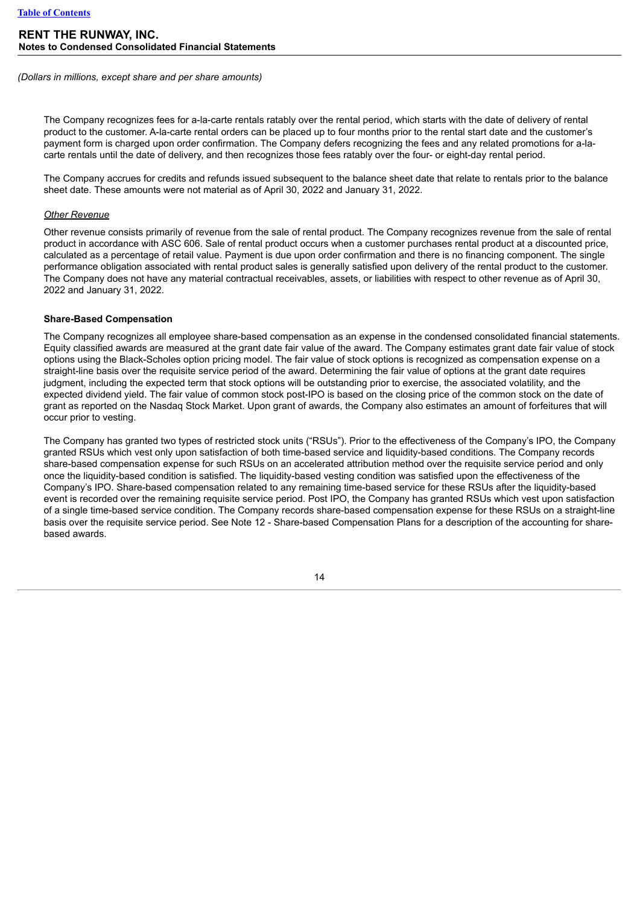(Dollars in millions, except share and per share amounts)

The Company recognizes fees for a-la-carte rentals ratably over the rental period, which starts with the date of delivery of rental product to the customer. A-la-carte rental orders can be placed up to four months prior to the rental start date and the customer's payment form is charged upon order confirmation. The Company defers recognizing the fees and any related promotions for a-la-carte rentals until the date of delivery, and then recognizes those fees ratably over the four- or eight-day rental period.

The Company accrues for credits and refunds issued subsequent to the balance sheet date that relate to rentals prior to the balance sheet date. These amounts were not material as of April 30, 2022 and January 31, 2022.

*Other Revenue*

Other revenue consists primarily of revenue from the sale of rental product. The Company recognizes revenue from the sale of rental product in accordance with ASC 606. Sale of rental product occurs when a customer purchases rental product at a discounted price, calculated as a percentage of retail value. Payment is due upon order confirmation and there is no financing component. The single performance obligation associated with rental product sales is generally satisfied upon delivery of the rental product to the customer. The Company does not have any material contractual receivables, assets, or liabilities with respect to other revenue as of April 30, 2022 and January 31, 2022.

**Share-Based Compensation**

The Company recognizes all employee share-based compensation as an expense in the condensed consolidated financial statements. Equity classified awards are measured at the grant date fair value of the award. The Company estimates grant date fair value of stock options using the Black-Scholes option pricing model. The fair value of stock options is recognized as compensation expense on a straight-line basis over the requisite service period of the award. Determining the fair value of options at the grant date requires judgment, including the expected term that stock options will be outstanding prior to exercise, the associated volatility, and the expected dividend yield. The fair value of common stock post-IPO is based on the closing price of the common stock on the date of grant as reported on the Nasdaq Stock Market. Upon grant of awards, the Company also estimates an amount of forfeitures that will occur prior to vesting.

The Company has granted two types of restricted stock units ("RSUs"). Prior to the effectiveness of the Company's IPO, the Company granted RSUs which vest only upon satisfaction of both time-based service and liquidity-based conditions. The Company records share-based compensation expense for such RSUs on an accelerated attribution method over the requisite service period and only once the liquidity-based condition is satisfied. The liquidity-based vesting condition was satisfied upon the effectiveness of the Company's IPO. Share-based compensation related to any remaining time-based service for these RSUs after the liquidity-based event is recorded over the remaining requisite service period. Post IPO, the Company has granted RSUs which vest upon satisfaction of a single time-based service condition. The Company records share-based compensation expense for these RSUs on a straight-line basis over the requisite service period. See Note 12 - Share-based Compensation Plans for a description of the accounting for share-based awards.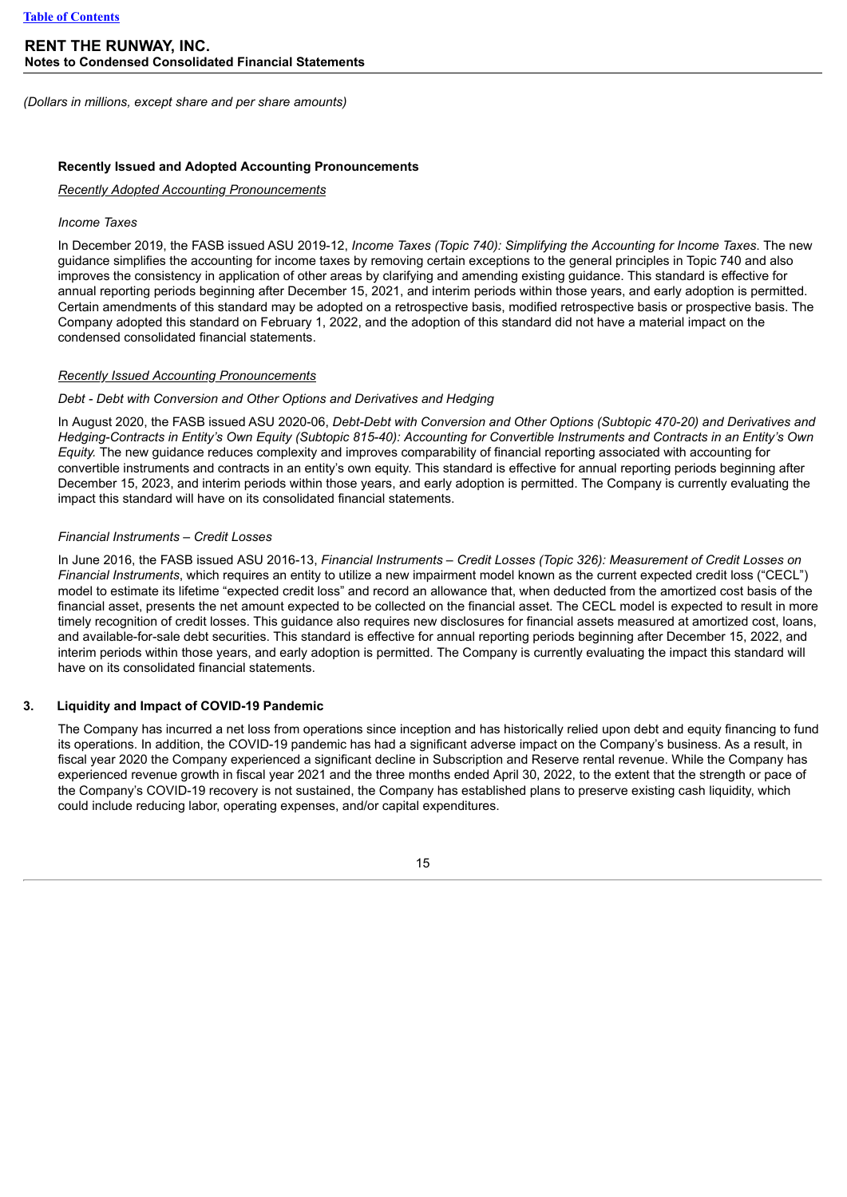(Dollars in millions, except share and per share amounts)

### Recently Issued and Adopted Accounting Pronouncements

_Recently Adopted Accounting Pronouncements_

*Income Taxes*

In December 2019, the FASB issued ASU 2019-12, *Income Taxes (Topic 740): Simplifying the Accounting for Income Taxes*. The new guidance simplifies the accounting for income taxes by removing certain exceptions to the general principles in Topic 740 and also improves the consistency in application of other areas by clarifying and amending existing guidance. This standard is effective for annual reporting periods beginning after December 15, 2021, and interim periods within those years, and early adoption is permitted. Certain amendments of this standard may be adopted on a retrospective basis, modified retrospective basis or prospective basis. The Company adopted this standard on February 1, 2022, and the adoption of this standard did not have a material impact on the condensed consolidated financial statements.

_Recently Issued Accounting Pronouncements_

*Debt - Debt with Conversion and Other Options and Derivatives and Hedging*

In August 2020, the FASB issued ASU 2020-06, *Debt-Debt with Conversion and Other Options (Subtopic 470-20) and Derivatives and Hedging-Contracts in Entity's Own Equity (Subtopic 815-40): Accounting for Convertible Instruments and Contracts in an Entity's Own Equity.* The new guidance reduces complexity and improves comparability of financial reporting associated with accounting for convertible instruments and contracts in an entity's own equity. This standard is effective for annual reporting periods beginning after December 15, 2023, and interim periods within those years, and early adoption is permitted. The Company is currently evaluating the impact this standard will have on its consolidated financial statements.

*Financial Instruments – Credit Losses*

In June 2016, the FASB issued ASU 2016-13, *Financial Instruments – Credit Losses (Topic 326): Measurement of Credit Losses on Financial Instruments*, which requires an entity to utilize a new impairment model known as the current expected credit loss ("CECL") model to estimate its lifetime "expected credit loss" and record an allowance that, when deducted from the amortized cost basis of the financial asset, presents the net amount expected to be collected on the financial asset. The CECL model is expected to result in more timely recognition of credit losses. This guidance also requires new disclosures for financial assets measured at amortized cost, loans, and available-for-sale debt securities. This standard is effective for annual reporting periods beginning after December 15, 2022, and interim periods within those years, and early adoption is permitted. The Company is currently evaluating the impact this standard will have on its consolidated financial statements.

## 3. Liquidity and Impact of COVID-19 Pandemic

The Company has incurred a net loss from operations since inception and has historically relied upon debt and equity financing to fund its operations. In addition, the COVID-19 pandemic has had a significant adverse impact on the Company's business. As a result, in fiscal year 2020 the Company experienced a significant decline in Subscription and Reserve rental revenue. While the Company has experienced revenue growth in fiscal year 2021 and the three months ended April 30, 2022, to the extent that the strength or pace of the Company's COVID-19 recovery is not sustained, the Company has established plans to preserve existing cash liquidity, which could include reducing labor, operating expenses, and/or capital expenditures.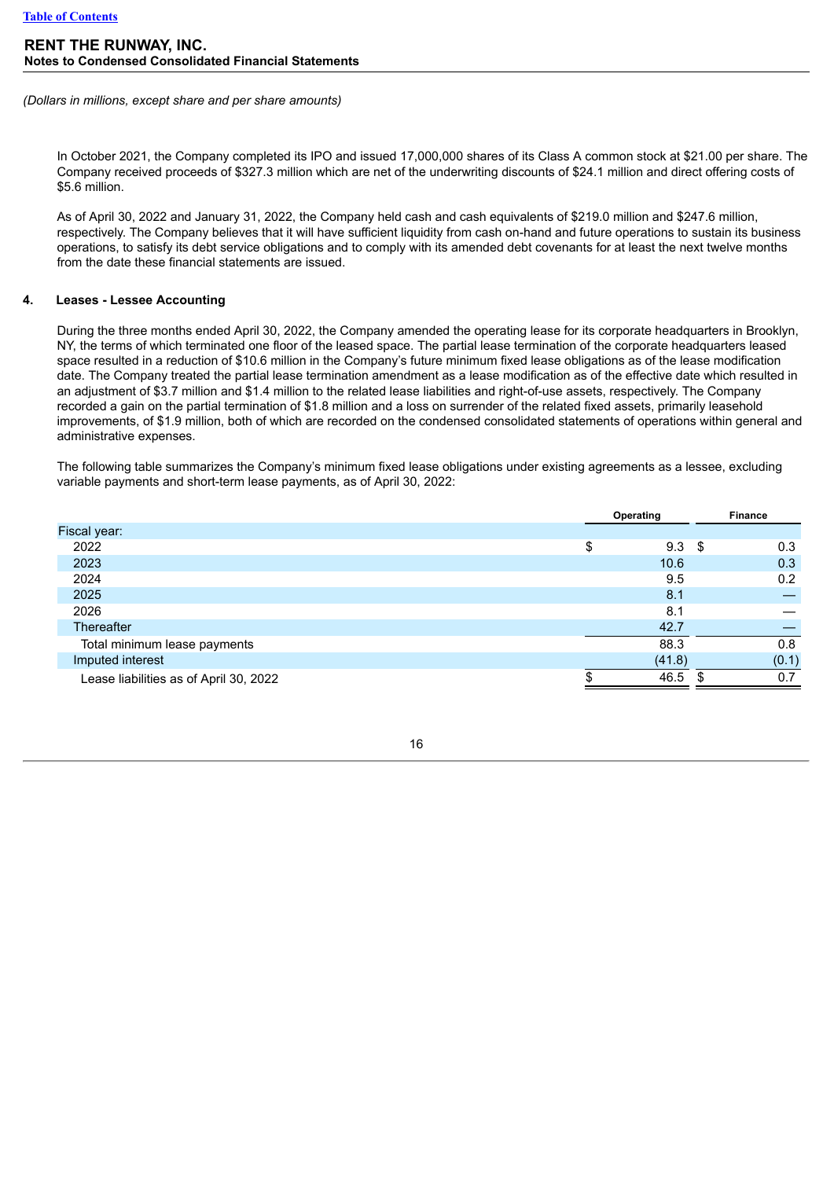(Dollars in millions, except share and per share amounts)

In October 2021, the Company completed its IPO and issued 17,000,000 shares of its Class A common stock at $21.00 per share. The Company received proceeds of $327.3 million which are net of the underwriting discounts of $24.1 million and direct offering costs of $5.6 million.

As of April 30, 2022 and January 31, 2022, the Company held cash and cash equivalents of $219.0 million and $247.6 million, respectively. The Company believes that it will have sufficient liquidity from cash on-hand and future operations to sustain its business operations, to satisfy its debt service obligations and to comply with its amended debt covenants for at least the next twelve months from the date these financial statements are issued.

## 4. Leases - Lessee Accounting

During the three months ended April 30, 2022, the Company amended the operating lease for its corporate headquarters in Brooklyn, NY, the terms of which terminated one floor of the leased space. The partial lease termination of the corporate headquarters leased space resulted in a reduction of $10.6 million in the Company's future minimum fixed lease obligations as of the lease modification date. The Company treated the partial lease termination amendment as a lease modification as of the effective date which resulted in an adjustment of $3.7 million and $1.4 million to the related lease liabilities and right-of-use assets, respectively. The Company recorded a gain on the partial termination of $1.8 million and a loss on surrender of the related fixed assets, primarily leasehold improvements, of $1.9 million, both of which are recorded on the condensed consolidated statements of operations within general and administrative expenses.

The following table summarizes the Company's minimum fixed lease obligations under existing agreements as a lessee, excluding variable payments and short-term lease payments, as of April 30, 2022:

| | Operating | Finance |
|---|---|---|
| Fiscal year: | | |
| 2022 | $ 9.3 | $ 0.3 |
| 2023 | 10.6 | 0.3 |
| 2024 | 9.5 | 0.2 |
| 2025 | 8.1 | — |
| 2026 | 8.1 | — |
| Thereafter | 42.7 | — |
| Total minimum lease payments | 88.3 | 0.8 |
| Imputed interest | (41.8) | (0.1) |
| Lease liabilities as of April 30, 2022 | $ 46.5 | $ 0.7 |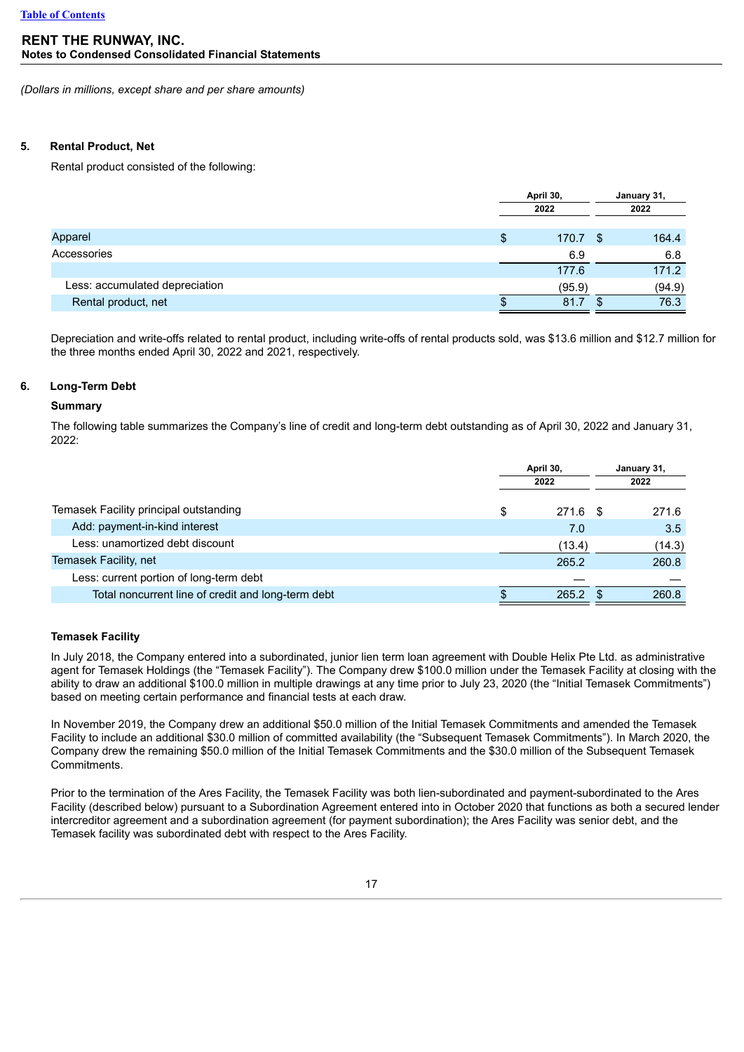*(Dollars in millions, except share and per share amounts)*

## 5. Rental Product, Net

Rental product consisted of the following:

| | April 30, 2022 | January 31, 2022 |
|---|---|---|
| Apparel | $ 170.7 | $ 164.4 |
| Accessories | 6.9 | 6.8 |
| | 177.6 | 171.2 |
| Less: accumulated depreciation | (95.9) | (94.9) |
| Rental product, net | $ 81.7 | $ 76.3 |

Depreciation and write-offs related to rental product, including write-offs of rental products sold, was $13.6 million and $12.7 million for the three months ended April 30, 2022 and 2021, respectively.

## 6. Long-Term Debt

### Summary

The following table summarizes the Company's line of credit and long-term debt outstanding as of April 30, 2022 and January 31, 2022:

| | April 30, 2022 | January 31, 2022 |
|---|---|---|
| Temasek Facility principal outstanding | $ 271.6 | $ 271.6 |
| Add: payment-in-kind interest | 7.0 | 3.5 |
| Less: unamortized debt discount | (13.4) | (14.3) |
| Temasek Facility, net | 265.2 | 260.8 |
| Less: current portion of long-term debt | — | — |
| Total noncurrent line of credit and long-term debt | $ 265.2 | $ 260.8 |

### Temasek Facility

In July 2018, the Company entered into a subordinated, junior lien term loan agreement with Double Helix Pte Ltd. as administrative agent for Temasek Holdings (the "Temasek Facility"). The Company drew $100.0 million under the Temasek Facility at closing with the ability to draw an additional $100.0 million in multiple drawings at any time prior to July 23, 2020 (the "Initial Temasek Commitments") based on meeting certain performance and financial tests at each draw.

In November 2019, the Company drew an additional $50.0 million of the Initial Temasek Commitments and amended the Temasek Facility to include an additional $30.0 million of committed availability (the "Subsequent Temasek Commitments"). In March 2020, the Company drew the remaining $50.0 million of the Initial Temasek Commitments and the $30.0 million of the Subsequent Temasek Commitments.

Prior to the termination of the Ares Facility, the Temasek Facility was both lien-subordinated and payment-subordinated to the Ares Facility (described below) pursuant to a Subordination Agreement entered into in October 2020 that functions as both a secured lender intercreditor agreement and a subordination agreement (for payment subordination); the Ares Facility was senior debt, and the Temasek facility was subordinated debt with respect to the Ares Facility.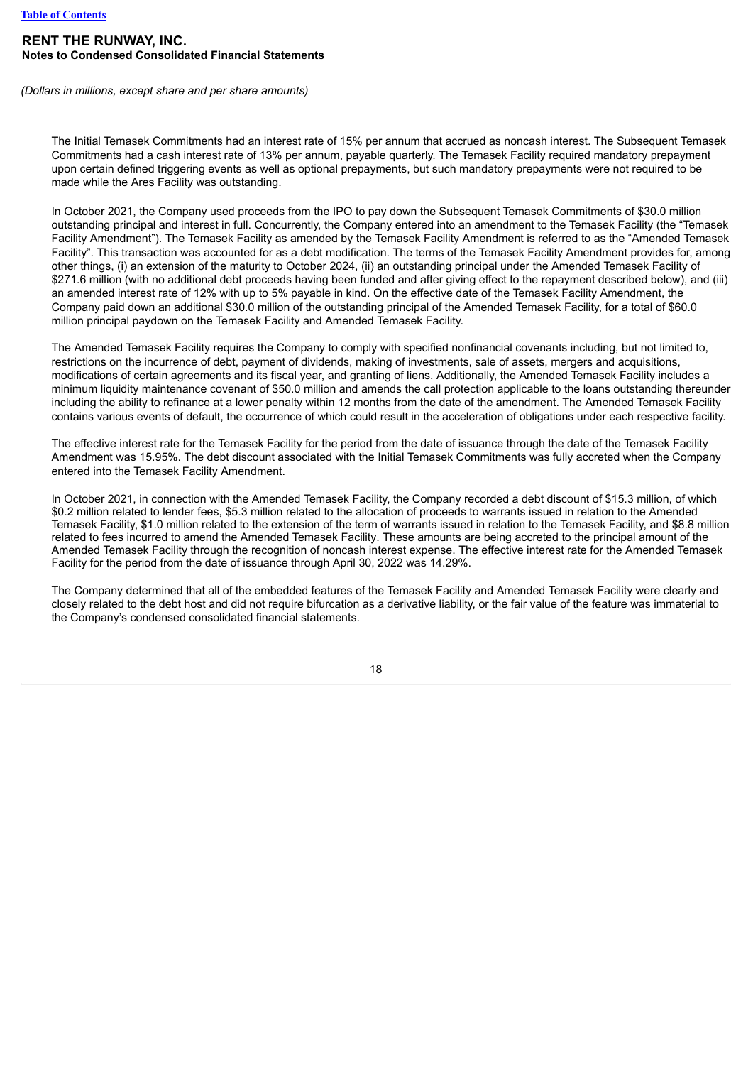*(Dollars in millions, except share and per share amounts)*

The Initial Temasek Commitments had an interest rate of 15% per annum that accrued as noncash interest. The Subsequent Temasek Commitments had a cash interest rate of 13% per annum, payable quarterly. The Temasek Facility required mandatory prepayment upon certain defined triggering events as well as optional prepayments, but such mandatory prepayments were not required to be made while the Ares Facility was outstanding.

In October 2021, the Company used proceeds from the IPO to pay down the Subsequent Temasek Commitments of $30.0 million outstanding principal and interest in full. Concurrently, the Company entered into an amendment to the Temasek Facility (the "Temasek Facility Amendment"). The Temasek Facility as amended by the Temasek Facility Amendment is referred to as the "Amended Temasek Facility". This transaction was accounted for as a debt modification. The terms of the Temasek Facility Amendment provides for, among other things, (i) an extension of the maturity to October 2024, (ii) an outstanding principal under the Amended Temasek Facility of $271.6 million (with no additional debt proceeds having been funded and after giving effect to the repayment described below), and (iii) an amended interest rate of 12% with up to 5% payable in kind. On the effective date of the Temasek Facility Amendment, the Company paid down an additional $30.0 million of the outstanding principal of the Amended Temasek Facility, for a total of $60.0 million principal paydown on the Temasek Facility and Amended Temasek Facility.

The Amended Temasek Facility requires the Company to comply with specified nonfinancial covenants including, but not limited to, restrictions on the incurrence of debt, payment of dividends, making of investments, sale of assets, mergers and acquisitions, modifications of certain agreements and its fiscal year, and granting of liens. Additionally, the Amended Temasek Facility includes a minimum liquidity maintenance covenant of $50.0 million and amends the call protection applicable to the loans outstanding thereunder including the ability to refinance at a lower penalty within 12 months from the date of the amendment. The Amended Temasek Facility contains various events of default, the occurrence of which could result in the acceleration of obligations under each respective facility.

The effective interest rate for the Temasek Facility for the period from the date of issuance through the date of the Temasek Facility Amendment was 15.95%. The debt discount associated with the Initial Temasek Commitments was fully accreted when the Company entered into the Temasek Facility Amendment.

In October 2021, in connection with the Amended Temasek Facility, the Company recorded a debt discount of $15.3 million, of which $0.2 million related to lender fees, $5.3 million related to the allocation of proceeds to warrants issued in relation to the Amended Temasek Facility, $1.0 million related to the extension of the term of warrants issued in relation to the Temasek Facility, and $8.8 million related to fees incurred to amend the Amended Temasek Facility. These amounts are being accreted to the principal amount of the Amended Temasek Facility through the recognition of noncash interest expense. The effective interest rate for the Amended Temasek Facility for the period from the date of issuance through April 30, 2022 was 14.29%.

The Company determined that all of the embedded features of the Temasek Facility and Amended Temasek Facility were clearly and closely related to the debt host and did not require bifurcation as a derivative liability, or the fair value of the feature was immaterial to the Company's condensed consolidated financial statements.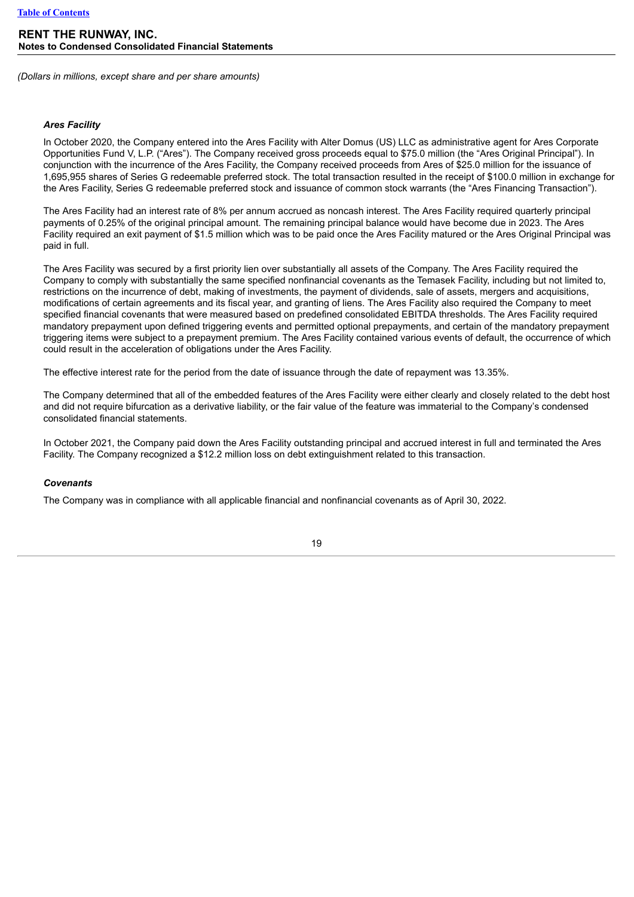*(Dollars in millions, except share and per share amounts)*

***Ares Facility***

In October 2020, the Company entered into the Ares Facility with Alter Domus (US) LLC as administrative agent for Ares Corporate Opportunities Fund V, L.P. ("Ares"). The Company received gross proceeds equal to $75.0 million (the "Ares Original Principal"). In conjunction with the incurrence of the Ares Facility, the Company received proceeds from Ares of $25.0 million for the issuance of 1,695,955 shares of Series G redeemable preferred stock. The total transaction resulted in the receipt of $100.0 million in exchange for the Ares Facility, Series G redeemable preferred stock and issuance of common stock warrants (the "Ares Financing Transaction").

The Ares Facility had an interest rate of 8% per annum accrued as noncash interest. The Ares Facility required quarterly principal payments of 0.25% of the original principal amount. The remaining principal balance would have become due in 2023. The Ares Facility required an exit payment of $1.5 million which was to be paid once the Ares Facility matured or the Ares Original Principal was paid in full.

The Ares Facility was secured by a first priority lien over substantially all assets of the Company. The Ares Facility required the Company to comply with substantially the same specified nonfinancial covenants as the Temasek Facility, including but not limited to, restrictions on the incurrence of debt, making of investments, the payment of dividends, sale of assets, mergers and acquisitions, modifications of certain agreements and its fiscal year, and granting of liens. The Ares Facility also required the Company to meet specified financial covenants that were measured based on predefined consolidated EBITDA thresholds. The Ares Facility required mandatory prepayment upon defined triggering events and permitted optional prepayments, and certain of the mandatory prepayment triggering items were subject to a prepayment premium. The Ares Facility contained various events of default, the occurrence of which could result in the acceleration of obligations under the Ares Facility.

The effective interest rate for the period from the date of issuance through the date of repayment was 13.35%.

The Company determined that all of the embedded features of the Ares Facility were either clearly and closely related to the debt host and did not require bifurcation as a derivative liability, or the fair value of the feature was immaterial to the Company's condensed consolidated financial statements.

In October 2021, the Company paid down the Ares Facility outstanding principal and accrued interest in full and terminated the Ares Facility. The Company recognized a $12.2 million loss on debt extinguishment related to this transaction.

***Covenants***

The Company was in compliance with all applicable financial and nonfinancial covenants as of April 30, 2022.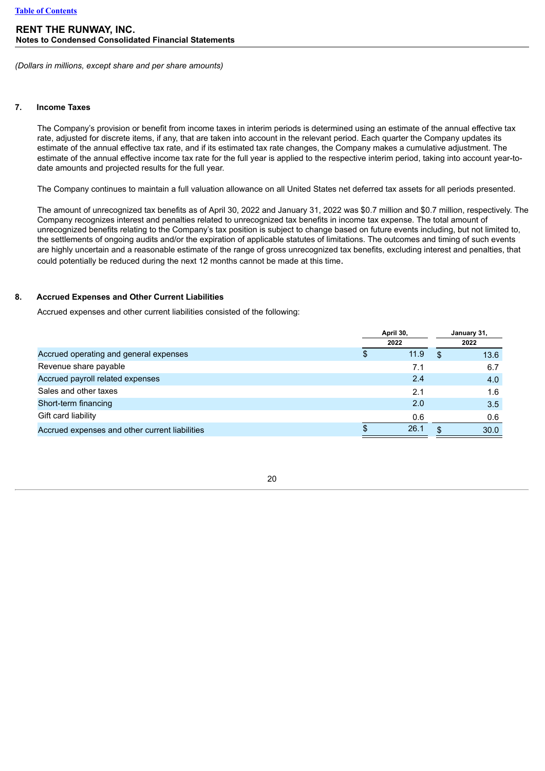**RENT THE RUNWAY, INC.**
**Notes to Condensed Consolidated Financial Statements**

*(Dollars in millions, except share and per share amounts)*

## 7. Income Taxes

The Company's provision or benefit from income taxes in interim periods is determined using an estimate of the annual effective tax rate, adjusted for discrete items, if any, that are taken into account in the relevant period. Each quarter the Company updates its estimate of the annual effective tax rate, and if its estimated tax rate changes, the Company makes a cumulative adjustment. The estimate of the annual effective income tax rate for the full year is applied to the respective interim period, taking into account year-to-date amounts and projected results for the full year.

The Company continues to maintain a full valuation allowance on all United States net deferred tax assets for all periods presented.

The amount of unrecognized tax benefits as of April 30, 2022 and January 31, 2022 was $0.7 million and $0.7 million, respectively. The Company recognizes interest and penalties related to unrecognized tax benefits in income tax expense. The total amount of unrecognized benefits relating to the Company's tax position is subject to change based on future events including, but not limited to, the settlements of ongoing audits and/or the expiration of applicable statutes of limitations. The outcomes and timing of such events are highly uncertain and a reasonable estimate of the range of gross unrecognized tax benefits, excluding interest and penalties, that could potentially be reduced during the next 12 months cannot be made at this time.

## 8. Accrued Expenses and Other Current Liabilities

Accrued expenses and other current liabilities consisted of the following:

| | April 30, 2022 | January 31, 2022 |
|---|---|---|
| Accrued operating and general expenses | $ 11.9 | $ 13.6 |
| Revenue share payable | 7.1 | 6.7 |
| Accrued payroll related expenses | 2.4 | 4.0 |
| Sales and other taxes | 2.1 | 1.6 |
| Short-term financing | 2.0 | 3.5 |
| Gift card liability | 0.6 | 0.6 |
| Accrued expenses and other current liabilities | $ 26.1 | $ 30.0 |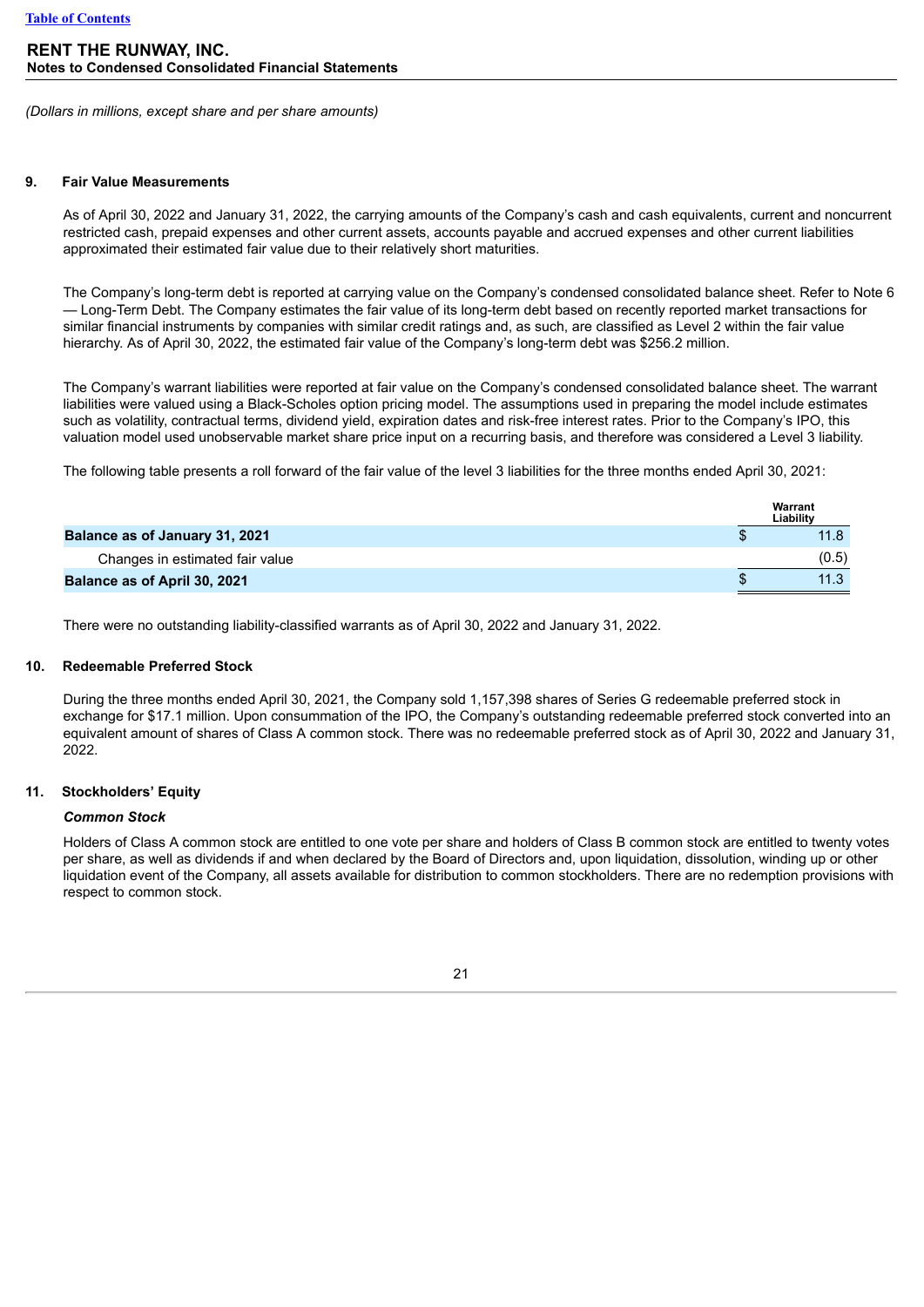**RENT THE RUNWAY, INC.**
**Notes to Condensed Consolidated Financial Statements**

*(Dollars in millions, except share and per share amounts)*

### 9. Fair Value Measurements

As of April 30, 2022 and January 31, 2022, the carrying amounts of the Company's cash and cash equivalents, current and noncurrent restricted cash, prepaid expenses and other current assets, accounts payable and accrued expenses and other current liabilities approximated their estimated fair value due to their relatively short maturities.

The Company's long-term debt is reported at carrying value on the Company's condensed consolidated balance sheet. Refer to Note 6 — Long-Term Debt. The Company estimates the fair value of its long-term debt based on recently reported market transactions for similar financial instruments by companies with similar credit ratings and, as such, are classified as Level 2 within the fair value hierarchy. As of April 30, 2022, the estimated fair value of the Company's long-term debt was $256.2 million.

The Company's warrant liabilities were reported at fair value on the Company's condensed consolidated balance sheet. The warrant liabilities were valued using a Black-Scholes option pricing model. The assumptions used in preparing the model include estimates such as volatility, contractual terms, dividend yield, expiration dates and risk-free interest rates. Prior to the Company's IPO, this valuation model used unobservable market share price input on a recurring basis, and therefore was considered a Level 3 liability.

The following table presents a roll forward of the fair value of the level 3 liabilities for the three months ended April 30, 2021:

| | Warrant Liability |
|---|---|
| **Balance as of January 31, 2021** | $ 11.8 |
| Changes in estimated fair value | (0.5) |
| **Balance as of April 30, 2021** | $ 11.3 |

There were no outstanding liability-classified warrants as of April 30, 2022 and January 31, 2022.

### 10. Redeemable Preferred Stock

During the three months ended April 30, 2021, the Company sold 1,157,398 shares of Series G redeemable preferred stock in exchange for $17.1 million. Upon consummation of the IPO, the Company's outstanding redeemable preferred stock converted into an equivalent amount of shares of Class A common stock. There was no redeemable preferred stock as of April 30, 2022 and January 31, 2022.

### 11. Stockholders' Equity

***Common Stock***

Holders of Class A common stock are entitled to one vote per share and holders of Class B common stock are entitled to twenty votes per share, as well as dividends if and when declared by the Board of Directors and, upon liquidation, dissolution, winding up or other liquidation event of the Company, all assets available for distribution to common stockholders. There are no redemption provisions with respect to common stock.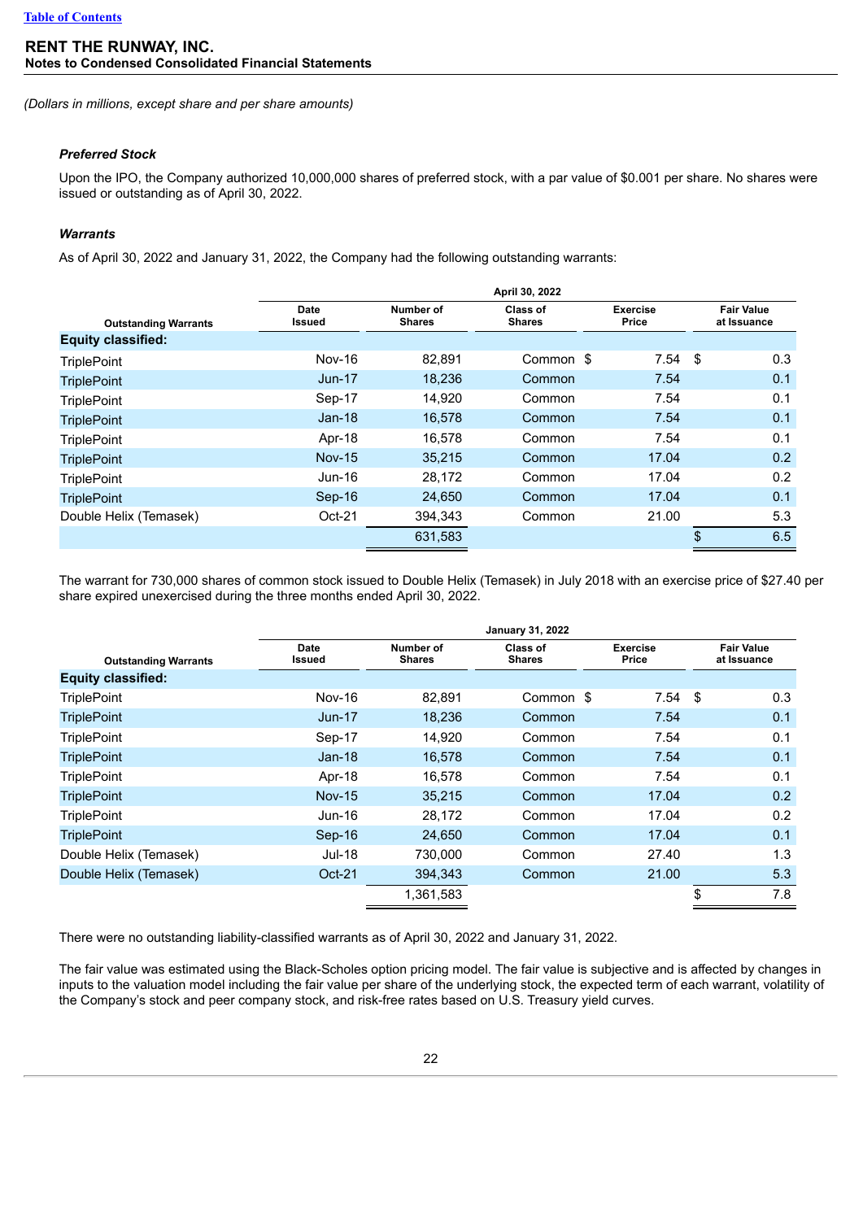(Dollars in millions, except share and per share amounts)

### *Preferred Stock*

Upon the IPO, the Company authorized 10,000,000 shares of preferred stock, with a par value of $0.001 per share. No shares were issued or outstanding as of April 30, 2022.

### *Warrants*

As of April 30, 2022 and January 31, 2022, the Company had the following outstanding warrants:

| | April 30, 2022 | | | | |
|---|---|---|---|---|---|
| **Outstanding Warrants** | **Date Issued** | **Number of Shares** | **Class of Shares** | **Exercise Price** | **Fair Value at Issuance** |
| **Equity classified:** | | | | | |
| TriplePoint | Nov-16 | 82,891 | Common | $ 7.54 | $ 0.3 |
| TriplePoint | Jun-17 | 18,236 | Common | 7.54 | 0.1 |
| TriplePoint | Sep-17 | 14,920 | Common | 7.54 | 0.1 |
| TriplePoint | Jan-18 | 16,578 | Common | 7.54 | 0.1 |
| TriplePoint | Apr-18 | 16,578 | Common | 7.54 | 0.1 |
| TriplePoint | Nov-15 | 35,215 | Common | 17.04 | 0.2 |
| TriplePoint | Jun-16 | 28,172 | Common | 17.04 | 0.2 |
| TriplePoint | Sep-16 | 24,650 | Common | 17.04 | 0.1 |
| Double Helix (Temasek) | Oct-21 | 394,343 | Common | 21.00 | 5.3 |
| | | 631,583 | | | $ 6.5 |

The warrant for 730,000 shares of common stock issued to Double Helix (Temasek) in July 2018 with an exercise price of $27.40 per share expired unexercised during the three months ended April 30, 2022.

| | January 31, 2022 | | | | |
|---|---|---|---|---|---|
| **Outstanding Warrants** | **Date Issued** | **Number of Shares** | **Class of Shares** | **Exercise Price** | **Fair Value at Issuance** |
| **Equity classified:** | | | | | |
| TriplePoint | Nov-16 | 82,891 | Common | $ 7.54 | $ 0.3 |
| TriplePoint | Jun-17 | 18,236 | Common | 7.54 | 0.1 |
| TriplePoint | Sep-17 | 14,920 | Common | 7.54 | 0.1 |
| TriplePoint | Jan-18 | 16,578 | Common | 7.54 | 0.1 |
| TriplePoint | Apr-18 | 16,578 | Common | 7.54 | 0.1 |
| TriplePoint | Nov-15 | 35,215 | Common | 17.04 | 0.2 |
| TriplePoint | Jun-16 | 28,172 | Common | 17.04 | 0.2 |
| TriplePoint | Sep-16 | 24,650 | Common | 17.04 | 0.1 |
| Double Helix (Temasek) | Jul-18 | 730,000 | Common | 27.40 | 1.3 |
| Double Helix (Temasek) | Oct-21 | 394,343 | Common | 21.00 | 5.3 |
| | | 1,361,583 | | | $ 7.8 |

There were no outstanding liability-classified warrants as of April 30, 2022 and January 31, 2022.

The fair value was estimated using the Black-Scholes option pricing model. The fair value is subjective and is affected by changes in inputs to the valuation model including the fair value per share of the underlying stock, the expected term of each warrant, volatility of the Company's stock and peer company stock, and risk-free rates based on U.S. Treasury yield curves.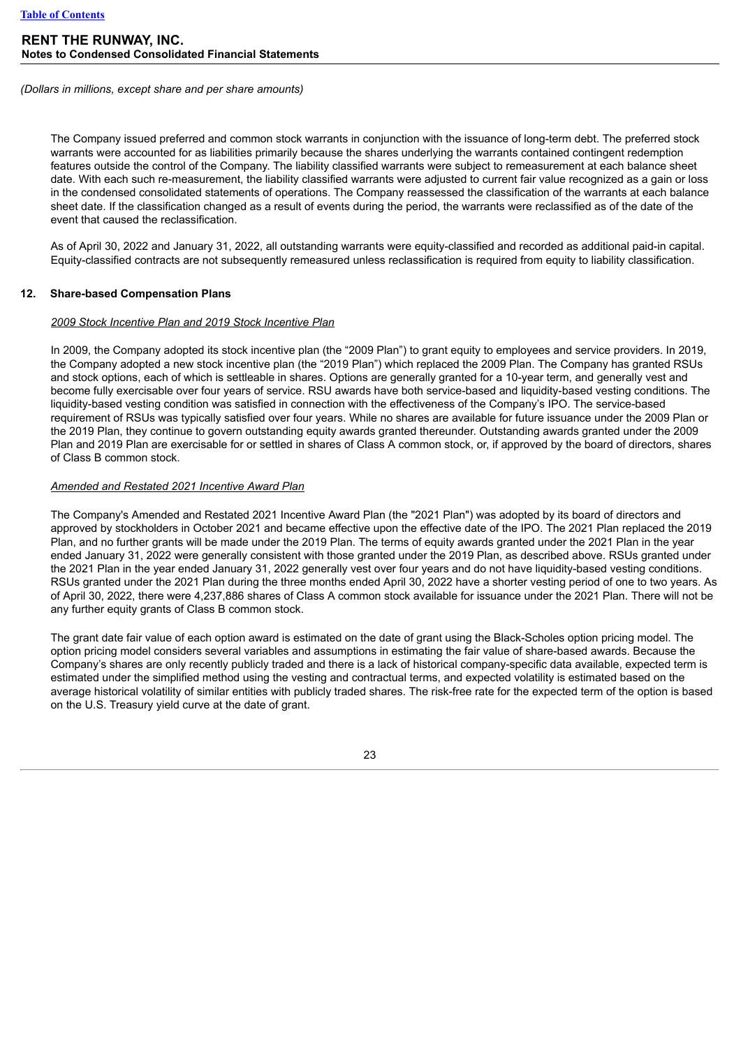(Dollars in millions, except share and per share amounts)

The Company issued preferred and common stock warrants in conjunction with the issuance of long-term debt. The preferred stock warrants were accounted for as liabilities primarily because the shares underlying the warrants contained contingent redemption features outside the control of the Company. The liability classified warrants were subject to remeasurement at each balance sheet date. With each such re-measurement, the liability classified warrants were adjusted to current fair value recognized as a gain or loss in the condensed consolidated statements of operations. The Company reassessed the classification of the warrants at each balance sheet date. If the classification changed as a result of events during the period, the warrants were reclassified as of the date of the event that caused the reclassification.

As of April 30, 2022 and January 31, 2022, all outstanding warrants were equity-classified and recorded as additional paid-in capital. Equity-classified contracts are not subsequently remeasured unless reclassification is required from equity to liability classification.

## 12. Share-based Compensation Plans

*2009 Stock Incentive Plan and 2019 Stock Incentive Plan*

In 2009, the Company adopted its stock incentive plan (the "2009 Plan") to grant equity to employees and service providers. In 2019, the Company adopted a new stock incentive plan (the "2019 Plan") which replaced the 2009 Plan. The Company has granted RSUs and stock options, each of which is settleable in shares. Options are generally granted for a 10-year term, and generally vest and become fully exercisable over four years of service. RSU awards have both service-based and liquidity-based vesting conditions. The liquidity-based vesting condition was satisfied in connection with the effectiveness of the Company's IPO. The service-based requirement of RSUs was typically satisfied over four years. While no shares are available for future issuance under the 2009 Plan or the 2019 Plan, they continue to govern outstanding equity awards granted thereunder. Outstanding awards granted under the 2009 Plan and 2019 Plan are exercisable for or settled in shares of Class A common stock, or, if approved by the board of directors, shares of Class B common stock.

*Amended and Restated 2021 Incentive Award Plan*

The Company's Amended and Restated 2021 Incentive Award Plan (the "2021 Plan") was adopted by its board of directors and approved by stockholders in October 2021 and became effective upon the effective date of the IPO. The 2021 Plan replaced the 2019 Plan, and no further grants will be made under the 2019 Plan. The terms of equity awards granted under the 2021 Plan in the year ended January 31, 2022 were generally consistent with those granted under the 2019 Plan, as described above. RSUs granted under the 2021 Plan in the year ended January 31, 2022 generally vest over four years and do not have liquidity-based vesting conditions. RSUs granted under the 2021 Plan during the three months ended April 30, 2022 have a shorter vesting period of one to two years. As of April 30, 2022, there were 4,237,886 shares of Class A common stock available for issuance under the 2021 Plan. There will not be any further equity grants of Class B common stock.

The grant date fair value of each option award is estimated on the date of grant using the Black-Scholes option pricing model. The option pricing model considers several variables and assumptions in estimating the fair value of share-based awards. Because the Company's shares are only recently publicly traded and there is a lack of historical company-specific data available, expected term is estimated under the simplified method using the vesting and contractual terms, and expected volatility is estimated based on the average historical volatility of similar entities with publicly traded shares. The risk-free rate for the expected term of the option is based on the U.S. Treasury yield curve at the date of grant.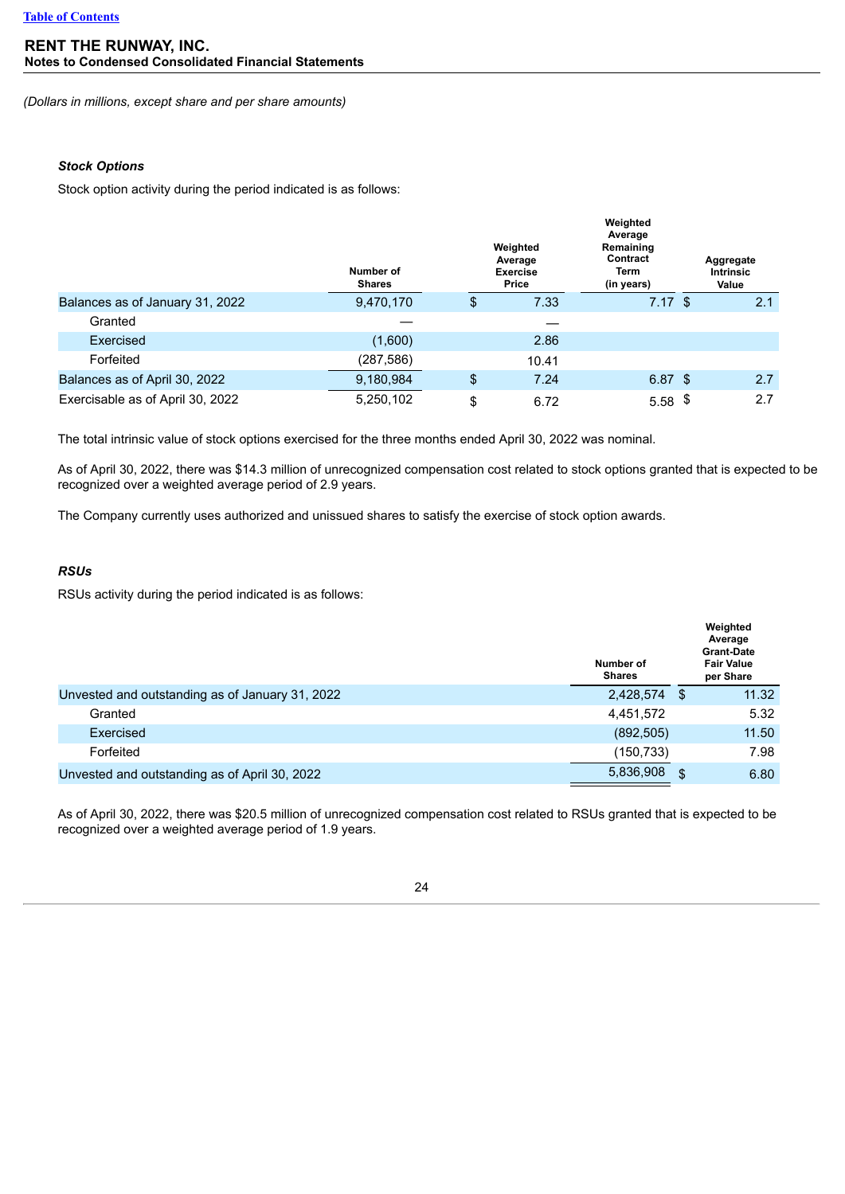**RENT THE RUNWAY, INC.**
**Notes to Condensed Consolidated Financial Statements**

*(Dollars in millions, except share and per share amounts)*

***Stock Options***

Stock option activity during the period indicated is as follows:

| | Number of Shares | Weighted Average Exercise Price | Weighted Average Remaining Contract Term (in years) | Aggregate Intrinsic Value |
|---|---|---|---|---|
| Balances as of January 31, 2022 | 9,470,170 | $ 7.33 | 7.17 | $ 2.1 |
| Granted | — | — | | |
| Exercised | (1,600) | 2.86 | | |
| Forfeited | (287,586) | 10.41 | | |
| Balances as of April 30, 2022 | 9,180,984 | $ 7.24 | 6.87 | $ 2.7 |
| Exercisable as of April 30, 2022 | 5,250,102 | $ 6.72 | 5.58 | $ 2.7 |

The total intrinsic value of stock options exercised for the three months ended April 30, 2022 was nominal.

As of April 30, 2022, there was $14.3 million of unrecognized compensation cost related to stock options granted that is expected to be recognized over a weighted average period of 2.9 years.

The Company currently uses authorized and unissued shares to satisfy the exercise of stock option awards.

***RSUs***

RSUs activity during the period indicated is as follows:

| | Number of Shares | Weighted Average Grant-Date Fair Value per Share |
|---|---|---|
| Unvested and outstanding as of January 31, 2022 | 2,428,574 | $ 11.32 |
| Granted | 4,451,572 | 5.32 |
| Exercised | (892,505) | 11.50 |
| Forfeited | (150,733) | 7.98 |
| Unvested and outstanding as of April 30, 2022 | 5,836,908 | $ 6.80 |

As of April 30, 2022, there was $20.5 million of unrecognized compensation cost related to RSUs granted that is expected to be recognized over a weighted average period of 1.9 years.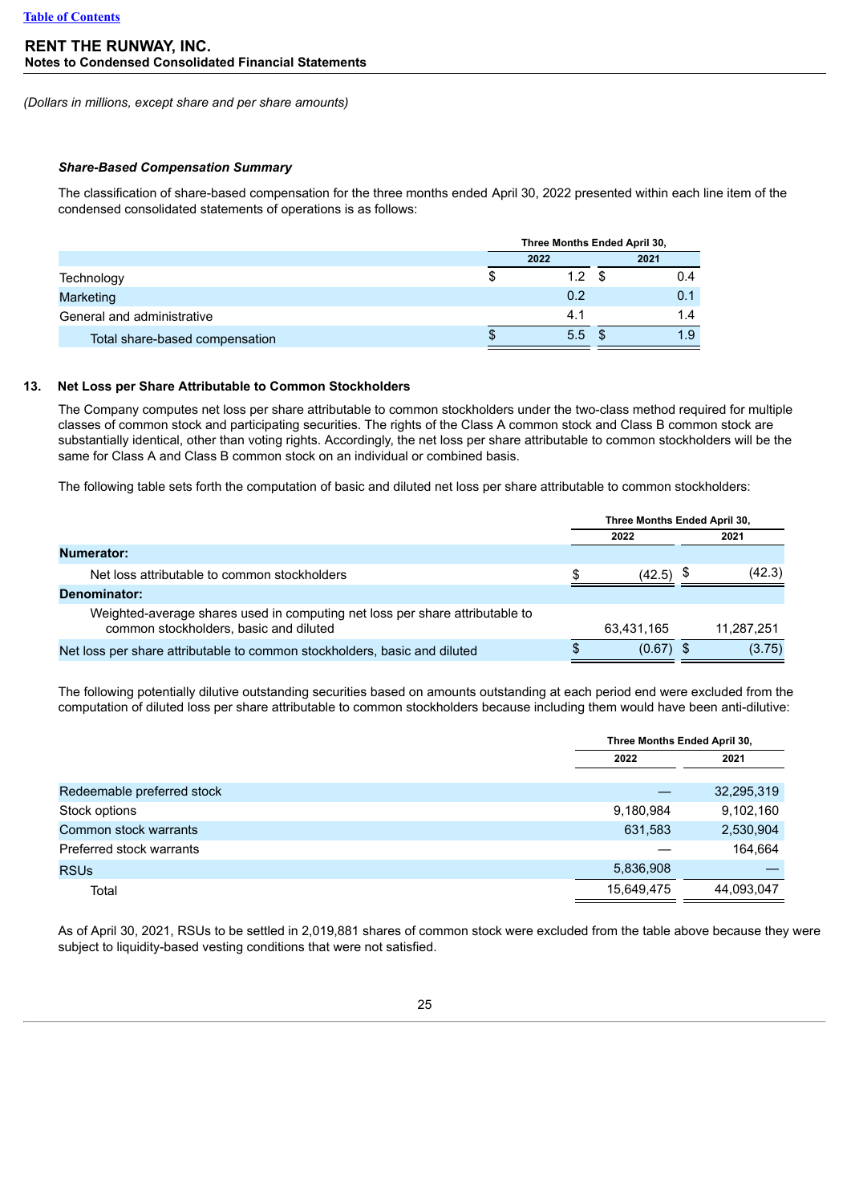RENT THE RUNWAY, INC.
**Notes to Condensed Consolidated Financial Statements**

*(Dollars in millions, except share and per share amounts)*

***Share-Based Compensation Summary***

The classification of share-based compensation for the three months ended April 30, 2022 presented within each line item of the condensed consolidated statements of operations is as follows:

| | Three Months Ended April 30, | |
|---|---|---|
| | 2022 | 2021 |
| Technology | $ 1.2 | $ 0.4 |
| Marketing | 0.2 | 0.1 |
| General and administrative | 4.1 | 1.4 |
| Total share-based compensation | $ 5.5 | $ 1.9 |

## 13. Net Loss per Share Attributable to Common Stockholders

The Company computes net loss per share attributable to common stockholders under the two-class method required for multiple classes of common stock and participating securities. The rights of the Class A common stock and Class B common stock are substantially identical, other than voting rights. Accordingly, the net loss per share attributable to common stockholders will be the same for Class A and Class B common stock on an individual or combined basis.

The following table sets forth the computation of basic and diluted net loss per share attributable to common stockholders:

| | Three Months Ended April 30, | |
|---|---|---|
| | 2022 | 2021 |
| **Numerator:** | | |
| Net loss attributable to common stockholders | $ (42.5) | $ (42.3) |
| **Denominator:** | | |
| Weighted-average shares used in computing net loss per share attributable to common stockholders, basic and diluted | 63,431,165 | 11,287,251 |
| Net loss per share attributable to common stockholders, basic and diluted | $ (0.67) | $ (3.75) |

The following potentially dilutive outstanding securities based on amounts outstanding at each period end were excluded from the computation of diluted loss per share attributable to common stockholders because including them would have been anti-dilutive:

| | Three Months Ended April 30, | |
|---|---|---|
| | 2022 | 2021 |
| Redeemable preferred stock | — | 32,295,319 |
| Stock options | 9,180,984 | 9,102,160 |
| Common stock warrants | 631,583 | 2,530,904 |
| Preferred stock warrants | — | 164,664 |
| RSUs | 5,836,908 | — |
| Total | 15,649,475 | 44,093,047 |

As of April 30, 2021, RSUs to be settled in 2,019,881 shares of common stock were excluded from the table above because they were subject to liquidity-based vesting conditions that were not satisfied.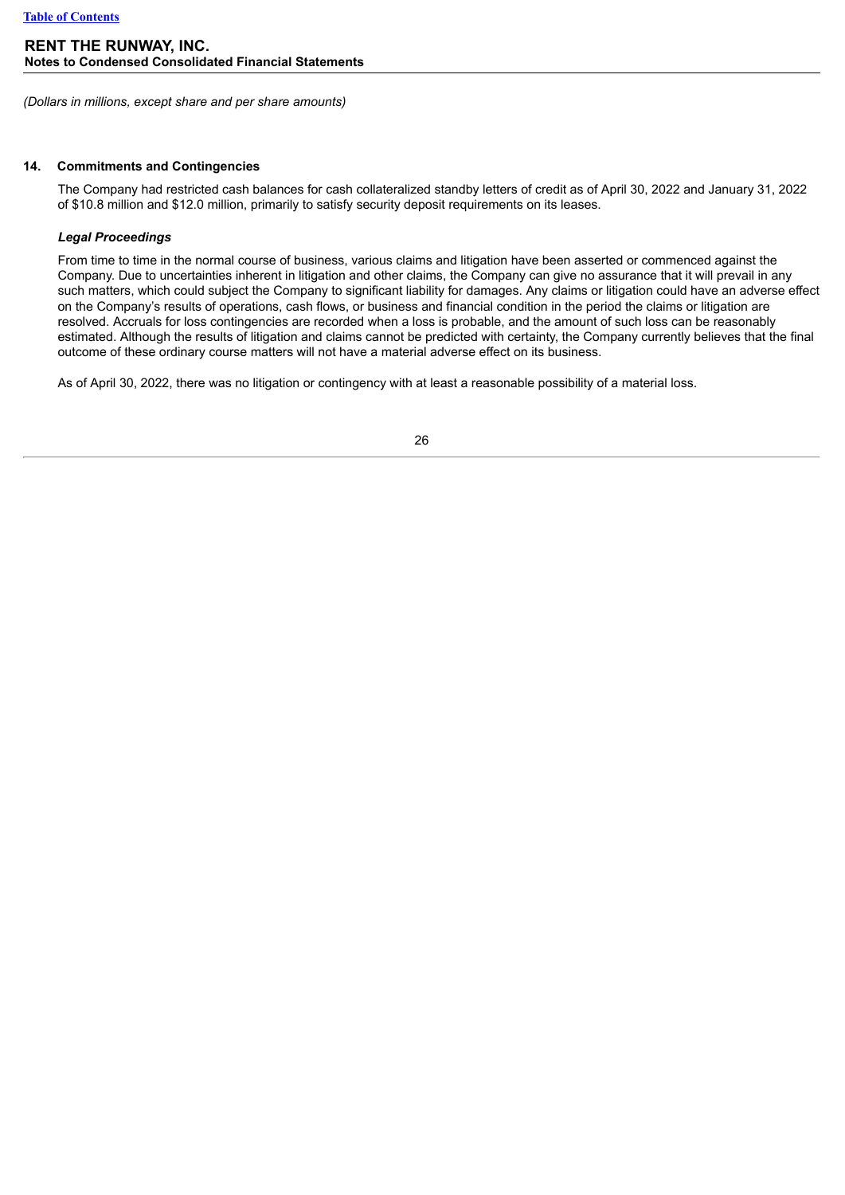*(Dollars in millions, except share and per share amounts)*

## 14. Commitments and Contingencies

The Company had restricted cash balances for cash collateralized standby letters of credit as of April 30, 2022 and January 31, 2022 of $10.8 million and $12.0 million, primarily to satisfy security deposit requirements on its leases.

### *Legal Proceedings*

From time to time in the normal course of business, various claims and litigation have been asserted or commenced against the Company. Due to uncertainties inherent in litigation and other claims, the Company can give no assurance that it will prevail in any such matters, which could subject the Company to significant liability for damages. Any claims or litigation could have an adverse effect on the Company's results of operations, cash flows, or business and financial condition in the period the claims or litigation are resolved. Accruals for loss contingencies are recorded when a loss is probable, and the amount of such loss can be reasonably estimated. Although the results of litigation and claims cannot be predicted with certainty, the Company currently believes that the final outcome of these ordinary course matters will not have a material adverse effect on its business.

As of April 30, 2022, there was no litigation or contingency with at least a reasonable possibility of a material loss.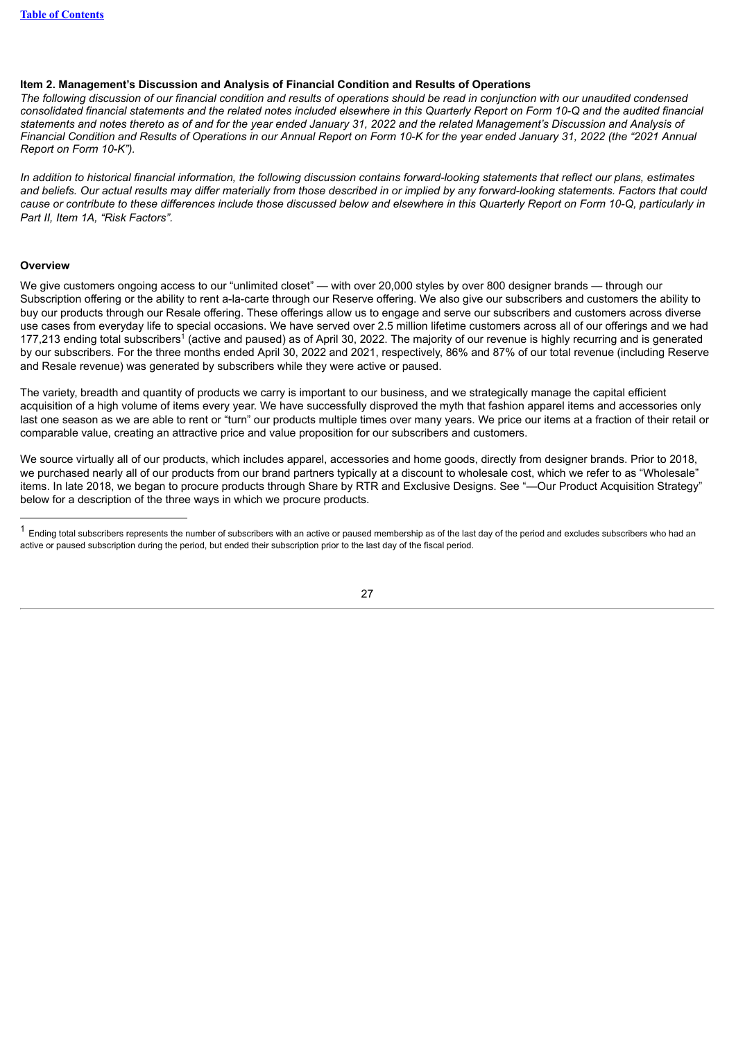### Item 2. Management's Discussion and Analysis of Financial Condition and Results of Operations

*The following discussion of our financial condition and results of operations should be read in conjunction with our unaudited condensed consolidated financial statements and the related notes included elsewhere in this Quarterly Report on Form 10-Q and the audited financial statements and notes thereto as of and for the year ended January 31, 2022 and the related Management's Discussion and Analysis of Financial Condition and Results of Operations in our Annual Report on Form 10-K for the year ended January 31, 2022 (the "2021 Annual Report on Form 10-K").*

*In addition to historical financial information, the following discussion contains forward-looking statements that reflect our plans, estimates and beliefs. Our actual results may differ materially from those described in or implied by any forward-looking statements. Factors that could cause or contribute to these differences include those discussed below and elsewhere in this Quarterly Report on Form 10-Q, particularly in Part II, Item 1A, "Risk Factors".*

#### Overview

We give customers ongoing access to our "unlimited closet" — with over 20,000 styles by over 800 designer brands — through our Subscription offering or the ability to rent a-la-carte through our Reserve offering. We also give our subscribers and customers the ability to buy our products through our Resale offering. These offerings allow us to engage and serve our subscribers and customers across diverse use cases from everyday life to special occasions. We have served over 2.5 million lifetime customers across all of our offerings and we had 177,213 ending total subscribers[1] (active and paused) as of April 30, 2022. The majority of our revenue is highly recurring and is generated by our subscribers. For the three months ended April 30, 2022 and 2021, respectively, 86% and 87% of our total revenue (including Reserve and Resale revenue) was generated by subscribers while they were active or paused.

The variety, breadth and quantity of products we carry is important to our business, and we strategically manage the capital efficient acquisition of a high volume of items every year. We have successfully disproved the myth that fashion apparel items and accessories only last one season as we are able to rent or "turn" our products multiple times over many years. We price our items at a fraction of their retail or comparable value, creating an attractive price and value proposition for our subscribers and customers.

We source virtually all of our products, which includes apparel, accessories and home goods, directly from designer brands. Prior to 2018, we purchased nearly all of our products from our brand partners typically at a discount to wholesale cost, which we refer to as "Wholesale" items. In late 2018, we began to procure products through Share by RTR and Exclusive Designs. See "—Our Product Acquisition Strategy" below for a description of the three ways in which we procure products.

---

[1] Ending total subscribers represents the number of subscribers with an active or paused membership as of the last day of the period and excludes subscribers who had an active or paused subscription during the period, but ended their subscription prior to the last day of the fiscal period.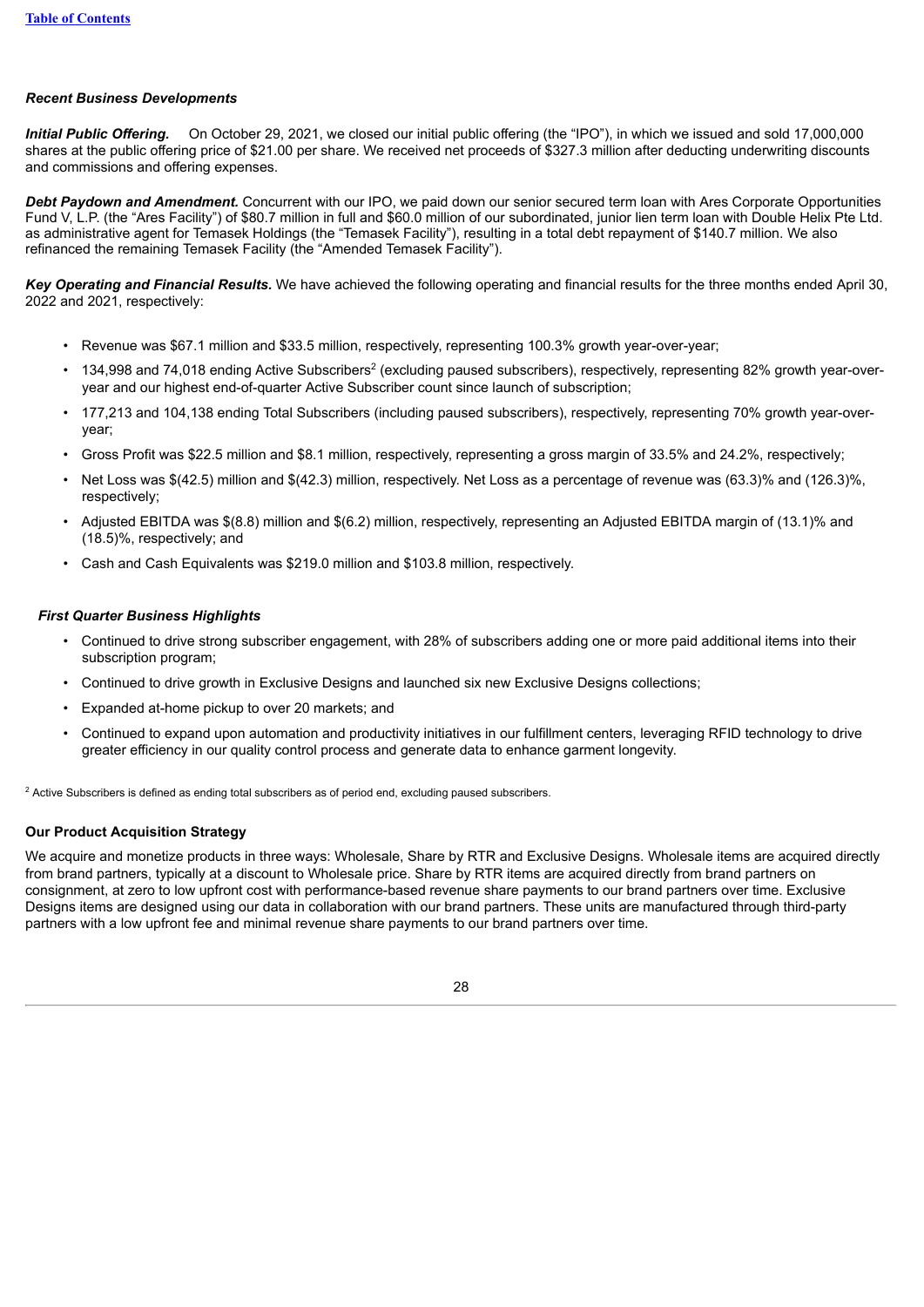***Recent Business Developments***

***Initial Public Offering.*** On October 29, 2021, we closed our initial public offering (the "IPO"), in which we issued and sold 17,000,000 shares at the public offering price of $21.00 per share. We received net proceeds of $327.3 million after deducting underwriting discounts and commissions and offering expenses.

***Debt Paydown and Amendment.*** Concurrent with our IPO, we paid down our senior secured term loan with Ares Corporate Opportunities Fund V, L.P. (the "Ares Facility") of $80.7 million in full and $60.0 million of our subordinated, junior lien term loan with Double Helix Pte Ltd. as administrative agent for Temasek Holdings (the "Temasek Facility"), resulting in a total debt repayment of $140.7 million. We also refinanced the remaining Temasek Facility (the "Amended Temasek Facility").

***Key Operating and Financial Results.*** We have achieved the following operating and financial results for the three months ended April 30, 2022 and 2021, respectively:

- Revenue was $67.1 million and $33.5 million, respectively, representing 100.3% growth year-over-year;
- 134,998 and 74,018 ending Active Subscribers[2] (excluding paused subscribers), respectively, representing 82% growth year-over-year and our highest end-of-quarter Active Subscriber count since launch of subscription;
- 177,213 and 104,138 ending Total Subscribers (including paused subscribers), respectively, representing 70% growth year-over-year;
- Gross Profit was $22.5 million and $8.1 million, respectively, representing a gross margin of 33.5% and 24.2%, respectively;
- Net Loss was $(42.5) million and $(42.3) million, respectively. Net Loss as a percentage of revenue was (63.3)% and (126.3)%, respectively;
- Adjusted EBITDA was $(8.8) million and $(6.2) million, respectively, representing an Adjusted EBITDA margin of (13.1)% and (18.5)%, respectively; and
- Cash and Cash Equivalents was $219.0 million and $103.8 million, respectively.

***First Quarter Business Highlights***

- Continued to drive strong subscriber engagement, with 28% of subscribers adding one or more paid additional items into their subscription program;
- Continued to drive growth in Exclusive Designs and launched six new Exclusive Designs collections;
- Expanded at-home pickup to over 20 markets; and
- Continued to expand upon automation and productivity initiatives in our fulfillment centers, leveraging RFID technology to drive greater efficiency in our quality control process and generate data to enhance garment longevity.

[2] Active Subscribers is defined as ending total subscribers as of period end, excluding paused subscribers.

**Our Product Acquisition Strategy**

We acquire and monetize products in three ways: Wholesale, Share by RTR and Exclusive Designs. Wholesale items are acquired directly from brand partners, typically at a discount to Wholesale price. Share by RTR items are acquired directly from brand partners on consignment, at zero to low upfront cost with performance-based revenue share payments to our brand partners over time. Exclusive Designs items are designed using our data in collaboration with our brand partners. These units are manufactured through third-party partners with a low upfront fee and minimal revenue share payments to our brand partners over time.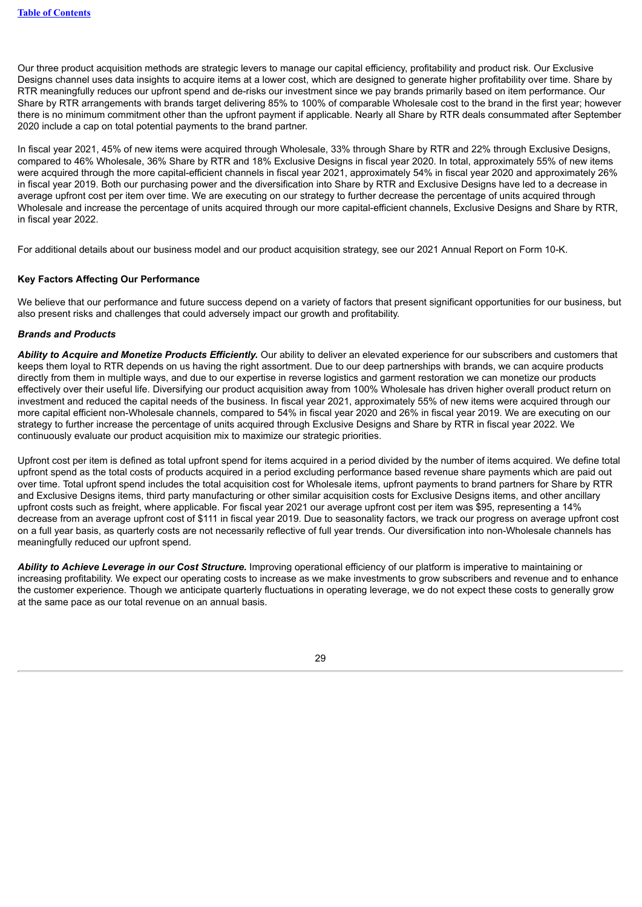Our three product acquisition methods are strategic levers to manage our capital efficiency, profitability and product risk. Our Exclusive Designs channel uses data insights to acquire items at a lower cost, which are designed to generate higher profitability over time. Share by RTR meaningfully reduces our upfront spend and de-risks our investment since we pay brands primarily based on item performance. Our Share by RTR arrangements with brands target delivering 85% to 100% of comparable Wholesale cost to the brand in the first year; however there is no minimum commitment other than the upfront payment if applicable. Nearly all Share by RTR deals consummated after September 2020 include a cap on total potential payments to the brand partner.

In fiscal year 2021, 45% of new items were acquired through Wholesale, 33% through Share by RTR and 22% through Exclusive Designs, compared to 46% Wholesale, 36% Share by RTR and 18% Exclusive Designs in fiscal year 2020. In total, approximately 55% of new items were acquired through the more capital-efficient channels in fiscal year 2021, approximately 54% in fiscal year 2020 and approximately 26% in fiscal year 2019. Both our purchasing power and the diversification into Share by RTR and Exclusive Designs have led to a decrease in average upfront cost per item over time. We are executing on our strategy to further decrease the percentage of units acquired through Wholesale and increase the percentage of units acquired through our more capital-efficient channels, Exclusive Designs and Share by RTR, in fiscal year 2022.

For additional details about our business model and our product acquisition strategy, see our 2021 Annual Report on Form 10-K.

**Key Factors Affecting Our Performance**

We believe that our performance and future success depend on a variety of factors that present significant opportunities for our business, but also present risks and challenges that could adversely impact our growth and profitability.

***Brands and Products***

***Ability to Acquire and Monetize Products Efficiently.*** Our ability to deliver an elevated experience for our subscribers and customers that keeps them loyal to RTR depends on us having the right assortment. Due to our deep partnerships with brands, we can acquire products directly from them in multiple ways, and due to our expertise in reverse logistics and garment restoration we can monetize our products effectively over their useful life. Diversifying our product acquisition away from 100% Wholesale has driven higher overall product return on investment and reduced the capital needs of the business. In fiscal year 2021, approximately 55% of new items were acquired through our more capital efficient non-Wholesale channels, compared to 54% in fiscal year 2020 and 26% in fiscal year 2019. We are executing on our strategy to further increase the percentage of units acquired through Exclusive Designs and Share by RTR in fiscal year 2022. We continuously evaluate our product acquisition mix to maximize our strategic priorities.

Upfront cost per item is defined as total upfront spend for items acquired in a period divided by the number of items acquired. We define total upfront spend as the total costs of products acquired in a period excluding performance based revenue share payments which are paid out over time. Total upfront spend includes the total acquisition cost for Wholesale items, upfront payments to brand partners for Share by RTR and Exclusive Designs items, third party manufacturing or other similar acquisition costs for Exclusive Designs items, and other ancillary upfront costs such as freight, where applicable. For fiscal year 2021 our average upfront cost per item was $95, representing a 14% decrease from an average upfront cost of $111 in fiscal year 2019. Due to seasonality factors, we track our progress on average upfront cost on a full year basis, as quarterly costs are not necessarily reflective of full year trends. Our diversification into non-Wholesale channels has meaningfully reduced our upfront spend.

***Ability to Achieve Leverage in our Cost Structure.*** Improving operational efficiency of our platform is imperative to maintaining or increasing profitability. We expect our operating costs to increase as we make investments to grow subscribers and revenue and to enhance the customer experience. Though we anticipate quarterly fluctuations in operating leverage, we do not expect these costs to generally grow at the same pace as our total revenue on an annual basis.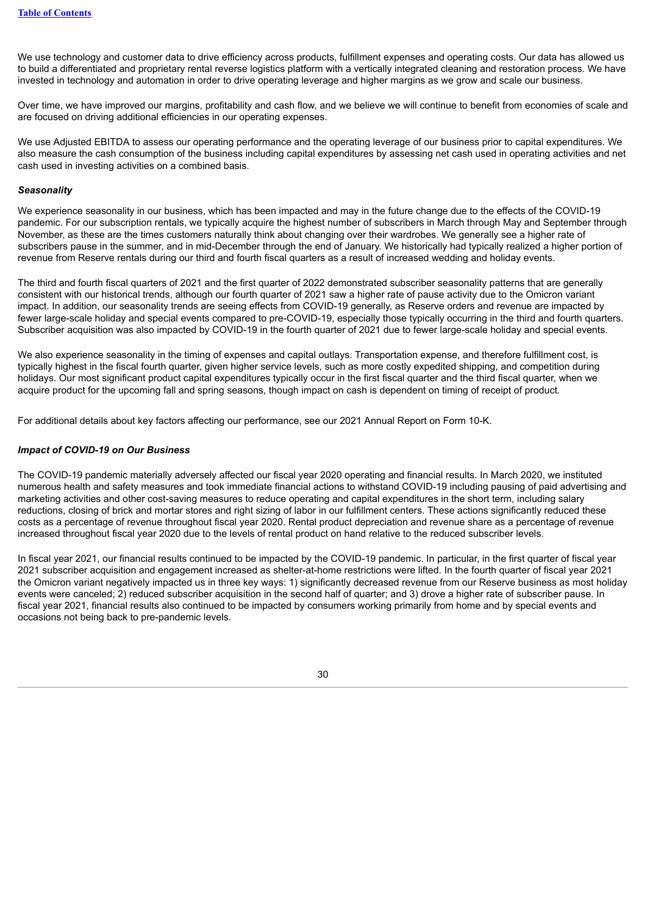We use technology and customer data to drive efficiency across products, fulfillment expenses and operating costs. Our data has allowed us to build a differentiated and proprietary rental reverse logistics platform with a vertically integrated cleaning and restoration process. We have invested in technology and automation in order to drive operating leverage and higher margins as we grow and scale our business.

Over time, we have improved our margins, profitability and cash flow, and we believe we will continue to benefit from economies of scale and are focused on driving additional efficiencies in our operating expenses.

We use Adjusted EBITDA to assess our operating performance and the operating leverage of our business prior to capital expenditures. We also measure the cash consumption of the business including capital expenditures by assessing net cash used in operating activities and net cash used in investing activities on a combined basis.

***Seasonality***

We experience seasonality in our business, which has been impacted and may in the future change due to the effects of the COVID-19 pandemic. For our subscription rentals, we typically acquire the highest number of subscribers in March through May and September through November, as these are the times customers naturally think about changing over their wardrobes. We generally see a higher rate of subscribers pause in the summer, and in mid-December through the end of January. We historically had typically realized a higher portion of revenue from Reserve rentals during our third and fourth fiscal quarters as a result of increased wedding and holiday events.

The third and fourth fiscal quarters of 2021 and the first quarter of 2022 demonstrated subscriber seasonality patterns that are generally consistent with our historical trends, although our fourth quarter of 2021 saw a higher rate of pause activity due to the Omicron variant impact. In addition, our seasonality trends are seeing effects from COVID-19 generally, as Reserve orders and revenue are impacted by fewer large-scale holiday and special events compared to pre-COVID-19, especially those typically occurring in the third and fourth quarters. Subscriber acquisition was also impacted by COVID-19 in the fourth quarter of 2021 due to fewer large-scale holiday and special events.

We also experience seasonality in the timing of expenses and capital outlays. Transportation expense, and therefore fulfillment cost, is typically highest in the fiscal fourth quarter, given higher service levels, such as more costly expedited shipping, and competition during holidays. Our most significant product capital expenditures typically occur in the first fiscal quarter and the third fiscal quarter, when we acquire product for the upcoming fall and spring seasons, though impact on cash is dependent on timing of receipt of product.

For additional details about key factors affecting our performance, see our 2021 Annual Report on Form 10-K.

***Impact of COVID-19 on Our Business***

The COVID-19 pandemic materially adversely affected our fiscal year 2020 operating and financial results. In March 2020, we instituted numerous health and safety measures and took immediate financial actions to withstand COVID-19 including pausing of paid advertising and marketing activities and other cost-saving measures to reduce operating and capital expenditures in the short term, including salary reductions, closing of brick and mortar stores and right sizing of labor in our fulfillment centers. These actions significantly reduced these costs as a percentage of revenue throughout fiscal year 2020. Rental product depreciation and revenue share as a percentage of revenue increased throughout fiscal year 2020 due to the levels of rental product on hand relative to the reduced subscriber levels.

In fiscal year 2021, our financial results continued to be impacted by the COVID-19 pandemic. In particular, in the first quarter of fiscal year 2021 subscriber acquisition and engagement increased as shelter-at-home restrictions were lifted. In the fourth quarter of fiscal year 2021 the Omicron variant negatively impacted us in three key ways: 1) significantly decreased revenue from our Reserve business as most holiday events were canceled; 2) reduced subscriber acquisition in the second half of quarter; and 3) drove a higher rate of subscriber pause. In fiscal year 2021, financial results also continued to be impacted by consumers working primarily from home and by special events and occasions not being back to pre-pandemic levels.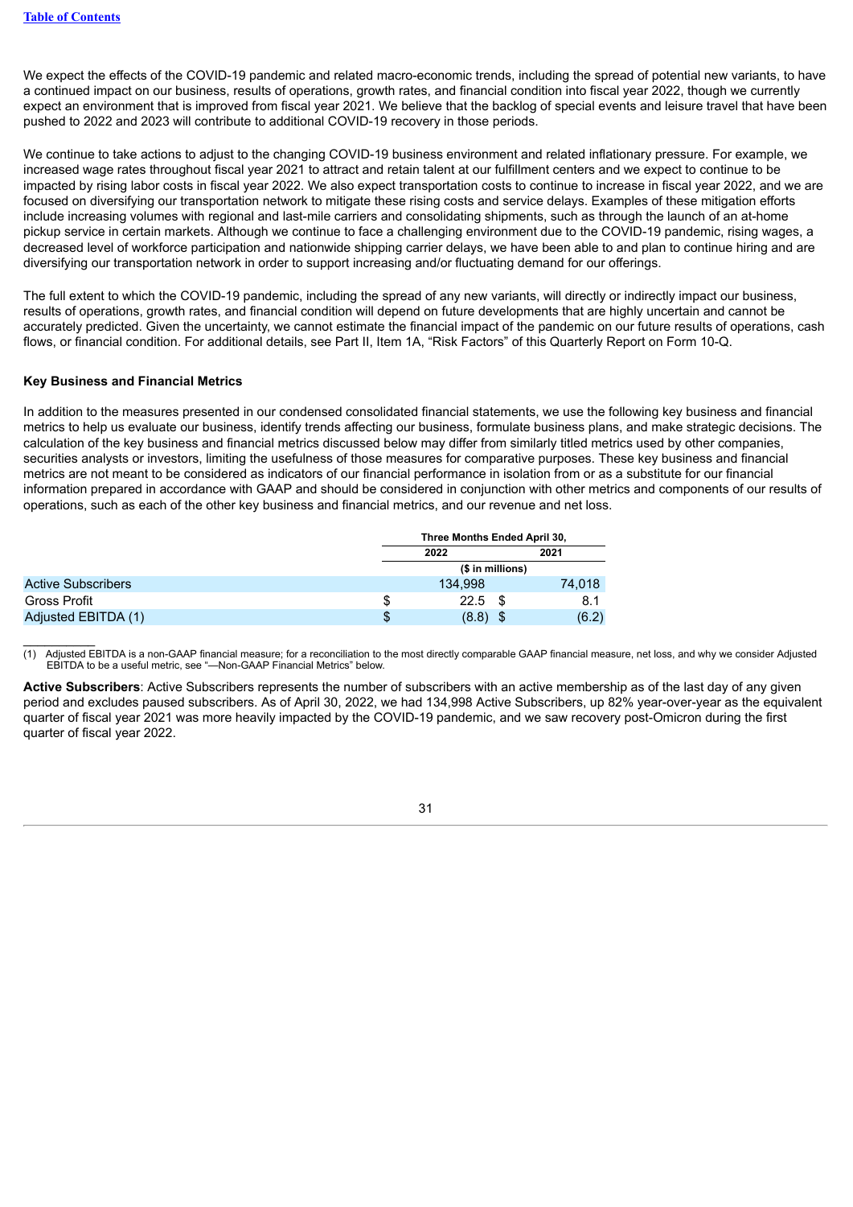We expect the effects of the COVID-19 pandemic and related macro-economic trends, including the spread of potential new variants, to have a continued impact on our business, results of operations, growth rates, and financial condition into fiscal year 2022, though we currently expect an environment that is improved from fiscal year 2021. We believe that the backlog of special events and leisure travel that have been pushed to 2022 and 2023 will contribute to additional COVID-19 recovery in those periods.

We continue to take actions to adjust to the changing COVID-19 business environment and related inflationary pressure. For example, we increased wage rates throughout fiscal year 2021 to attract and retain talent at our fulfillment centers and we expect to continue to be impacted by rising labor costs in fiscal year 2022. We also expect transportation costs to continue to increase in fiscal year 2022, and we are focused on diversifying our transportation network to mitigate these rising costs and service delays. Examples of these mitigation efforts include increasing volumes with regional and last-mile carriers and consolidating shipments, such as through the launch of an at-home pickup service in certain markets. Although we continue to face a challenging environment due to the COVID-19 pandemic, rising wages, a decreased level of workforce participation and nationwide shipping carrier delays, we have been able to and plan to continue hiring and are diversifying our transportation network in order to support increasing and/or fluctuating demand for our offerings.

The full extent to which the COVID-19 pandemic, including the spread of any new variants, will directly or indirectly impact our business, results of operations, growth rates, and financial condition will depend on future developments that are highly uncertain and cannot be accurately predicted. Given the uncertainty, we cannot estimate the financial impact of the pandemic on our future results of operations, cash flows, or financial condition. For additional details, see Part II, Item 1A, "Risk Factors" of this Quarterly Report on Form 10-Q.

### Key Business and Financial Metrics

In addition to the measures presented in our condensed consolidated financial statements, we use the following key business and financial metrics to help us evaluate our business, identify trends affecting our business, formulate business plans, and make strategic decisions. The calculation of the key business and financial metrics discussed below may differ from similarly titled metrics used by other companies, securities analysts or investors, limiting the usefulness of those measures for comparative purposes. These key business and financial metrics are not meant to be considered as indicators of our financial performance in isolation from or as a substitute for our financial information prepared in accordance with GAAP and should be considered in conjunction with other metrics and components of our results of operations, such as each of the other key business and financial metrics, and our revenue and net loss.

| | Three Months Ended April 30, | |
|---|---|---|
| | 2022 | 2021 |
| | ($ in millions) | |
| Active Subscribers | 134,998 | 74,018 |
| Gross Profit | $ 22.5 | $ 8.1 |
| Adjusted EBITDA (1) | $ (8.8) | $ (6.2) |

(1) Adjusted EBITDA is a non-GAAP financial measure; for a reconciliation to the most directly comparable GAAP financial measure, net loss, and why we consider Adjusted EBITDA to be a useful metric, see "—Non-GAAP Financial Metrics" below.

**Active Subscribers**: Active Subscribers represents the number of subscribers with an active membership as of the last day of any given period and excludes paused subscribers. As of April 30, 2022, we had 134,998 Active Subscribers, up 82% year-over-year as the equivalent quarter of fiscal year 2021 was more heavily impacted by the COVID-19 pandemic, and we saw recovery post-Omicron during the first quarter of fiscal year 2022.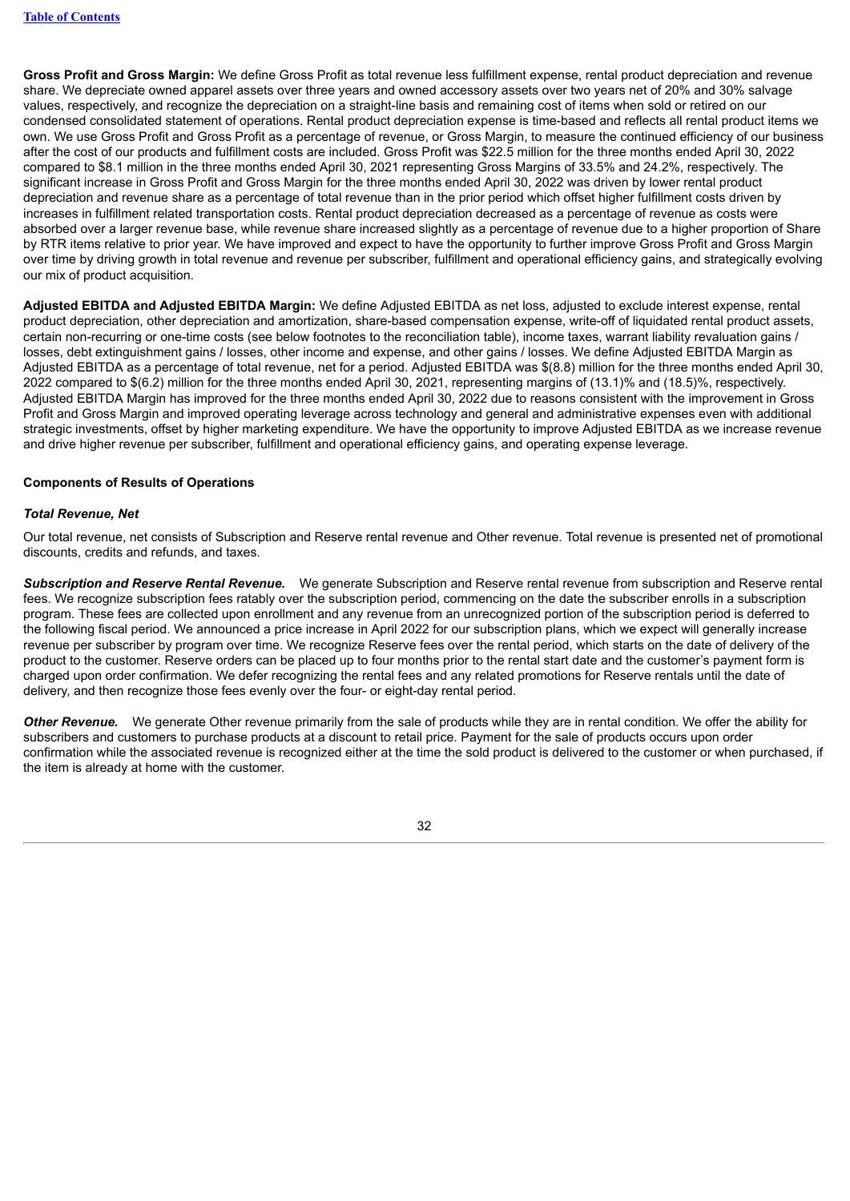**Gross Profit and Gross Margin:** We define Gross Profit as total revenue less fulfillment expense, rental product depreciation and revenue share. We depreciate owned apparel assets over three years and owned accessory assets over two years net of 20% and 30% salvage values, respectively, and recognize the depreciation on a straight-line basis and remaining cost of items when sold or retired on our condensed consolidated statement of operations. Rental product depreciation expense is time-based and reflects all rental product items we own. We use Gross Profit and Gross Profit as a percentage of revenue, or Gross Margin, to measure the continued efficiency of our business after the cost of our products and fulfillment costs are included. Gross Profit was $22.5 million for the three months ended April 30, 2022 compared to $8.1 million in the three months ended April 30, 2021 representing Gross Margins of 33.5% and 24.2%, respectively. The significant increase in Gross Profit and Gross Margin for the three months ended April 30, 2022 was driven by lower rental product depreciation and revenue share as a percentage of total revenue than in the prior period which offset higher fulfillment costs driven by increases in fulfillment related transportation costs. Rental product depreciation decreased as a percentage of revenue as costs were absorbed over a larger revenue base, while revenue share increased slightly as a percentage of revenue due to a higher proportion of Share by RTR items relative to prior year. We have improved and expect to have the opportunity to further improve Gross Profit and Gross Margin over time by driving growth in total revenue and revenue per subscriber, fulfillment and operational efficiency gains, and strategically evolving our mix of product acquisition.

**Adjusted EBITDA and Adjusted EBITDA Margin:** We define Adjusted EBITDA as net loss, adjusted to exclude interest expense, rental product depreciation, other depreciation and amortization, share-based compensation expense, write-off of liquidated rental product assets, certain non-recurring or one-time costs (see below footnotes to the reconciliation table), income taxes, warrant liability revaluation gains / losses, debt extinguishment gains / losses, other income and expense, and other gains / losses. We define Adjusted EBITDA Margin as Adjusted EBITDA as a percentage of total revenue, net for a period. Adjusted EBITDA was $(8.8) million for the three months ended April 30, 2022 compared to $(6.2) million for the three months ended April 30, 2021, representing margins of (13.1)% and (18.5)%, respectively. Adjusted EBITDA Margin has improved for the three months ended April 30, 2022 due to reasons consistent with the improvement in Gross Profit and Gross Margin and improved operating leverage across technology and general and administrative expenses even with additional strategic investments, offset by higher marketing expenditure. We have the opportunity to improve Adjusted EBITDA as we increase revenue and drive higher revenue per subscriber, fulfillment and operational efficiency gains, and operating expense leverage.

## Components of Results of Operations

### *Total Revenue, Net*

Our total revenue, net consists of Subscription and Reserve rental revenue and Other revenue. Total revenue is presented net of promotional discounts, credits and refunds, and taxes.

***Subscription and Reserve Rental Revenue.*** We generate Subscription and Reserve rental revenue from subscription and Reserve rental fees. We recognize subscription fees ratably over the subscription period, commencing on the date the subscriber enrolls in a subscription program. These fees are collected upon enrollment and any revenue from an unrecognized portion of the subscription period is deferred to the following fiscal period. We announced a price increase in April 2022 for our subscription plans, which we expect will generally increase revenue per subscriber by program over time. We recognize Reserve fees over the rental period, which starts on the date of delivery of the product to the customer. Reserve orders can be placed up to four months prior to the rental start date and the customer's payment form is charged upon order confirmation. We defer recognizing the rental fees and any related promotions for Reserve rentals until the date of delivery, and then recognize those fees evenly over the four- or eight-day rental period.

***Other Revenue.*** We generate Other revenue primarily from the sale of products while they are in rental condition. We offer the ability for subscribers and customers to purchase products at a discount to retail price. Payment for the sale of products occurs upon order confirmation while the associated revenue is recognized either at the time the sold product is delivered to the customer or when purchased, if the item is already at home with the customer.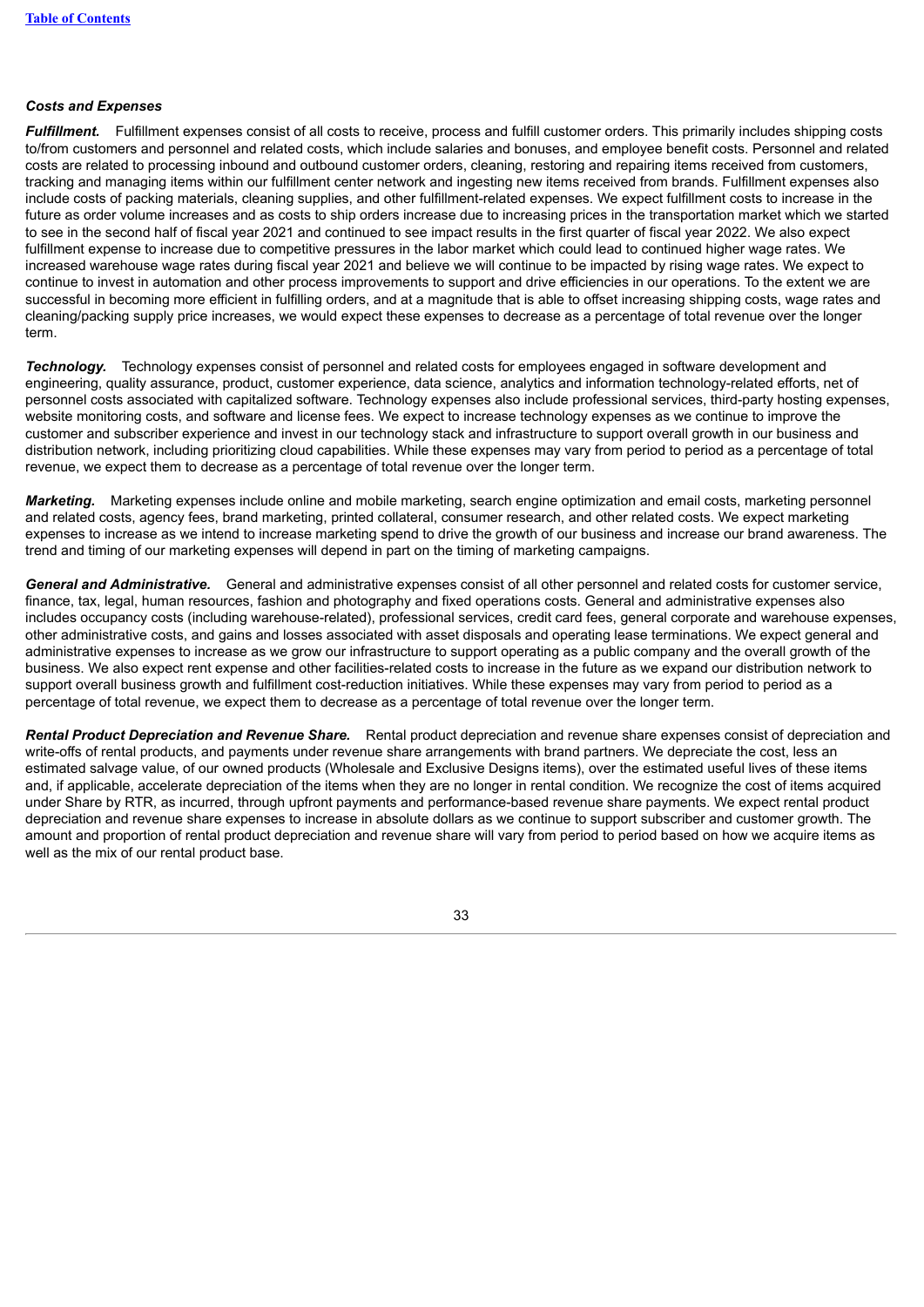### *Costs and Expenses*

***Fulfillment.*** Fulfillment expenses consist of all costs to receive, process and fulfill customer orders. This primarily includes shipping costs to/from customers and personnel and related costs, which include salaries and bonuses, and employee benefit costs. Personnel and related costs are related to processing inbound and outbound customer orders, cleaning, restoring and repairing items received from customers, tracking and managing items within our fulfillment center network and ingesting new items received from brands. Fulfillment expenses also include costs of packing materials, cleaning supplies, and other fulfillment-related expenses. We expect fulfillment costs to increase in the future as order volume increases and as costs to ship orders increase due to increasing prices in the transportation market which we started to see in the second half of fiscal year 2021 and continued to see impact results in the first quarter of fiscal year 2022. We also expect fulfillment expense to increase due to competitive pressures in the labor market which could lead to continued higher wage rates. We increased warehouse wage rates during fiscal year 2021 and believe we will continue to be impacted by rising wage rates. We expect to continue to invest in automation and other process improvements to support and drive efficiencies in our operations. To the extent we are successful in becoming more efficient in fulfilling orders, and at a magnitude that is able to offset increasing shipping costs, wage rates and cleaning/packing supply price increases, we would expect these expenses to decrease as a percentage of total revenue over the longer term.

***Technology.*** Technology expenses consist of personnel and related costs for employees engaged in software development and engineering, quality assurance, product, customer experience, data science, analytics and information technology-related efforts, net of personnel costs associated with capitalized software. Technology expenses also include professional services, third-party hosting expenses, website monitoring costs, and software and license fees. We expect to increase technology expenses as we continue to improve the customer and subscriber experience and invest in our technology stack and infrastructure to support overall growth in our business and distribution network, including prioritizing cloud capabilities. While these expenses may vary from period to period as a percentage of total revenue, we expect them to decrease as a percentage of total revenue over the longer term.

***Marketing.*** Marketing expenses include online and mobile marketing, search engine optimization and email costs, marketing personnel and related costs, agency fees, brand marketing, printed collateral, consumer research, and other related costs. We expect marketing expenses to increase as we intend to increase marketing spend to drive the growth of our business and increase our brand awareness. The trend and timing of our marketing expenses will depend in part on the timing of marketing campaigns.

***General and Administrative.*** General and administrative expenses consist of all other personnel and related costs for customer service, finance, tax, legal, human resources, fashion and photography and fixed operations costs. General and administrative expenses also includes occupancy costs (including warehouse-related), professional services, credit card fees, general corporate and warehouse expenses, other administrative costs, and gains and losses associated with asset disposals and operating lease terminations. We expect general and administrative expenses to increase as we grow our infrastructure to support operating as a public company and the overall growth of the business. We also expect rent expense and other facilities-related costs to increase in the future as we expand our distribution network to support overall business growth and fulfillment cost-reduction initiatives. While these expenses may vary from period to period as a percentage of total revenue, we expect them to decrease as a percentage of total revenue over the longer term.

***Rental Product Depreciation and Revenue Share.*** Rental product depreciation and revenue share expenses consist of depreciation and write-offs of rental products, and payments under revenue share arrangements with brand partners. We depreciate the cost, less an estimated salvage value, of our owned products (Wholesale and Exclusive Designs items), over the estimated useful lives of these items and, if applicable, accelerate depreciation of the items when they are no longer in rental condition. We recognize the cost of items acquired under Share by RTR, as incurred, through upfront payments and performance-based revenue share payments. We expect rental product depreciation and revenue share expenses to increase in absolute dollars as we continue to support subscriber and customer growth. The amount and proportion of rental product depreciation and revenue share will vary from period to period based on how we acquire items as well as the mix of our rental product base.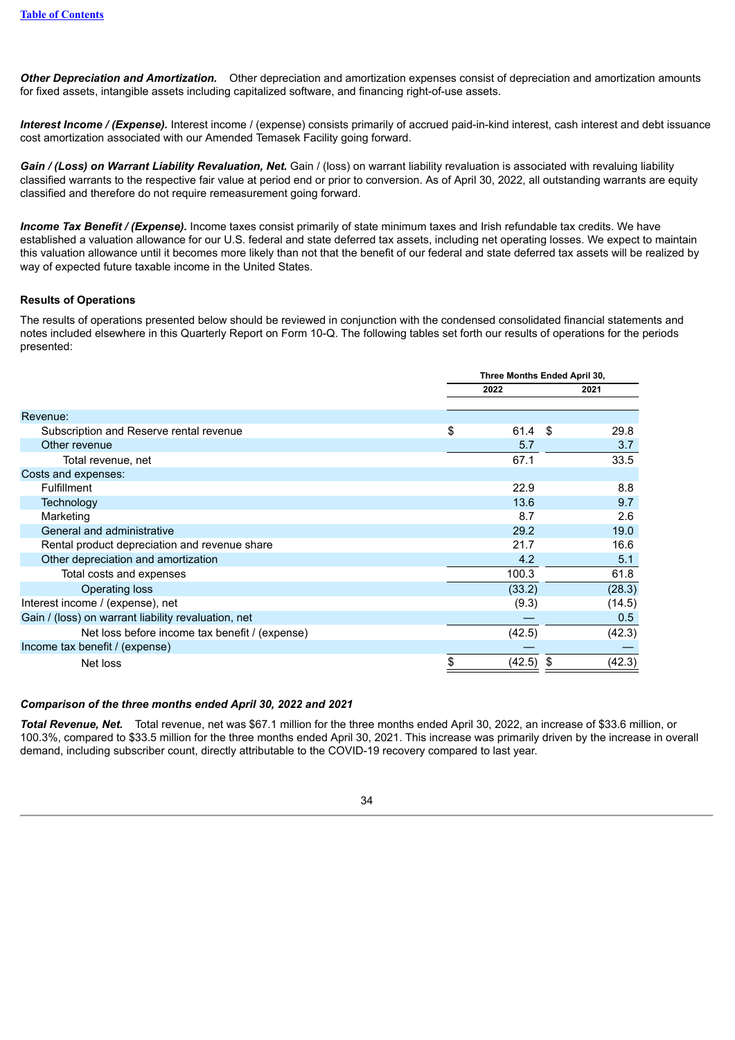***Other Depreciation and Amortization.*** Other depreciation and amortization expenses consist of depreciation and amortization amounts for fixed assets, intangible assets including capitalized software, and financing right-of-use assets.

***Interest Income / (Expense).*** Interest income / (expense) consists primarily of accrued paid-in-kind interest, cash interest and debt issuance cost amortization associated with our Amended Temasek Facility going forward.

***Gain / (Loss) on Warrant Liability Revaluation, Net.*** Gain / (loss) on warrant liability revaluation is associated with revaluing liability classified warrants to the respective fair value at period end or prior to conversion. As of April 30, 2022, all outstanding warrants are equity classified and therefore do not require remeasurement going forward.

***Income Tax Benefit / (Expense).*** Income taxes consist primarily of state minimum taxes and Irish refundable tax credits. We have established a valuation allowance for our U.S. federal and state deferred tax assets, including net operating losses. We expect to maintain this valuation allowance until it becomes more likely than not that the benefit of our federal and state deferred tax assets will be realized by way of expected future taxable income in the United States.

**Results of Operations**

The results of operations presented below should be reviewed in conjunction with the condensed consolidated financial statements and notes included elsewhere in this Quarterly Report on Form 10-Q. The following tables set forth our results of operations for the periods presented:

| | Three Months Ended April 30, | |
|---|---|---|
| | 2022 | 2021 |
| Revenue: | | |
| Subscription and Reserve rental revenue | $ 61.4 | $ 29.8 |
| Other revenue | 5.7 | 3.7 |
| Total revenue, net | 67.1 | 33.5 |
| Costs and expenses: | | |
| Fulfillment | 22.9 | 8.8 |
| Technology | 13.6 | 9.7 |
| Marketing | 8.7 | 2.6 |
| General and administrative | 29.2 | 19.0 |
| Rental product depreciation and revenue share | 21.7 | 16.6 |
| Other depreciation and amortization | 4.2 | 5.1 |
| Total costs and expenses | 100.3 | 61.8 |
| Operating loss | (33.2) | (28.3) |
| Interest income / (expense), net | (9.3) | (14.5) |
| Gain / (loss) on warrant liability revaluation, net | — | 0.5 |
| Net loss before income tax benefit / (expense) | (42.5) | (42.3) |
| Income tax benefit / (expense) | — | — |
| Net loss | $ (42.5) | $ (42.3) |

***Comparison of the three months ended April 30, 2022 and 2021***

***Total Revenue, Net.*** Total revenue, net was $67.1 million for the three months ended April 30, 2022, an increase of $33.6 million, or 100.3%, compared to $33.5 million for the three months ended April 30, 2021. This increase was primarily driven by the increase in overall demand, including subscriber count, directly attributable to the COVID-19 recovery compared to last year.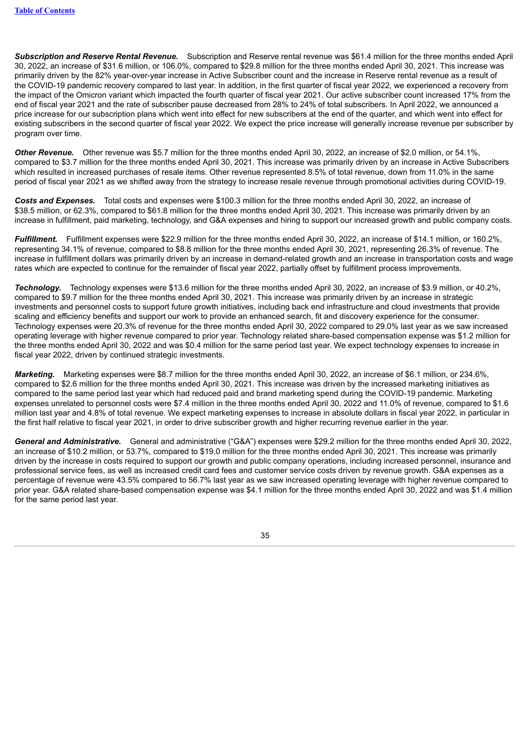***Subscription and Reserve Rental Revenue.*** Subscription and Reserve rental revenue was $61.4 million for the three months ended April 30, 2022, an increase of $31.6 million, or 106.0%, compared to $29.8 million for the three months ended April 30, 2021. This increase was primarily driven by the 82% year-over-year increase in Active Subscriber count and the increase in Reserve rental revenue as a result of the COVID-19 pandemic recovery compared to last year. In addition, in the first quarter of fiscal year 2022, we experienced a recovery from the impact of the Omicron variant which impacted the fourth quarter of fiscal year 2021. Our active subscriber count increased 17% from the end of fiscal year 2021 and the rate of subscriber pause decreased from 28% to 24% of total subscribers. In April 2022, we announced a price increase for our subscription plans which went into effect for new subscribers at the end of the quarter, and which went into effect for existing subscribers in the second quarter of fiscal year 2022. We expect the price increase will generally increase revenue per subscriber by program over time.

***Other Revenue.*** Other revenue was $5.7 million for the three months ended April 30, 2022, an increase of $2.0 million, or 54.1%, compared to $3.7 million for the three months ended April 30, 2021. This increase was primarily driven by an increase in Active Subscribers which resulted in increased purchases of resale items. Other revenue represented 8.5% of total revenue, down from 11.0% in the same period of fiscal year 2021 as we shifted away from the strategy to increase resale revenue through promotional activities during COVID-19.

***Costs and Expenses.*** Total costs and expenses were $100.3 million for the three months ended April 30, 2022, an increase of $38.5 million, or 62.3%, compared to $61.8 million for the three months ended April 30, 2021. This increase was primarily driven by an increase in fulfillment, paid marketing, technology, and G&A expenses and hiring to support our increased growth and public company costs.

***Fulfillment.*** Fulfillment expenses were $22.9 million for the three months ended April 30, 2022, an increase of $14.1 million, or 160.2%, representing 34.1% of revenue, compared to $8.8 million for the three months ended April 30, 2021, representing 26.3% of revenue. The increase in fulfillment dollars was primarily driven by an increase in demand-related growth and an increase in transportation costs and wage rates which are expected to continue for the remainder of fiscal year 2022, partially offset by fulfillment process improvements.

***Technology.*** Technology expenses were $13.6 million for the three months ended April 30, 2022, an increase of $3.9 million, or 40.2%, compared to $9.7 million for the three months ended April 30, 2021. This increase was primarily driven by an increase in strategic investments and personnel costs to support future growth initiatives, including back end infrastructure and cloud investments that provide scaling and efficiency benefits and support our work to provide an enhanced search, fit and discovery experience for the consumer. Technology expenses were 20.3% of revenue for the three months ended April 30, 2022 compared to 29.0% last year as we saw increased operating leverage with higher revenue compared to prior year. Technology related share-based compensation expense was $1.2 million for the three months ended April 30, 2022 and was $0.4 million for the same period last year. We expect technology expenses to increase in fiscal year 2022, driven by continued strategic investments.

***Marketing.*** Marketing expenses were $8.7 million for the three months ended April 30, 2022, an increase of $6.1 million, or 234.6%, compared to $2.6 million for the three months ended April 30, 2021. This increase was driven by the increased marketing initiatives as compared to the same period last year which had reduced paid and brand marketing spend during the COVID-19 pandemic. Marketing expenses unrelated to personnel costs were $7.4 million in the three months ended April 30, 2022 and 11.0% of revenue, compared to $1.6 million last year and 4.8% of total revenue. We expect marketing expenses to increase in absolute dollars in fiscal year 2022, in particular in the first half relative to fiscal year 2021, in order to drive subscriber growth and higher recurring revenue earlier in the year.

***General and Administrative.*** General and administrative ("G&A") expenses were $29.2 million for the three months ended April 30, 2022, an increase of $10.2 million, or 53.7%, compared to $19.0 million for the three months ended April 30, 2021. This increase was primarily driven by the increase in costs required to support our growth and public company operations, including increased personnel, insurance and professional service fees, as well as increased credit card fees and customer service costs driven by revenue growth. G&A expenses as a percentage of revenue were 43.5% compared to 56.7% last year as we saw increased operating leverage with higher revenue compared to prior year. G&A related share-based compensation expense was $4.1 million for the three months ended April 30, 2022 and was $1.4 million for the same period last year.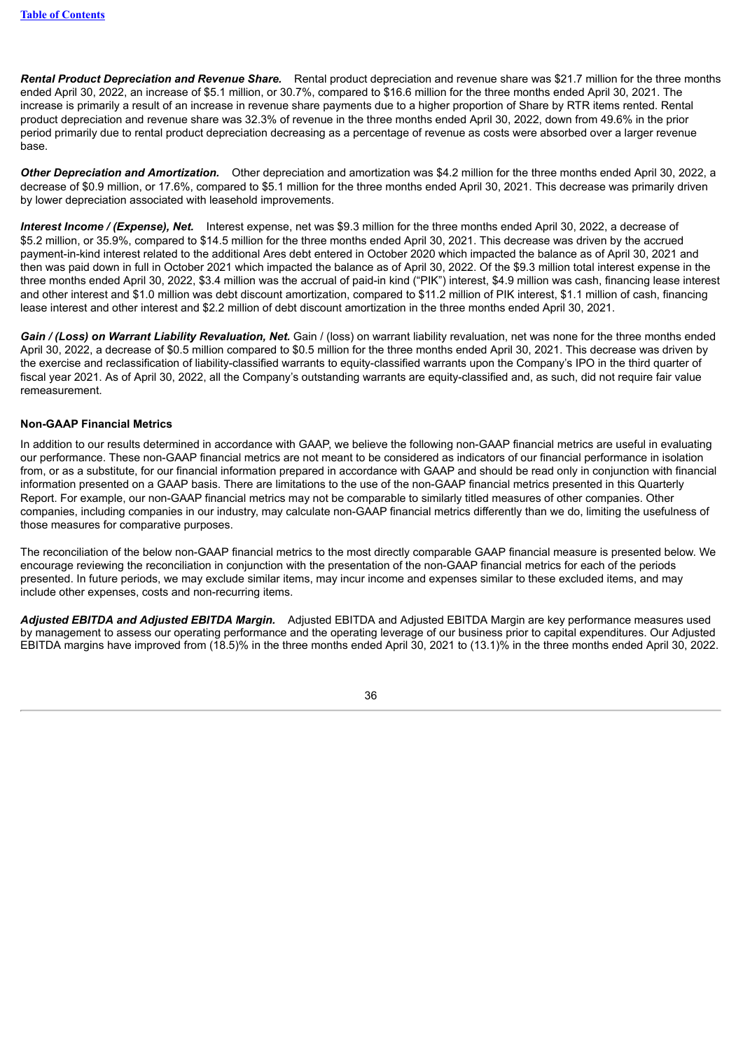***Rental Product Depreciation and Revenue Share.*** Rental product depreciation and revenue share was $21.7 million for the three months ended April 30, 2022, an increase of $5.1 million, or 30.7%, compared to $16.6 million for the three months ended April 30, 2021. The increase is primarily a result of an increase in revenue share payments due to a higher proportion of Share by RTR items rented. Rental product depreciation and revenue share was 32.3% of revenue in the three months ended April 30, 2022, down from 49.6% in the prior period primarily due to rental product depreciation decreasing as a percentage of revenue as costs were absorbed over a larger revenue base.

***Other Depreciation and Amortization.*** Other depreciation and amortization was $4.2 million for the three months ended April 30, 2022, a decrease of $0.9 million, or 17.6%, compared to $5.1 million for the three months ended April 30, 2021. This decrease was primarily driven by lower depreciation associated with leasehold improvements.

***Interest Income / (Expense), Net.*** Interest expense, net was $9.3 million for the three months ended April 30, 2022, a decrease of $5.2 million, or 35.9%, compared to $14.5 million for the three months ended April 30, 2021. This decrease was driven by the accrued payment-in-kind interest related to the additional Ares debt entered in October 2020 which impacted the balance as of April 30, 2021 and then was paid down in full in October 2021 which impacted the balance as of April 30, 2022. Of the $9.3 million total interest expense in the three months ended April 30, 2022, $3.4 million was the accrual of paid-in kind ("PIK") interest, $4.9 million was cash, financing lease interest and other interest and $1.0 million was debt discount amortization, compared to $11.2 million of PIK interest, $1.1 million of cash, financing lease interest and other interest and $2.2 million of debt discount amortization in the three months ended April 30, 2021.

***Gain / (Loss) on Warrant Liability Revaluation, Net.*** Gain / (loss) on warrant liability revaluation, net was none for the three months ended April 30, 2022, a decrease of $0.5 million compared to $0.5 million for the three months ended April 30, 2021. This decrease was driven by the exercise and reclassification of liability-classified warrants to equity-classified warrants upon the Company's IPO in the third quarter of fiscal year 2021. As of April 30, 2022, all the Company's outstanding warrants are equity-classified and, as such, did not require fair value remeasurement.

## Non-GAAP Financial Metrics

In addition to our results determined in accordance with GAAP, we believe the following non-GAAP financial metrics are useful in evaluating our performance. These non-GAAP financial metrics are not meant to be considered as indicators of our financial performance in isolation from, or as a substitute, for our financial information prepared in accordance with GAAP and should be read only in conjunction with financial information presented on a GAAP basis. There are limitations to the use of the non-GAAP financial metrics presented in this Quarterly Report. For example, our non-GAAP financial metrics may not be comparable to similarly titled measures of other companies. Other companies, including companies in our industry, may calculate non-GAAP financial metrics differently than we do, limiting the usefulness of those measures for comparative purposes.

The reconciliation of the below non-GAAP financial metrics to the most directly comparable GAAP financial measure is presented below. We encourage reviewing the reconciliation in conjunction with the presentation of the non-GAAP financial metrics for each of the periods presented. In future periods, we may exclude similar items, may incur income and expenses similar to these excluded items, and may include other expenses, costs and non-recurring items.

***Adjusted EBITDA and Adjusted EBITDA Margin.*** Adjusted EBITDA and Adjusted EBITDA Margin are key performance measures used by management to assess our operating performance and the operating leverage of our business prior to capital expenditures. Our Adjusted EBITDA margins have improved from (18.5)% in the three months ended April 30, 2021 to (13.1)% in the three months ended April 30, 2022.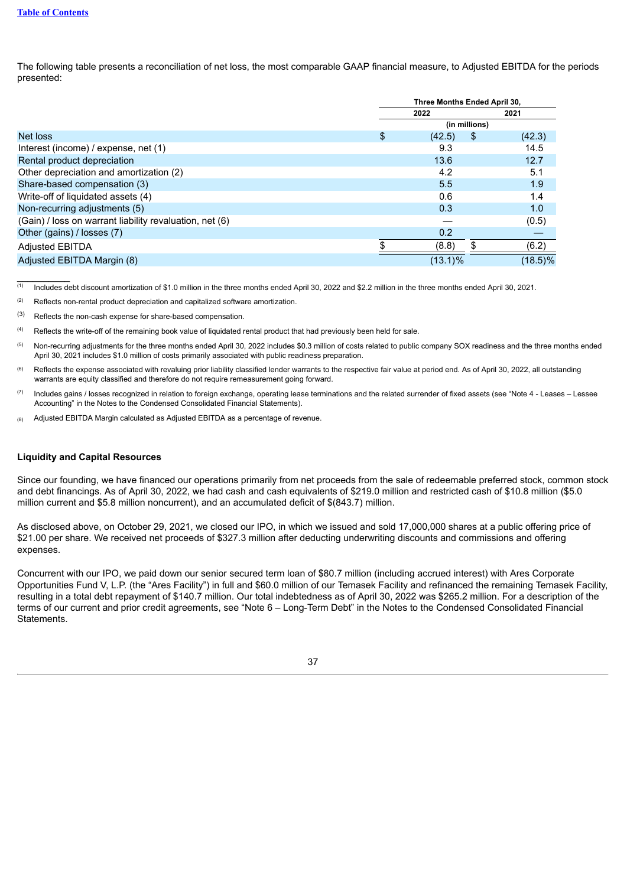The following table presents a reconciliation of net loss, the most comparable GAAP financial measure, to Adjusted EBITDA for the periods presented:

| | Three Months Ended April 30, | |
|---|---|---|
| | 2022 | 2021 |
| | (in millions) | |
| Net loss | $ (42.5) | $ (42.3) |
| Interest (income) / expense, net (1) | 9.3 | 14.5 |
| Rental product depreciation | 13.6 | 12.7 |
| Other depreciation and amortization (2) | 4.2 | 5.1 |
| Share-based compensation (3) | 5.5 | 1.9 |
| Write-off of liquidated assets (4) | 0.6 | 1.4 |
| Non-recurring adjustments (5) | 0.3 | 1.0 |
| (Gain) / loss on warrant liability revaluation, net (6) | — | (0.5) |
| Other (gains) / losses (7) | 0.2 | — |
| Adjusted EBITDA | $ (8.8) | $ (6.2) |
| Adjusted EBITDA Margin (8) | (13.1)% | (18.5)% |

(1) Includes debt discount amortization of $1.0 million in the three months ended April 30, 2022 and $2.2 million in the three months ended April 30, 2021.

(2) Reflects non-rental product depreciation and capitalized software amortization.

(3) Reflects the non-cash expense for share-based compensation.

(4) Reflects the write-off of the remaining book value of liquidated rental product that had previously been held for sale.

(5) Non-recurring adjustments for the three months ended April 30, 2022 includes $0.3 million of costs related to public company SOX readiness and the three months ended April 30, 2021 includes $1.0 million of costs primarily associated with public readiness preparation.

(6) Reflects the expense associated with revaluing prior liability classified lender warrants to the respective fair value at period end. As of April 30, 2022, all outstanding warrants are equity classified and therefore do not require remeasurement going forward.

(7) Includes gains / losses recognized in relation to foreign exchange, operating lease terminations and the related surrender of fixed assets (see "Note 4 - Leases – Lessee Accounting" in the Notes to the Condensed Consolidated Financial Statements).

(8) Adjusted EBITDA Margin calculated as Adjusted EBITDA as a percentage of revenue.

### Liquidity and Capital Resources

Since our founding, we have financed our operations primarily from net proceeds from the sale of redeemable preferred stock, common stock and debt financings. As of April 30, 2022, we had cash and cash equivalents of $219.0 million and restricted cash of $10.8 million ($5.0 million current and $5.8 million noncurrent), and an accumulated deficit of $(843.7) million.

As disclosed above, on October 29, 2021, we closed our IPO, in which we issued and sold 17,000,000 shares at a public offering price of $21.00 per share. We received net proceeds of $327.3 million after deducting underwriting discounts and commissions and offering expenses.

Concurrent with our IPO, we paid down our senior secured term loan of $80.7 million (including accrued interest) with Ares Corporate Opportunities Fund V, L.P. (the "Ares Facility") in full and $60.0 million of our Temasek Facility and refinanced the remaining Temasek Facility, resulting in a total debt repayment of $140.7 million. Our total indebtedness as of April 30, 2022 was $265.2 million. For a description of the terms of our current and prior credit agreements, see "Note 6 – Long-Term Debt" in the Notes to the Condensed Consolidated Financial Statements.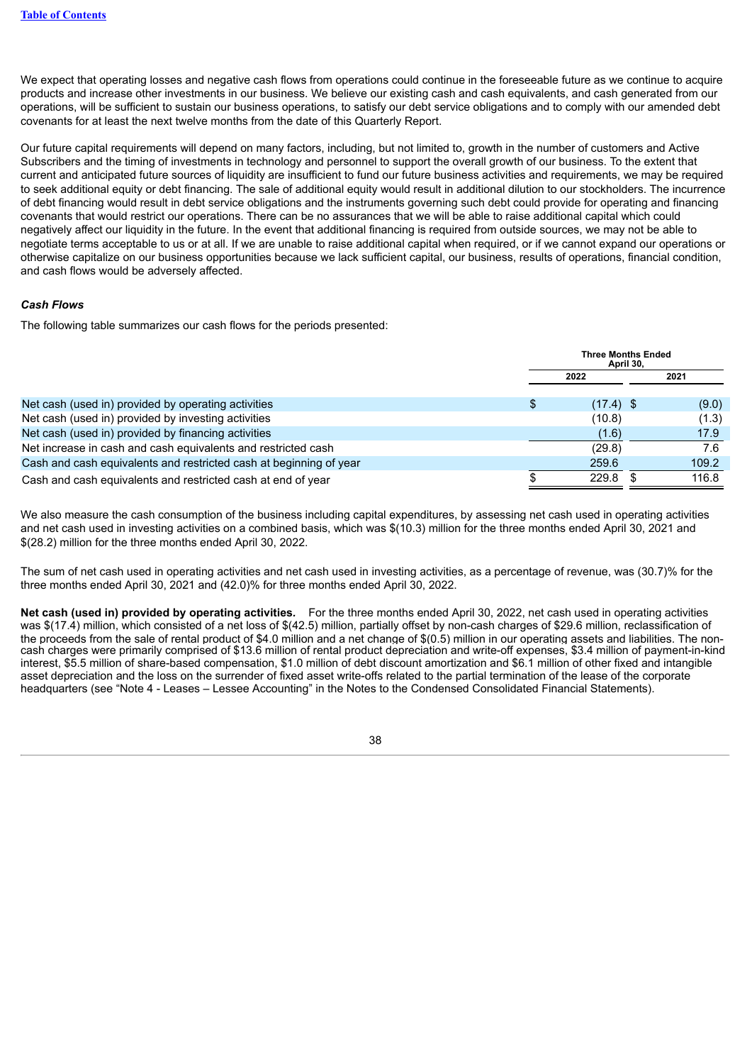We expect that operating losses and negative cash flows from operations could continue in the foreseeable future as we continue to acquire products and increase other investments in our business. We believe our existing cash and cash equivalents, and cash generated from our operations, will be sufficient to sustain our business operations, to satisfy our debt service obligations and to comply with our amended debt covenants for at least the next twelve months from the date of this Quarterly Report.

Our future capital requirements will depend on many factors, including, but not limited to, growth in the number of customers and Active Subscribers and the timing of investments in technology and personnel to support the overall growth of our business. To the extent that current and anticipated future sources of liquidity are insufficient to fund our future business activities and requirements, we may be required to seek additional equity or debt financing. The sale of additional equity would result in additional dilution to our stockholders. The incurrence of debt financing would result in debt service obligations and the instruments governing such debt could provide for operating and financing covenants that would restrict our operations. There can be no assurances that we will be able to raise additional capital which could negatively affect our liquidity in the future. In the event that additional financing is required from outside sources, we may not be able to negotiate terms acceptable to us or at all. If we are unable to raise additional capital when required, or if we cannot expand our operations or otherwise capitalize on our business opportunities because we lack sufficient capital, our business, results of operations, financial condition, and cash flows would be adversely affected.

***Cash Flows***

The following table summarizes our cash flows for the periods presented:

| | Three Months Ended April 30, | |
|---|---|---|
| | 2022 | 2021 |
| Net cash (used in) provided by operating activities | $ (17.4) | $ (9.0) |
| Net cash (used in) provided by investing activities | (10.8) | (1.3) |
| Net cash (used in) provided by financing activities | (1.6) | 17.9 |
| Net increase in cash and cash equivalents and restricted cash | (29.8) | 7.6 |
| Cash and cash equivalents and restricted cash at beginning of year | 259.6 | 109.2 |
| Cash and cash equivalents and restricted cash at end of year | $ 229.8 | $ 116.8 |

We also measure the cash consumption of the business including capital expenditures, by assessing net cash used in operating activities and net cash used in investing activities on a combined basis, which was $(10.3) million for the three months ended April 30, 2021 and $(28.2) million for the three months ended April 30, 2022.

The sum of net cash used in operating activities and net cash used in investing activities, as a percentage of revenue, was (30.7)% for the three months ended April 30, 2021 and (42.0)% for three months ended April 30, 2022.

**Net cash (used in) provided by operating activities.** For the three months ended April 30, 2022, net cash used in operating activities was $(17.4) million, which consisted of a net loss of $(42.5) million, partially offset by non-cash charges of $29.6 million, reclassification of the proceeds from the sale of rental product of $4.0 million and a net change of $(0.5) million in our operating assets and liabilities. The non-cash charges were primarily comprised of $13.6 million of rental product depreciation and write-off expenses, $3.4 million of payment-in-kind interest, $5.5 million of share-based compensation, $1.0 million of debt discount amortization and $6.1 million of other fixed and intangible asset depreciation and the loss on the surrender of fixed asset write-offs related to the partial termination of the lease of the corporate headquarters (see "Note 4 - Leases – Lessee Accounting" in the Notes to the Condensed Consolidated Financial Statements).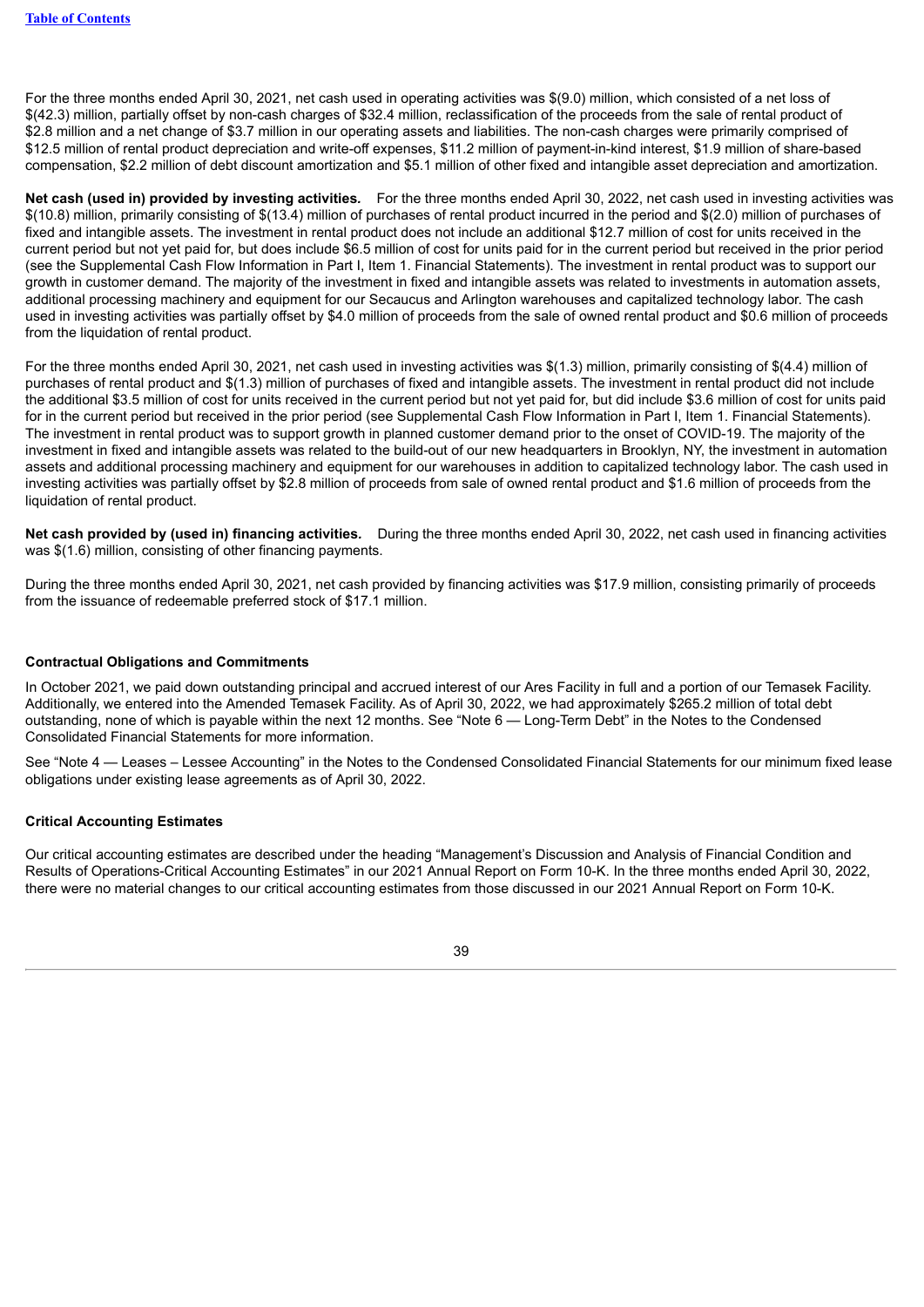For the three months ended April 30, 2021, net cash used in operating activities was $(9.0) million, which consisted of a net loss of $(42.3) million, partially offset by non-cash charges of $32.4 million, reclassification of the proceeds from the sale of rental product of $2.8 million and a net change of $3.7 million in our operating assets and liabilities. The non-cash charges were primarily comprised of $12.5 million of rental product depreciation and write-off expenses, $11.2 million of payment-in-kind interest, $1.9 million of share-based compensation, $2.2 million of debt discount amortization and $5.1 million of other fixed and intangible asset depreciation and amortization.

**Net cash (used in) provided by investing activities.** For the three months ended April 30, 2022, net cash used in investing activities was $(10.8) million, primarily consisting of $(13.4) million of purchases of rental product incurred in the period and $(2.0) million of purchases of fixed and intangible assets. The investment in rental product does not include an additional $12.7 million of cost for units received in the current period but not yet paid for, but does include $6.5 million of cost for units paid for in the current period but received in the prior period (see the Supplemental Cash Flow Information in Part I, Item 1. Financial Statements). The investment in rental product was to support our growth in customer demand. The majority of the investment in fixed and intangible assets was related to investments in automation assets, additional processing machinery and equipment for our Secaucus and Arlington warehouses and capitalized technology labor. The cash used in investing activities was partially offset by $4.0 million of proceeds from the sale of owned rental product and $0.6 million of proceeds from the liquidation of rental product.

For the three months ended April 30, 2021, net cash used in investing activities was $(1.3) million, primarily consisting of $(4.4) million of purchases of rental product and $(1.3) million of purchases of fixed and intangible assets. The investment in rental product did not include the additional $3.5 million of cost for units received in the current period but not yet paid for, but did include $3.6 million of cost for units paid for in the current period but received in the prior period (see Supplemental Cash Flow Information in Part I, Item 1. Financial Statements). The investment in rental product was to support growth in planned customer demand prior to the onset of COVID-19. The majority of the investment in fixed and intangible assets was related to the build-out of our new headquarters in Brooklyn, NY, the investment in automation assets and additional processing machinery and equipment for our warehouses in addition to capitalized technology labor. The cash used in investing activities was partially offset by $2.8 million of proceeds from sale of owned rental product and $1.6 million of proceeds from the liquidation of rental product.

**Net cash provided by (used in) financing activities.** During the three months ended April 30, 2022, net cash used in financing activities was $(1.6) million, consisting of other financing payments.

During the three months ended April 30, 2021, net cash provided by financing activities was $17.9 million, consisting primarily of proceeds from the issuance of redeemable preferred stock of $17.1 million.

### Contractual Obligations and Commitments

In October 2021, we paid down outstanding principal and accrued interest of our Ares Facility in full and a portion of our Temasek Facility. Additionally, we entered into the Amended Temasek Facility. As of April 30, 2022, we had approximately $265.2 million of total debt outstanding, none of which is payable within the next 12 months. See "Note 6 — Long-Term Debt" in the Notes to the Condensed Consolidated Financial Statements for more information.

See "Note 4 — Leases – Lessee Accounting" in the Notes to the Condensed Consolidated Financial Statements for our minimum fixed lease obligations under existing lease agreements as of April 30, 2022.

### Critical Accounting Estimates

Our critical accounting estimates are described under the heading "Management's Discussion and Analysis of Financial Condition and Results of Operations-Critical Accounting Estimates" in our 2021 Annual Report on Form 10-K. In the three months ended April 30, 2022, there were no material changes to our critical accounting estimates from those discussed in our 2021 Annual Report on Form 10-K.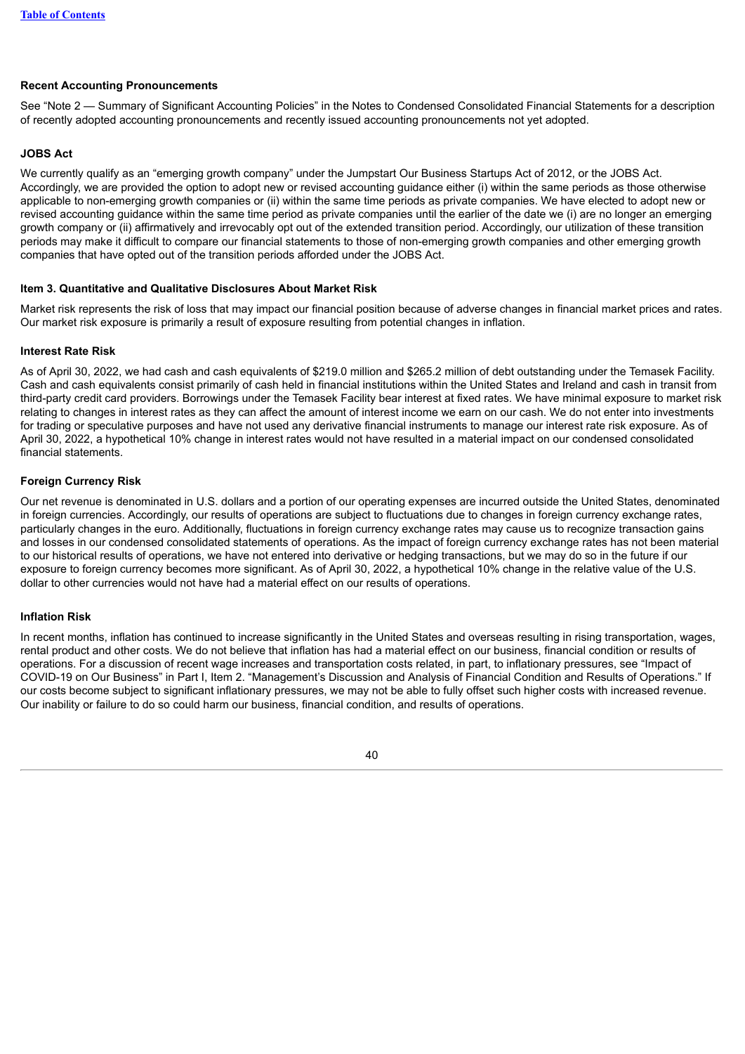**Recent Accounting Pronouncements**

See "Note 2 — Summary of Significant Accounting Policies" in the Notes to Condensed Consolidated Financial Statements for a description of recently adopted accounting pronouncements and recently issued accounting pronouncements not yet adopted.

**JOBS Act**

We currently qualify as an "emerging growth company" under the Jumpstart Our Business Startups Act of 2012, or the JOBS Act. Accordingly, we are provided the option to adopt new or revised accounting guidance either (i) within the same periods as those otherwise applicable to non-emerging growth companies or (ii) within the same time periods as private companies. We have elected to adopt new or revised accounting guidance within the same time period as private companies until the earlier of the date we (i) are no longer an emerging growth company or (ii) affirmatively and irrevocably opt out of the extended transition period. Accordingly, our utilization of these transition periods may make it difficult to compare our financial statements to those of non-emerging growth companies and other emerging growth companies that have opted out of the transition periods afforded under the JOBS Act.

**Item 3. Quantitative and Qualitative Disclosures About Market Risk**

Market risk represents the risk of loss that may impact our financial position because of adverse changes in financial market prices and rates. Our market risk exposure is primarily a result of exposure resulting from potential changes in inflation.

**Interest Rate Risk**

As of April 30, 2022, we had cash and cash equivalents of $219.0 million and $265.2 million of debt outstanding under the Temasek Facility. Cash and cash equivalents consist primarily of cash held in financial institutions within the United States and Ireland and cash in transit from third-party credit card providers. Borrowings under the Temasek Facility bear interest at fixed rates. We have minimal exposure to market risk relating to changes in interest rates as they can affect the amount of interest income we earn on our cash. We do not enter into investments for trading or speculative purposes and have not used any derivative financial instruments to manage our interest rate risk exposure. As of April 30, 2022, a hypothetical 10% change in interest rates would not have resulted in a material impact on our condensed consolidated financial statements.

**Foreign Currency Risk**

Our net revenue is denominated in U.S. dollars and a portion of our operating expenses are incurred outside the United States, denominated in foreign currencies. Accordingly, our results of operations are subject to fluctuations due to changes in foreign currency exchange rates, particularly changes in the euro. Additionally, fluctuations in foreign currency exchange rates may cause us to recognize transaction gains and losses in our condensed consolidated statements of operations. As the impact of foreign currency exchange rates has not been material to our historical results of operations, we have not entered into derivative or hedging transactions, but we may do so in the future if our exposure to foreign currency becomes more significant. As of April 30, 2022, a hypothetical 10% change in the relative value of the U.S. dollar to other currencies would not have had a material effect on our results of operations.

**Inflation Risk**

In recent months, inflation has continued to increase significantly in the United States and overseas resulting in rising transportation, wages, rental product and other costs. We do not believe that inflation has had a material effect on our business, financial condition or results of operations. For a discussion of recent wage increases and transportation costs related, in part, to inflationary pressures, see "Impact of COVID-19 on Our Business" in Part I, Item 2. "Management's Discussion and Analysis of Financial Condition and Results of Operations." If our costs become subject to significant inflationary pressures, we may not be able to fully offset such higher costs with increased revenue. Our inability or failure to do so could harm our business, financial condition, and results of operations.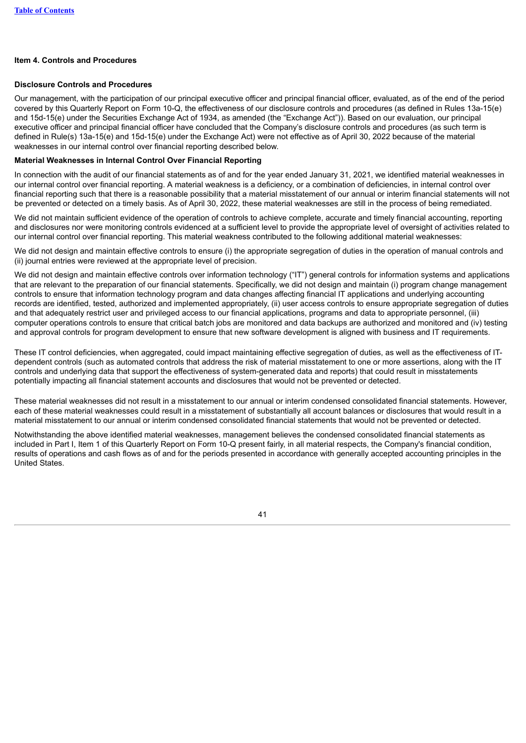### Item 4. Controls and Procedures

#### Disclosure Controls and Procedures

Our management, with the participation of our principal executive officer and principal financial officer, evaluated, as of the end of the period covered by this Quarterly Report on Form 10-Q, the effectiveness of our disclosure controls and procedures (as defined in Rules 13a-15(e) and 15d-15(e) under the Securities Exchange Act of 1934, as amended (the "Exchange Act")). Based on our evaluation, our principal executive officer and principal financial officer have concluded that the Company's disclosure controls and procedures (as such term is defined in Rule(s) 13a-15(e) and 15d-15(e) under the Exchange Act) were not effective as of April 30, 2022 because of the material weaknesses in our internal control over financial reporting described below.

#### Material Weaknesses in Internal Control Over Financial Reporting

In connection with the audit of our financial statements as of and for the year ended January 31, 2021, we identified material weaknesses in our internal control over financial reporting. A material weakness is a deficiency, or a combination of deficiencies, in internal control over financial reporting such that there is a reasonable possibility that a material misstatement of our annual or interim financial statements will not be prevented or detected on a timely basis. As of April 30, 2022, these material weaknesses are still in the process of being remediated.

We did not maintain sufficient evidence of the operation of controls to achieve complete, accurate and timely financial accounting, reporting and disclosures nor were monitoring controls evidenced at a sufficient level to provide the appropriate level of oversight of activities related to our internal control over financial reporting. This material weakness contributed to the following additional material weaknesses:

We did not design and maintain effective controls to ensure (i) the appropriate segregation of duties in the operation of manual controls and (ii) journal entries were reviewed at the appropriate level of precision.

We did not design and maintain effective controls over information technology ("IT") general controls for information systems and applications that are relevant to the preparation of our financial statements. Specifically, we did not design and maintain (i) program change management controls to ensure that information technology program and data changes affecting financial IT applications and underlying accounting records are identified, tested, authorized and implemented appropriately, (ii) user access controls to ensure appropriate segregation of duties and that adequately restrict user and privileged access to our financial applications, programs and data to appropriate personnel, (iii) computer operations controls to ensure that critical batch jobs are monitored and data backups are authorized and monitored and (iv) testing and approval controls for program development to ensure that new software development is aligned with business and IT requirements.

These IT control deficiencies, when aggregated, could impact maintaining effective segregation of duties, as well as the effectiveness of IT-dependent controls (such as automated controls that address the risk of material misstatement to one or more assertions, along with the IT controls and underlying data that support the effectiveness of system-generated data and reports) that could result in misstatements potentially impacting all financial statement accounts and disclosures that would not be prevented or detected.

These material weaknesses did not result in a misstatement to our annual or interim condensed consolidated financial statements. However, each of these material weaknesses could result in a misstatement of substantially all account balances or disclosures that would result in a material misstatement to our annual or interim condensed consolidated financial statements that would not be prevented or detected.

Notwithstanding the above identified material weaknesses, management believes the condensed consolidated financial statements as included in Part I, Item 1 of this Quarterly Report on Form 10-Q present fairly, in all material respects, the Company's financial condition, results of operations and cash flows as of and for the periods presented in accordance with generally accepted accounting principles in the United States.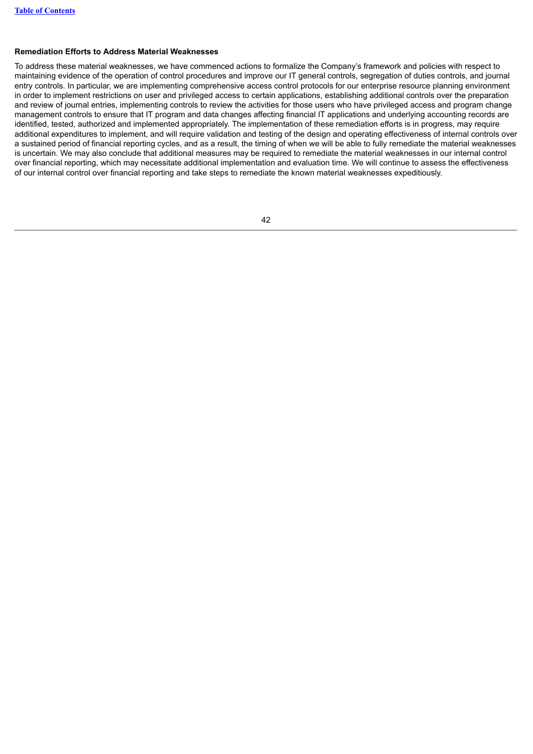**Remediation Efforts to Address Material Weaknesses**

To address these material weaknesses, we have commenced actions to formalize the Company's framework and policies with respect to maintaining evidence of the operation of control procedures and improve our IT general controls, segregation of duties controls, and journal entry controls. In particular, we are implementing comprehensive access control protocols for our enterprise resource planning environment in order to implement restrictions on user and privileged access to certain applications, establishing additional controls over the preparation and review of journal entries, implementing controls to review the activities for those users who have privileged access and program change management controls to ensure that IT program and data changes affecting financial IT applications and underlying accounting records are identified, tested, authorized and implemented appropriately. The implementation of these remediation efforts is in progress, may require additional expenditures to implement, and will require validation and testing of the design and operating effectiveness of internal controls over a sustained period of financial reporting cycles, and as a result, the timing of when we will be able to fully remediate the material weaknesses is uncertain. We may also conclude that additional measures may be required to remediate the material weaknesses in our internal control over financial reporting, which may necessitate additional implementation and evaluation time. We will continue to assess the effectiveness of our internal control over financial reporting and take steps to remediate the known material weaknesses expeditiously.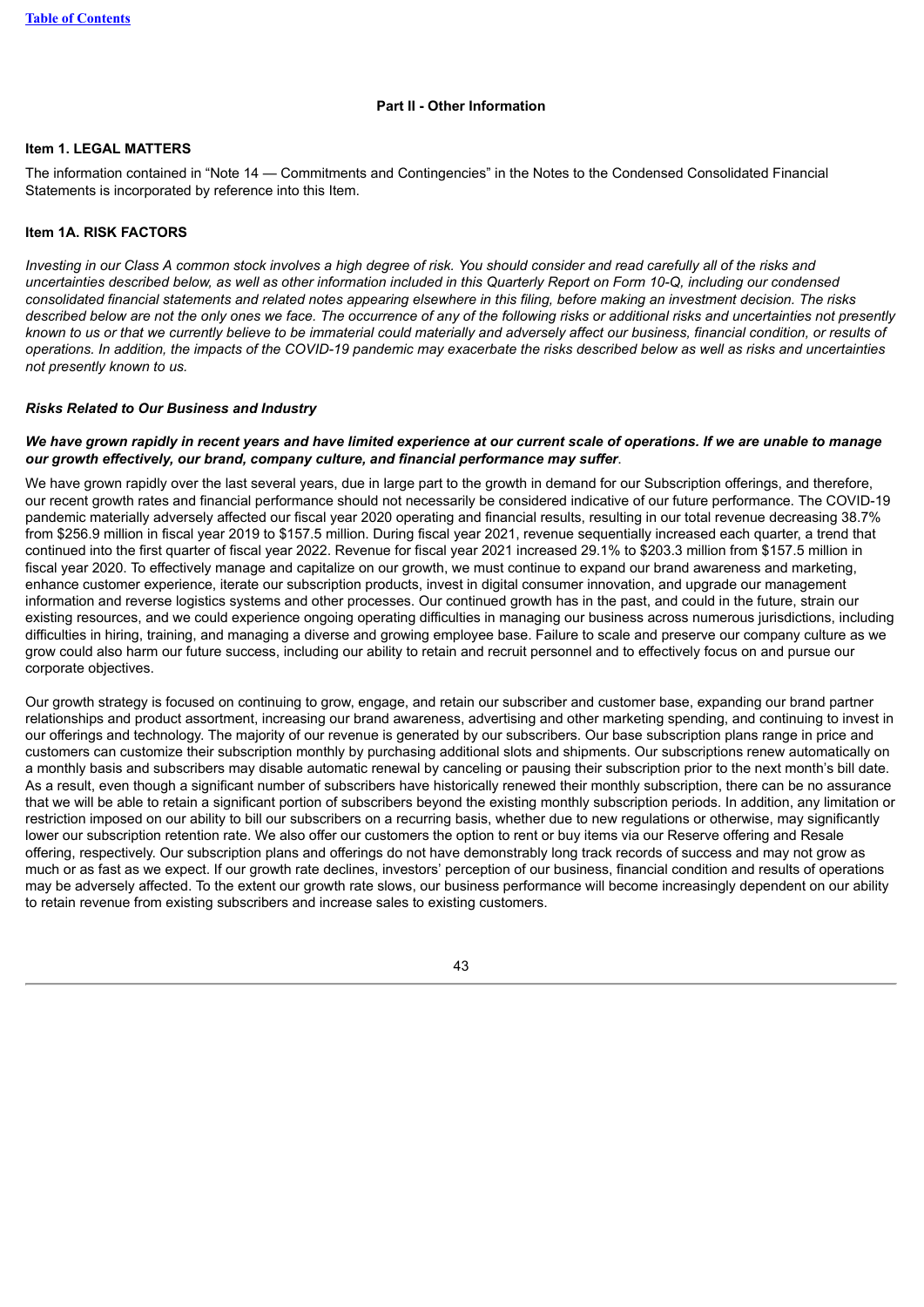## Part II - Other Information

### Item 1. LEGAL MATTERS

The information contained in “Note 14 — Commitments and Contingencies” in the Notes to the Condensed Consolidated Financial Statements is incorporated by reference into this Item.

### Item 1A. RISK FACTORS

*Investing in our Class A common stock involves a high degree of risk. You should consider and read carefully all of the risks and uncertainties described below, as well as other information included in this Quarterly Report on Form 10-Q, including our condensed consolidated financial statements and related notes appearing elsewhere in this filing, before making an investment decision. The risks described below are not the only ones we face. The occurrence of any of the following risks or additional risks and uncertainties not presently known to us or that we currently believe to be immaterial could materially and adversely affect our business, financial condition, or results of operations. In addition, the impacts of the COVID-19 pandemic may exacerbate the risks described below as well as risks and uncertainties not presently known to us.*

#### *Risks Related to Our Business and Industry*

***We have grown rapidly in recent years and have limited experience at our current scale of operations. If we are unable to manage our growth effectively, our brand, company culture, and financial performance may suffer*.**

We have grown rapidly over the last several years, due in large part to the growth in demand for our Subscription offerings, and therefore, our recent growth rates and financial performance should not necessarily be considered indicative of our future performance. The COVID-19 pandemic materially adversely affected our fiscal year 2020 operating and financial results, resulting in our total revenue decreasing 38.7% from $256.9 million in fiscal year 2019 to $157.5 million. During fiscal year 2021, revenue sequentially increased each quarter, a trend that continued into the first quarter of fiscal year 2022. Revenue for fiscal year 2021 increased 29.1% to $203.3 million from $157.5 million in fiscal year 2020. To effectively manage and capitalize on our growth, we must continue to expand our brand awareness and marketing, enhance customer experience, iterate our subscription products, invest in digital consumer innovation, and upgrade our management information and reverse logistics systems and other processes. Our continued growth has in the past, and could in the future, strain our existing resources, and we could experience ongoing operating difficulties in managing our business across numerous jurisdictions, including difficulties in hiring, training, and managing a diverse and growing employee base. Failure to scale and preserve our company culture as we grow could also harm our future success, including our ability to retain and recruit personnel and to effectively focus on and pursue our corporate objectives.

Our growth strategy is focused on continuing to grow, engage, and retain our subscriber and customer base, expanding our brand partner relationships and product assortment, increasing our brand awareness, advertising and other marketing spending, and continuing to invest in our offerings and technology. The majority of our revenue is generated by our subscribers. Our base subscription plans range in price and customers can customize their subscription monthly by purchasing additional slots and shipments. Our subscriptions renew automatically on a monthly basis and subscribers may disable automatic renewal by canceling or pausing their subscription prior to the next month’s bill date. As a result, even though a significant number of subscribers have historically renewed their monthly subscription, there can be no assurance that we will be able to retain a significant portion of subscribers beyond the existing monthly subscription periods. In addition, any limitation or restriction imposed on our ability to bill our subscribers on a recurring basis, whether due to new regulations or otherwise, may significantly lower our subscription retention rate. We also offer our customers the option to rent or buy items via our Reserve offering and Resale offering, respectively. Our subscription plans and offerings do not have demonstrably long track records of success and may not grow as much or as fast as we expect. If our growth rate declines, investors’ perception of our business, financial condition and results of operations may be adversely affected. To the extent our growth rate slows, our business performance will become increasingly dependent on our ability to retain revenue from existing subscribers and increase sales to existing customers.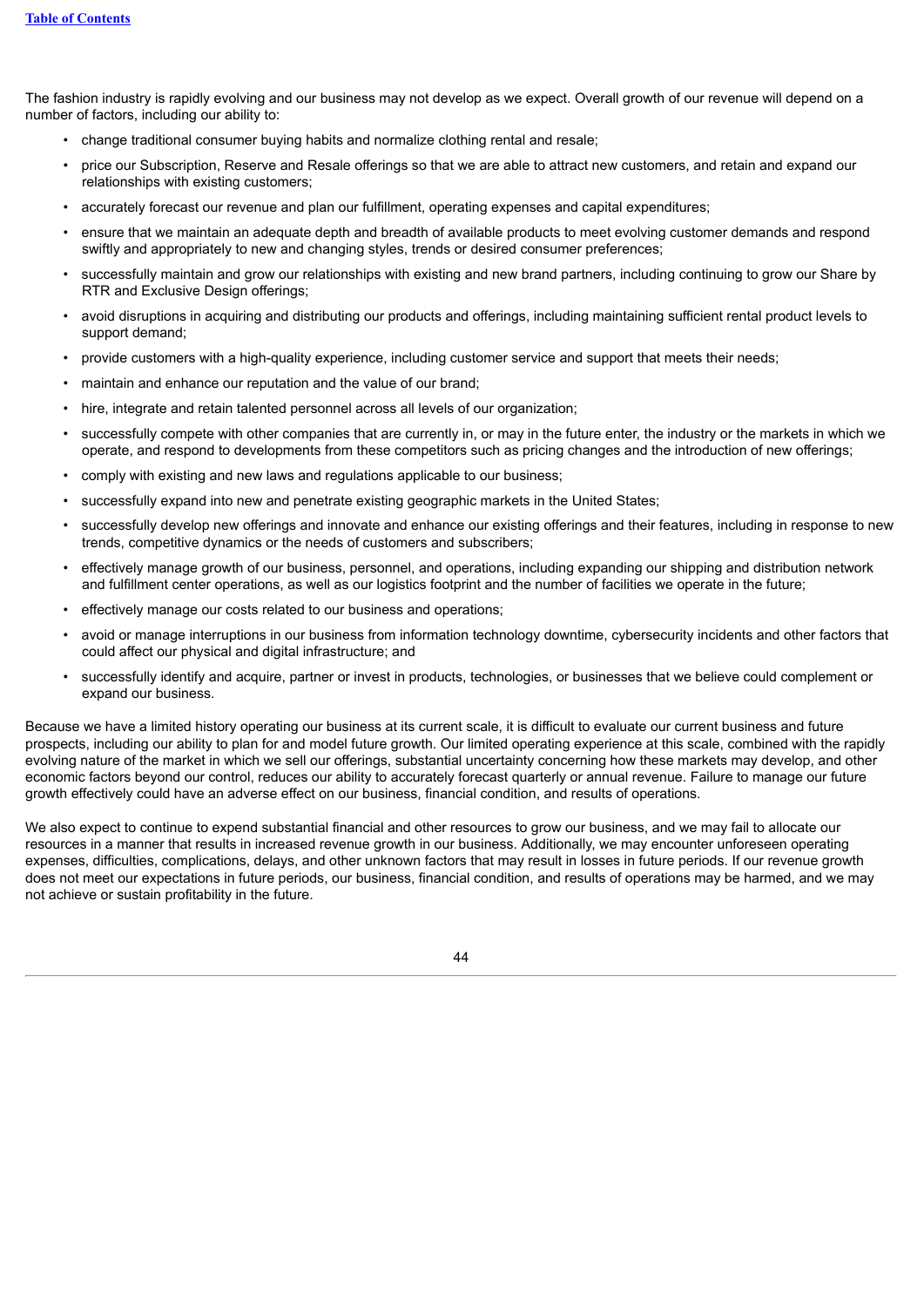The fashion industry is rapidly evolving and our business may not develop as we expect. Overall growth of our revenue will depend on a number of factors, including our ability to:

- change traditional consumer buying habits and normalize clothing rental and resale;
- price our Subscription, Reserve and Resale offerings so that we are able to attract new customers, and retain and expand our relationships with existing customers;
- accurately forecast our revenue and plan our fulfillment, operating expenses and capital expenditures;
- ensure that we maintain an adequate depth and breadth of available products to meet evolving customer demands and respond swiftly and appropriately to new and changing styles, trends or desired consumer preferences;
- successfully maintain and grow our relationships with existing and new brand partners, including continuing to grow our Share by RTR and Exclusive Design offerings;
- avoid disruptions in acquiring and distributing our products and offerings, including maintaining sufficient rental product levels to support demand;
- provide customers with a high-quality experience, including customer service and support that meets their needs;
- maintain and enhance our reputation and the value of our brand;
- hire, integrate and retain talented personnel across all levels of our organization;
- successfully compete with other companies that are currently in, or may in the future enter, the industry or the markets in which we operate, and respond to developments from these competitors such as pricing changes and the introduction of new offerings;
- comply with existing and new laws and regulations applicable to our business;
- successfully expand into new and penetrate existing geographic markets in the United States;
- successfully develop new offerings and innovate and enhance our existing offerings and their features, including in response to new trends, competitive dynamics or the needs of customers and subscribers;
- effectively manage growth of our business, personnel, and operations, including expanding our shipping and distribution network and fulfillment center operations, as well as our logistics footprint and the number of facilities we operate in the future;
- effectively manage our costs related to our business and operations;
- avoid or manage interruptions in our business from information technology downtime, cybersecurity incidents and other factors that could affect our physical and digital infrastructure; and
- successfully identify and acquire, partner or invest in products, technologies, or businesses that we believe could complement or expand our business.

Because we have a limited history operating our business at its current scale, it is difficult to evaluate our current business and future prospects, including our ability to plan for and model future growth. Our limited operating experience at this scale, combined with the rapidly evolving nature of the market in which we sell our offerings, substantial uncertainty concerning how these markets may develop, and other economic factors beyond our control, reduces our ability to accurately forecast quarterly or annual revenue. Failure to manage our future growth effectively could have an adverse effect on our business, financial condition, and results of operations.

We also expect to continue to expend substantial financial and other resources to grow our business, and we may fail to allocate our resources in a manner that results in increased revenue growth in our business. Additionally, we may encounter unforeseen operating expenses, difficulties, complications, delays, and other unknown factors that may result in losses in future periods. If our revenue growth does not meet our expectations in future periods, our business, financial condition, and results of operations may be harmed, and we may not achieve or sustain profitability in the future.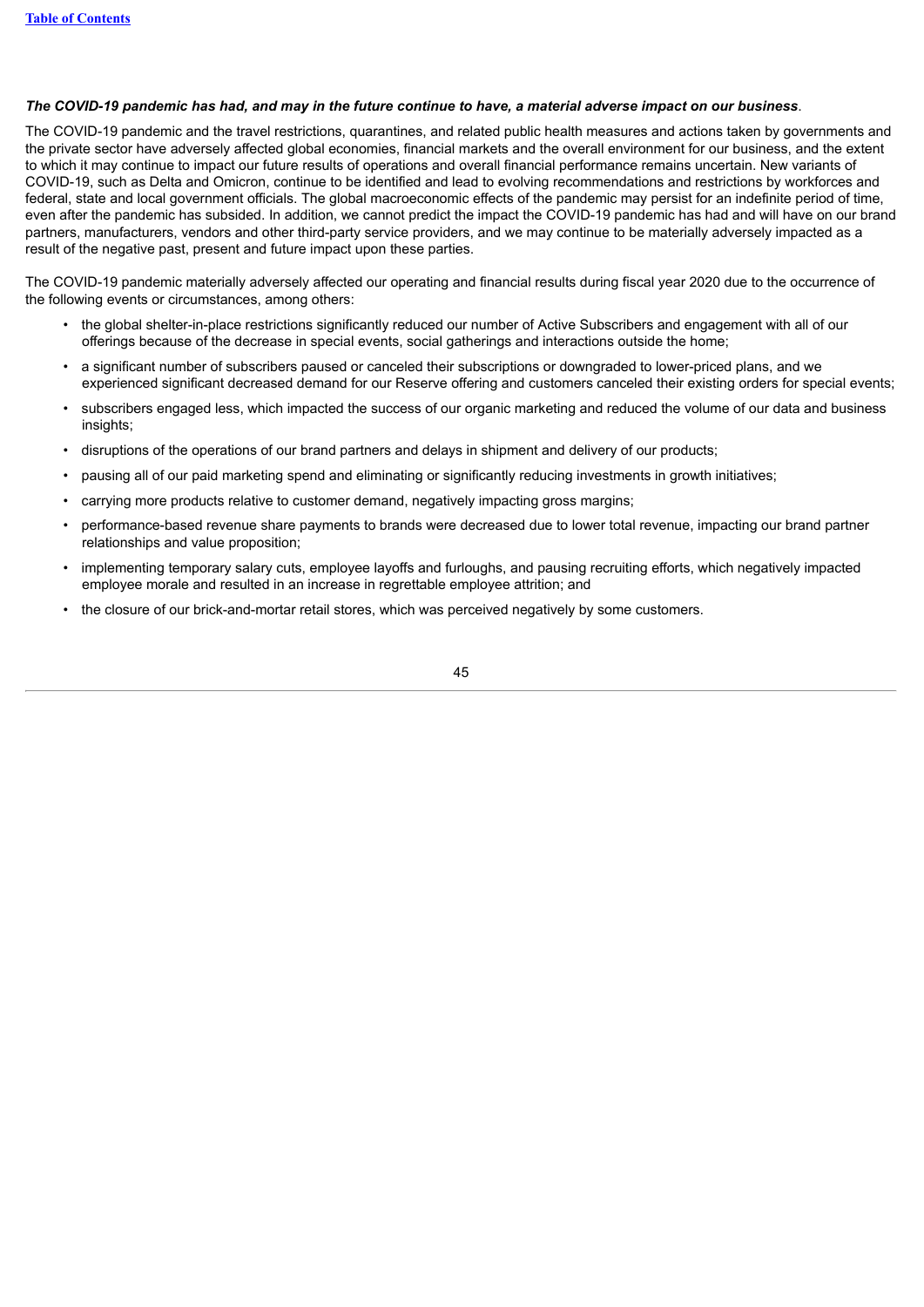***The COVID-19 pandemic has had, and may in the future continue to have, a material adverse impact on our business*.**

The COVID-19 pandemic and the travel restrictions, quarantines, and related public health measures and actions taken by governments and the private sector have adversely affected global economies, financial markets and the overall environment for our business, and the extent to which it may continue to impact our future results of operations and overall financial performance remains uncertain. New variants of COVID-19, such as Delta and Omicron, continue to be identified and lead to evolving recommendations and restrictions by workforces and federal, state and local government officials. The global macroeconomic effects of the pandemic may persist for an indefinite period of time, even after the pandemic has subsided. In addition, we cannot predict the impact the COVID-19 pandemic has had and will have on our brand partners, manufacturers, vendors and other third-party service providers, and we may continue to be materially adversely impacted as a result of the negative past, present and future impact upon these parties.

The COVID-19 pandemic materially adversely affected our operating and financial results during fiscal year 2020 due to the occurrence of the following events or circumstances, among others:

- the global shelter-in-place restrictions significantly reduced our number of Active Subscribers and engagement with all of our offerings because of the decrease in special events, social gatherings and interactions outside the home;
- a significant number of subscribers paused or canceled their subscriptions or downgraded to lower-priced plans, and we experienced significant decreased demand for our Reserve offering and customers canceled their existing orders for special events;
- subscribers engaged less, which impacted the success of our organic marketing and reduced the volume of our data and business insights;
- disruptions of the operations of our brand partners and delays in shipment and delivery of our products;
- pausing all of our paid marketing spend and eliminating or significantly reducing investments in growth initiatives;
- carrying more products relative to customer demand, negatively impacting gross margins;
- performance-based revenue share payments to brands were decreased due to lower total revenue, impacting our brand partner relationships and value proposition;
- implementing temporary salary cuts, employee layoffs and furloughs, and pausing recruiting efforts, which negatively impacted employee morale and resulted in an increase in regrettable employee attrition; and
- the closure of our brick-and-mortar retail stores, which was perceived negatively by some customers.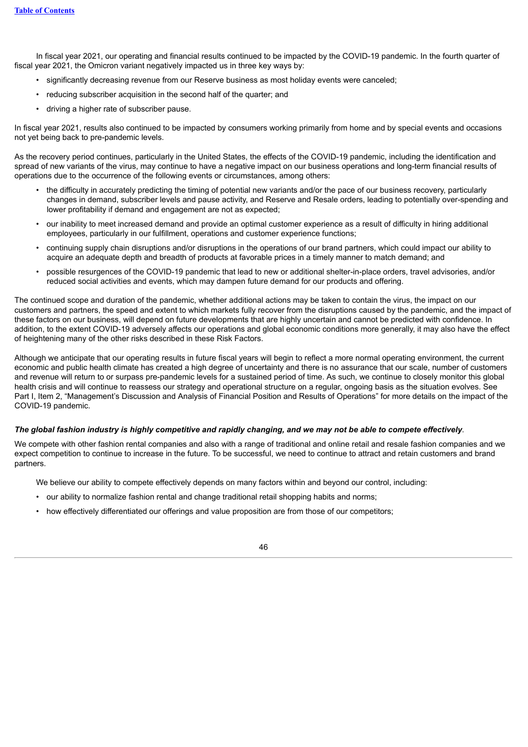In fiscal year 2021, our operating and financial results continued to be impacted by the COVID-19 pandemic. In the fourth quarter of fiscal year 2021, the Omicron variant negatively impacted us in three key ways by:

- significantly decreasing revenue from our Reserve business as most holiday events were canceled;
- reducing subscriber acquisition in the second half of the quarter; and
- driving a higher rate of subscriber pause.

In fiscal year 2021, results also continued to be impacted by consumers working primarily from home and by special events and occasions not yet being back to pre-pandemic levels.

As the recovery period continues, particularly in the United States, the effects of the COVID-19 pandemic, including the identification and spread of new variants of the virus, may continue to have a negative impact on our business operations and long-term financial results of operations due to the occurrence of the following events or circumstances, among others:

- the difficulty in accurately predicting the timing of potential new variants and/or the pace of our business recovery, particularly changes in demand, subscriber levels and pause activity, and Reserve and Resale orders, leading to potentially over-spending and lower profitability if demand and engagement are not as expected;
- our inability to meet increased demand and provide an optimal customer experience as a result of difficulty in hiring additional employees, particularly in our fulfillment, operations and customer experience functions;
- continuing supply chain disruptions and/or disruptions in the operations of our brand partners, which could impact our ability to acquire an adequate depth and breadth of products at favorable prices in a timely manner to match demand; and
- possible resurgences of the COVID-19 pandemic that lead to new or additional shelter-in-place orders, travel advisories, and/or reduced social activities and events, which may dampen future demand for our products and offering.

The continued scope and duration of the pandemic, whether additional actions may be taken to contain the virus, the impact on our customers and partners, the speed and extent to which markets fully recover from the disruptions caused by the pandemic, and the impact of these factors on our business, will depend on future developments that are highly uncertain and cannot be predicted with confidence. In addition, to the extent COVID-19 adversely affects our operations and global economic conditions more generally, it may also have the effect of heightening many of the other risks described in these Risk Factors.

Although we anticipate that our operating results in future fiscal years will begin to reflect a more normal operating environment, the current economic and public health climate has created a high degree of uncertainty and there is no assurance that our scale, number of customers and revenue will return to or surpass pre-pandemic levels for a sustained period of time. As such, we continue to closely monitor this global health crisis and will continue to reassess our strategy and operational structure on a regular, ongoing basis as the situation evolves. See Part I, Item 2, "Management's Discussion and Analysis of Financial Position and Results of Operations" for more details on the impact of the COVID-19 pandemic.

***The global fashion industry is highly competitive and rapidly changing, and we may not be able to compete effectively*.**

We compete with other fashion rental companies and also with a range of traditional and online retail and resale fashion companies and we expect competition to continue to increase in the future. To be successful, we need to continue to attract and retain customers and brand partners.

We believe our ability to compete effectively depends on many factors within and beyond our control, including:

- our ability to normalize fashion rental and change traditional retail shopping habits and norms;
- how effectively differentiated our offerings and value proposition are from those of our competitors;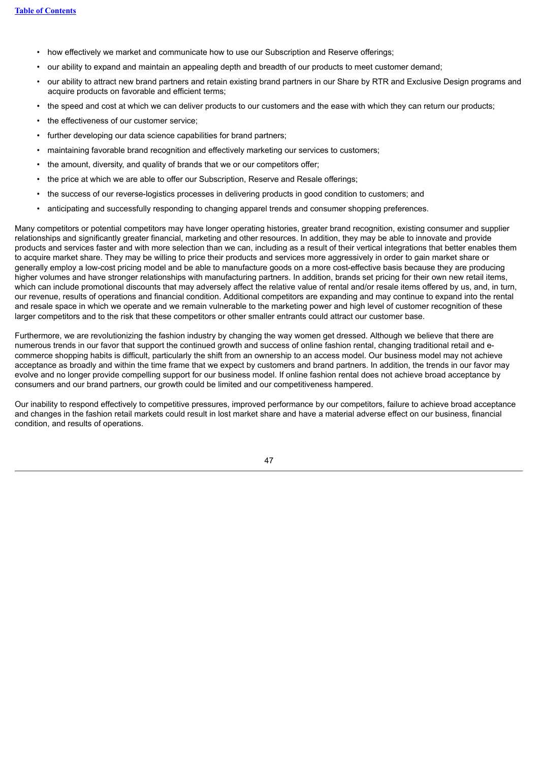- how effectively we market and communicate how to use our Subscription and Reserve offerings;
- our ability to expand and maintain an appealing depth and breadth of our products to meet customer demand;
- our ability to attract new brand partners and retain existing brand partners in our Share by RTR and Exclusive Design programs and acquire products on favorable and efficient terms;
- the speed and cost at which we can deliver products to our customers and the ease with which they can return our products;
- the effectiveness of our customer service;
- further developing our data science capabilities for brand partners;
- maintaining favorable brand recognition and effectively marketing our services to customers;
- the amount, diversity, and quality of brands that we or our competitors offer;
- the price at which we are able to offer our Subscription, Reserve and Resale offerings;
- the success of our reverse-logistics processes in delivering products in good condition to customers; and
- anticipating and successfully responding to changing apparel trends and consumer shopping preferences.

Many competitors or potential competitors may have longer operating histories, greater brand recognition, existing consumer and supplier relationships and significantly greater financial, marketing and other resources. In addition, they may be able to innovate and provide products and services faster and with more selection than we can, including as a result of their vertical integrations that better enables them to acquire market share. They may be willing to price their products and services more aggressively in order to gain market share or generally employ a low-cost pricing model and be able to manufacture goods on a more cost-effective basis because they are producing higher volumes and have stronger relationships with manufacturing partners. In addition, brands set pricing for their own new retail items, which can include promotional discounts that may adversely affect the relative value of rental and/or resale items offered by us, and, in turn, our revenue, results of operations and financial condition. Additional competitors are expanding and may continue to expand into the rental and resale space in which we operate and we remain vulnerable to the marketing power and high level of customer recognition of these larger competitors and to the risk that these competitors or other smaller entrants could attract our customer base.

Furthermore, we are revolutionizing the fashion industry by changing the way women get dressed. Although we believe that there are numerous trends in our favor that support the continued growth and success of online fashion rental, changing traditional retail and e-commerce shopping habits is difficult, particularly the shift from an ownership to an access model. Our business model may not achieve acceptance as broadly and within the time frame that we expect by customers and brand partners. In addition, the trends in our favor may evolve and no longer provide compelling support for our business model. If online fashion rental does not achieve broad acceptance by consumers and our brand partners, our growth could be limited and our competitiveness hampered.

Our inability to respond effectively to competitive pressures, improved performance by our competitors, failure to achieve broad acceptance and changes in the fashion retail markets could result in lost market share and have a material adverse effect on our business, financial condition, and results of operations.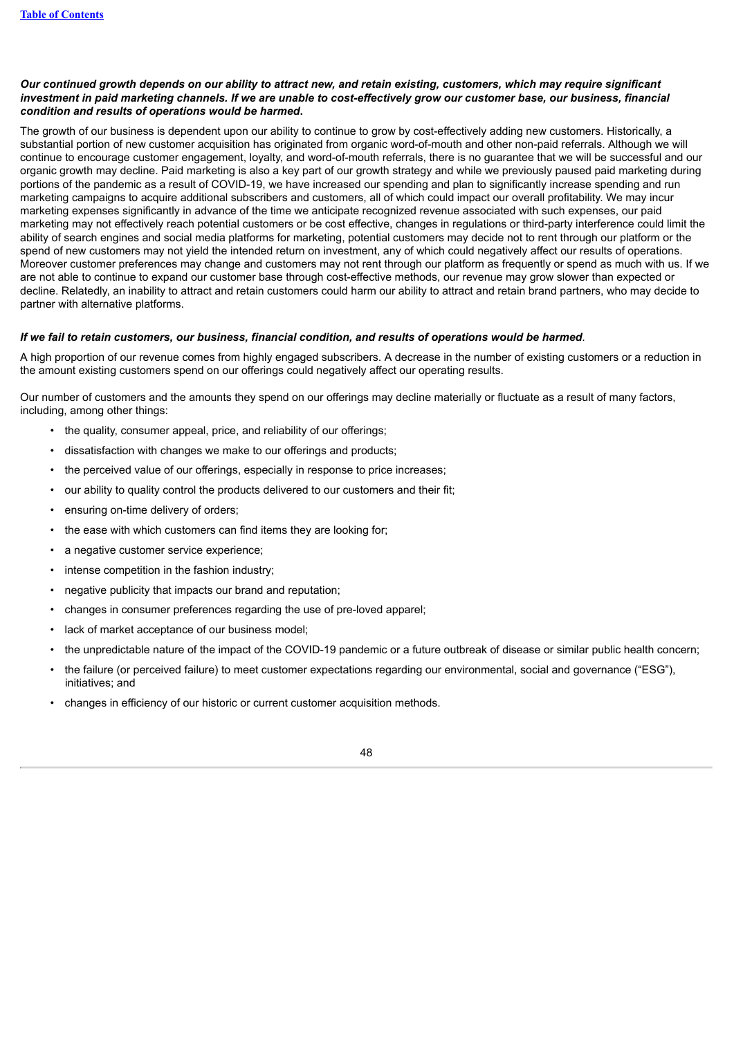***Our continued growth depends on our ability to attract new, and retain existing, customers, which may require significant investment in paid marketing channels. If we are unable to cost-effectively grow our customer base, our business, financial condition and results of operations would be harmed.***

The growth of our business is dependent upon our ability to continue to grow by cost-effectively adding new customers. Historically, a substantial portion of new customer acquisition has originated from organic word-of-mouth and other non-paid referrals. Although we will continue to encourage customer engagement, loyalty, and word-of-mouth referrals, there is no guarantee that we will be successful and our organic growth may decline. Paid marketing is also a key part of our growth strategy and while we previously paused paid marketing during portions of the pandemic as a result of COVID-19, we have increased our spending and plan to significantly increase spending and run marketing campaigns to acquire additional subscribers and customers, all of which could impact our overall profitability. We may incur marketing expenses significantly in advance of the time we anticipate recognized revenue associated with such expenses, our paid marketing may not effectively reach potential customers or be cost effective, changes in regulations or third-party interference could limit the ability of search engines and social media platforms for marketing, potential customers may decide not to rent through our platform or the spend of new customers may not yield the intended return on investment, any of which could negatively affect our results of operations. Moreover customer preferences may change and customers may not rent through our platform as frequently or spend as much with us. If we are not able to continue to expand our customer base through cost-effective methods, our revenue may grow slower than expected or decline. Relatedly, an inability to attract and retain customers could harm our ability to attract and retain brand partners, who may decide to partner with alternative platforms.

***If we fail to retain customers, our business, financial condition, and results of operations would be harmed***.

A high proportion of our revenue comes from highly engaged subscribers. A decrease in the number of existing customers or a reduction in the amount existing customers spend on our offerings could negatively affect our operating results.

Our number of customers and the amounts they spend on our offerings may decline materially or fluctuate as a result of many factors, including, among other things:

- the quality, consumer appeal, price, and reliability of our offerings;
- dissatisfaction with changes we make to our offerings and products;
- the perceived value of our offerings, especially in response to price increases;
- our ability to quality control the products delivered to our customers and their fit;
- ensuring on-time delivery of orders;
- the ease with which customers can find items they are looking for;
- a negative customer service experience;
- intense competition in the fashion industry;
- negative publicity that impacts our brand and reputation;
- changes in consumer preferences regarding the use of pre-loved apparel;
- lack of market acceptance of our business model;
- the unpredictable nature of the impact of the COVID-19 pandemic or a future outbreak of disease or similar public health concern;
- the failure (or perceived failure) to meet customer expectations regarding our environmental, social and governance ("ESG"), initiatives; and
- changes in efficiency of our historic or current customer acquisition methods.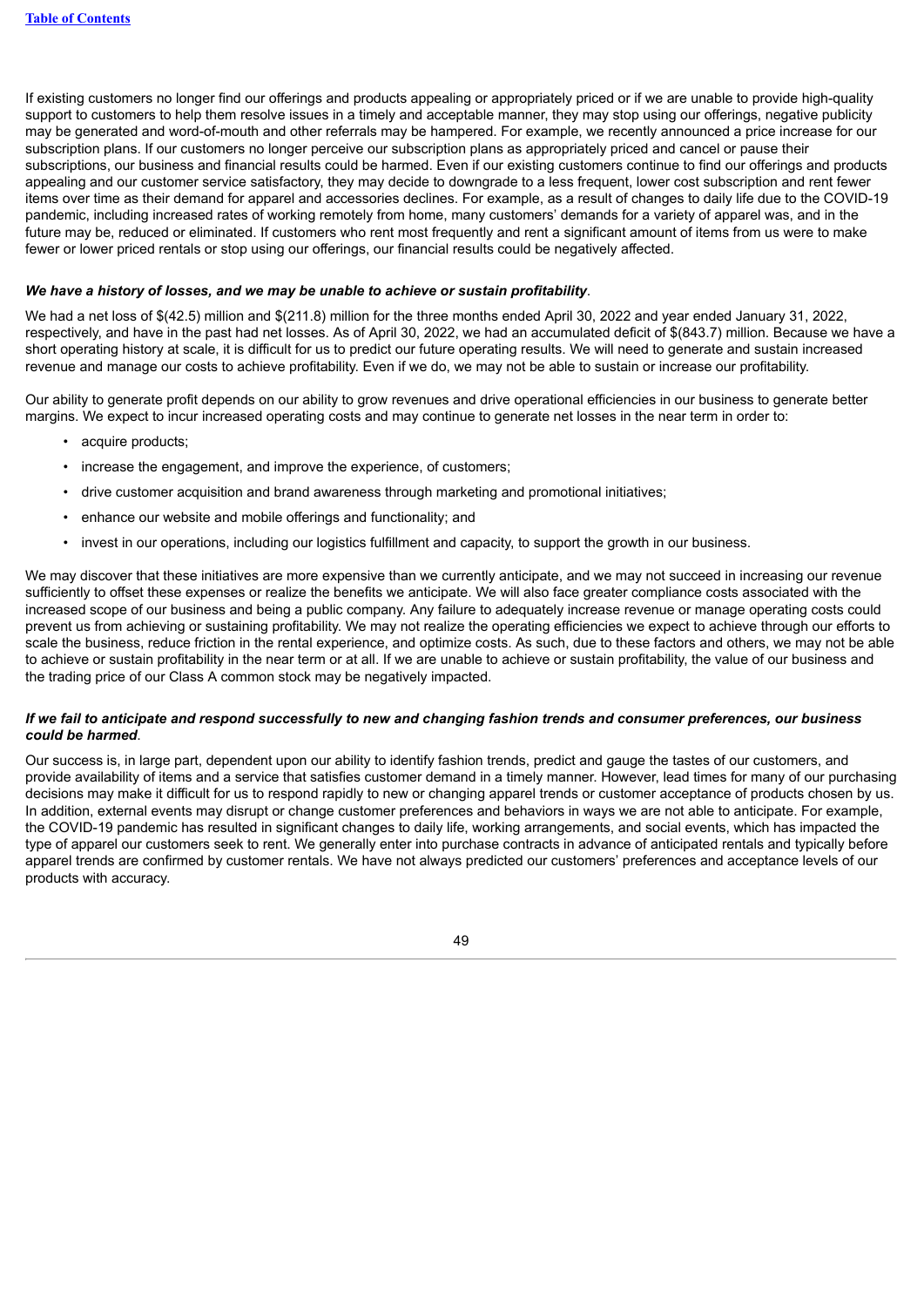If existing customers no longer find our offerings and products appealing or appropriately priced or if we are unable to provide high-quality support to customers to help them resolve issues in a timely and acceptable manner, they may stop using our offerings, negative publicity may be generated and word-of-mouth and other referrals may be hampered. For example, we recently announced a price increase for our subscription plans. If our customers no longer perceive our subscription plans as appropriately priced and cancel or pause their subscriptions, our business and financial results could be harmed. Even if our existing customers continue to find our offerings and products appealing and our customer service satisfactory, they may decide to downgrade to a less frequent, lower cost subscription and rent fewer items over time as their demand for apparel and accessories declines. For example, as a result of changes to daily life due to the COVID-19 pandemic, including increased rates of working remotely from home, many customers' demands for a variety of apparel was, and in the future may be, reduced or eliminated. If customers who rent most frequently and rent a significant amount of items from us were to make fewer or lower priced rentals or stop using our offerings, our financial results could be negatively affected.

***We have a history of losses, and we may be unable to achieve or sustain profitability***.

We had a net loss of $(42.5) million and $(211.8) million for the three months ended April 30, 2022 and year ended January 31, 2022, respectively, and have in the past had net losses. As of April 30, 2022, we had an accumulated deficit of $(843.7) million. Because we have a short operating history at scale, it is difficult for us to predict our future operating results. We will need to generate and sustain increased revenue and manage our costs to achieve profitability. Even if we do, we may not be able to sustain or increase our profitability.

Our ability to generate profit depends on our ability to grow revenues and drive operational efficiencies in our business to generate better margins. We expect to incur increased operating costs and may continue to generate net losses in the near term in order to:

- acquire products;
- increase the engagement, and improve the experience, of customers;
- drive customer acquisition and brand awareness through marketing and promotional initiatives;
- enhance our website and mobile offerings and functionality; and
- invest in our operations, including our logistics fulfillment and capacity, to support the growth in our business.

We may discover that these initiatives are more expensive than we currently anticipate, and we may not succeed in increasing our revenue sufficiently to offset these expenses or realize the benefits we anticipate. We will also face greater compliance costs associated with the increased scope of our business and being a public company. Any failure to adequately increase revenue or manage operating costs could prevent us from achieving or sustaining profitability. We may not realize the operating efficiencies we expect to achieve through our efforts to scale the business, reduce friction in the rental experience, and optimize costs. As such, due to these factors and others, we may not be able to achieve or sustain profitability in the near term or at all. If we are unable to achieve or sustain profitability, the value of our business and the trading price of our Class A common stock may be negatively impacted.

***If we fail to anticipate and respond successfully to new and changing fashion trends and consumer preferences, our business could be harmed***.

Our success is, in large part, dependent upon our ability to identify fashion trends, predict and gauge the tastes of our customers, and provide availability of items and a service that satisfies customer demand in a timely manner. However, lead times for many of our purchasing decisions may make it difficult for us to respond rapidly to new or changing apparel trends or customer acceptance of products chosen by us. In addition, external events may disrupt or change customer preferences and behaviors in ways we are not able to anticipate. For example, the COVID-19 pandemic has resulted in significant changes to daily life, working arrangements, and social events, which has impacted the type of apparel our customers seek to rent. We generally enter into purchase contracts in advance of anticipated rentals and typically before apparel trends are confirmed by customer rentals. We have not always predicted our customers' preferences and acceptance levels of our products with accuracy.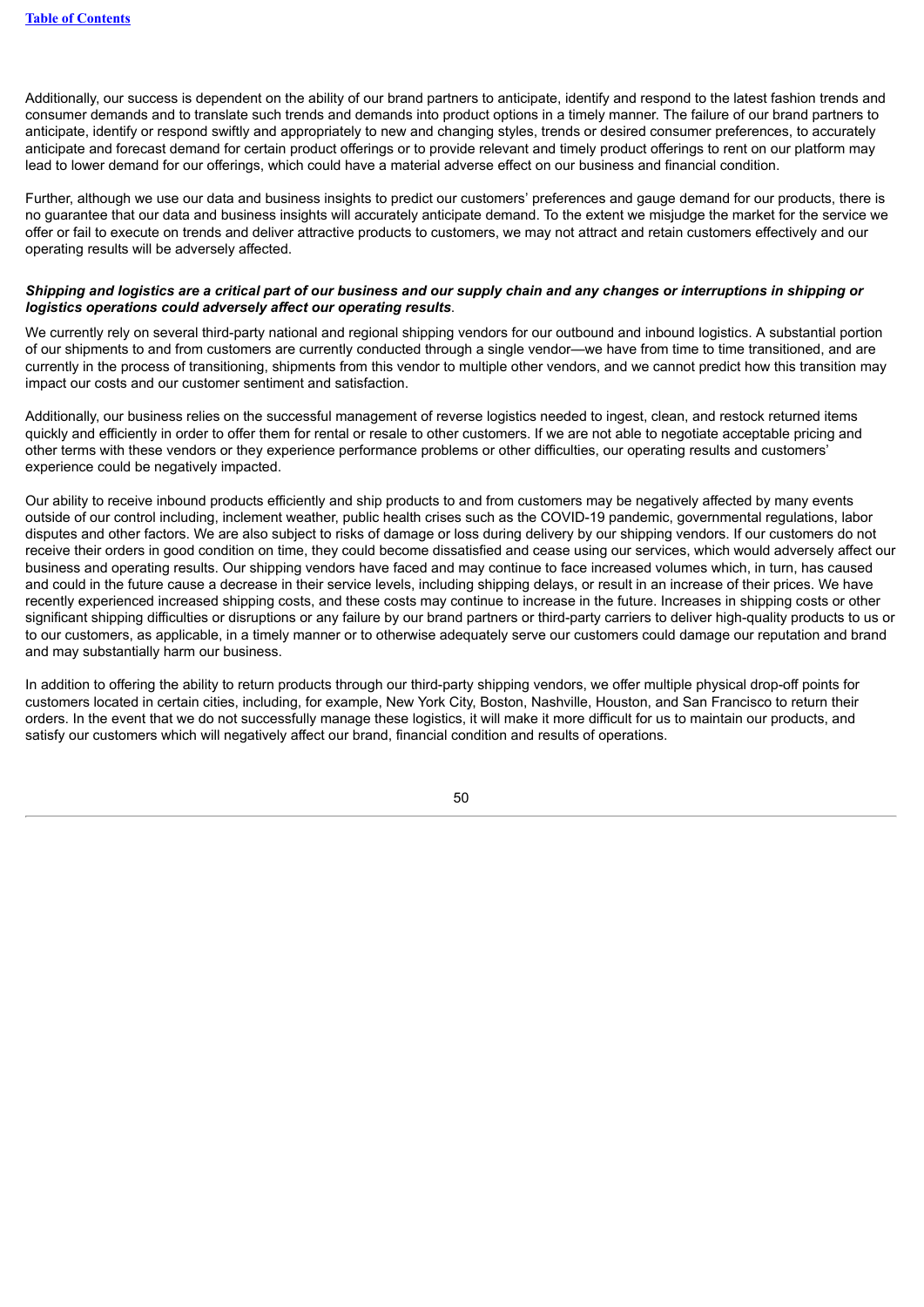Additionally, our success is dependent on the ability of our brand partners to anticipate, identify and respond to the latest fashion trends and consumer demands and to translate such trends and demands into product options in a timely manner. The failure of our brand partners to anticipate, identify or respond swiftly and appropriately to new and changing styles, trends or desired consumer preferences, to accurately anticipate and forecast demand for certain product offerings or to provide relevant and timely product offerings to rent on our platform may lead to lower demand for our offerings, which could have a material adverse effect on our business and financial condition.

Further, although we use our data and business insights to predict our customers' preferences and gauge demand for our products, there is no guarantee that our data and business insights will accurately anticipate demand. To the extent we misjudge the market for the service we offer or fail to execute on trends and deliver attractive products to customers, we may not attract and retain customers effectively and our operating results will be adversely affected.

***Shipping and logistics are a critical part of our business and our supply chain and any changes or interruptions in shipping or logistics operations could adversely affect our operating results.***

We currently rely on several third-party national and regional shipping vendors for our outbound and inbound logistics. A substantial portion of our shipments to and from customers are currently conducted through a single vendor—we have from time to time transitioned, and are currently in the process of transitioning, shipments from this vendor to multiple other vendors, and we cannot predict how this transition may impact our costs and our customer sentiment and satisfaction.

Additionally, our business relies on the successful management of reverse logistics needed to ingest, clean, and restock returned items quickly and efficiently in order to offer them for rental or resale to other customers. If we are not able to negotiate acceptable pricing and other terms with these vendors or they experience performance problems or other difficulties, our operating results and customers' experience could be negatively impacted.

Our ability to receive inbound products efficiently and ship products to and from customers may be negatively affected by many events outside of our control including, inclement weather, public health crises such as the COVID-19 pandemic, governmental regulations, labor disputes and other factors. We are also subject to risks of damage or loss during delivery by our shipping vendors. If our customers do not receive their orders in good condition on time, they could become dissatisfied and cease using our services, which would adversely affect our business and operating results. Our shipping vendors have faced and may continue to face increased volumes which, in turn, has caused and could in the future cause a decrease in their service levels, including shipping delays, or result in an increase of their prices. We have recently experienced increased shipping costs, and these costs may continue to increase in the future. Increases in shipping costs or other significant shipping difficulties or disruptions or any failure by our brand partners or third-party carriers to deliver high-quality products to us or to our customers, as applicable, in a timely manner or to otherwise adequately serve our customers could damage our reputation and brand and may substantially harm our business.

In addition to offering the ability to return products through our third-party shipping vendors, we offer multiple physical drop-off points for customers located in certain cities, including, for example, New York City, Boston, Nashville, Houston, and San Francisco to return their orders. In the event that we do not successfully manage these logistics, it will make it more difficult for us to maintain our products, and satisfy our customers which will negatively affect our brand, financial condition and results of operations.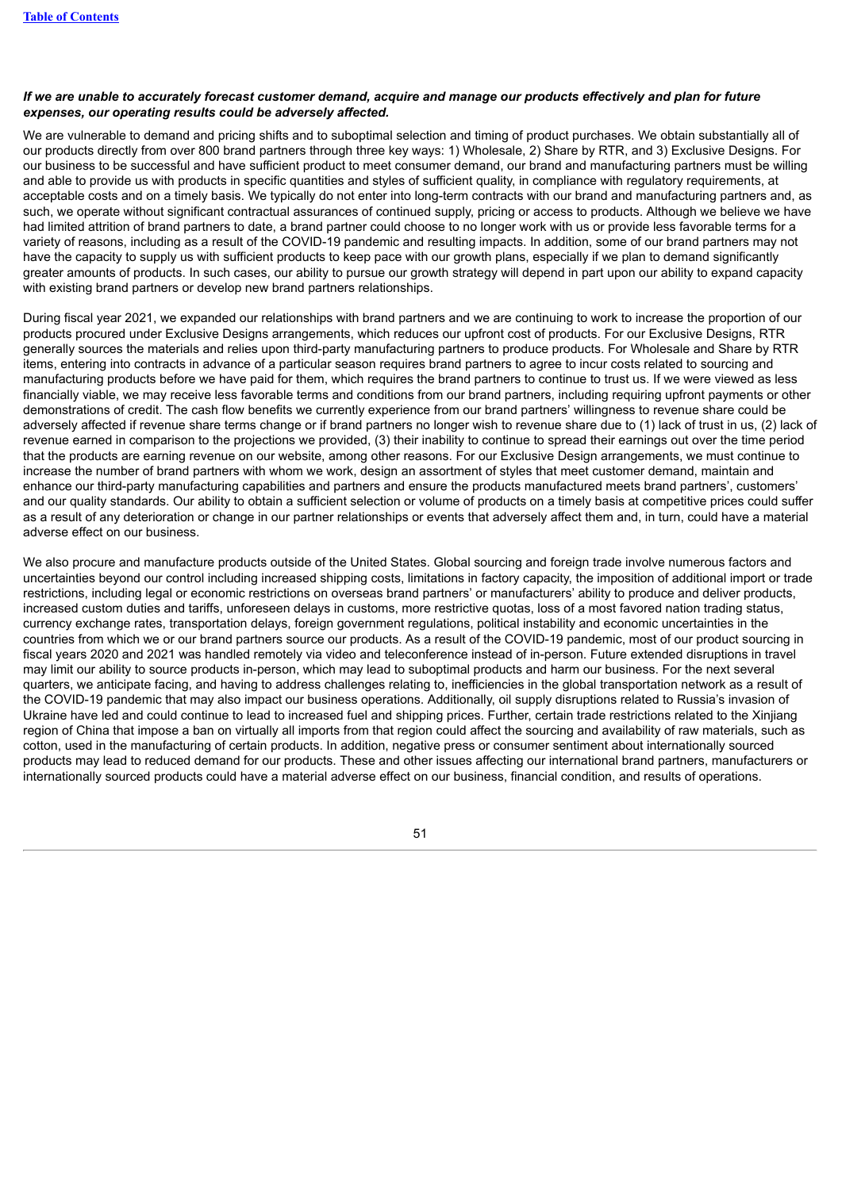***If we are unable to accurately forecast customer demand, acquire and manage our products effectively and plan for future expenses, our operating results could be adversely affected.***

We are vulnerable to demand and pricing shifts and to suboptimal selection and timing of product purchases. We obtain substantially all of our products directly from over 800 brand partners through three key ways: 1) Wholesale, 2) Share by RTR, and 3) Exclusive Designs. For our business to be successful and have sufficient product to meet consumer demand, our brand and manufacturing partners must be willing and able to provide us with products in specific quantities and styles of sufficient quality, in compliance with regulatory requirements, at acceptable costs and on a timely basis. We typically do not enter into long-term contracts with our brand and manufacturing partners and, as such, we operate without significant contractual assurances of continued supply, pricing or access to products. Although we believe we have had limited attrition of brand partners to date, a brand partner could choose to no longer work with us or provide less favorable terms for a variety of reasons, including as a result of the COVID-19 pandemic and resulting impacts. In addition, some of our brand partners may not have the capacity to supply us with sufficient products to keep pace with our growth plans, especially if we plan to demand significantly greater amounts of products. In such cases, our ability to pursue our growth strategy will depend in part upon our ability to expand capacity with existing brand partners or develop new brand partners relationships.

During fiscal year 2021, we expanded our relationships with brand partners and we are continuing to work to increase the proportion of our products procured under Exclusive Designs arrangements, which reduces our upfront cost of products. For our Exclusive Designs, RTR generally sources the materials and relies upon third-party manufacturing partners to produce products. For Wholesale and Share by RTR items, entering into contracts in advance of a particular season requires brand partners to agree to incur costs related to sourcing and manufacturing products before we have paid for them, which requires the brand partners to continue to trust us. If we were viewed as less financially viable, we may receive less favorable terms and conditions from our brand partners, including requiring upfront payments or other demonstrations of credit. The cash flow benefits we currently experience from our brand partners' willingness to revenue share could be adversely affected if revenue share terms change or if brand partners no longer wish to revenue share due to (1) lack of trust in us, (2) lack of revenue earned in comparison to the projections we provided, (3) their inability to continue to spread their earnings out over the time period that the products are earning revenue on our website, among other reasons. For our Exclusive Design arrangements, we must continue to increase the number of brand partners with whom we work, design an assortment of styles that meet customer demand, maintain and enhance our third-party manufacturing capabilities and partners and ensure the products manufactured meets brand partners', customers' and our quality standards. Our ability to obtain a sufficient selection or volume of products on a timely basis at competitive prices could suffer as a result of any deterioration or change in our partner relationships or events that adversely affect them and, in turn, could have a material adverse effect on our business.

We also procure and manufacture products outside of the United States. Global sourcing and foreign trade involve numerous factors and uncertainties beyond our control including increased shipping costs, limitations in factory capacity, the imposition of additional import or trade restrictions, including legal or economic restrictions on overseas brand partners' or manufacturers' ability to produce and deliver products, increased custom duties and tariffs, unforeseen delays in customs, more restrictive quotas, loss of a most favored nation trading status, currency exchange rates, transportation delays, foreign government regulations, political instability and economic uncertainties in the countries from which we or our brand partners source our products. As a result of the COVID-19 pandemic, most of our product sourcing in fiscal years 2020 and 2021 was handled remotely via video and teleconference instead of in-person. Future extended disruptions in travel may limit our ability to source products in-person, which may lead to suboptimal products and harm our business. For the next several quarters, we anticipate facing, and having to address challenges relating to, inefficiencies in the global transportation network as a result of the COVID-19 pandemic that may also impact our business operations. Additionally, oil supply disruptions related to Russia's invasion of Ukraine have led and could continue to lead to increased fuel and shipping prices. Further, certain trade restrictions related to the Xinjiang region of China that impose a ban on virtually all imports from that region could affect the sourcing and availability of raw materials, such as cotton, used in the manufacturing of certain products. In addition, negative press or consumer sentiment about internationally sourced products may lead to reduced demand for our products. These and other issues affecting our international brand partners, manufacturers or internationally sourced products could have a material adverse effect on our business, financial condition, and results of operations.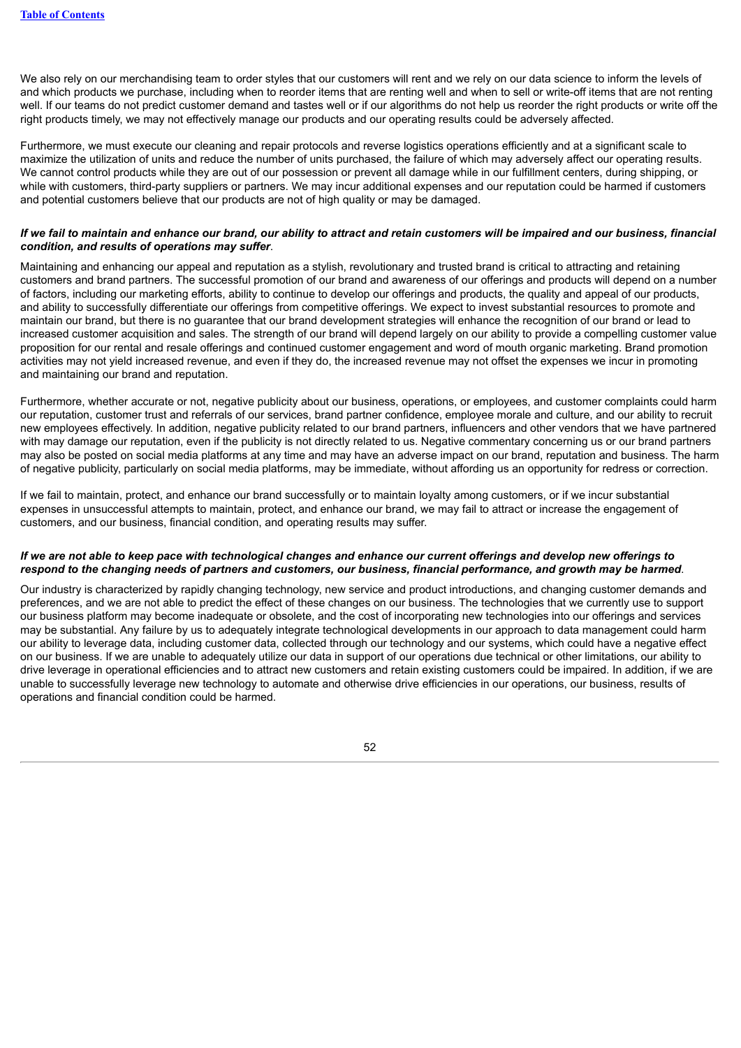We also rely on our merchandising team to order styles that our customers will rent and we rely on our data science to inform the levels of and which products we purchase, including when to reorder items that are renting well and when to sell or write-off items that are not renting well. If our teams do not predict customer demand and tastes well or if our algorithms do not help us reorder the right products or write off the right products timely, we may not effectively manage our products and our operating results could be adversely affected.

Furthermore, we must execute our cleaning and repair protocols and reverse logistics operations efficiently and at a significant scale to maximize the utilization of units and reduce the number of units purchased, the failure of which may adversely affect our operating results. We cannot control products while they are out of our possession or prevent all damage while in our fulfillment centers, during shipping, or while with customers, third-party suppliers or partners. We may incur additional expenses and our reputation could be harmed if customers and potential customers believe that our products are not of high quality or may be damaged.

***If we fail to maintain and enhance our brand, our ability to attract and retain customers will be impaired and our business, financial condition, and results of operations may suffer*.**

Maintaining and enhancing our appeal and reputation as a stylish, revolutionary and trusted brand is critical to attracting and retaining customers and brand partners. The successful promotion of our brand and awareness of our offerings and products will depend on a number of factors, including our marketing efforts, ability to continue to develop our offerings and products, the quality and appeal of our products, and ability to successfully differentiate our offerings from competitive offerings. We expect to invest substantial resources to promote and maintain our brand, but there is no guarantee that our brand development strategies will enhance the recognition of our brand or lead to increased customer acquisition and sales. The strength of our brand will depend largely on our ability to provide a compelling customer value proposition for our rental and resale offerings and continued customer engagement and word of mouth organic marketing. Brand promotion activities may not yield increased revenue, and even if they do, the increased revenue may not offset the expenses we incur in promoting and maintaining our brand and reputation.

Furthermore, whether accurate or not, negative publicity about our business, operations, or employees, and customer complaints could harm our reputation, customer trust and referrals of our services, brand partner confidence, employee morale and culture, and our ability to recruit new employees effectively. In addition, negative publicity related to our brand partners, influencers and other vendors that we have partnered with may damage our reputation, even if the publicity is not directly related to us. Negative commentary concerning us or our brand partners may also be posted on social media platforms at any time and may have an adverse impact on our brand, reputation and business. The harm of negative publicity, particularly on social media platforms, may be immediate, without affording us an opportunity for redress or correction.

If we fail to maintain, protect, and enhance our brand successfully or to maintain loyalty among customers, or if we incur substantial expenses in unsuccessful attempts to maintain, protect, and enhance our brand, we may fail to attract or increase the engagement of customers, and our business, financial condition, and operating results may suffer.

***If we are not able to keep pace with technological changes and enhance our current offerings and develop new offerings to respond to the changing needs of partners and customers, our business, financial performance, and growth may be harmed*.**

Our industry is characterized by rapidly changing technology, new service and product introductions, and changing customer demands and preferences, and we are not able to predict the effect of these changes on our business. The technologies that we currently use to support our business platform may become inadequate or obsolete, and the cost of incorporating new technologies into our offerings and services may be substantial. Any failure by us to adequately integrate technological developments in our approach to data management could harm our ability to leverage data, including customer data, collected through our technology and our systems, which could have a negative effect on our business. If we are unable to adequately utilize our data in support of our operations due technical or other limitations, our ability to drive leverage in operational efficiencies and to attract new customers and retain existing customers could be impaired. In addition, if we are unable to successfully leverage new technology to automate and otherwise drive efficiencies in our operations, our business, results of operations and financial condition could be harmed.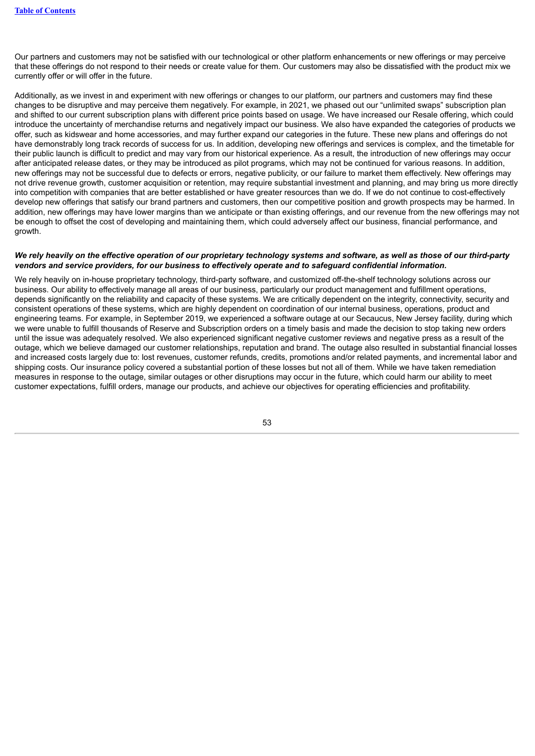Our partners and customers may not be satisfied with our technological or other platform enhancements or new offerings or may perceive that these offerings do not respond to their needs or create value for them. Our customers may also be dissatisfied with the product mix we currently offer or will offer in the future.

Additionally, as we invest in and experiment with new offerings or changes to our platform, our partners and customers may find these changes to be disruptive and may perceive them negatively. For example, in 2021, we phased out our "unlimited swaps" subscription plan and shifted to our current subscription plans with different price points based on usage. We have increased our Resale offering, which could introduce the uncertainty of merchandise returns and negatively impact our business. We also have expanded the categories of products we offer, such as kidswear and home accessories, and may further expand our categories in the future. These new plans and offerings do not have demonstrably long track records of success for us. In addition, developing new offerings and services is complex, and the timetable for their public launch is difficult to predict and may vary from our historical experience. As a result, the introduction of new offerings may occur after anticipated release dates, or they may be introduced as pilot programs, which may not be continued for various reasons. In addition, new offerings may not be successful due to defects or errors, negative publicity, or our failure to market them effectively. New offerings may not drive revenue growth, customer acquisition or retention, may require substantial investment and planning, and may bring us more directly into competition with companies that are better established or have greater resources than we do. If we do not continue to cost-effectively develop new offerings that satisfy our brand partners and customers, then our competitive position and growth prospects may be harmed. In addition, new offerings may have lower margins than we anticipate or than existing offerings, and our revenue from the new offerings may not be enough to offset the cost of developing and maintaining them, which could adversely affect our business, financial performance, and growth.

***We rely heavily on the effective operation of our proprietary technology systems and software, as well as those of our third-party vendors and service providers, for our business to effectively operate and to safeguard confidential information.***

We rely heavily on in-house proprietary technology, third-party software, and customized off-the-shelf technology solutions across our business. Our ability to effectively manage all areas of our business, particularly our product management and fulfillment operations, depends significantly on the reliability and capacity of these systems. We are critically dependent on the integrity, connectivity, security and consistent operations of these systems, which are highly dependent on coordination of our internal business, operations, product and engineering teams. For example, in September 2019, we experienced a software outage at our Secaucus, New Jersey facility, during which we were unable to fulfill thousands of Reserve and Subscription orders on a timely basis and made the decision to stop taking new orders until the issue was adequately resolved. We also experienced significant negative customer reviews and negative press as a result of the outage, which we believe damaged our customer relationships, reputation and brand. The outage also resulted in substantial financial losses and increased costs largely due to: lost revenues, customer refunds, credits, promotions and/or related payments, and incremental labor and shipping costs. Our insurance policy covered a substantial portion of these losses but not all of them. While we have taken remediation measures in response to the outage, similar outages or other disruptions may occur in the future, which could harm our ability to meet customer expectations, fulfill orders, manage our products, and achieve our objectives for operating efficiencies and profitability.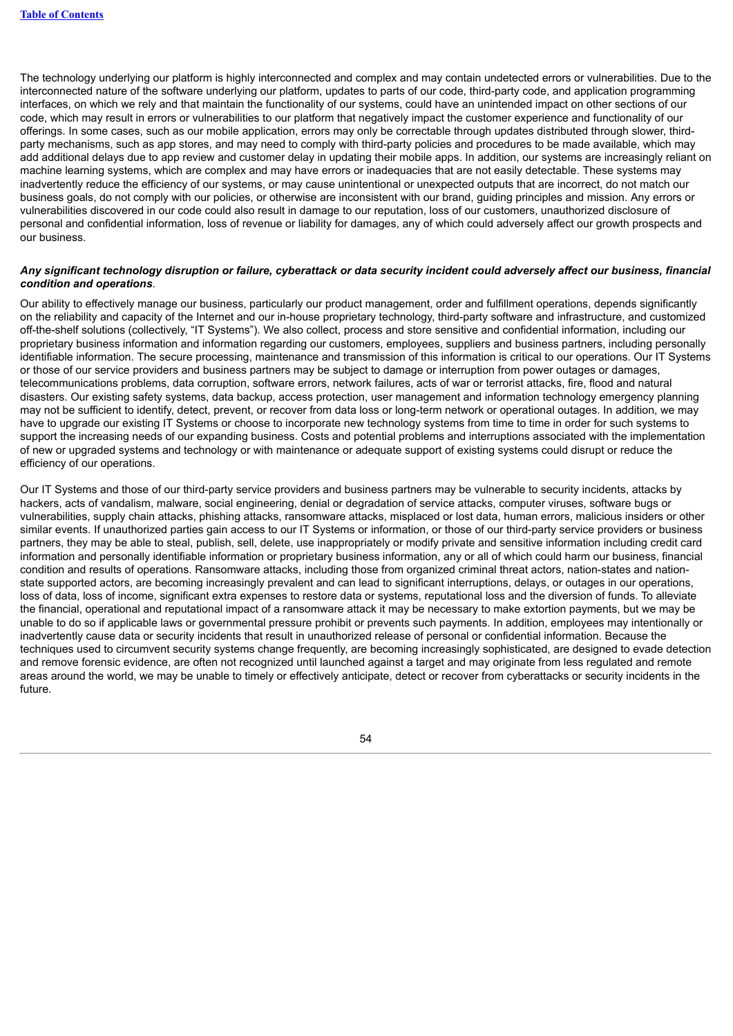The technology underlying our platform is highly interconnected and complex and may contain undetected errors or vulnerabilities. Due to the interconnected nature of the software underlying our platform, updates to parts of our code, third-party code, and application programming interfaces, on which we rely and that maintain the functionality of our systems, could have an unintended impact on other sections of our code, which may result in errors or vulnerabilities to our platform that negatively impact the customer experience and functionality of our offerings. In some cases, such as our mobile application, errors may only be correctable through updates distributed through slower, third-party mechanisms, such as app stores, and may need to comply with third-party policies and procedures to be made available, which may add additional delays due to app review and customer delay in updating their mobile apps. In addition, our systems are increasingly reliant on machine learning systems, which are complex and may have errors or inadequacies that are not easily detectable. These systems may inadvertently reduce the efficiency of our systems, or may cause unintentional or unexpected outputs that are incorrect, do not match our business goals, do not comply with our policies, or otherwise are inconsistent with our brand, guiding principles and mission. Any errors or vulnerabilities discovered in our code could also result in damage to our reputation, loss of our customers, unauthorized disclosure of personal and confidential information, loss of revenue or liability for damages, any of which could adversely affect our growth prospects and our business.

***Any significant technology disruption or failure, cyberattack or data security incident could adversely affect our business, financial condition and operations*.**

Our ability to effectively manage our business, particularly our product management, order and fulfillment operations, depends significantly on the reliability and capacity of the Internet and our in-house proprietary technology, third-party software and infrastructure, and customized off-the-shelf solutions (collectively, "IT Systems"). We also collect, process and store sensitive and confidential information, including our proprietary business information and information regarding our customers, employees, suppliers and business partners, including personally identifiable information. The secure processing, maintenance and transmission of this information is critical to our operations. Our IT Systems or those of our service providers and business partners may be subject to damage or interruption from power outages or damages, telecommunications problems, data corruption, software errors, network failures, acts of war or terrorist attacks, fire, flood and natural disasters. Our existing safety systems, data backup, access protection, user management and information technology emergency planning may not be sufficient to identify, detect, prevent, or recover from data loss or long-term network or operational outages. In addition, we may have to upgrade our existing IT Systems or choose to incorporate new technology systems from time to time in order for such systems to support the increasing needs of our expanding business. Costs and potential problems and interruptions associated with the implementation of new or upgraded systems and technology or with maintenance or adequate support of existing systems could disrupt or reduce the efficiency of our operations.

Our IT Systems and those of our third-party service providers and business partners may be vulnerable to security incidents, attacks by hackers, acts of vandalism, malware, social engineering, denial or degradation of service attacks, computer viruses, software bugs or vulnerabilities, supply chain attacks, phishing attacks, ransomware attacks, misplaced or lost data, human errors, malicious insiders or other similar events. If unauthorized parties gain access to our IT Systems or information, or those of our third-party service providers or business partners, they may be able to steal, publish, sell, delete, use inappropriately or modify private and sensitive information including credit card information and personally identifiable information or proprietary business information, any or all of which could harm our business, financial condition and results of operations. Ransomware attacks, including those from organized criminal threat actors, nation-states and nation-state supported actors, are becoming increasingly prevalent and can lead to significant interruptions, delays, or outages in our operations, loss of data, loss of income, significant extra expenses to restore data or systems, reputational loss and the diversion of funds. To alleviate the financial, operational and reputational impact of a ransomware attack it may be necessary to make extortion payments, but we may be unable to do so if applicable laws or governmental pressure prohibit or prevents such payments. In addition, employees may intentionally or inadvertently cause data or security incidents that result in unauthorized release of personal or confidential information. Because the techniques used to circumvent security systems change frequently, are becoming increasingly sophisticated, are designed to evade detection and remove forensic evidence, are often not recognized until launched against a target and may originate from less regulated and remote areas around the world, we may be unable to timely or effectively anticipate, detect or recover from cyberattacks or security incidents in the future.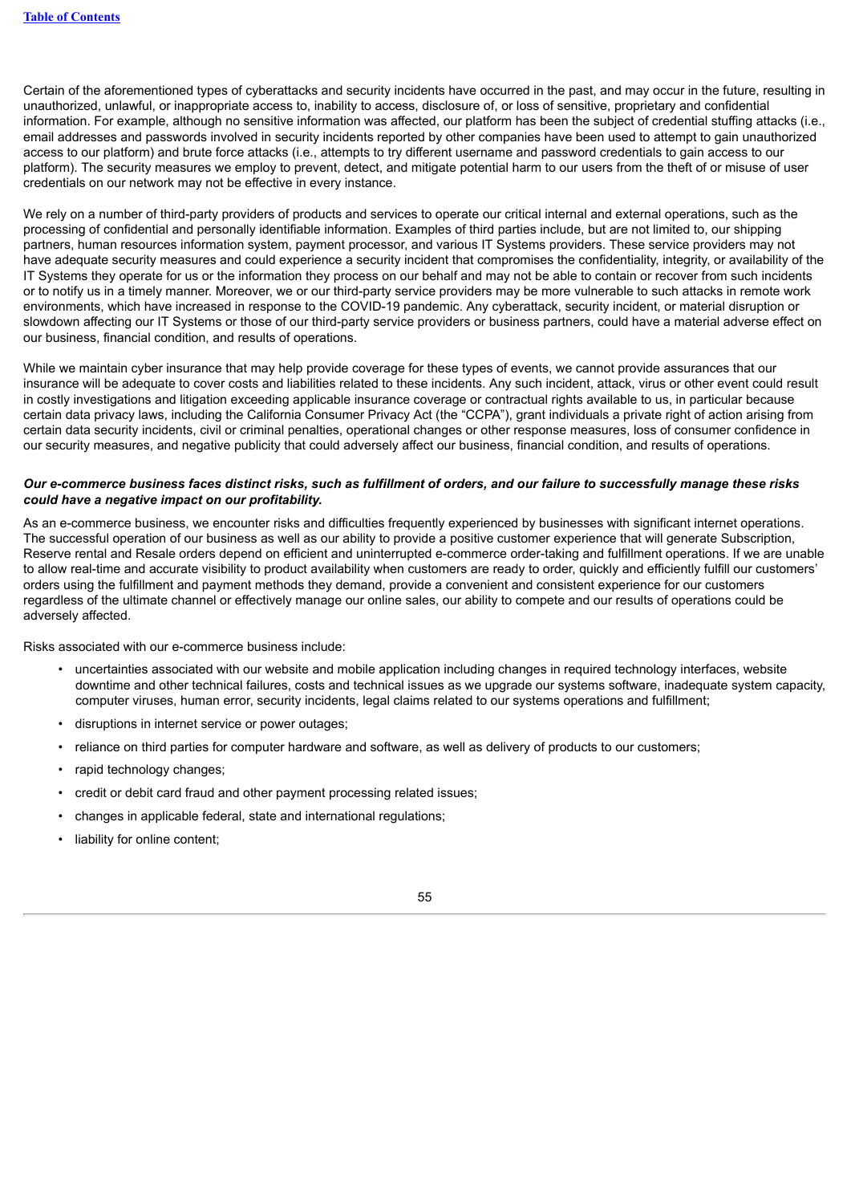Certain of the aforementioned types of cyberattacks and security incidents have occurred in the past, and may occur in the future, resulting in unauthorized, unlawful, or inappropriate access to, inability to access, disclosure of, or loss of sensitive, proprietary and confidential information. For example, although no sensitive information was affected, our platform has been the subject of credential stuffing attacks (i.e., email addresses and passwords involved in security incidents reported by other companies have been used to attempt to gain unauthorized access to our platform) and brute force attacks (i.e., attempts to try different username and password credentials to gain access to our platform). The security measures we employ to prevent, detect, and mitigate potential harm to our users from the theft of or misuse of user credentials on our network may not be effective in every instance.

We rely on a number of third-party providers of products and services to operate our critical internal and external operations, such as the processing of confidential and personally identifiable information. Examples of third parties include, but are not limited to, our shipping partners, human resources information system, payment processor, and various IT Systems providers. These service providers may not have adequate security measures and could experience a security incident that compromises the confidentiality, integrity, or availability of the IT Systems they operate for us or the information they process on our behalf and may not be able to contain or recover from such incidents or to notify us in a timely manner. Moreover, we or our third-party service providers may be more vulnerable to such attacks in remote work environments, which have increased in response to the COVID-19 pandemic. Any cyberattack, security incident, or material disruption or slowdown affecting our IT Systems or those of our third-party service providers or business partners, could have a material adverse effect on our business, financial condition, and results of operations.

While we maintain cyber insurance that may help provide coverage for these types of events, we cannot provide assurances that our insurance will be adequate to cover costs and liabilities related to these incidents. Any such incident, attack, virus or other event could result in costly investigations and litigation exceeding applicable insurance coverage or contractual rights available to us, in particular because certain data privacy laws, including the California Consumer Privacy Act (the "CCPA"), grant individuals a private right of action arising from certain data security incidents, civil or criminal penalties, operational changes or other response measures, loss of consumer confidence in our security measures, and negative publicity that could adversely affect our business, financial condition, and results of operations.

***Our e-commerce business faces distinct risks, such as fulfillment of orders, and our failure to successfully manage these risks could have a negative impact on our profitability.***

As an e-commerce business, we encounter risks and difficulties frequently experienced by businesses with significant internet operations. The successful operation of our business as well as our ability to provide a positive customer experience that will generate Subscription, Reserve rental and Resale orders depend on efficient and uninterrupted e-commerce order-taking and fulfillment operations. If we are unable to allow real-time and accurate visibility to product availability when customers are ready to order, quickly and efficiently fulfill our customers' orders using the fulfillment and payment methods they demand, provide a convenient and consistent experience for our customers regardless of the ultimate channel or effectively manage our online sales, our ability to compete and our results of operations could be adversely affected.

Risks associated with our e-commerce business include:

- uncertainties associated with our website and mobile application including changes in required technology interfaces, website downtime and other technical failures, costs and technical issues as we upgrade our systems software, inadequate system capacity, computer viruses, human error, security incidents, legal claims related to our systems operations and fulfillment;
- disruptions in internet service or power outages;
- reliance on third parties for computer hardware and software, as well as delivery of products to our customers;
- rapid technology changes;
- credit or debit card fraud and other payment processing related issues;
- changes in applicable federal, state and international regulations;
- liability for online content;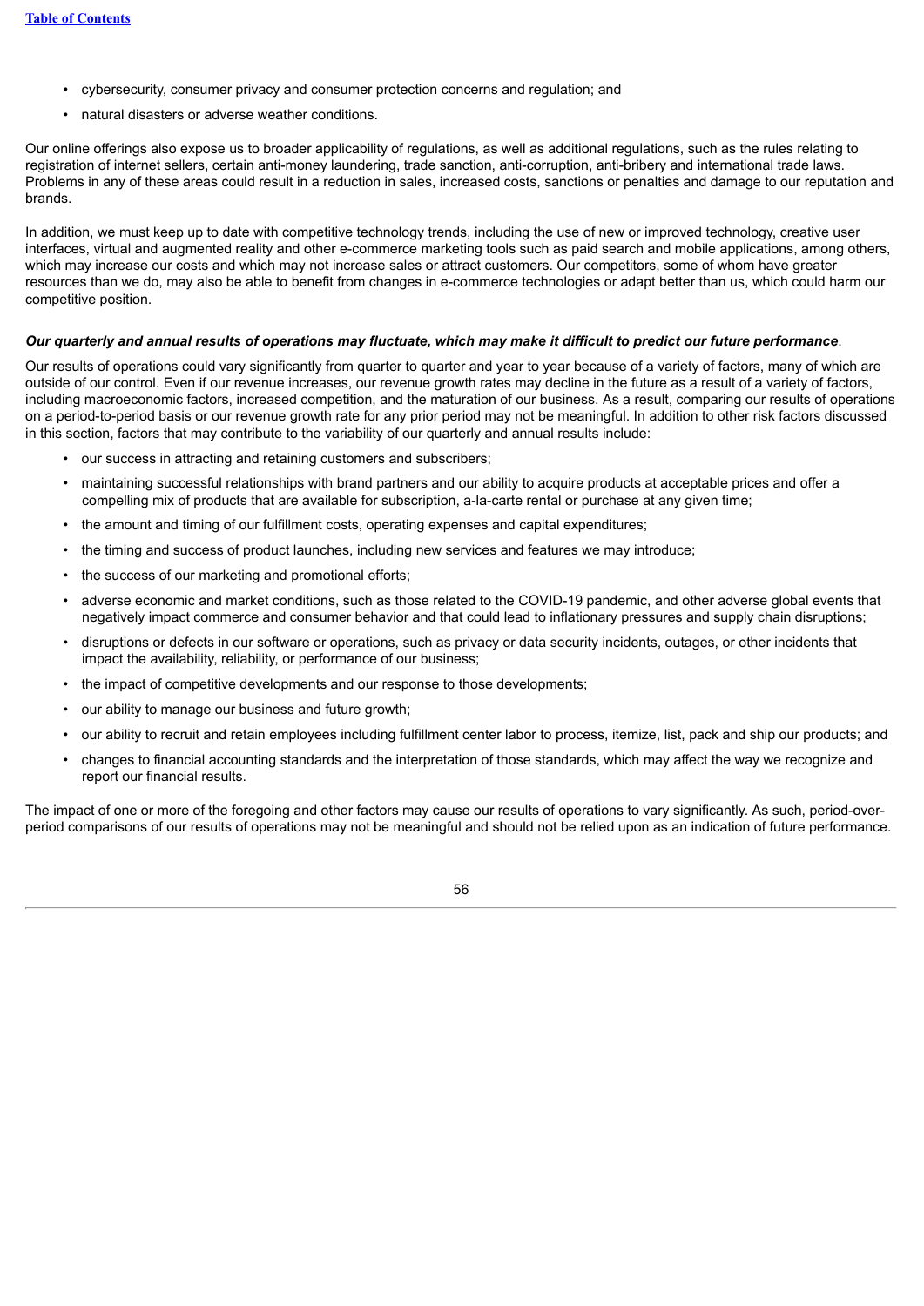- cybersecurity, consumer privacy and consumer protection concerns and regulation; and
- natural disasters or adverse weather conditions.

Our online offerings also expose us to broader applicability of regulations, as well as additional regulations, such as the rules relating to registration of internet sellers, certain anti-money laundering, trade sanction, anti-corruption, anti-bribery and international trade laws. Problems in any of these areas could result in a reduction in sales, increased costs, sanctions or penalties and damage to our reputation and brands.

In addition, we must keep up to date with competitive technology trends, including the use of new or improved technology, creative user interfaces, virtual and augmented reality and other e-commerce marketing tools such as paid search and mobile applications, among others, which may increase our costs and which may not increase sales or attract customers. Our competitors, some of whom have greater resources than we do, may also be able to benefit from changes in e-commerce technologies or adapt better than us, which could harm our competitive position.

***Our quarterly and annual results of operations may fluctuate, which may make it difficult to predict our future performance***.

Our results of operations could vary significantly from quarter to quarter and year to year because of a variety of factors, many of which are outside of our control. Even if our revenue increases, our revenue growth rates may decline in the future as a result of a variety of factors, including macroeconomic factors, increased competition, and the maturation of our business. As a result, comparing our results of operations on a period-to-period basis or our revenue growth rate for any prior period may not be meaningful. In addition to other risk factors discussed in this section, factors that may contribute to the variability of our quarterly and annual results include:

- our success in attracting and retaining customers and subscribers;
- maintaining successful relationships with brand partners and our ability to acquire products at acceptable prices and offer a compelling mix of products that are available for subscription, a-la-carte rental or purchase at any given time;
- the amount and timing of our fulfillment costs, operating expenses and capital expenditures;
- the timing and success of product launches, including new services and features we may introduce;
- the success of our marketing and promotional efforts;
- adverse economic and market conditions, such as those related to the COVID-19 pandemic, and other adverse global events that negatively impact commerce and consumer behavior and that could lead to inflationary pressures and supply chain disruptions;
- disruptions or defects in our software or operations, such as privacy or data security incidents, outages, or other incidents that impact the availability, reliability, or performance of our business;
- the impact of competitive developments and our response to those developments;
- our ability to manage our business and future growth;
- our ability to recruit and retain employees including fulfillment center labor to process, itemize, list, pack and ship our products; and
- changes to financial accounting standards and the interpretation of those standards, which may affect the way we recognize and report our financial results.

The impact of one or more of the foregoing and other factors may cause our results of operations to vary significantly. As such, period-over-period comparisons of our results of operations may not be meaningful and should not be relied upon as an indication of future performance.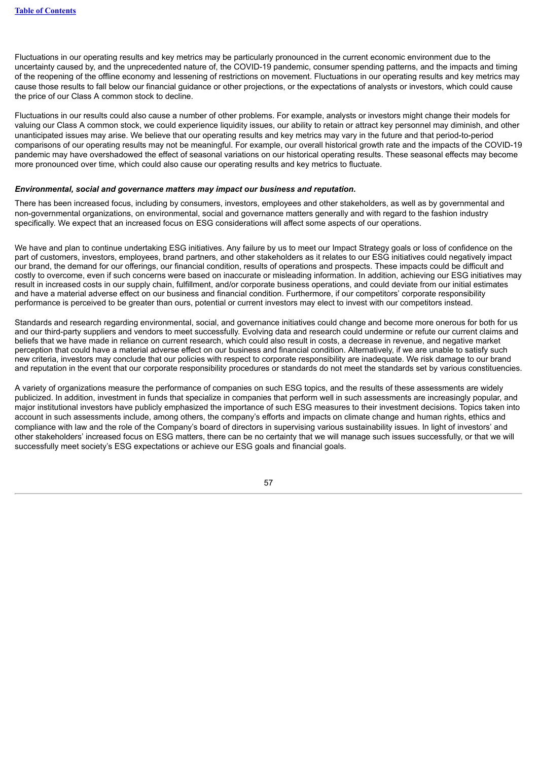Fluctuations in our operating results and key metrics may be particularly pronounced in the current economic environment due to the uncertainty caused by, and the unprecedented nature of, the COVID-19 pandemic, consumer spending patterns, and the impacts and timing of the reopening of the offline economy and lessening of restrictions on movement. Fluctuations in our operating results and key metrics may cause those results to fall below our financial guidance or other projections, or the expectations of analysts or investors, which could cause the price of our Class A common stock to decline.

Fluctuations in our results could also cause a number of other problems. For example, analysts or investors might change their models for valuing our Class A common stock, we could experience liquidity issues, our ability to retain or attract key personnel may diminish, and other unanticipated issues may arise. We believe that our operating results and key metrics may vary in the future and that period-to-period comparisons of our operating results may not be meaningful. For example, our overall historical growth rate and the impacts of the COVID-19 pandemic may have overshadowed the effect of seasonal variations on our historical operating results. These seasonal effects may become more pronounced over time, which could also cause our operating results and key metrics to fluctuate.

***Environmental, social and governance matters may impact our business and reputation.***

There has been increased focus, including by consumers, investors, employees and other stakeholders, as well as by governmental and non-governmental organizations, on environmental, social and governance matters generally and with regard to the fashion industry specifically. We expect that an increased focus on ESG considerations will affect some aspects of our operations.

We have and plan to continue undertaking ESG initiatives. Any failure by us to meet our Impact Strategy goals or loss of confidence on the part of customers, investors, employees, brand partners, and other stakeholders as it relates to our ESG initiatives could negatively impact our brand, the demand for our offerings, our financial condition, results of operations and prospects. These impacts could be difficult and costly to overcome, even if such concerns were based on inaccurate or misleading information. In addition, achieving our ESG initiatives may result in increased costs in our supply chain, fulfillment, and/or corporate business operations, and could deviate from our initial estimates and have a material adverse effect on our business and financial condition. Furthermore, if our competitors' corporate responsibility performance is perceived to be greater than ours, potential or current investors may elect to invest with our competitors instead.

Standards and research regarding environmental, social, and governance initiatives could change and become more onerous for both for us and our third-party suppliers and vendors to meet successfully. Evolving data and research could undermine or refute our current claims and beliefs that we have made in reliance on current research, which could also result in costs, a decrease in revenue, and negative market perception that could have a material adverse effect on our business and financial condition. Alternatively, if we are unable to satisfy such new criteria, investors may conclude that our policies with respect to corporate responsibility are inadequate. We risk damage to our brand and reputation in the event that our corporate responsibility procedures or standards do not meet the standards set by various constituencies.

A variety of organizations measure the performance of companies on such ESG topics, and the results of these assessments are widely publicized. In addition, investment in funds that specialize in companies that perform well in such assessments are increasingly popular, and major institutional investors have publicly emphasized the importance of such ESG measures to their investment decisions. Topics taken into account in such assessments include, among others, the company's efforts and impacts on climate change and human rights, ethics and compliance with law and the role of the Company's board of directors in supervising various sustainability issues. In light of investors' and other stakeholders' increased focus on ESG matters, there can be no certainty that we will manage such issues successfully, or that we will successfully meet society's ESG expectations or achieve our ESG goals and financial goals.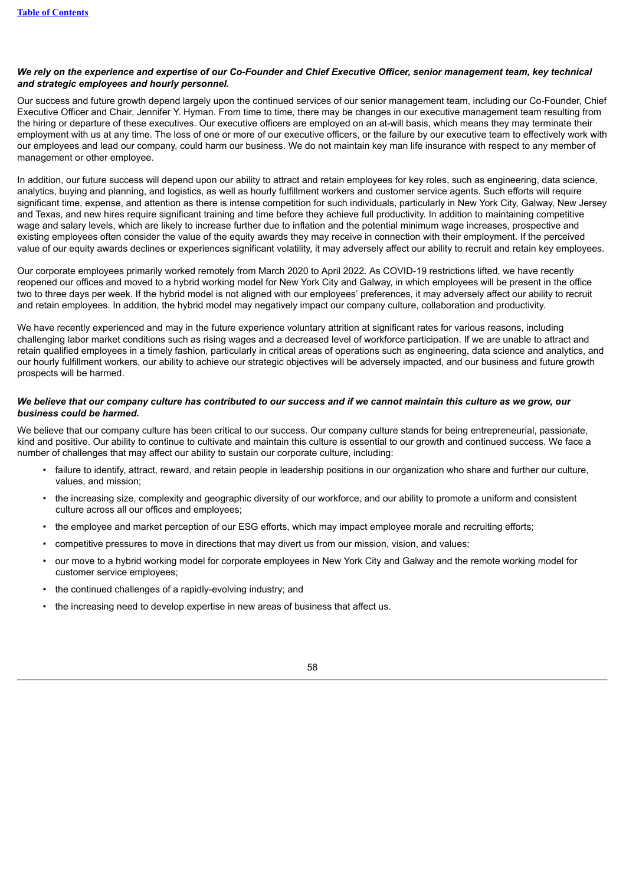***We rely on the experience and expertise of our Co-Founder and Chief Executive Officer, senior management team, key technical and strategic employees and hourly personnel.***

Our success and future growth depend largely upon the continued services of our senior management team, including our Co-Founder, Chief Executive Officer and Chair, Jennifer Y. Hyman. From time to time, there may be changes in our executive management team resulting from the hiring or departure of these executives. Our executive officers are employed on an at-will basis, which means they may terminate their employment with us at any time. The loss of one or more of our executive officers, or the failure by our executive team to effectively work with our employees and lead our company, could harm our business. We do not maintain key man life insurance with respect to any member of management or other employee.

In addition, our future success will depend upon our ability to attract and retain employees for key roles, such as engineering, data science, analytics, buying and planning, and logistics, as well as hourly fulfillment workers and customer service agents. Such efforts will require significant time, expense, and attention as there is intense competition for such individuals, particularly in New York City, Galway, New Jersey and Texas, and new hires require significant training and time before they achieve full productivity. In addition to maintaining competitive wage and salary levels, which are likely to increase further due to inflation and the potential minimum wage increases, prospective and existing employees often consider the value of the equity awards they may receive in connection with their employment. If the perceived value of our equity awards declines or experiences significant volatility, it may adversely affect our ability to recruit and retain key employees.

Our corporate employees primarily worked remotely from March 2020 to April 2022. As COVID-19 restrictions lifted, we have recently reopened our offices and moved to a hybrid working model for New York City and Galway, in which employees will be present in the office two to three days per week. If the hybrid model is not aligned with our employees' preferences, it may adversely affect our ability to recruit and retain employees. In addition, the hybrid model may negatively impact our company culture, collaboration and productivity.

We have recently experienced and may in the future experience voluntary attrition at significant rates for various reasons, including challenging labor market conditions such as rising wages and a decreased level of workforce participation. If we are unable to attract and retain qualified employees in a timely fashion, particularly in critical areas of operations such as engineering, data science and analytics, and our hourly fulfillment workers, our ability to achieve our strategic objectives will be adversely impacted, and our business and future growth prospects will be harmed.

***We believe that our company culture has contributed to our success and if we cannot maintain this culture as we grow, our business could be harmed.***

We believe that our company culture has been critical to our success. Our company culture stands for being entrepreneurial, passionate, kind and positive. Our ability to continue to cultivate and maintain this culture is essential to our growth and continued success. We face a number of challenges that may affect our ability to sustain our corporate culture, including:

- failure to identify, attract, reward, and retain people in leadership positions in our organization who share and further our culture, values, and mission;
- the increasing size, complexity and geographic diversity of our workforce, and our ability to promote a uniform and consistent culture across all our offices and employees;
- the employee and market perception of our ESG efforts, which may impact employee morale and recruiting efforts;
- competitive pressures to move in directions that may divert us from our mission, vision, and values;
- our move to a hybrid working model for corporate employees in New York City and Galway and the remote working model for customer service employees;
- the continued challenges of a rapidly-evolving industry; and
- the increasing need to develop expertise in new areas of business that affect us.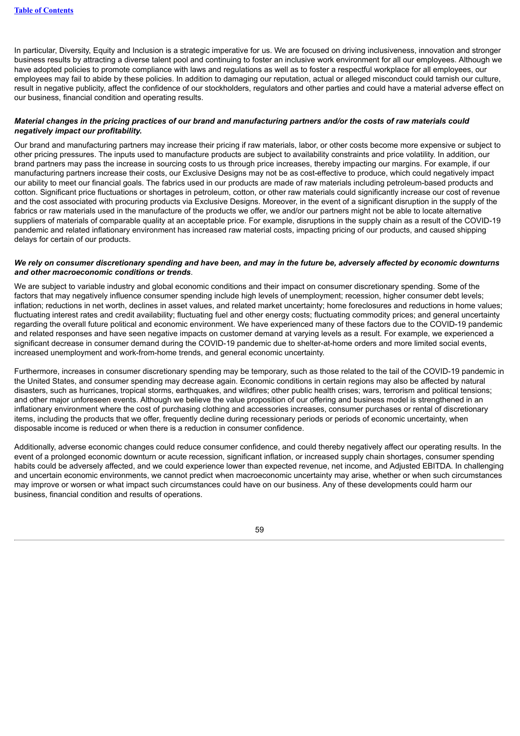In particular, Diversity, Equity and Inclusion is a strategic imperative for us. We are focused on driving inclusiveness, innovation and stronger business results by attracting a diverse talent pool and continuing to foster an inclusive work environment for all our employees. Although we have adopted policies to promote compliance with laws and regulations as well as to foster a respectful workplace for all employees, our employees may fail to abide by these policies. In addition to damaging our reputation, actual or alleged misconduct could tarnish our culture, result in negative publicity, affect the confidence of our stockholders, regulators and other parties and could have a material adverse effect on our business, financial condition and operating results.

***Material changes in the pricing practices of our brand and manufacturing partners and/or the costs of raw materials could negatively impact our profitability.***

Our brand and manufacturing partners may increase their pricing if raw materials, labor, or other costs become more expensive or subject to other pricing pressures. The inputs used to manufacture products are subject to availability constraints and price volatility. In addition, our brand partners may pass the increase in sourcing costs to us through price increases, thereby impacting our margins. For example, if our manufacturing partners increase their costs, our Exclusive Designs may not be as cost-effective to produce, which could negatively impact our ability to meet our financial goals. The fabrics used in our products are made of raw materials including petroleum-based products and cotton. Significant price fluctuations or shortages in petroleum, cotton, or other raw materials could significantly increase our cost of revenue and the cost associated with procuring products via Exclusive Designs. Moreover, in the event of a significant disruption in the supply of the fabrics or raw materials used in the manufacture of the products we offer, we and/or our partners might not be able to locate alternative suppliers of materials of comparable quality at an acceptable price. For example, disruptions in the supply chain as a result of the COVID-19 pandemic and related inflationary environment has increased raw material costs, impacting pricing of our products, and caused shipping delays for certain of our products.

***We rely on consumer discretionary spending and have been, and may in the future be, adversely affected by economic downturns and other macroeconomic conditions or trends***.

We are subject to variable industry and global economic conditions and their impact on consumer discretionary spending. Some of the factors that may negatively influence consumer spending include high levels of unemployment; recession, higher consumer debt levels; inflation; reductions in net worth, declines in asset values, and related market uncertainty; home foreclosures and reductions in home values; fluctuating interest rates and credit availability; fluctuating fuel and other energy costs; fluctuating commodity prices; and general uncertainty regarding the overall future political and economic environment. We have experienced many of these factors due to the COVID-19 pandemic and related responses and have seen negative impacts on customer demand at varying levels as a result. For example, we experienced a significant decrease in consumer demand during the COVID-19 pandemic due to shelter-at-home orders and more limited social events, increased unemployment and work-from-home trends, and general economic uncertainty.

Furthermore, increases in consumer discretionary spending may be temporary, such as those related to the tail of the COVID-19 pandemic in the United States, and consumer spending may decrease again. Economic conditions in certain regions may also be affected by natural disasters, such as hurricanes, tropical storms, earthquakes, and wildfires; other public health crises; wars, terrorism and political tensions; and other major unforeseen events. Although we believe the value proposition of our offering and business model is strengthened in an inflationary environment where the cost of purchasing clothing and accessories increases, consumer purchases or rental of discretionary items, including the products that we offer, frequently decline during recessionary periods or periods of economic uncertainty, when disposable income is reduced or when there is a reduction in consumer confidence.

Additionally, adverse economic changes could reduce consumer confidence, and could thereby negatively affect our operating results. In the event of a prolonged economic downturn or acute recession, significant inflation, or increased supply chain shortages, consumer spending habits could be adversely affected, and we could experience lower than expected revenue, net income, and Adjusted EBITDA. In challenging and uncertain economic environments, we cannot predict when macroeconomic uncertainty may arise, whether or when such circumstances may improve or worsen or what impact such circumstances could have on our business. Any of these developments could harm our business, financial condition and results of operations.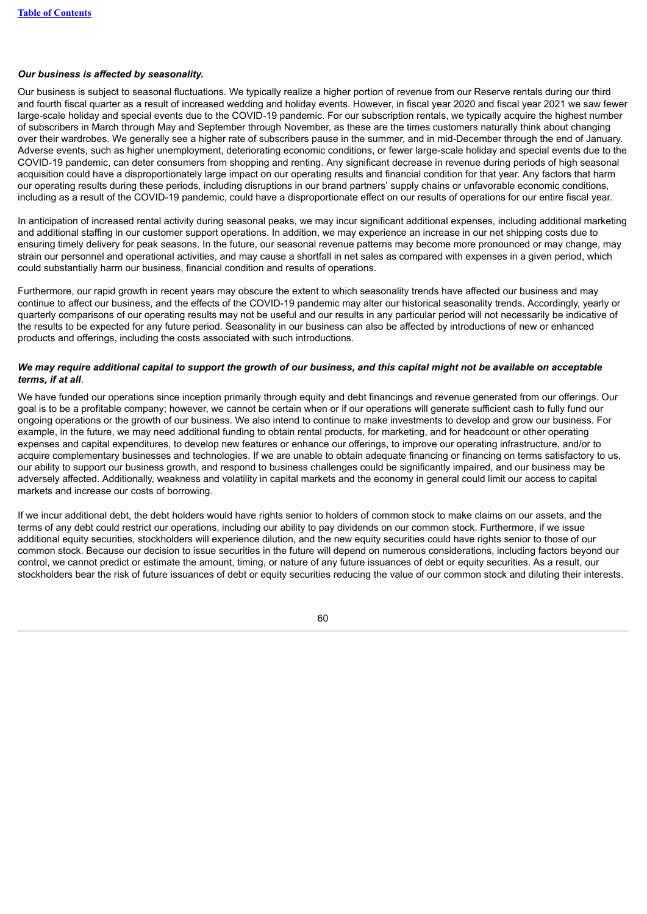***Our business is affected by seasonality.***

Our business is subject to seasonal fluctuations. We typically realize a higher portion of revenue from our Reserve rentals during our third and fourth fiscal quarter as a result of increased wedding and holiday events. However, in fiscal year 2020 and fiscal year 2021 we saw fewer large-scale holiday and special events due to the COVID-19 pandemic. For our subscription rentals, we typically acquire the highest number of subscribers in March through May and September through November, as these are the times customers naturally think about changing over their wardrobes. We generally see a higher rate of subscribers pause in the summer, and in mid-December through the end of January. Adverse events, such as higher unemployment, deteriorating economic conditions, or fewer large-scale holiday and special events due to the COVID-19 pandemic, can deter consumers from shopping and renting. Any significant decrease in revenue during periods of high seasonal acquisition could have a disproportionately large impact on our operating results and financial condition for that year. Any factors that harm our operating results during these periods, including disruptions in our brand partners' supply chains or unfavorable economic conditions, including as a result of the COVID-19 pandemic, could have a disproportionate effect on our results of operations for our entire fiscal year.

In anticipation of increased rental activity during seasonal peaks, we may incur significant additional expenses, including additional marketing and additional staffing in our customer support operations. In addition, we may experience an increase in our net shipping costs due to ensuring timely delivery for peak seasons. In the future, our seasonal revenue patterns may become more pronounced or may change, may strain our personnel and operational activities, and may cause a shortfall in net sales as compared with expenses in a given period, which could substantially harm our business, financial condition and results of operations.

Furthermore, our rapid growth in recent years may obscure the extent to which seasonality trends have affected our business and may continue to affect our business, and the effects of the COVID-19 pandemic may alter our historical seasonality trends. Accordingly, yearly or quarterly comparisons of our operating results may not be useful and our results in any particular period will not necessarily be indicative of the results to be expected for any future period. Seasonality in our business can also be affected by introductions of new or enhanced products and offerings, including the costs associated with such introductions.

***We may require additional capital to support the growth of our business, and this capital might not be available on acceptable terms, if at all.***

We have funded our operations since inception primarily through equity and debt financings and revenue generated from our offerings. Our goal is to be a profitable company; however, we cannot be certain when or if our operations will generate sufficient cash to fully fund our ongoing operations or the growth of our business. We also intend to continue to make investments to develop and grow our business. For example, in the future, we may need additional funding to obtain rental products, for marketing, and for headcount or other operating expenses and capital expenditures, to develop new features or enhance our offerings, to improve our operating infrastructure, and/or to acquire complementary businesses and technologies. If we are unable to obtain adequate financing or financing on terms satisfactory to us, our ability to support our business growth, and respond to business challenges could be significantly impaired, and our business may be adversely affected. Additionally, weakness and volatility in capital markets and the economy in general could limit our access to capital markets and increase our costs of borrowing.

If we incur additional debt, the debt holders would have rights senior to holders of common stock to make claims on our assets, and the terms of any debt could restrict our operations, including our ability to pay dividends on our common stock. Furthermore, if we issue additional equity securities, stockholders will experience dilution, and the new equity securities could have rights senior to those of our common stock. Because our decision to issue securities in the future will depend on numerous considerations, including factors beyond our control, we cannot predict or estimate the amount, timing, or nature of any future issuances of debt or equity securities. As a result, our stockholders bear the risk of future issuances of debt or equity securities reducing the value of our common stock and diluting their interests.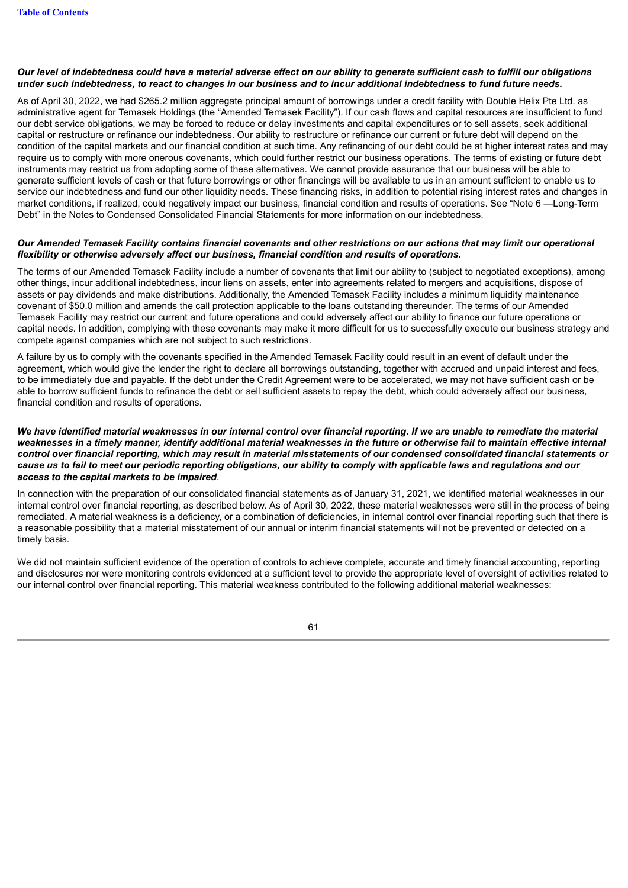***Our level of indebtedness could have a material adverse effect on our ability to generate sufficient cash to fulfill our obligations under such indebtedness, to react to changes in our business and to incur additional indebtedness to fund future needs.***

As of April 30, 2022, we had $265.2 million aggregate principal amount of borrowings under a credit facility with Double Helix Pte Ltd. as administrative agent for Temasek Holdings (the "Amended Temasek Facility"). If our cash flows and capital resources are insufficient to fund our debt service obligations, we may be forced to reduce or delay investments and capital expenditures or to sell assets, seek additional capital or restructure or refinance our indebtedness. Our ability to restructure or refinance our current or future debt will depend on the condition of the capital markets and our financial condition at such time. Any refinancing of our debt could be at higher interest rates and may require us to comply with more onerous covenants, which could further restrict our business operations. The terms of existing or future debt instruments may restrict us from adopting some of these alternatives. We cannot provide assurance that our business will be able to generate sufficient levels of cash or that future borrowings or other financings will be available to us in an amount sufficient to enable us to service our indebtedness and fund our other liquidity needs. These financing risks, in addition to potential rising interest rates and changes in market conditions, if realized, could negatively impact our business, financial condition and results of operations. See "Note 6 —Long-Term Debt" in the Notes to Condensed Consolidated Financial Statements for more information on our indebtedness.

***Our Amended Temasek Facility contains financial covenants and other restrictions on our actions that may limit our operational flexibility or otherwise adversely affect our business, financial condition and results of operations.***

The terms of our Amended Temasek Facility include a number of covenants that limit our ability to (subject to negotiated exceptions), among other things, incur additional indebtedness, incur liens on assets, enter into agreements related to mergers and acquisitions, dispose of assets or pay dividends and make distributions. Additionally, the Amended Temasek Facility includes a minimum liquidity maintenance covenant of $50.0 million and amends the call protection applicable to the loans outstanding thereunder. The terms of our Amended Temasek Facility may restrict our current and future operations and could adversely affect our ability to finance our future operations or capital needs. In addition, complying with these covenants may make it more difficult for us to successfully execute our business strategy and compete against companies which are not subject to such restrictions.

A failure by us to comply with the covenants specified in the Amended Temasek Facility could result in an event of default under the agreement, which would give the lender the right to declare all borrowings outstanding, together with accrued and unpaid interest and fees, to be immediately due and payable. If the debt under the Credit Agreement were to be accelerated, we may not have sufficient cash or be able to borrow sufficient funds to refinance the debt or sell sufficient assets to repay the debt, which could adversely affect our business, financial condition and results of operations.

***We have identified material weaknesses in our internal control over financial reporting. If we are unable to remediate the material weaknesses in a timely manner, identify additional material weaknesses in the future or otherwise fail to maintain effective internal control over financial reporting, which may result in material misstatements of our condensed consolidated financial statements or cause us to fail to meet our periodic reporting obligations, our ability to comply with applicable laws and regulations and our access to the capital markets to be impaired***.

In connection with the preparation of our consolidated financial statements as of January 31, 2021, we identified material weaknesses in our internal control over financial reporting, as described below. As of April 30, 2022, these material weaknesses were still in the process of being remediated. A material weakness is a deficiency, or a combination of deficiencies, in internal control over financial reporting such that there is a reasonable possibility that a material misstatement of our annual or interim financial statements will not be prevented or detected on a timely basis.

We did not maintain sufficient evidence of the operation of controls to achieve complete, accurate and timely financial accounting, reporting and disclosures nor were monitoring controls evidenced at a sufficient level to provide the appropriate level of oversight of activities related to our internal control over financial reporting. This material weakness contributed to the following additional material weaknesses: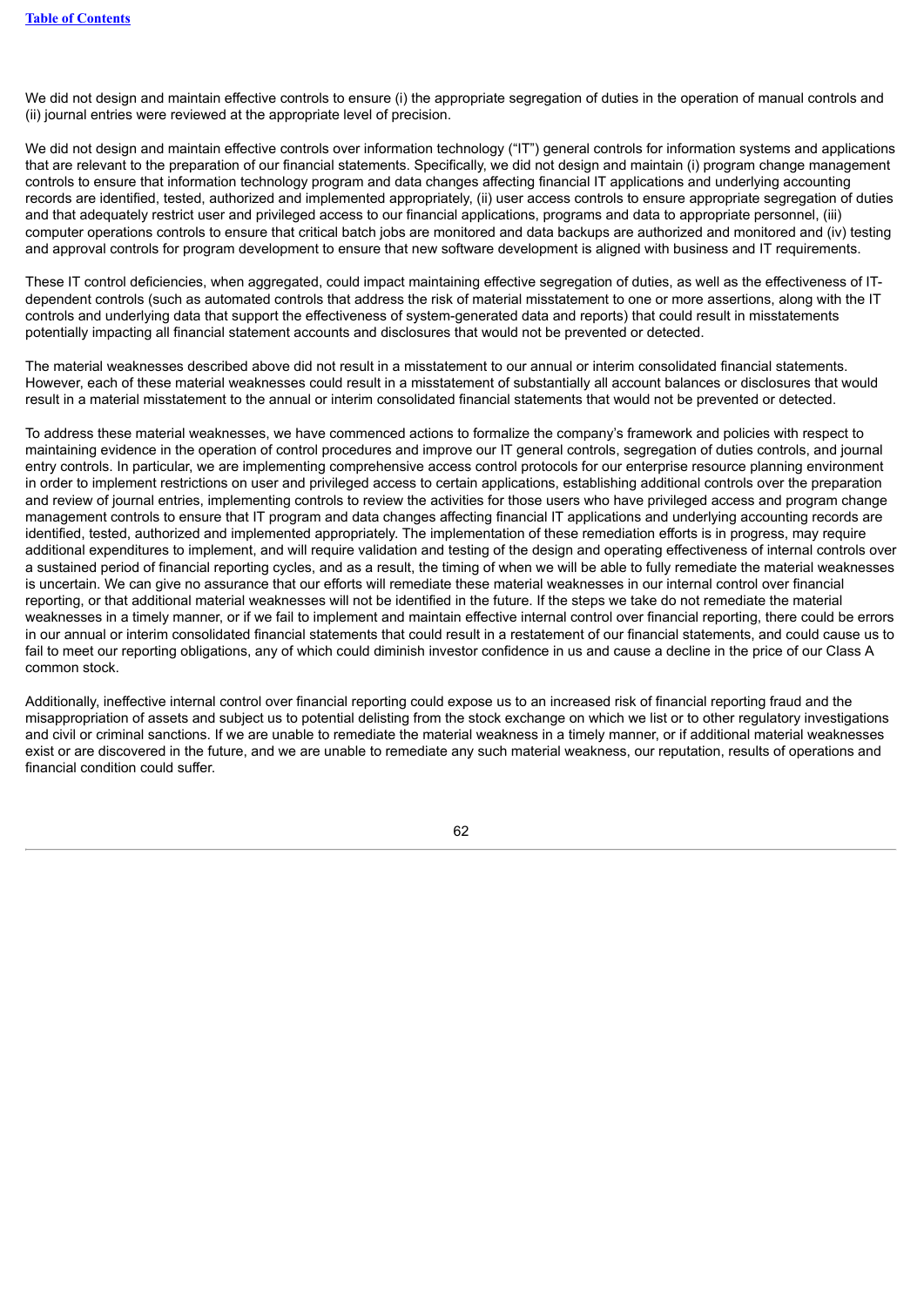We did not design and maintain effective controls to ensure (i) the appropriate segregation of duties in the operation of manual controls and (ii) journal entries were reviewed at the appropriate level of precision.

We did not design and maintain effective controls over information technology (“IT”) general controls for information systems and applications that are relevant to the preparation of our financial statements. Specifically, we did not design and maintain (i) program change management controls to ensure that information technology program and data changes affecting financial IT applications and underlying accounting records are identified, tested, authorized and implemented appropriately, (ii) user access controls to ensure appropriate segregation of duties and that adequately restrict user and privileged access to our financial applications, programs and data to appropriate personnel, (iii) computer operations controls to ensure that critical batch jobs are monitored and data backups are authorized and monitored and (iv) testing and approval controls for program development to ensure that new software development is aligned with business and IT requirements.

These IT control deficiencies, when aggregated, could impact maintaining effective segregation of duties, as well as the effectiveness of IT-dependent controls (such as automated controls that address the risk of material misstatement to one or more assertions, along with the IT controls and underlying data that support the effectiveness of system-generated data and reports) that could result in misstatements potentially impacting all financial statement accounts and disclosures that would not be prevented or detected.

The material weaknesses described above did not result in a misstatement to our annual or interim consolidated financial statements. However, each of these material weaknesses could result in a misstatement of substantially all account balances or disclosures that would result in a material misstatement to the annual or interim consolidated financial statements that would not be prevented or detected.

To address these material weaknesses, we have commenced actions to formalize the company’s framework and policies with respect to maintaining evidence in the operation of control procedures and improve our IT general controls, segregation of duties controls, and journal entry controls. In particular, we are implementing comprehensive access control protocols for our enterprise resource planning environment in order to implement restrictions on user and privileged access to certain applications, establishing additional controls over the preparation and review of journal entries, implementing controls to review the activities for those users who have privileged access and program change management controls to ensure that IT program and data changes affecting financial IT applications and underlying accounting records are identified, tested, authorized and implemented appropriately. The implementation of these remediation efforts is in progress, may require additional expenditures to implement, and will require validation and testing of the design and operating effectiveness of internal controls over a sustained period of financial reporting cycles, and as a result, the timing of when we will be able to fully remediate the material weaknesses is uncertain. We can give no assurance that our efforts will remediate these material weaknesses in our internal control over financial reporting, or that additional material weaknesses will not be identified in the future. If the steps we take do not remediate the material weaknesses in a timely manner, or if we fail to implement and maintain effective internal control over financial reporting, there could be errors in our annual or interim consolidated financial statements that could result in a restatement of our financial statements, and could cause us to fail to meet our reporting obligations, any of which could diminish investor confidence in us and cause a decline in the price of our Class A common stock.

Additionally, ineffective internal control over financial reporting could expose us to an increased risk of financial reporting fraud and the misappropriation of assets and subject us to potential delisting from the stock exchange on which we list or to other regulatory investigations and civil or criminal sanctions. If we are unable to remediate the material weakness in a timely manner, or if additional material weaknesses exist or are discovered in the future, and we are unable to remediate any such material weakness, our reputation, results of operations and financial condition could suffer.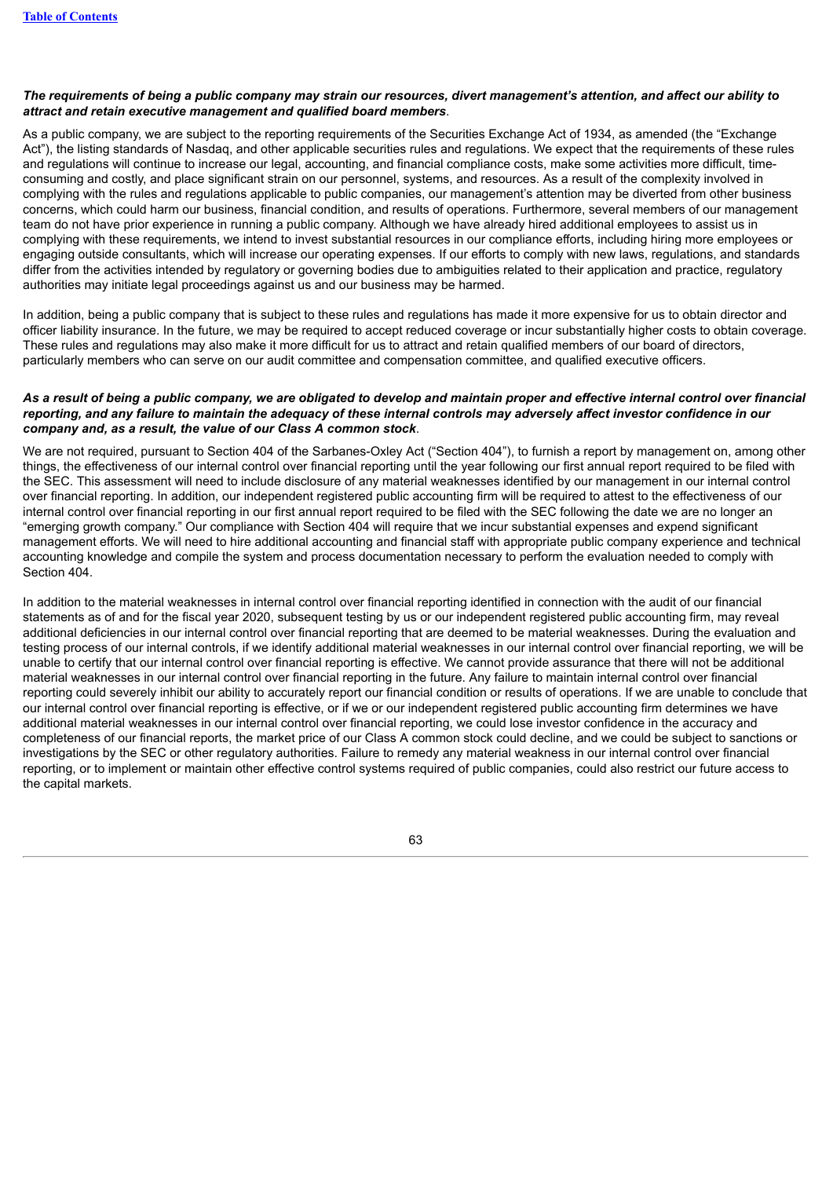***The requirements of being a public company may strain our resources, divert management's attention, and affect our ability to attract and retain executive management and qualified board members*.**

As a public company, we are subject to the reporting requirements of the Securities Exchange Act of 1934, as amended (the "Exchange Act"), the listing standards of Nasdaq, and other applicable securities rules and regulations. We expect that the requirements of these rules and regulations will continue to increase our legal, accounting, and financial compliance costs, make some activities more difficult, time-consuming and costly, and place significant strain on our personnel, systems, and resources. As a result of the complexity involved in complying with the rules and regulations applicable to public companies, our management's attention may be diverted from other business concerns, which could harm our business, financial condition, and results of operations. Furthermore, several members of our management team do not have prior experience in running a public company. Although we have already hired additional employees to assist us in complying with these requirements, we intend to invest substantial resources in our compliance efforts, including hiring more employees or engaging outside consultants, which will increase our operating expenses. If our efforts to comply with new laws, regulations, and standards differ from the activities intended by regulatory or governing bodies due to ambiguities related to their application and practice, regulatory authorities may initiate legal proceedings against us and our business may be harmed.

In addition, being a public company that is subject to these rules and regulations has made it more expensive for us to obtain director and officer liability insurance. In the future, we may be required to accept reduced coverage or incur substantially higher costs to obtain coverage. These rules and regulations may also make it more difficult for us to attract and retain qualified members of our board of directors, particularly members who can serve on our audit committee and compensation committee, and qualified executive officers.

***As a result of being a public company, we are obligated to develop and maintain proper and effective internal control over financial reporting, and any failure to maintain the adequacy of these internal controls may adversely affect investor confidence in our company and, as a result, the value of our Class A common stock*.**

We are not required, pursuant to Section 404 of the Sarbanes-Oxley Act ("Section 404"), to furnish a report by management on, among other things, the effectiveness of our internal control over financial reporting until the year following our first annual report required to be filed with the SEC. This assessment will need to include disclosure of any material weaknesses identified by our management in our internal control over financial reporting. In addition, our independent registered public accounting firm will be required to attest to the effectiveness of our internal control over financial reporting in our first annual report required to be filed with the SEC following the date we are no longer an "emerging growth company." Our compliance with Section 404 will require that we incur substantial expenses and expend significant management efforts. We will need to hire additional accounting and financial staff with appropriate public company experience and technical accounting knowledge and compile the system and process documentation necessary to perform the evaluation needed to comply with Section 404.

In addition to the material weaknesses in internal control over financial reporting identified in connection with the audit of our financial statements as of and for the fiscal year 2020, subsequent testing by us or our independent registered public accounting firm, may reveal additional deficiencies in our internal control over financial reporting that are deemed to be material weaknesses. During the evaluation and testing process of our internal controls, if we identify additional material weaknesses in our internal control over financial reporting, we will be unable to certify that our internal control over financial reporting is effective. We cannot provide assurance that there will not be additional material weaknesses in our internal control over financial reporting in the future. Any failure to maintain internal control over financial reporting could severely inhibit our ability to accurately report our financial condition or results of operations. If we are unable to conclude that our internal control over financial reporting is effective, or if we or our independent registered public accounting firm determines we have additional material weaknesses in our internal control over financial reporting, we could lose investor confidence in the accuracy and completeness of our financial reports, the market price of our Class A common stock could decline, and we could be subject to sanctions or investigations by the SEC or other regulatory authorities. Failure to remedy any material weakness in our internal control over financial reporting, or to implement or maintain other effective control systems required of public companies, could also restrict our future access to the capital markets.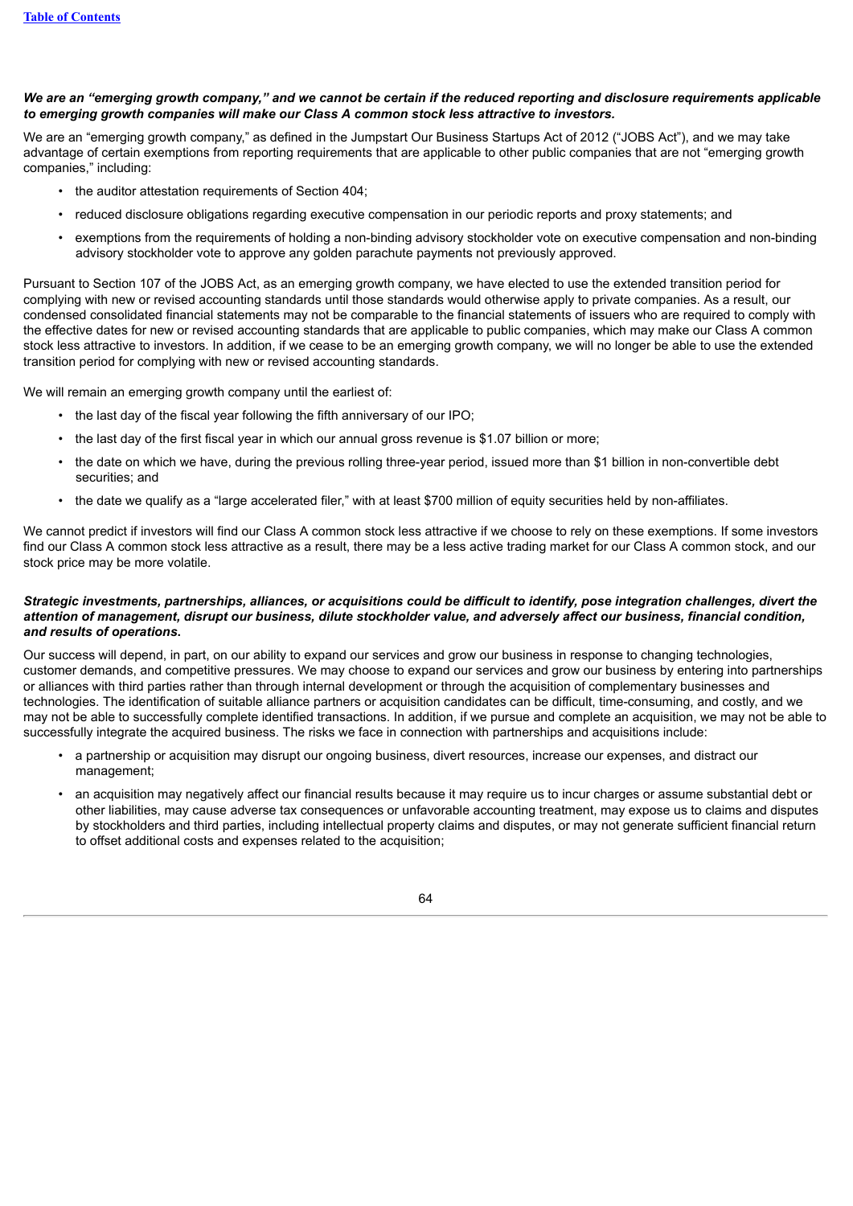***We are an "emerging growth company," and we cannot be certain if the reduced reporting and disclosure requirements applicable to emerging growth companies will make our Class A common stock less attractive to investors.***

We are an "emerging growth company," as defined in the Jumpstart Our Business Startups Act of 2012 ("JOBS Act"), and we may take advantage of certain exemptions from reporting requirements that are applicable to other public companies that are not "emerging growth companies," including:

- the auditor attestation requirements of Section 404;
- reduced disclosure obligations regarding executive compensation in our periodic reports and proxy statements; and
- exemptions from the requirements of holding a non-binding advisory stockholder vote on executive compensation and non-binding advisory stockholder vote to approve any golden parachute payments not previously approved.

Pursuant to Section 107 of the JOBS Act, as an emerging growth company, we have elected to use the extended transition period for complying with new or revised accounting standards until those standards would otherwise apply to private companies. As a result, our condensed consolidated financial statements may not be comparable to the financial statements of issuers who are required to comply with the effective dates for new or revised accounting standards that are applicable to public companies, which may make our Class A common stock less attractive to investors. In addition, if we cease to be an emerging growth company, we will no longer be able to use the extended transition period for complying with new or revised accounting standards.

We will remain an emerging growth company until the earliest of:

- the last day of the fiscal year following the fifth anniversary of our IPO;
- the last day of the first fiscal year in which our annual gross revenue is $1.07 billion or more;
- the date on which we have, during the previous rolling three-year period, issued more than $1 billion in non-convertible debt securities; and
- the date we qualify as a "large accelerated filer," with at least $700 million of equity securities held by non-affiliates.

We cannot predict if investors will find our Class A common stock less attractive if we choose to rely on these exemptions. If some investors find our Class A common stock less attractive as a result, there may be a less active trading market for our Class A common stock, and our stock price may be more volatile.

***Strategic investments, partnerships, alliances, or acquisitions could be difficult to identify, pose integration challenges, divert the attention of management, disrupt our business, dilute stockholder value, and adversely affect our business, financial condition, and results of operations.***

Our success will depend, in part, on our ability to expand our services and grow our business in response to changing technologies, customer demands, and competitive pressures. We may choose to expand our services and grow our business by entering into partnerships or alliances with third parties rather than through internal development or through the acquisition of complementary businesses and technologies. The identification of suitable alliance partners or acquisition candidates can be difficult, time-consuming, and costly, and we may not be able to successfully complete identified transactions. In addition, if we pursue and complete an acquisition, we may not be able to successfully integrate the acquired business. The risks we face in connection with partnerships and acquisitions include:

- a partnership or acquisition may disrupt our ongoing business, divert resources, increase our expenses, and distract our management;
- an acquisition may negatively affect our financial results because it may require us to incur charges or assume substantial debt or other liabilities, may cause adverse tax consequences or unfavorable accounting treatment, may expose us to claims and disputes by stockholders and third parties, including intellectual property claims and disputes, or may not generate sufficient financial return to offset additional costs and expenses related to the acquisition;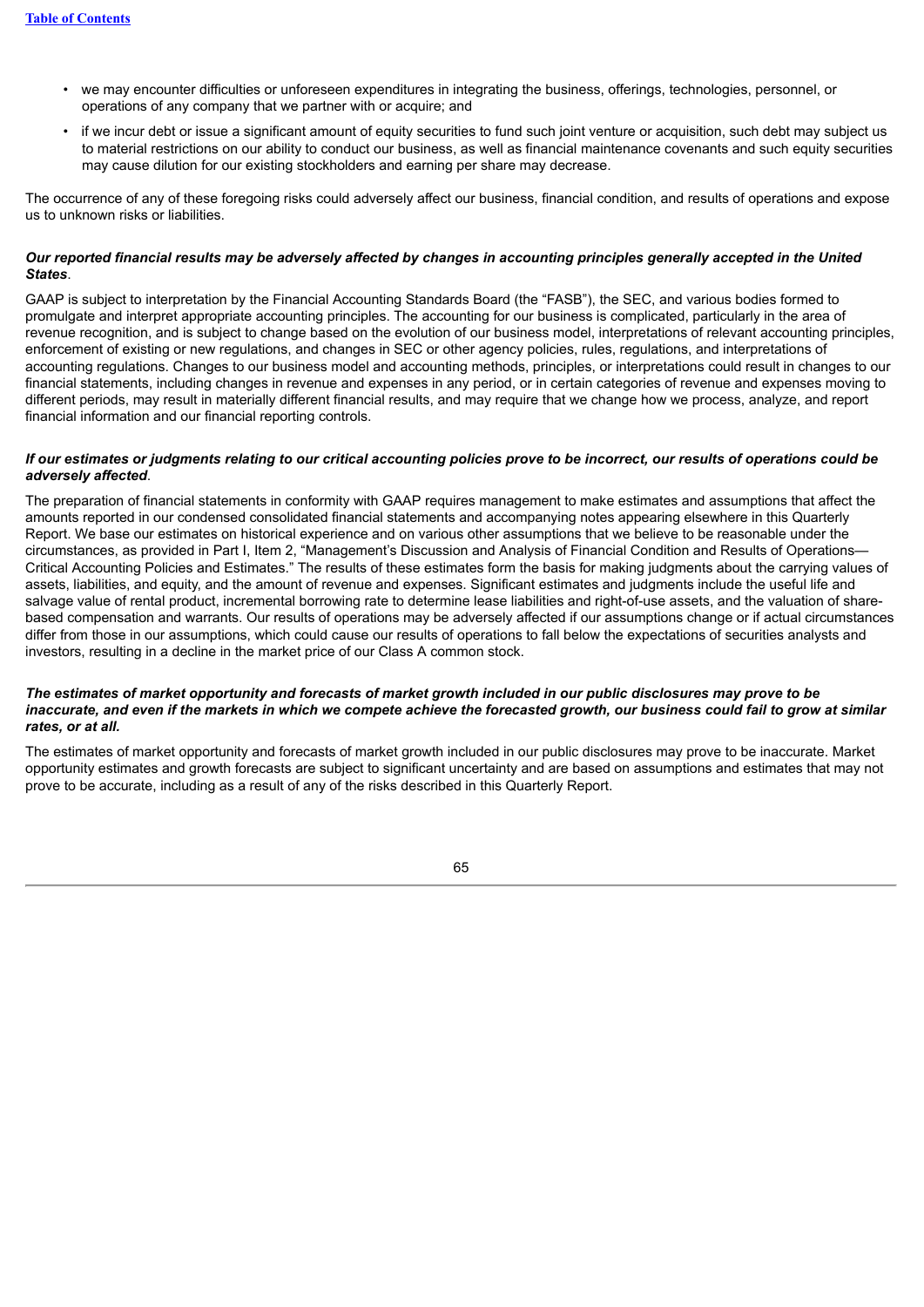- we may encounter difficulties or unforeseen expenditures in integrating the business, offerings, technologies, personnel, or operations of any company that we partner with or acquire; and
- if we incur debt or issue a significant amount of equity securities to fund such joint venture or acquisition, such debt may subject us to material restrictions on our ability to conduct our business, as well as financial maintenance covenants and such equity securities may cause dilution for our existing stockholders and earning per share may decrease.

The occurrence of any of these foregoing risks could adversely affect our business, financial condition, and results of operations and expose us to unknown risks or liabilities.

***Our reported financial results may be adversely affected by changes in accounting principles generally accepted in the United States*.**

GAAP is subject to interpretation by the Financial Accounting Standards Board (the "FASB"), the SEC, and various bodies formed to promulgate and interpret appropriate accounting principles. The accounting for our business is complicated, particularly in the area of revenue recognition, and is subject to change based on the evolution of our business model, interpretations of relevant accounting principles, enforcement of existing or new regulations, and changes in SEC or other agency policies, rules, regulations, and interpretations of accounting regulations. Changes to our business model and accounting methods, principles, or interpretations could result in changes to our financial statements, including changes in revenue and expenses in any period, or in certain categories of revenue and expenses moving to different periods, may result in materially different financial results, and may require that we change how we process, analyze, and report financial information and our financial reporting controls.

***If our estimates or judgments relating to our critical accounting policies prove to be incorrect, our results of operations could be adversely affected*.**

The preparation of financial statements in conformity with GAAP requires management to make estimates and assumptions that affect the amounts reported in our condensed consolidated financial statements and accompanying notes appearing elsewhere in this Quarterly Report. We base our estimates on historical experience and on various other assumptions that we believe to be reasonable under the circumstances, as provided in Part I, Item 2, "Management's Discussion and Analysis of Financial Condition and Results of Operations—Critical Accounting Policies and Estimates." The results of these estimates form the basis for making judgments about the carrying values of assets, liabilities, and equity, and the amount of revenue and expenses. Significant estimates and judgments include the useful life and salvage value of rental product, incremental borrowing rate to determine lease liabilities and right-of-use assets, and the valuation of share-based compensation and warrants. Our results of operations may be adversely affected if our assumptions change or if actual circumstances differ from those in our assumptions, which could cause our results of operations to fall below the expectations of securities analysts and investors, resulting in a decline in the market price of our Class A common stock.

***The estimates of market opportunity and forecasts of market growth included in our public disclosures may prove to be inaccurate, and even if the markets in which we compete achieve the forecasted growth, our business could fail to grow at similar rates, or at all.***

The estimates of market opportunity and forecasts of market growth included in our public disclosures may prove to be inaccurate. Market opportunity estimates and growth forecasts are subject to significant uncertainty and are based on assumptions and estimates that may not prove to be accurate, including as a result of any of the risks described in this Quarterly Report.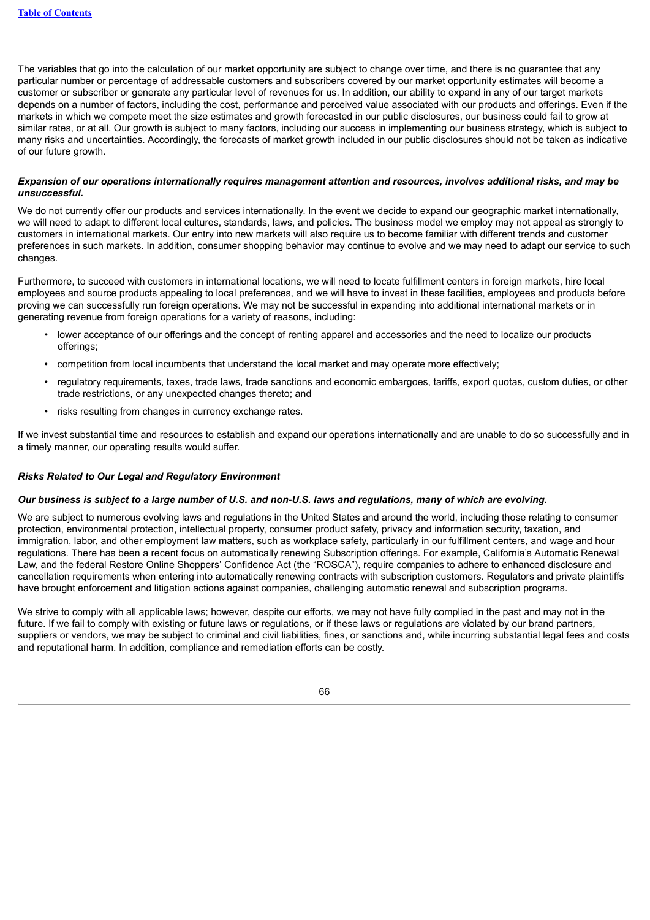The variables that go into the calculation of our market opportunity are subject to change over time, and there is no guarantee that any particular number or percentage of addressable customers and subscribers covered by our market opportunity estimates will become a customer or subscriber or generate any particular level of revenues for us. In addition, our ability to expand in any of our target markets depends on a number of factors, including the cost, performance and perceived value associated with our products and offerings. Even if the markets in which we compete meet the size estimates and growth forecasted in our public disclosures, our business could fail to grow at similar rates, or at all. Our growth is subject to many factors, including our success in implementing our business strategy, which is subject to many risks and uncertainties. Accordingly, the forecasts of market growth included in our public disclosures should not be taken as indicative of our future growth.

***Expansion of our operations internationally requires management attention and resources, involves additional risks, and may be unsuccessful.***

We do not currently offer our products and services internationally. In the event we decide to expand our geographic market internationally, we will need to adapt to different local cultures, standards, laws, and policies. The business model we employ may not appeal as strongly to customers in international markets. Our entry into new markets will also require us to become familiar with different trends and customer preferences in such markets. In addition, consumer shopping behavior may continue to evolve and we may need to adapt our service to such changes.

Furthermore, to succeed with customers in international locations, we will need to locate fulfillment centers in foreign markets, hire local employees and source products appealing to local preferences, and we will have to invest in these facilities, employees and products before proving we can successfully run foreign operations. We may not be successful in expanding into additional international markets or in generating revenue from foreign operations for a variety of reasons, including:

- lower acceptance of our offerings and the concept of renting apparel and accessories and the need to localize our products offerings;
- competition from local incumbents that understand the local market and may operate more effectively;
- regulatory requirements, taxes, trade laws, trade sanctions and economic embargoes, tariffs, export quotas, custom duties, or other trade restrictions, or any unexpected changes thereto; and
- risks resulting from changes in currency exchange rates.

If we invest substantial time and resources to establish and expand our operations internationally and are unable to do so successfully and in a timely manner, our operating results would suffer.

***Risks Related to Our Legal and Regulatory Environment***

***Our business is subject to a large number of U.S. and non-U.S. laws and regulations, many of which are evolving.***

We are subject to numerous evolving laws and regulations in the United States and around the world, including those relating to consumer protection, environmental protection, intellectual property, consumer product safety, privacy and information security, taxation, and immigration, labor, and other employment law matters, such as workplace safety, particularly in our fulfillment centers, and wage and hour regulations. There has been a recent focus on automatically renewing Subscription offerings. For example, California's Automatic Renewal Law, and the federal Restore Online Shoppers' Confidence Act (the "ROSCA"), require companies to adhere to enhanced disclosure and cancellation requirements when entering into automatically renewing contracts with subscription customers. Regulators and private plaintiffs have brought enforcement and litigation actions against companies, challenging automatic renewal and subscription programs.

We strive to comply with all applicable laws; however, despite our efforts, we may not have fully complied in the past and may not in the future. If we fail to comply with existing or future laws or regulations, or if these laws or regulations are violated by our brand partners, suppliers or vendors, we may be subject to criminal and civil liabilities, fines, or sanctions and, while incurring substantial legal fees and costs and reputational harm. In addition, compliance and remediation efforts can be costly.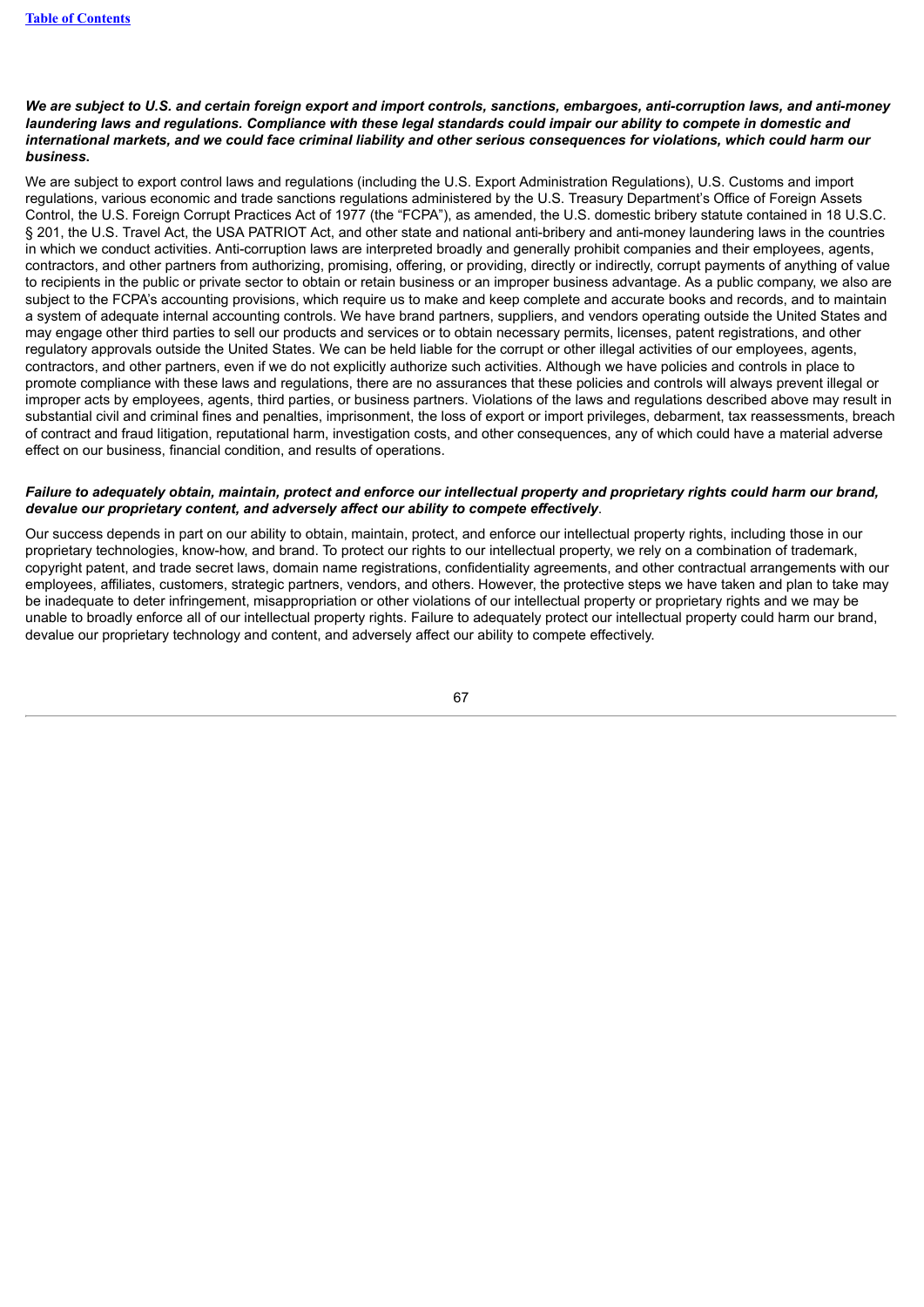***We are subject to U.S. and certain foreign export and import controls, sanctions, embargoes, anti-corruption laws, and anti-money laundering laws and regulations. Compliance with these legal standards could impair our ability to compete in domestic and international markets, and we could face criminal liability and other serious consequences for violations, which could harm our business.***

We are subject to export control laws and regulations (including the U.S. Export Administration Regulations), U.S. Customs and import regulations, various economic and trade sanctions regulations administered by the U.S. Treasury Department's Office of Foreign Assets Control, the U.S. Foreign Corrupt Practices Act of 1977 (the "FCPA"), as amended, the U.S. domestic bribery statute contained in 18 U.S.C. § 201, the U.S. Travel Act, the USA PATRIOT Act, and other state and national anti-bribery and anti-money laundering laws in the countries in which we conduct activities. Anti-corruption laws are interpreted broadly and generally prohibit companies and their employees, agents, contractors, and other partners from authorizing, promising, offering, or providing, directly or indirectly, corrupt payments of anything of value to recipients in the public or private sector to obtain or retain business or an improper business advantage. As a public company, we also are subject to the FCPA's accounting provisions, which require us to make and keep complete and accurate books and records, and to maintain a system of adequate internal accounting controls. We have brand partners, suppliers, and vendors operating outside the United States and may engage other third parties to sell our products and services or to obtain necessary permits, licenses, patent registrations, and other regulatory approvals outside the United States. We can be held liable for the corrupt or other illegal activities of our employees, agents, contractors, and other partners, even if we do not explicitly authorize such activities. Although we have policies and controls in place to promote compliance with these laws and regulations, there are no assurances that these policies and controls will always prevent illegal or improper acts by employees, agents, third parties, or business partners. Violations of the laws and regulations described above may result in substantial civil and criminal fines and penalties, imprisonment, the loss of export or import privileges, debarment, tax reassessments, breach of contract and fraud litigation, reputational harm, investigation costs, and other consequences, any of which could have a material adverse effect on our business, financial condition, and results of operations.

***Failure to adequately obtain, maintain, protect and enforce our intellectual property and proprietary rights could harm our brand, devalue our proprietary content, and adversely affect our ability to compete effectively***.

Our success depends in part on our ability to obtain, maintain, protect, and enforce our intellectual property rights, including those in our proprietary technologies, know-how, and brand. To protect our rights to our intellectual property, we rely on a combination of trademark, copyright patent, and trade secret laws, domain name registrations, confidentiality agreements, and other contractual arrangements with our employees, affiliates, customers, strategic partners, vendors, and others. However, the protective steps we have taken and plan to take may be inadequate to deter infringement, misappropriation or other violations of our intellectual property or proprietary rights and we may be unable to broadly enforce all of our intellectual property rights. Failure to adequately protect our intellectual property could harm our brand, devalue our proprietary technology and content, and adversely affect our ability to compete effectively.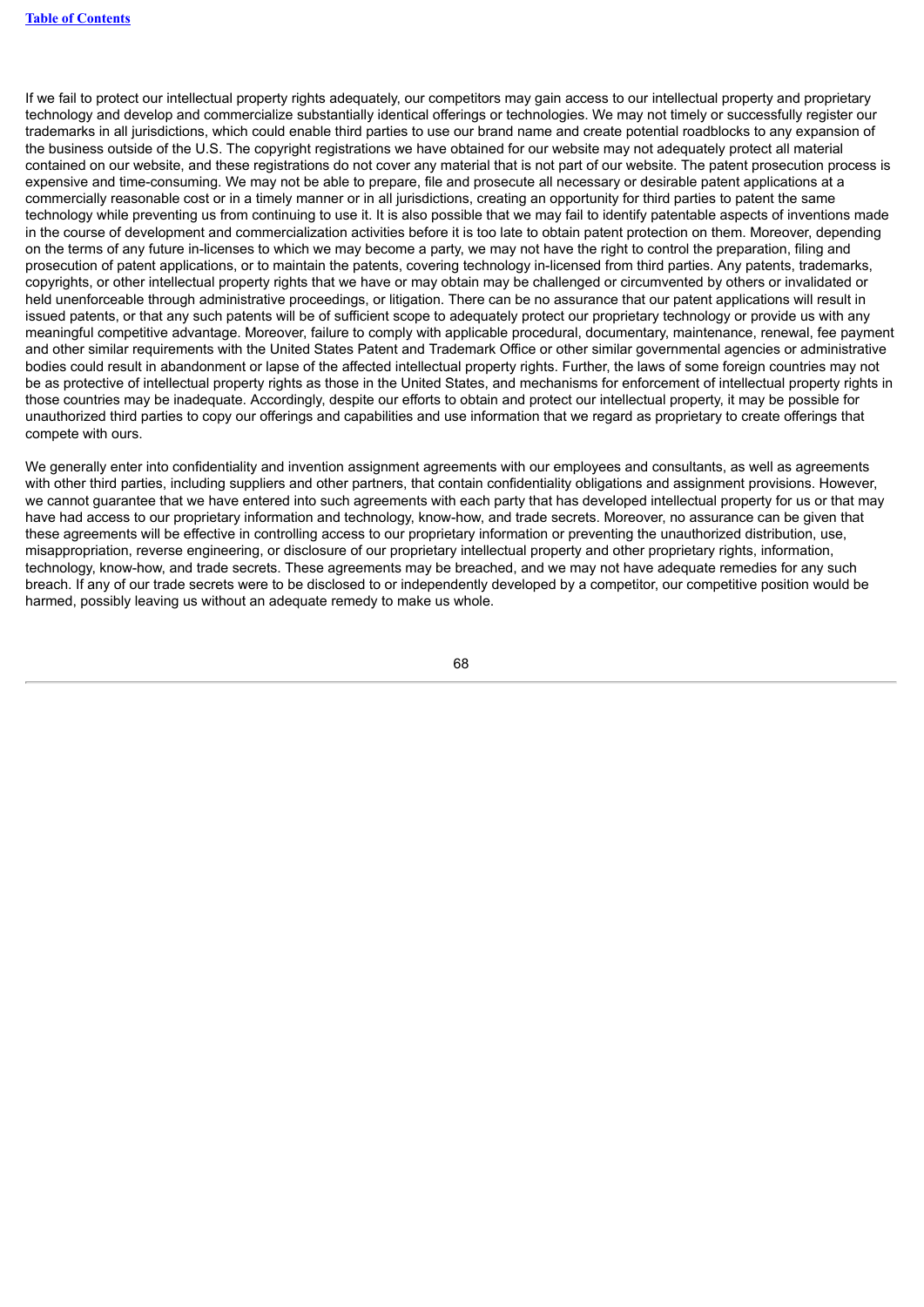If we fail to protect our intellectual property rights adequately, our competitors may gain access to our intellectual property and proprietary technology and develop and commercialize substantially identical offerings or technologies. We may not timely or successfully register our trademarks in all jurisdictions, which could enable third parties to use our brand name and create potential roadblocks to any expansion of the business outside of the U.S. The copyright registrations we have obtained for our website may not adequately protect all material contained on our website, and these registrations do not cover any material that is not part of our website. The patent prosecution process is expensive and time-consuming. We may not be able to prepare, file and prosecute all necessary or desirable patent applications at a commercially reasonable cost or in a timely manner or in all jurisdictions, creating an opportunity for third parties to patent the same technology while preventing us from continuing to use it. It is also possible that we may fail to identify patentable aspects of inventions made in the course of development and commercialization activities before it is too late to obtain patent protection on them. Moreover, depending on the terms of any future in-licenses to which we may become a party, we may not have the right to control the preparation, filing and prosecution of patent applications, or to maintain the patents, covering technology in-licensed from third parties. Any patents, trademarks, copyrights, or other intellectual property rights that we have or may obtain may be challenged or circumvented by others or invalidated or held unenforceable through administrative proceedings, or litigation. There can be no assurance that our patent applications will result in issued patents, or that any such patents will be of sufficient scope to adequately protect our proprietary technology or provide us with any meaningful competitive advantage. Moreover, failure to comply with applicable procedural, documentary, maintenance, renewal, fee payment and other similar requirements with the United States Patent and Trademark Office or other similar governmental agencies or administrative bodies could result in abandonment or lapse of the affected intellectual property rights. Further, the laws of some foreign countries may not be as protective of intellectual property rights as those in the United States, and mechanisms for enforcement of intellectual property rights in those countries may be inadequate. Accordingly, despite our efforts to obtain and protect our intellectual property, it may be possible for unauthorized third parties to copy our offerings and capabilities and use information that we regard as proprietary to create offerings that compete with ours.

We generally enter into confidentiality and invention assignment agreements with our employees and consultants, as well as agreements with other third parties, including suppliers and other partners, that contain confidentiality obligations and assignment provisions. However, we cannot guarantee that we have entered into such agreements with each party that has developed intellectual property for us or that may have had access to our proprietary information and technology, know-how, and trade secrets. Moreover, no assurance can be given that these agreements will be effective in controlling access to our proprietary information or preventing the unauthorized distribution, use, misappropriation, reverse engineering, or disclosure of our proprietary intellectual property and other proprietary rights, information, technology, know-how, and trade secrets. These agreements may be breached, and we may not have adequate remedies for any such breach. If any of our trade secrets were to be disclosed to or independently developed by a competitor, our competitive position would be harmed, possibly leaving us without an adequate remedy to make us whole.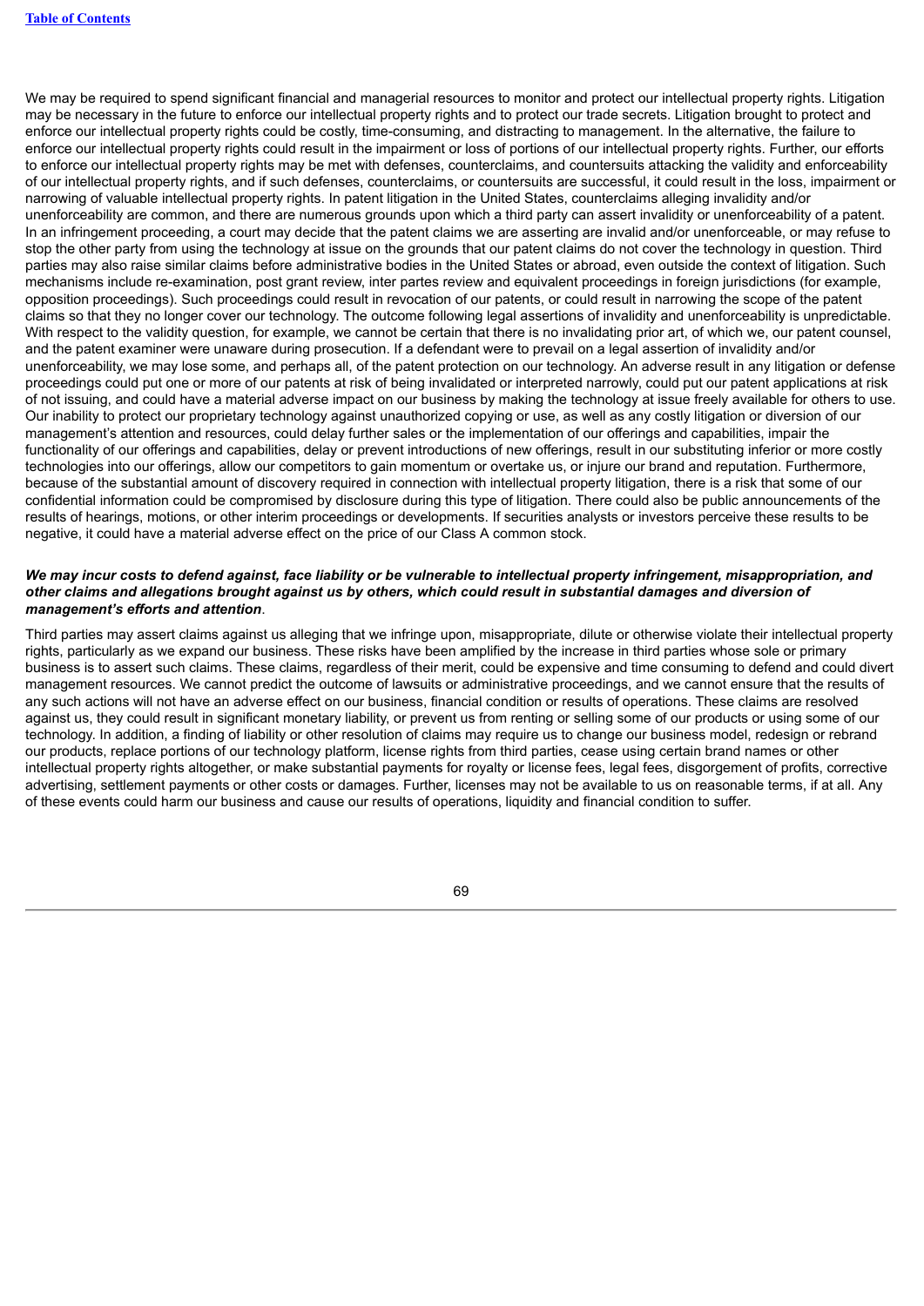We may be required to spend significant financial and managerial resources to monitor and protect our intellectual property rights. Litigation may be necessary in the future to enforce our intellectual property rights and to protect our trade secrets. Litigation brought to protect and enforce our intellectual property rights could be costly, time-consuming, and distracting to management. In the alternative, the failure to enforce our intellectual property rights could result in the impairment or loss of portions of our intellectual property rights. Further, our efforts to enforce our intellectual property rights may be met with defenses, counterclaims, and countersuits attacking the validity and enforceability of our intellectual property rights, and if such defenses, counterclaims, or countersuits are successful, it could result in the loss, impairment or narrowing of valuable intellectual property rights. In patent litigation in the United States, counterclaims alleging invalidity and/or unenforceability are common, and there are numerous grounds upon which a third party can assert invalidity or unenforceability of a patent. In an infringement proceeding, a court may decide that the patent claims we are asserting are invalid and/or unenforceable, or may refuse to stop the other party from using the technology at issue on the grounds that our patent claims do not cover the technology in question. Third parties may also raise similar claims before administrative bodies in the United States or abroad, even outside the context of litigation. Such mechanisms include re-examination, post grant review, inter partes review and equivalent proceedings in foreign jurisdictions (for example, opposition proceedings). Such proceedings could result in revocation of our patents, or could result in narrowing the scope of the patent claims so that they no longer cover our technology. The outcome following legal assertions of invalidity and unenforceability is unpredictable. With respect to the validity question, for example, we cannot be certain that there is no invalidating prior art, of which we, our patent counsel, and the patent examiner were unaware during prosecution. If a defendant were to prevail on a legal assertion of invalidity and/or unenforceability, we may lose some, and perhaps all, of the patent protection on our technology. An adverse result in any litigation or defense proceedings could put one or more of our patents at risk of being invalidated or interpreted narrowly, could put our patent applications at risk of not issuing, and could have a material adverse impact on our business by making the technology at issue freely available for others to use. Our inability to protect our proprietary technology against unauthorized copying or use, as well as any costly litigation or diversion of our management's attention and resources, could delay further sales or the implementation of our offerings and capabilities, impair the functionality of our offerings and capabilities, delay or prevent introductions of new offerings, result in our substituting inferior or more costly technologies into our offerings, allow our competitors to gain momentum or overtake us, or injure our brand and reputation. Furthermore, because of the substantial amount of discovery required in connection with intellectual property litigation, there is a risk that some of our confidential information could be compromised by disclosure during this type of litigation. There could also be public announcements of the results of hearings, motions, or other interim proceedings or developments. If securities analysts or investors perceive these results to be negative, it could have a material adverse effect on the price of our Class A common stock.

***We may incur costs to defend against, face liability or be vulnerable to intellectual property infringement, misappropriation, and other claims and allegations brought against us by others, which could result in substantial damages and diversion of management's efforts and attention*.**

Third parties may assert claims against us alleging that we infringe upon, misappropriate, dilute or otherwise violate their intellectual property rights, particularly as we expand our business. These risks have been amplified by the increase in third parties whose sole or primary business is to assert such claims. These claims, regardless of their merit, could be expensive and time consuming to defend and could divert management resources. We cannot predict the outcome of lawsuits or administrative proceedings, and we cannot ensure that the results of any such actions will not have an adverse effect on our business, financial condition or results of operations. These claims are resolved against us, they could result in significant monetary liability, or prevent us from renting or selling some of our products or using some of our technology. In addition, a finding of liability or other resolution of claims may require us to change our business model, redesign or rebrand our products, replace portions of our technology platform, license rights from third parties, cease using certain brand names or other intellectual property rights altogether, or make substantial payments for royalty or license fees, legal fees, disgorgement of profits, corrective advertising, settlement payments or other costs or damages. Further, licenses may not be available to us on reasonable terms, if at all. Any of these events could harm our business and cause our results of operations, liquidity and financial condition to suffer.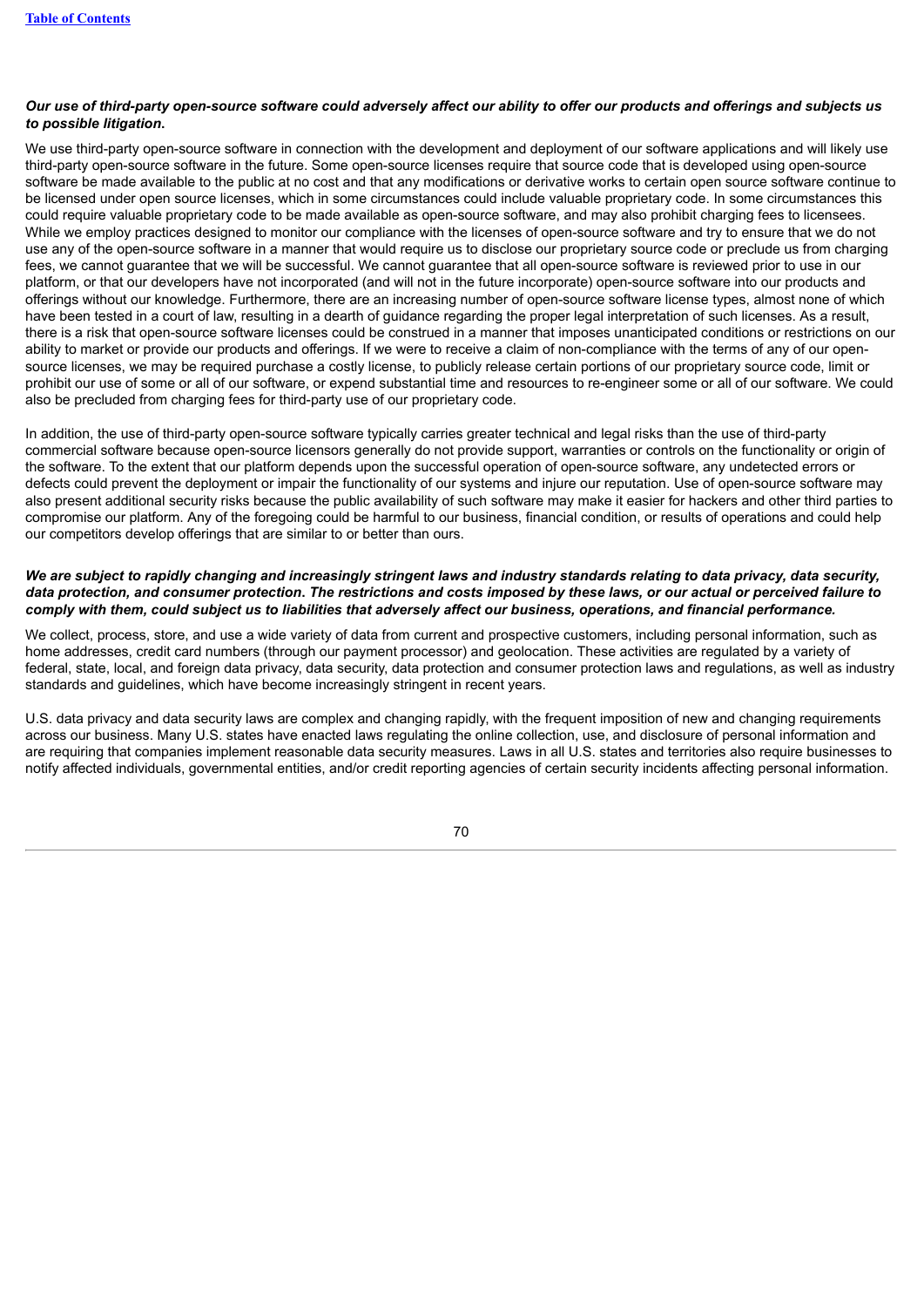***Our use of third-party open-source software could adversely affect our ability to offer our products and offerings and subjects us to possible litigation*.**

We use third-party open-source software in connection with the development and deployment of our software applications and will likely use third-party open-source software in the future. Some open-source licenses require that source code that is developed using open-source software be made available to the public at no cost and that any modifications or derivative works to certain open source software continue to be licensed under open source licenses, which in some circumstances could include valuable proprietary code. In some circumstances this could require valuable proprietary code to be made available as open-source software, and may also prohibit charging fees to licensees. While we employ practices designed to monitor our compliance with the licenses of open-source software and try to ensure that we do not use any of the open-source software in a manner that would require us to disclose our proprietary source code or preclude us from charging fees, we cannot guarantee that we will be successful. We cannot guarantee that all open-source software is reviewed prior to use in our platform, or that our developers have not incorporated (and will not in the future incorporate) open-source software into our products and offerings without our knowledge. Furthermore, there are an increasing number of open-source software license types, almost none of which have been tested in a court of law, resulting in a dearth of guidance regarding the proper legal interpretation of such licenses. As a result, there is a risk that open-source software licenses could be construed in a manner that imposes unanticipated conditions or restrictions on our ability to market or provide our products and offerings. If we were to receive a claim of non-compliance with the terms of any of our open-source licenses, we may be required purchase a costly license, to publicly release certain portions of our proprietary source code, limit or prohibit our use of some or all of our software, or expend substantial time and resources to re-engineer some or all of our software. We could also be precluded from charging fees for third-party use of our proprietary code.

In addition, the use of third-party open-source software typically carries greater technical and legal risks than the use of third-party commercial software because open-source licensors generally do not provide support, warranties or controls on the functionality or origin of the software. To the extent that our platform depends upon the successful operation of open-source software, any undetected errors or defects could prevent the deployment or impair the functionality of our systems and injure our reputation. Use of open-source software may also present additional security risks because the public availability of such software may make it easier for hackers and other third parties to compromise our platform. Any of the foregoing could be harmful to our business, financial condition, or results of operations and could help our competitors develop offerings that are similar to or better than ours.

***We are subject to rapidly changing and increasingly stringent laws and industry standards relating to data privacy, data security, data protection, and consumer protection. The restrictions and costs imposed by these laws, or our actual or perceived failure to comply with them, could subject us to liabilities that adversely affect our business, operations, and financial performance.***

We collect, process, store, and use a wide variety of data from current and prospective customers, including personal information, such as home addresses, credit card numbers (through our payment processor) and geolocation. These activities are regulated by a variety of federal, state, local, and foreign data privacy, data security, data protection and consumer protection laws and regulations, as well as industry standards and guidelines, which have become increasingly stringent in recent years.

U.S. data privacy and data security laws are complex and changing rapidly, with the frequent imposition of new and changing requirements across our business. Many U.S. states have enacted laws regulating the online collection, use, and disclosure of personal information and are requiring that companies implement reasonable data security measures. Laws in all U.S. states and territories also require businesses to notify affected individuals, governmental entities, and/or credit reporting agencies of certain security incidents affecting personal information.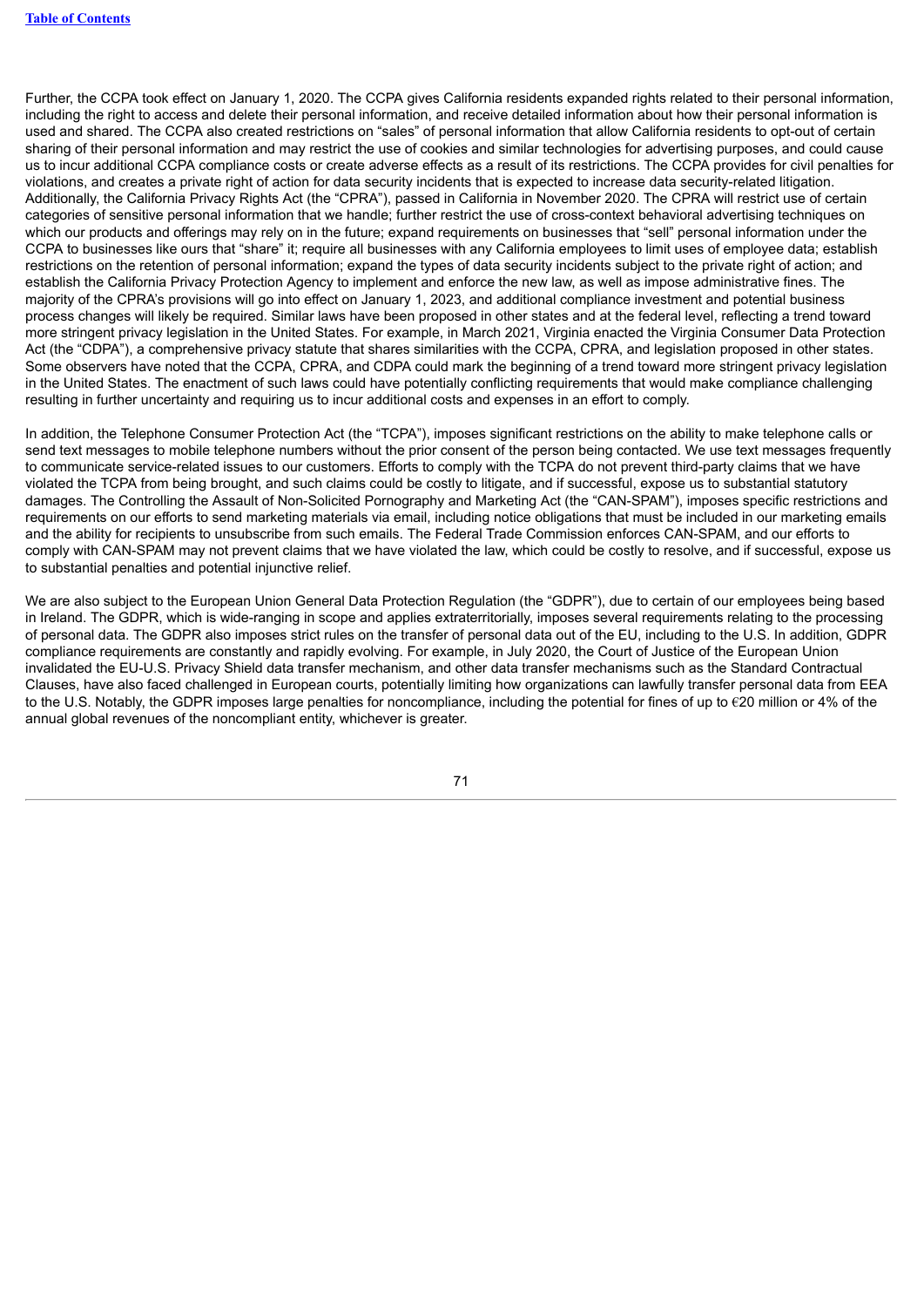Further, the CCPA took effect on January 1, 2020. The CCPA gives California residents expanded rights related to their personal information, including the right to access and delete their personal information, and receive detailed information about how their personal information is used and shared. The CCPA also created restrictions on "sales" of personal information that allow California residents to opt-out of certain sharing of their personal information and may restrict the use of cookies and similar technologies for advertising purposes, and could cause us to incur additional CCPA compliance costs or create adverse effects as a result of its restrictions. The CCPA provides for civil penalties for violations, and creates a private right of action for data security incidents that is expected to increase data security-related litigation. Additionally, the California Privacy Rights Act (the "CPRA"), passed in California in November 2020. The CPRA will restrict use of certain categories of sensitive personal information that we handle; further restrict the use of cross-context behavioral advertising techniques on which our products and offerings may rely on in the future; expand requirements on businesses that "sell" personal information under the CCPA to businesses like ours that "share" it; require all businesses with any California employees to limit uses of employee data; establish restrictions on the retention of personal information; expand the types of data security incidents subject to the private right of action; and establish the California Privacy Protection Agency to implement and enforce the new law, as well as impose administrative fines. The majority of the CPRA's provisions will go into effect on January 1, 2023, and additional compliance investment and potential business process changes will likely be required. Similar laws have been proposed in other states and at the federal level, reflecting a trend toward more stringent privacy legislation in the United States. For example, in March 2021, Virginia enacted the Virginia Consumer Data Protection Act (the "CDPA"), a comprehensive privacy statute that shares similarities with the CCPA, CPRA, and legislation proposed in other states. Some observers have noted that the CCPA, CPRA, and CDPA could mark the beginning of a trend toward more stringent privacy legislation in the United States. The enactment of such laws could have potentially conflicting requirements that would make compliance challenging resulting in further uncertainty and requiring us to incur additional costs and expenses in an effort to comply.

In addition, the Telephone Consumer Protection Act (the "TCPA"), imposes significant restrictions on the ability to make telephone calls or send text messages to mobile telephone numbers without the prior consent of the person being contacted. We use text messages frequently to communicate service-related issues to our customers. Efforts to comply with the TCPA do not prevent third-party claims that we have violated the TCPA from being brought, and such claims could be costly to litigate, and if successful, expose us to substantial statutory damages. The Controlling the Assault of Non-Solicited Pornography and Marketing Act (the "CAN-SPAM"), imposes specific restrictions and requirements on our efforts to send marketing materials via email, including notice obligations that must be included in our marketing emails and the ability for recipients to unsubscribe from such emails. The Federal Trade Commission enforces CAN-SPAM, and our efforts to comply with CAN-SPAM may not prevent claims that we have violated the law, which could be costly to resolve, and if successful, expose us to substantial penalties and potential injunctive relief.

We are also subject to the European Union General Data Protection Regulation (the "GDPR"), due to certain of our employees being based in Ireland. The GDPR, which is wide-ranging in scope and applies extraterritorially, imposes several requirements relating to the processing of personal data. The GDPR also imposes strict rules on the transfer of personal data out of the EU, including to the U.S. In addition, GDPR compliance requirements are constantly and rapidly evolving. For example, in July 2020, the Court of Justice of the European Union invalidated the EU-U.S. Privacy Shield data transfer mechanism, and other data transfer mechanisms such as the Standard Contractual Clauses, have also faced challenged in European courts, potentially limiting how organizations can lawfully transfer personal data from EEA to the U.S. Notably, the GDPR imposes large penalties for noncompliance, including the potential for fines of up to €20 million or 4% of the annual global revenues of the noncompliant entity, whichever is greater.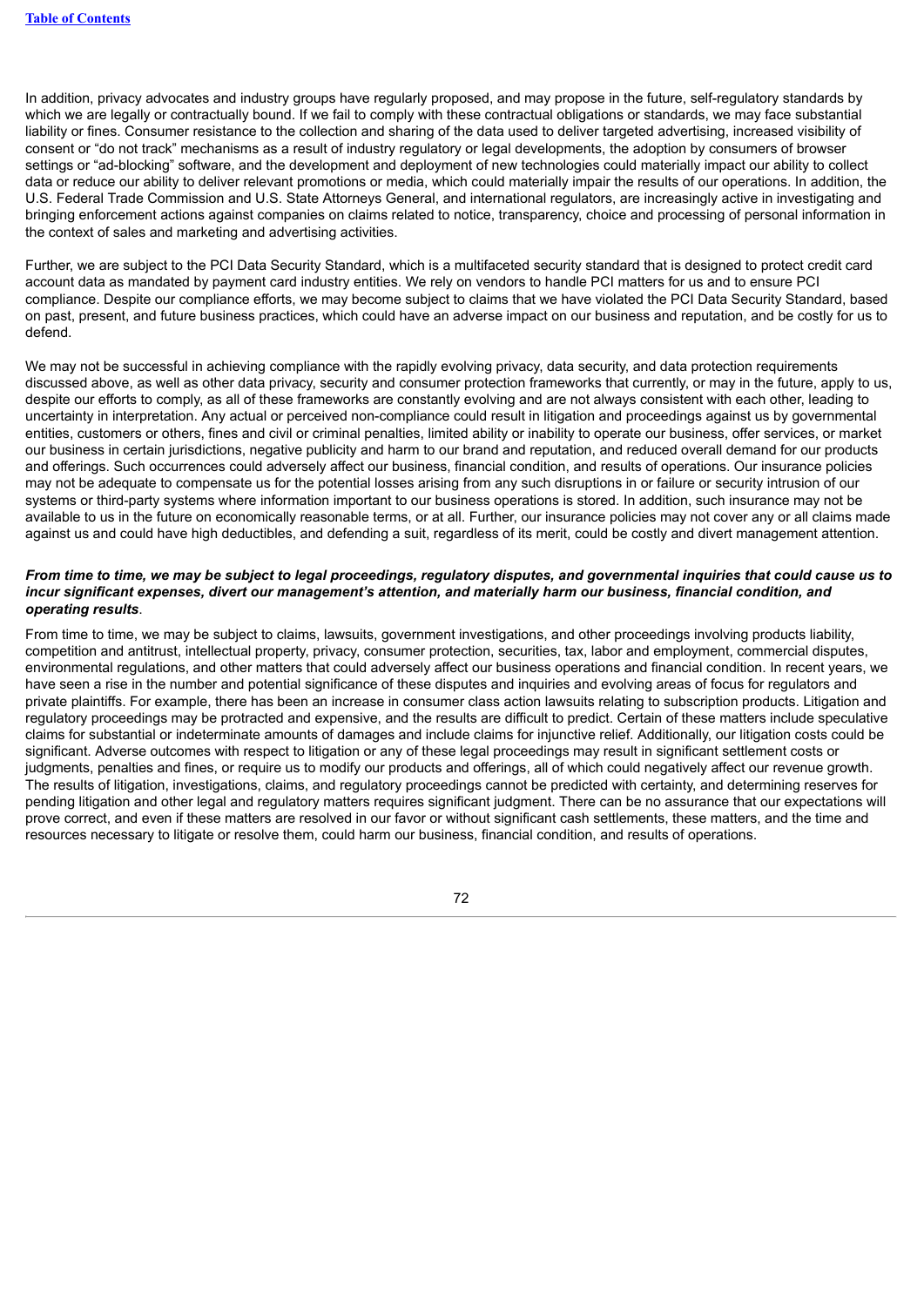In addition, privacy advocates and industry groups have regularly proposed, and may propose in the future, self-regulatory standards by which we are legally or contractually bound. If we fail to comply with these contractual obligations or standards, we may face substantial liability or fines. Consumer resistance to the collection and sharing of the data used to deliver targeted advertising, increased visibility of consent or "do not track" mechanisms as a result of industry regulatory or legal developments, the adoption by consumers of browser settings or "ad-blocking" software, and the development and deployment of new technologies could materially impact our ability to collect data or reduce our ability to deliver relevant promotions or media, which could materially impair the results of our operations. In addition, the U.S. Federal Trade Commission and U.S. State Attorneys General, and international regulators, are increasingly active in investigating and bringing enforcement actions against companies on claims related to notice, transparency, choice and processing of personal information in the context of sales and marketing and advertising activities.

Further, we are subject to the PCI Data Security Standard, which is a multifaceted security standard that is designed to protect credit card account data as mandated by payment card industry entities. We rely on vendors to handle PCI matters for us and to ensure PCI compliance. Despite our compliance efforts, we may become subject to claims that we have violated the PCI Data Security Standard, based on past, present, and future business practices, which could have an adverse impact on our business and reputation, and be costly for us to defend.

We may not be successful in achieving compliance with the rapidly evolving privacy, data security, and data protection requirements discussed above, as well as other data privacy, security and consumer protection frameworks that currently, or may in the future, apply to us, despite our efforts to comply, as all of these frameworks are constantly evolving and are not always consistent with each other, leading to uncertainty in interpretation. Any actual or perceived non-compliance could result in litigation and proceedings against us by governmental entities, customers or others, fines and civil or criminal penalties, limited ability or inability to operate our business, offer services, or market our business in certain jurisdictions, negative publicity and harm to our brand and reputation, and reduced overall demand for our products and offerings. Such occurrences could adversely affect our business, financial condition, and results of operations. Our insurance policies may not be adequate to compensate us for the potential losses arising from any such disruptions in or failure or security intrusion of our systems or third-party systems where information important to our business operations is stored. In addition, such insurance may not be available to us in the future on economically reasonable terms, or at all. Further, our insurance policies may not cover any or all claims made against us and could have high deductibles, and defending a suit, regardless of its merit, could be costly and divert management attention.

***From time to time, we may be subject to legal proceedings, regulatory disputes, and governmental inquiries that could cause us to incur significant expenses, divert our management's attention, and materially harm our business, financial condition, and operating results*.**

From time to time, we may be subject to claims, lawsuits, government investigations, and other proceedings involving products liability, competition and antitrust, intellectual property, privacy, consumer protection, securities, tax, labor and employment, commercial disputes, environmental regulations, and other matters that could adversely affect our business operations and financial condition. In recent years, we have seen a rise in the number and potential significance of these disputes and inquiries and evolving areas of focus for regulators and private plaintiffs. For example, there has been an increase in consumer class action lawsuits relating to subscription products. Litigation and regulatory proceedings may be protracted and expensive, and the results are difficult to predict. Certain of these matters include speculative claims for substantial or indeterminate amounts of damages and include claims for injunctive relief. Additionally, our litigation costs could be significant. Adverse outcomes with respect to litigation or any of these legal proceedings may result in significant settlement costs or judgments, penalties and fines, or require us to modify our products and offerings, all of which could negatively affect our revenue growth. The results of litigation, investigations, claims, and regulatory proceedings cannot be predicted with certainty, and determining reserves for pending litigation and other legal and regulatory matters requires significant judgment. There can be no assurance that our expectations will prove correct, and even if these matters are resolved in our favor or without significant cash settlements, these matters, and the time and resources necessary to litigate or resolve them, could harm our business, financial condition, and results of operations.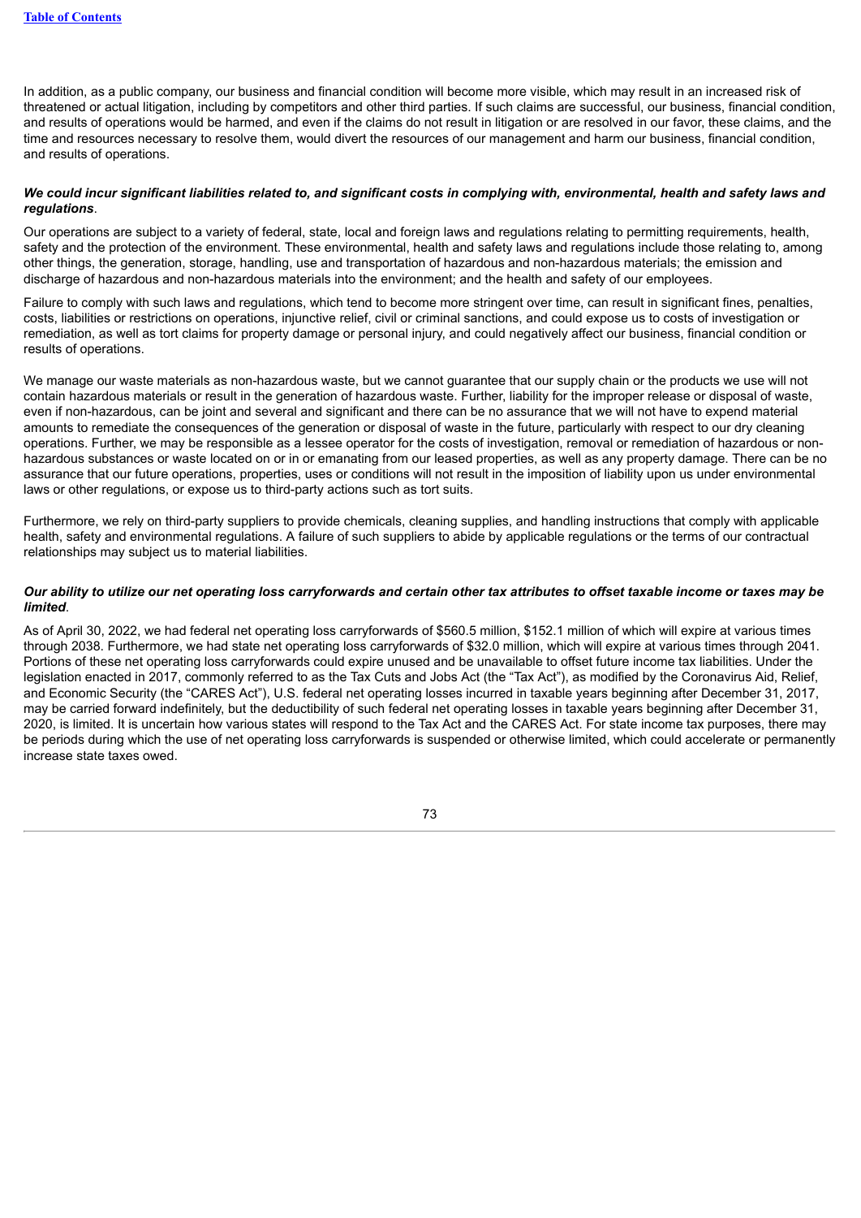In addition, as a public company, our business and financial condition will become more visible, which may result in an increased risk of threatened or actual litigation, including by competitors and other third parties. If such claims are successful, our business, financial condition, and results of operations would be harmed, and even if the claims do not result in litigation or are resolved in our favor, these claims, and the time and resources necessary to resolve them, would divert the resources of our management and harm our business, financial condition, and results of operations.

***We could incur significant liabilities related to, and significant costs in complying with, environmental, health and safety laws and regulations*.**

Our operations are subject to a variety of federal, state, local and foreign laws and regulations relating to permitting requirements, health, safety and the protection of the environment. These environmental, health and safety laws and regulations include those relating to, among other things, the generation, storage, handling, use and transportation of hazardous and non-hazardous materials; the emission and discharge of hazardous and non-hazardous materials into the environment; and the health and safety of our employees.

Failure to comply with such laws and regulations, which tend to become more stringent over time, can result in significant fines, penalties, costs, liabilities or restrictions on operations, injunctive relief, civil or criminal sanctions, and could expose us to costs of investigation or remediation, as well as tort claims for property damage or personal injury, and could negatively affect our business, financial condition or results of operations.

We manage our waste materials as non-hazardous waste, but we cannot guarantee that our supply chain or the products we use will not contain hazardous materials or result in the generation of hazardous waste. Further, liability for the improper release or disposal of waste, even if non-hazardous, can be joint and several and significant and there can be no assurance that we will not have to expend material amounts to remediate the consequences of the generation or disposal of waste in the future, particularly with respect to our dry cleaning operations. Further, we may be responsible as a lessee operator for the costs of investigation, removal or remediation of hazardous or non-hazardous substances or waste located on or in or emanating from our leased properties, as well as any property damage. There can be no assurance that our future operations, properties, uses or conditions will not result in the imposition of liability upon us under environmental laws or other regulations, or expose us to third-party actions such as tort suits.

Furthermore, we rely on third-party suppliers to provide chemicals, cleaning supplies, and handling instructions that comply with applicable health, safety and environmental regulations. A failure of such suppliers to abide by applicable regulations or the terms of our contractual relationships may subject us to material liabilities.

***Our ability to utilize our net operating loss carryforwards and certain other tax attributes to offset taxable income or taxes may be limited*.**

As of April 30, 2022, we had federal net operating loss carryforwards of $560.5 million, $152.1 million of which will expire at various times through 2038. Furthermore, we had state net operating loss carryforwards of $32.0 million, which will expire at various times through 2041. Portions of these net operating loss carryforwards could expire unused and be unavailable to offset future income tax liabilities. Under the legislation enacted in 2017, commonly referred to as the Tax Cuts and Jobs Act (the "Tax Act"), as modified by the Coronavirus Aid, Relief, and Economic Security (the "CARES Act"), U.S. federal net operating losses incurred in taxable years beginning after December 31, 2017, may be carried forward indefinitely, but the deductibility of such federal net operating losses in taxable years beginning after December 31, 2020, is limited. It is uncertain how various states will respond to the Tax Act and the CARES Act. For state income tax purposes, there may be periods during which the use of net operating loss carryforwards is suspended or otherwise limited, which could accelerate or permanently increase state taxes owed.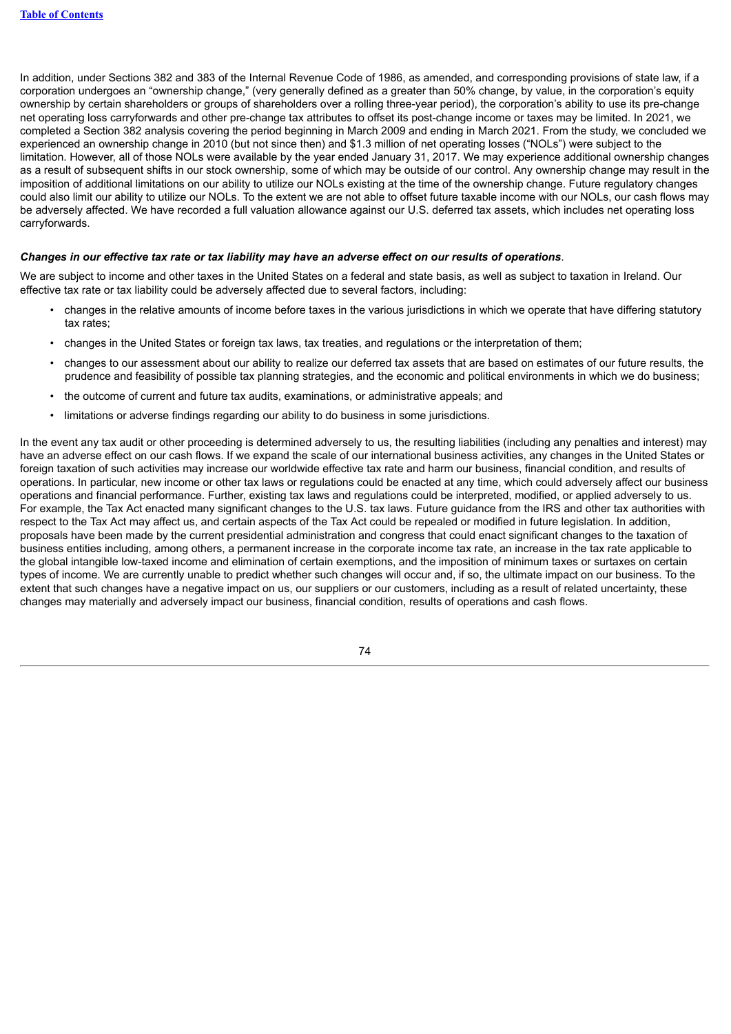In addition, under Sections 382 and 383 of the Internal Revenue Code of 1986, as amended, and corresponding provisions of state law, if a corporation undergoes an "ownership change," (very generally defined as a greater than 50% change, by value, in the corporation's equity ownership by certain shareholders or groups of shareholders over a rolling three-year period), the corporation's ability to use its pre-change net operating loss carryforwards and other pre-change tax attributes to offset its post-change income or taxes may be limited. In 2021, we completed a Section 382 analysis covering the period beginning in March 2009 and ending in March 2021. From the study, we concluded we experienced an ownership change in 2010 (but not since then) and $1.3 million of net operating losses ("NOLs") were subject to the limitation. However, all of those NOLs were available by the year ended January 31, 2017. We may experience additional ownership changes as a result of subsequent shifts in our stock ownership, some of which may be outside of our control. Any ownership change may result in the imposition of additional limitations on our ability to utilize our NOLs existing at the time of the ownership change. Future regulatory changes could also limit our ability to utilize our NOLs. To the extent we are not able to offset future taxable income with our NOLs, our cash flows may be adversely affected. We have recorded a full valuation allowance against our U.S. deferred tax assets, which includes net operating loss carryforwards.

***Changes in our effective tax rate or tax liability may have an adverse effect on our results of operations*.**

We are subject to income and other taxes in the United States on a federal and state basis, as well as subject to taxation in Ireland. Our effective tax rate or tax liability could be adversely affected due to several factors, including:

- changes in the relative amounts of income before taxes in the various jurisdictions in which we operate that have differing statutory tax rates;
- changes in the United States or foreign tax laws, tax treaties, and regulations or the interpretation of them;
- changes to our assessment about our ability to realize our deferred tax assets that are based on estimates of our future results, the prudence and feasibility of possible tax planning strategies, and the economic and political environments in which we do business;
- the outcome of current and future tax audits, examinations, or administrative appeals; and
- limitations or adverse findings regarding our ability to do business in some jurisdictions.

In the event any tax audit or other proceeding is determined adversely to us, the resulting liabilities (including any penalties and interest) may have an adverse effect on our cash flows. If we expand the scale of our international business activities, any changes in the United States or foreign taxation of such activities may increase our worldwide effective tax rate and harm our business, financial condition, and results of operations. In particular, new income or other tax laws or regulations could be enacted at any time, which could adversely affect our business operations and financial performance. Further, existing tax laws and regulations could be interpreted, modified, or applied adversely to us. For example, the Tax Act enacted many significant changes to the U.S. tax laws. Future guidance from the IRS and other tax authorities with respect to the Tax Act may affect us, and certain aspects of the Tax Act could be repealed or modified in future legislation. In addition, proposals have been made by the current presidential administration and congress that could enact significant changes to the taxation of business entities including, among others, a permanent increase in the corporate income tax rate, an increase in the tax rate applicable to the global intangible low-taxed income and elimination of certain exemptions, and the imposition of minimum taxes or surtaxes on certain types of income. We are currently unable to predict whether such changes will occur and, if so, the ultimate impact on our business. To the extent that such changes have a negative impact on us, our suppliers or our customers, including as a result of related uncertainty, these changes may materially and adversely impact our business, financial condition, results of operations and cash flows.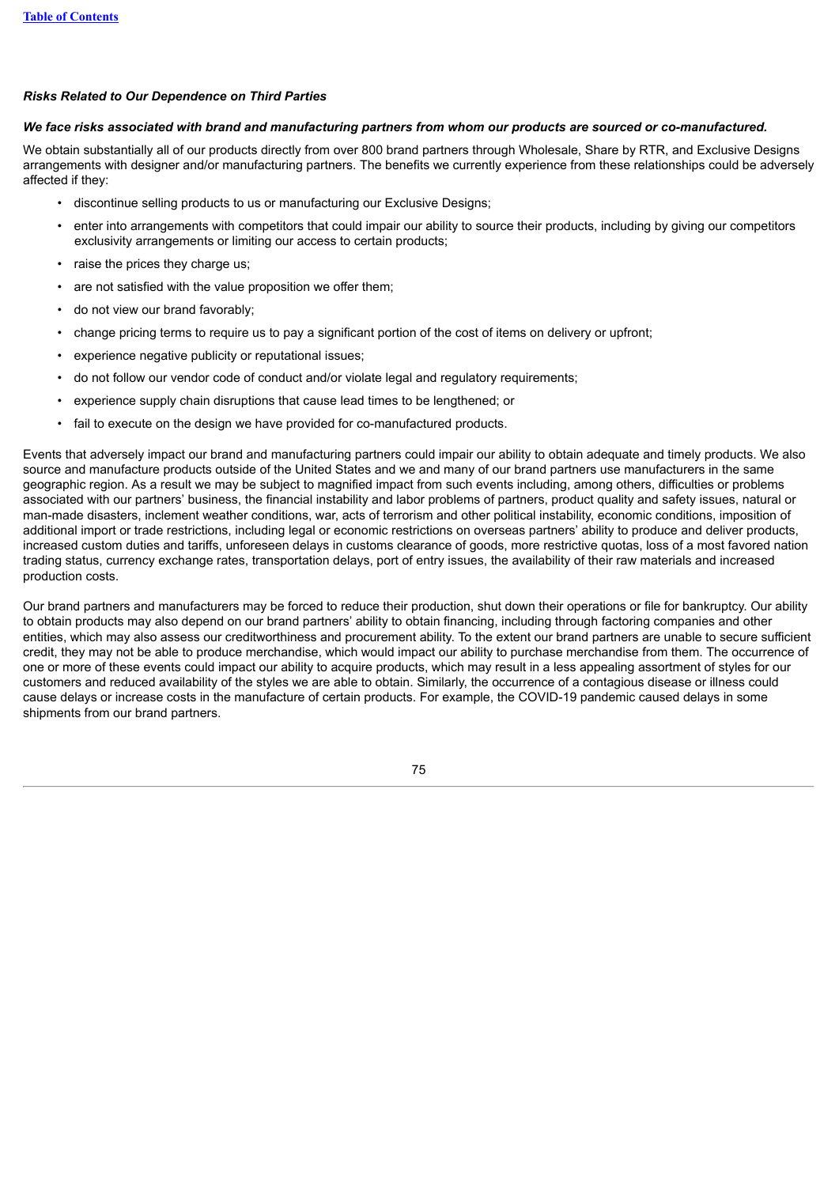### *Risks Related to Our Dependence on Third Parties*

***We face risks associated with brand and manufacturing partners from whom our products are sourced or co-manufactured.***

We obtain substantially all of our products directly from over 800 brand partners through Wholesale, Share by RTR, and Exclusive Designs arrangements with designer and/or manufacturing partners. The benefits we currently experience from these relationships could be adversely affected if they:

- discontinue selling products to us or manufacturing our Exclusive Designs;
- enter into arrangements with competitors that could impair our ability to source their products, including by giving our competitors exclusivity arrangements or limiting our access to certain products;
- raise the prices they charge us;
- are not satisfied with the value proposition we offer them;
- do not view our brand favorably;
- change pricing terms to require us to pay a significant portion of the cost of items on delivery or upfront;
- experience negative publicity or reputational issues;
- do not follow our vendor code of conduct and/or violate legal and regulatory requirements;
- experience supply chain disruptions that cause lead times to be lengthened; or
- fail to execute on the design we have provided for co-manufactured products.

Events that adversely impact our brand and manufacturing partners could impair our ability to obtain adequate and timely products. We also source and manufacture products outside of the United States and we and many of our brand partners use manufacturers in the same geographic region. As a result we may be subject to magnified impact from such events including, among others, difficulties or problems associated with our partners' business, the financial instability and labor problems of partners, product quality and safety issues, natural or man-made disasters, inclement weather conditions, war, acts of terrorism and other political instability, economic conditions, imposition of additional import or trade restrictions, including legal or economic restrictions on overseas partners' ability to produce and deliver products, increased custom duties and tariffs, unforeseen delays in customs clearance of goods, more restrictive quotas, loss of a most favored nation trading status, currency exchange rates, transportation delays, port of entry issues, the availability of their raw materials and increased production costs.

Our brand partners and manufacturers may be forced to reduce their production, shut down their operations or file for bankruptcy. Our ability to obtain products may also depend on our brand partners' ability to obtain financing, including through factoring companies and other entities, which may also assess our creditworthiness and procurement ability. To the extent our brand partners are unable to secure sufficient credit, they may not be able to produce merchandise, which would impact our ability to purchase merchandise from them. The occurrence of one or more of these events could impact our ability to acquire products, which may result in a less appealing assortment of styles for our customers and reduced availability of the styles we are able to obtain. Similarly, the occurrence of a contagious disease or illness could cause delays or increase costs in the manufacture of certain products. For example, the COVID-19 pandemic caused delays in some shipments from our brand partners.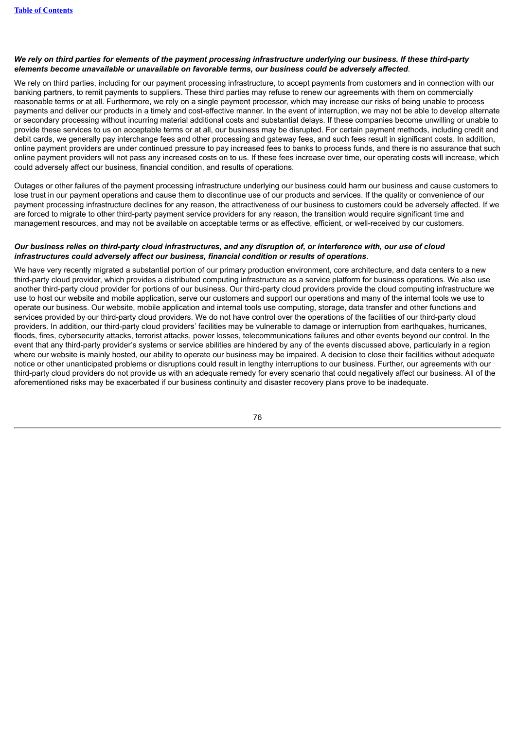***We rely on third parties for elements of the payment processing infrastructure underlying our business. If these third-party elements become unavailable or unavailable on favorable terms, our business could be adversely affected***.

We rely on third parties, including for our payment processing infrastructure, to accept payments from customers and in connection with our banking partners, to remit payments to suppliers. These third parties may refuse to renew our agreements with them on commercially reasonable terms or at all. Furthermore, we rely on a single payment processor, which may increase our risks of being unable to process payments and deliver our products in a timely and cost-effective manner. In the event of interruption, we may not be able to develop alternate or secondary processing without incurring material additional costs and substantial delays. If these companies become unwilling or unable to provide these services to us on acceptable terms or at all, our business may be disrupted. For certain payment methods, including credit and debit cards, we generally pay interchange fees and other processing and gateway fees, and such fees result in significant costs. In addition, online payment providers are under continued pressure to pay increased fees to banks to process funds, and there is no assurance that such online payment providers will not pass any increased costs on to us. If these fees increase over time, our operating costs will increase, which could adversely affect our business, financial condition, and results of operations.

Outages or other failures of the payment processing infrastructure underlying our business could harm our business and cause customers to lose trust in our payment operations and cause them to discontinue use of our products and services. If the quality or convenience of our payment processing infrastructure declines for any reason, the attractiveness of our business to customers could be adversely affected. If we are forced to migrate to other third-party payment service providers for any reason, the transition would require significant time and management resources, and may not be available on acceptable terms or as effective, efficient, or well-received by our customers.

***Our business relies on third-party cloud infrastructures, and any disruption of, or interference with, our use of cloud infrastructures could adversely affect our business, financial condition or results of operations***.

We have very recently migrated a substantial portion of our primary production environment, core architecture, and data centers to a new third-party cloud provider, which provides a distributed computing infrastructure as a service platform for business operations. We also use another third-party cloud provider for portions of our business. Our third-party cloud providers provide the cloud computing infrastructure we use to host our website and mobile application, serve our customers and support our operations and many of the internal tools we use to operate our business. Our website, mobile application and internal tools use computing, storage, data transfer and other functions and services provided by our third-party cloud providers. We do not have control over the operations of the facilities of our third-party cloud providers. In addition, our third-party cloud providers' facilities may be vulnerable to damage or interruption from earthquakes, hurricanes, floods, fires, cybersecurity attacks, terrorist attacks, power losses, telecommunications failures and other events beyond our control. In the event that any third-party provider's systems or service abilities are hindered by any of the events discussed above, particularly in a region where our website is mainly hosted, our ability to operate our business may be impaired. A decision to close their facilities without adequate notice or other unanticipated problems or disruptions could result in lengthy interruptions to our business. Further, our agreements with our third-party cloud providers do not provide us with an adequate remedy for every scenario that could negatively affect our business. All of the aforementioned risks may be exacerbated if our business continuity and disaster recovery plans prove to be inadequate.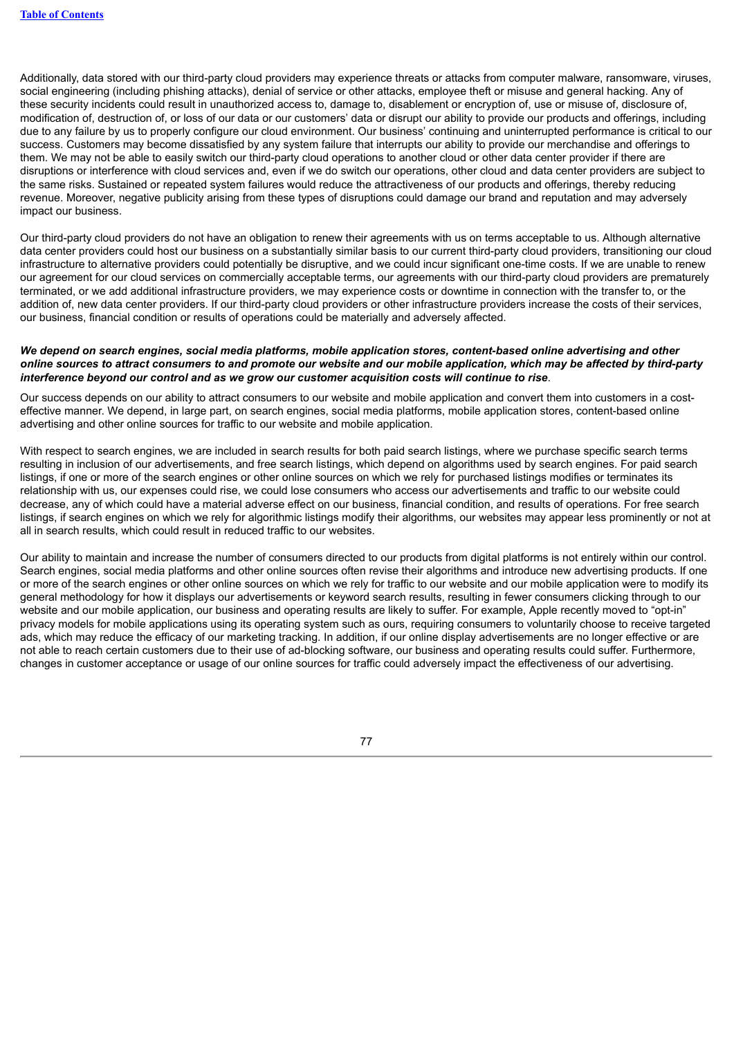Additionally, data stored with our third-party cloud providers may experience threats or attacks from computer malware, ransomware, viruses, social engineering (including phishing attacks), denial of service or other attacks, employee theft or misuse and general hacking. Any of these security incidents could result in unauthorized access to, damage to, disablement or encryption of, use or misuse of, disclosure of, modification of, destruction of, or loss of our data or our customers' data or disrupt our ability to provide our products and offerings, including due to any failure by us to properly configure our cloud environment. Our business' continuing and uninterrupted performance is critical to our success. Customers may become dissatisfied by any system failure that interrupts our ability to provide our merchandise and offerings to them. We may not be able to easily switch our third-party cloud operations to another cloud or other data center provider if there are disruptions or interference with cloud services and, even if we do switch our operations, other cloud and data center providers are subject to the same risks. Sustained or repeated system failures would reduce the attractiveness of our products and offerings, thereby reducing revenue. Moreover, negative publicity arising from these types of disruptions could damage our brand and reputation and may adversely impact our business.

Our third-party cloud providers do not have an obligation to renew their agreements with us on terms acceptable to us. Although alternative data center providers could host our business on a substantially similar basis to our current third-party cloud providers, transitioning our cloud infrastructure to alternative providers could potentially be disruptive, and we could incur significant one-time costs. If we are unable to renew our agreement for our cloud services on commercially acceptable terms, our agreements with our third-party cloud providers are prematurely terminated, or we add additional infrastructure providers, we may experience costs or downtime in connection with the transfer to, or the addition of, new data center providers. If our third-party cloud providers or other infrastructure providers increase the costs of their services, our business, financial condition or results of operations could be materially and adversely affected.

***We depend on search engines, social media platforms, mobile application stores, content-based online advertising and other online sources to attract consumers to and promote our website and our mobile application, which may be affected by third-party interference beyond our control and as we grow our customer acquisition costs will continue to rise*.**

Our success depends on our ability to attract consumers to our website and mobile application and convert them into customers in a cost-effective manner. We depend, in large part, on search engines, social media platforms, mobile application stores, content-based online advertising and other online sources for traffic to our website and mobile application.

With respect to search engines, we are included in search results for both paid search listings, where we purchase specific search terms resulting in inclusion of our advertisements, and free search listings, which depend on algorithms used by search engines. For paid search listings, if one or more of the search engines or other online sources on which we rely for purchased listings modifies or terminates its relationship with us, our expenses could rise, we could lose consumers who access our advertisements and traffic to our website could decrease, any of which could have a material adverse effect on our business, financial condition, and results of operations. For free search listings, if search engines on which we rely for algorithmic listings modify their algorithms, our websites may appear less prominently or not at all in search results, which could result in reduced traffic to our websites.

Our ability to maintain and increase the number of consumers directed to our products from digital platforms is not entirely within our control. Search engines, social media platforms and other online sources often revise their algorithms and introduce new advertising products. If one or more of the search engines or other online sources on which we rely for traffic to our website and our mobile application were to modify its general methodology for how it displays our advertisements or keyword search results, resulting in fewer consumers clicking through to our website and our mobile application, our business and operating results are likely to suffer. For example, Apple recently moved to "opt-in" privacy models for mobile applications using its operating system such as ours, requiring consumers to voluntarily choose to receive targeted ads, which may reduce the efficacy of our marketing tracking. In addition, if our online display advertisements are no longer effective or are not able to reach certain customers due to their use of ad-blocking software, our business and operating results could suffer. Furthermore, changes in customer acceptance or usage of our online sources for traffic could adversely impact the effectiveness of our advertising.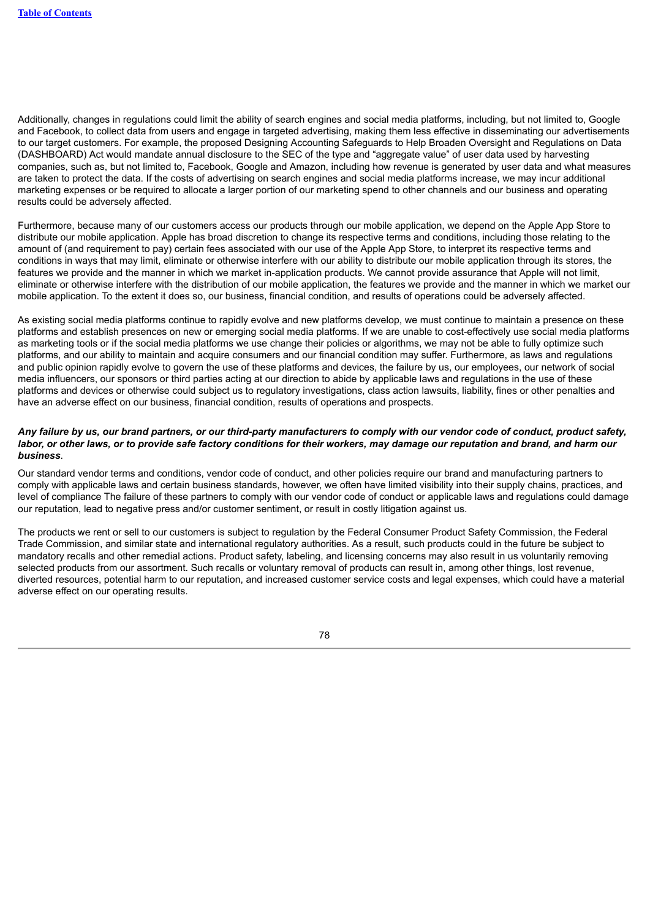Additionally, changes in regulations could limit the ability of search engines and social media platforms, including, but not limited to, Google and Facebook, to collect data from users and engage in targeted advertising, making them less effective in disseminating our advertisements to our target customers. For example, the proposed Designing Accounting Safeguards to Help Broaden Oversight and Regulations on Data (DASHBOARD) Act would mandate annual disclosure to the SEC of the type and "aggregate value" of user data used by harvesting companies, such as, but not limited to, Facebook, Google and Amazon, including how revenue is generated by user data and what measures are taken to protect the data. If the costs of advertising on search engines and social media platforms increase, we may incur additional marketing expenses or be required to allocate a larger portion of our marketing spend to other channels and our business and operating results could be adversely affected.

Furthermore, because many of our customers access our products through our mobile application, we depend on the Apple App Store to distribute our mobile application. Apple has broad discretion to change its respective terms and conditions, including those relating to the amount of (and requirement to pay) certain fees associated with our use of the Apple App Store, to interpret its respective terms and conditions in ways that may limit, eliminate or otherwise interfere with our ability to distribute our mobile application through its stores, the features we provide and the manner in which we market in-application products. We cannot provide assurance that Apple will not limit, eliminate or otherwise interfere with the distribution of our mobile application, the features we provide and the manner in which we market our mobile application. To the extent it does so, our business, financial condition, and results of operations could be adversely affected.

As existing social media platforms continue to rapidly evolve and new platforms develop, we must continue to maintain a presence on these platforms and establish presences on new or emerging social media platforms. If we are unable to cost-effectively use social media platforms as marketing tools or if the social media platforms we use change their policies or algorithms, we may not be able to fully optimize such platforms, and our ability to maintain and acquire consumers and our financial condition may suffer. Furthermore, as laws and regulations and public opinion rapidly evolve to govern the use of these platforms and devices, the failure by us, our employees, our network of social media influencers, our sponsors or third parties acting at our direction to abide by applicable laws and regulations in the use of these platforms and devices or otherwise could subject us to regulatory investigations, class action lawsuits, liability, fines or other penalties and have an adverse effect on our business, financial condition, results of operations and prospects.

***Any failure by us, our brand partners, or our third-party manufacturers to comply with our vendor code of conduct, product safety, labor, or other laws, or to provide safe factory conditions for their workers, may damage our reputation and brand, and harm our business*.**

Our standard vendor terms and conditions, vendor code of conduct, and other policies require our brand and manufacturing partners to comply with applicable laws and certain business standards, however, we often have limited visibility into their supply chains, practices, and level of compliance The failure of these partners to comply with our vendor code of conduct or applicable laws and regulations could damage our reputation, lead to negative press and/or customer sentiment, or result in costly litigation against us.

The products we rent or sell to our customers is subject to regulation by the Federal Consumer Product Safety Commission, the Federal Trade Commission, and similar state and international regulatory authorities. As a result, such products could in the future be subject to mandatory recalls and other remedial actions. Product safety, labeling, and licensing concerns may also result in us voluntarily removing selected products from our assortment. Such recalls or voluntary removal of products can result in, among other things, lost revenue, diverted resources, potential harm to our reputation, and increased customer service costs and legal expenses, which could have a material adverse effect on our operating results.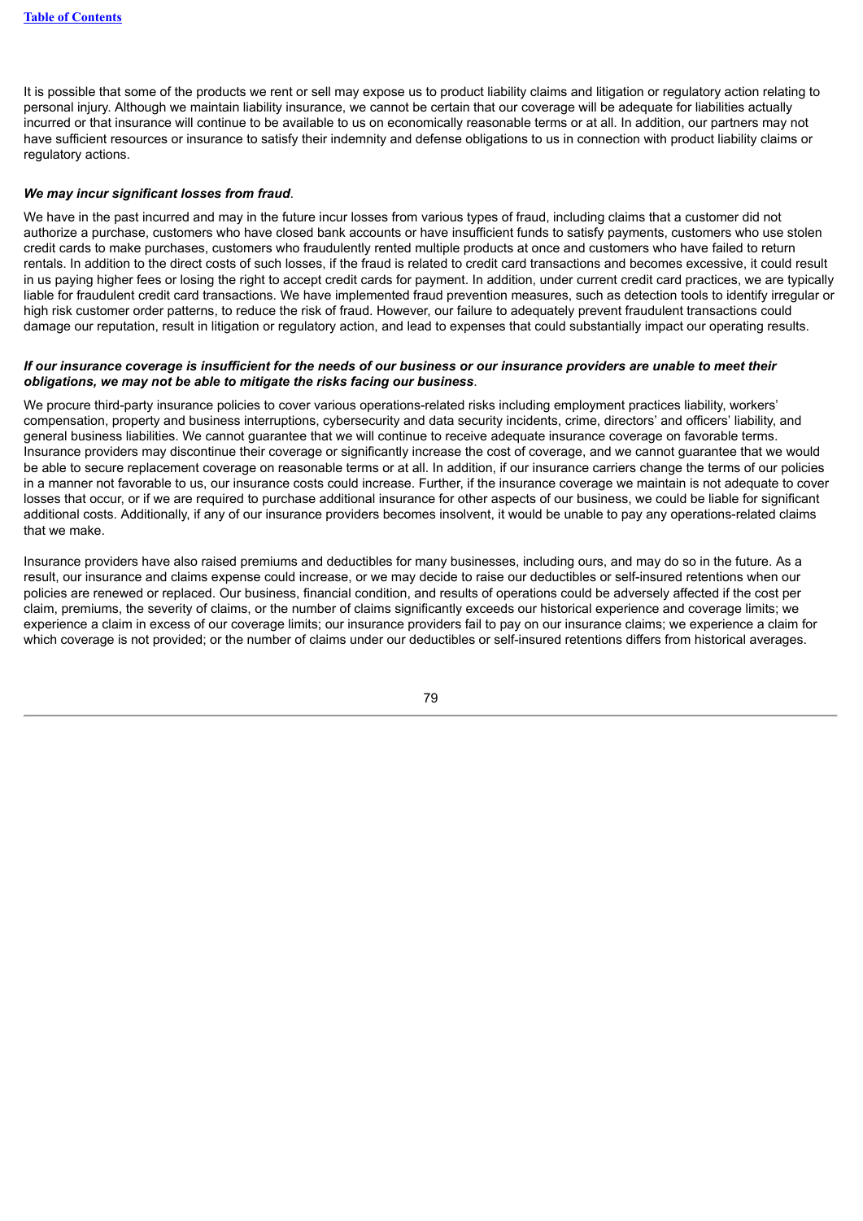It is possible that some of the products we rent or sell may expose us to product liability claims and litigation or regulatory action relating to personal injury. Although we maintain liability insurance, we cannot be certain that our coverage will be adequate for liabilities actually incurred or that insurance will continue to be available to us on economically reasonable terms or at all. In addition, our partners may not have sufficient resources or insurance to satisfy their indemnity and defense obligations to us in connection with product liability claims or regulatory actions.

***We may incur significant losses from fraud*.**

We have in the past incurred and may in the future incur losses from various types of fraud, including claims that a customer did not authorize a purchase, customers who have closed bank accounts or have insufficient funds to satisfy payments, customers who use stolen credit cards to make purchases, customers who fraudulently rented multiple products at once and customers who have failed to return rentals. In addition to the direct costs of such losses, if the fraud is related to credit card transactions and becomes excessive, it could result in us paying higher fees or losing the right to accept credit cards for payment. In addition, under current credit card practices, we are typically liable for fraudulent credit card transactions. We have implemented fraud prevention measures, such as detection tools to identify irregular or high risk customer order patterns, to reduce the risk of fraud. However, our failure to adequately prevent fraudulent transactions could damage our reputation, result in litigation or regulatory action, and lead to expenses that could substantially impact our operating results.

***If our insurance coverage is insufficient for the needs of our business or our insurance providers are unable to meet their obligations, we may not be able to mitigate the risks facing our business*.**

We procure third-party insurance policies to cover various operations-related risks including employment practices liability, workers' compensation, property and business interruptions, cybersecurity and data security incidents, crime, directors' and officers' liability, and general business liabilities. We cannot guarantee that we will continue to receive adequate insurance coverage on favorable terms. Insurance providers may discontinue their coverage or significantly increase the cost of coverage, and we cannot guarantee that we would be able to secure replacement coverage on reasonable terms or at all. In addition, if our insurance carriers change the terms of our policies in a manner not favorable to us, our insurance costs could increase. Further, if the insurance coverage we maintain is not adequate to cover losses that occur, or if we are required to purchase additional insurance for other aspects of our business, we could be liable for significant additional costs. Additionally, if any of our insurance providers becomes insolvent, it would be unable to pay any operations-related claims that we make.

Insurance providers have also raised premiums and deductibles for many businesses, including ours, and may do so in the future. As a result, our insurance and claims expense could increase, or we may decide to raise our deductibles or self-insured retentions when our policies are renewed or replaced. Our business, financial condition, and results of operations could be adversely affected if the cost per claim, premiums, the severity of claims, or the number of claims significantly exceeds our historical experience and coverage limits; we experience a claim in excess of our coverage limits; our insurance providers fail to pay on our insurance claims; we experience a claim for which coverage is not provided; or the number of claims under our deductibles or self-insured retentions differs from historical averages.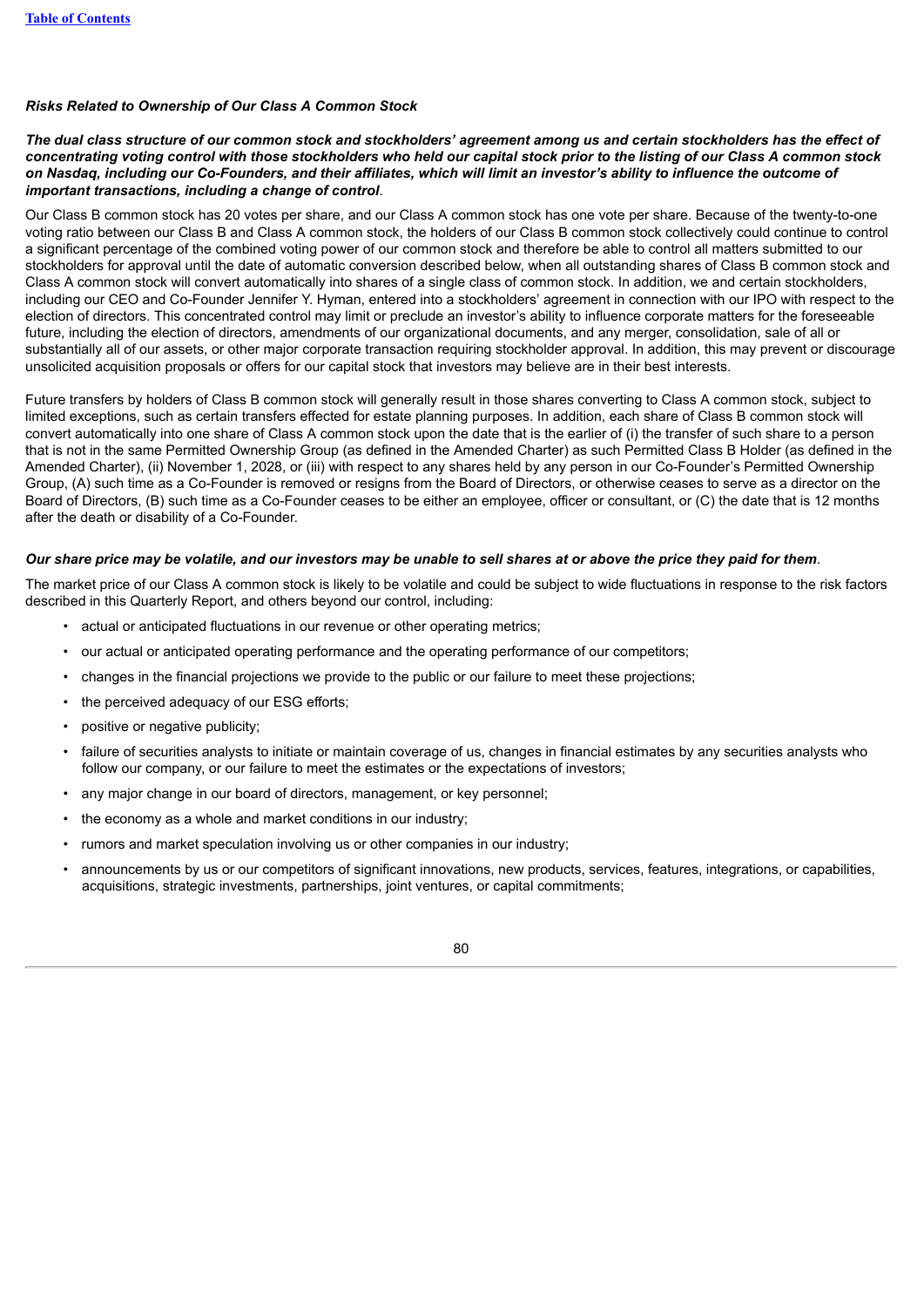*Risks Related to Ownership of Our Class A Common Stock*

***The dual class structure of our common stock and stockholders' agreement among us and certain stockholders has the effect of concentrating voting control with those stockholders who held our capital stock prior to the listing of our Class A common stock on Nasdaq, including our Co-Founders, and their affiliates, which will limit an investor's ability to influence the outcome of important transactions, including a change of control*.**

Our Class B common stock has 20 votes per share, and our Class A common stock has one vote per share. Because of the twenty-to-one voting ratio between our Class B and Class A common stock, the holders of our Class B common stock collectively could continue to control a significant percentage of the combined voting power of our common stock and therefore be able to control all matters submitted to our stockholders for approval until the date of automatic conversion described below, when all outstanding shares of Class B common stock and Class A common stock will convert automatically into shares of a single class of common stock. In addition, we and certain stockholders, including our CEO and Co-Founder Jennifer Y. Hyman, entered into a stockholders' agreement in connection with our IPO with respect to the election of directors. This concentrated control may limit or preclude an investor's ability to influence corporate matters for the foreseeable future, including the election of directors, amendments of our organizational documents, and any merger, consolidation, sale of all or substantially all of our assets, or other major corporate transaction requiring stockholder approval. In addition, this may prevent or discourage unsolicited acquisition proposals or offers for our capital stock that investors may believe are in their best interests.

Future transfers by holders of Class B common stock will generally result in those shares converting to Class A common stock, subject to limited exceptions, such as certain transfers effected for estate planning purposes. In addition, each share of Class B common stock will convert automatically into one share of Class A common stock upon the date that is the earlier of (i) the transfer of such share to a person that is not in the same Permitted Ownership Group (as defined in the Amended Charter) as such Permitted Class B Holder (as defined in the Amended Charter), (ii) November 1, 2028, or (iii) with respect to any shares held by any person in our Co-Founder's Permitted Ownership Group, (A) such time as a Co-Founder is removed or resigns from the Board of Directors, or otherwise ceases to serve as a director on the Board of Directors, (B) such time as a Co-Founder ceases to be either an employee, officer or consultant, or (C) the date that is 12 months after the death or disability of a Co-Founder.

***Our share price may be volatile, and our investors may be unable to sell shares at or above the price they paid for them*.**

The market price of our Class A common stock is likely to be volatile and could be subject to wide fluctuations in response to the risk factors described in this Quarterly Report, and others beyond our control, including:

- actual or anticipated fluctuations in our revenue or other operating metrics;
- our actual or anticipated operating performance and the operating performance of our competitors;
- changes in the financial projections we provide to the public or our failure to meet these projections;
- the perceived adequacy of our ESG efforts;
- positive or negative publicity;
- failure of securities analysts to initiate or maintain coverage of us, changes in financial estimates by any securities analysts who follow our company, or our failure to meet the estimates or the expectations of investors;
- any major change in our board of directors, management, or key personnel;
- the economy as a whole and market conditions in our industry;
- rumors and market speculation involving us or other companies in our industry;
- announcements by us or our competitors of significant innovations, new products, services, features, integrations, or capabilities, acquisitions, strategic investments, partnerships, joint ventures, or capital commitments;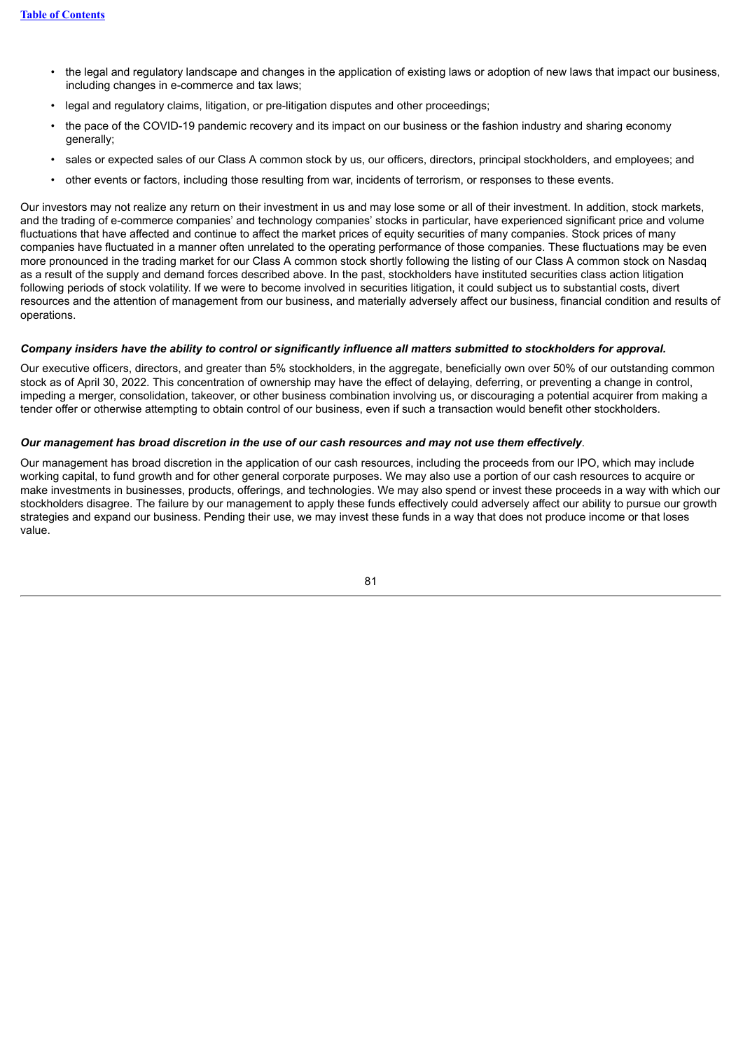- the legal and regulatory landscape and changes in the application of existing laws or adoption of new laws that impact our business, including changes in e-commerce and tax laws;
- legal and regulatory claims, litigation, or pre-litigation disputes and other proceedings;
- the pace of the COVID-19 pandemic recovery and its impact on our business or the fashion industry and sharing economy generally;
- sales or expected sales of our Class A common stock by us, our officers, directors, principal stockholders, and employees; and
- other events or factors, including those resulting from war, incidents of terrorism, or responses to these events.

Our investors may not realize any return on their investment in us and may lose some or all of their investment. In addition, stock markets, and the trading of e-commerce companies' and technology companies' stocks in particular, have experienced significant price and volume fluctuations that have affected and continue to affect the market prices of equity securities of many companies. Stock prices of many companies have fluctuated in a manner often unrelated to the operating performance of those companies. These fluctuations may be even more pronounced in the trading market for our Class A common stock shortly following the listing of our Class A common stock on Nasdaq as a result of the supply and demand forces described above. In the past, stockholders have instituted securities class action litigation following periods of stock volatility. If we were to become involved in securities litigation, it could subject us to substantial costs, divert resources and the attention of management from our business, and materially adversely affect our business, financial condition and results of operations.

***Company insiders have the ability to control or significantly influence all matters submitted to stockholders for approval.***

Our executive officers, directors, and greater than 5% stockholders, in the aggregate, beneficially own over 50% of our outstanding common stock as of April 30, 2022. This concentration of ownership may have the effect of delaying, deferring, or preventing a change in control, impeding a merger, consolidation, takeover, or other business combination involving us, or discouraging a potential acquirer from making a tender offer or otherwise attempting to obtain control of our business, even if such a transaction would benefit other stockholders.

***Our management has broad discretion in the use of our cash resources and may not use them effectively*.**

Our management has broad discretion in the application of our cash resources, including the proceeds from our IPO, which may include working capital, to fund growth and for other general corporate purposes. We may also use a portion of our cash resources to acquire or make investments in businesses, products, offerings, and technologies. We may also spend or invest these proceeds in a way with which our stockholders disagree. The failure by our management to apply these funds effectively could adversely affect our ability to pursue our growth strategies and expand our business. Pending their use, we may invest these funds in a way that does not produce income or that loses value.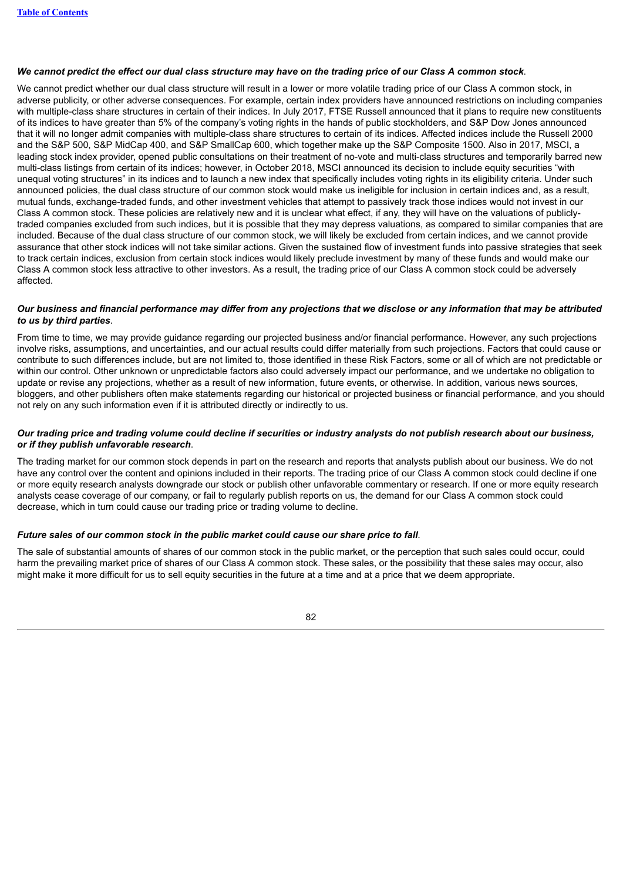***We cannot predict the effect our dual class structure may have on the trading price of our Class A common stock*.**

We cannot predict whether our dual class structure will result in a lower or more volatile trading price of our Class A common stock, in adverse publicity, or other adverse consequences. For example, certain index providers have announced restrictions on including companies with multiple-class share structures in certain of their indices. In July 2017, FTSE Russell announced that it plans to require new constituents of its indices to have greater than 5% of the company's voting rights in the hands of public stockholders, and S&P Dow Jones announced that it will no longer admit companies with multiple-class share structures to certain of its indices. Affected indices include the Russell 2000 and the S&P 500, S&P MidCap 400, and S&P SmallCap 600, which together make up the S&P Composite 1500. Also in 2017, MSCI, a leading stock index provider, opened public consultations on their treatment of no-vote and multi-class structures and temporarily barred new multi-class listings from certain of its indices; however, in October 2018, MSCI announced its decision to include equity securities "with unequal voting structures" in its indices and to launch a new index that specifically includes voting rights in its eligibility criteria. Under such announced policies, the dual class structure of our common stock would make us ineligible for inclusion in certain indices and, as a result, mutual funds, exchange-traded funds, and other investment vehicles that attempt to passively track those indices would not invest in our Class A common stock. These policies are relatively new and it is unclear what effect, if any, they will have on the valuations of publicly-traded companies excluded from such indices, but it is possible that they may depress valuations, as compared to similar companies that are included. Because of the dual class structure of our common stock, we will likely be excluded from certain indices, and we cannot provide assurance that other stock indices will not take similar actions. Given the sustained flow of investment funds into passive strategies that seek to track certain indices, exclusion from certain stock indices would likely preclude investment by many of these funds and would make our Class A common stock less attractive to other investors. As a result, the trading price of our Class A common stock could be adversely affected.

***Our business and financial performance may differ from any projections that we disclose or any information that may be attributed to us by third parties*.**

From time to time, we may provide guidance regarding our projected business and/or financial performance. However, any such projections involve risks, assumptions, and uncertainties, and our actual results could differ materially from such projections. Factors that could cause or contribute to such differences include, but are not limited to, those identified in these Risk Factors, some or all of which are not predictable or within our control. Other unknown or unpredictable factors also could adversely impact our performance, and we undertake no obligation to update or revise any projections, whether as a result of new information, future events, or otherwise. In addition, various news sources, bloggers, and other publishers often make statements regarding our historical or projected business or financial performance, and you should not rely on any such information even if it is attributed directly or indirectly to us.

***Our trading price and trading volume could decline if securities or industry analysts do not publish research about our business, or if they publish unfavorable research*.**

The trading market for our common stock depends in part on the research and reports that analysts publish about our business. We do not have any control over the content and opinions included in their reports. The trading price of our Class A common stock could decline if one or more equity research analysts downgrade our stock or publish other unfavorable commentary or research. If one or more equity research analysts cease coverage of our company, or fail to regularly publish reports on us, the demand for our Class A common stock could decrease, which in turn could cause our trading price or trading volume to decline.

***Future sales of our common stock in the public market could cause our share price to fall*.**

The sale of substantial amounts of shares of our common stock in the public market, or the perception that such sales could occur, could harm the prevailing market price of shares of our Class A common stock. These sales, or the possibility that these sales may occur, also might make it more difficult for us to sell equity securities in the future at a time and at a price that we deem appropriate.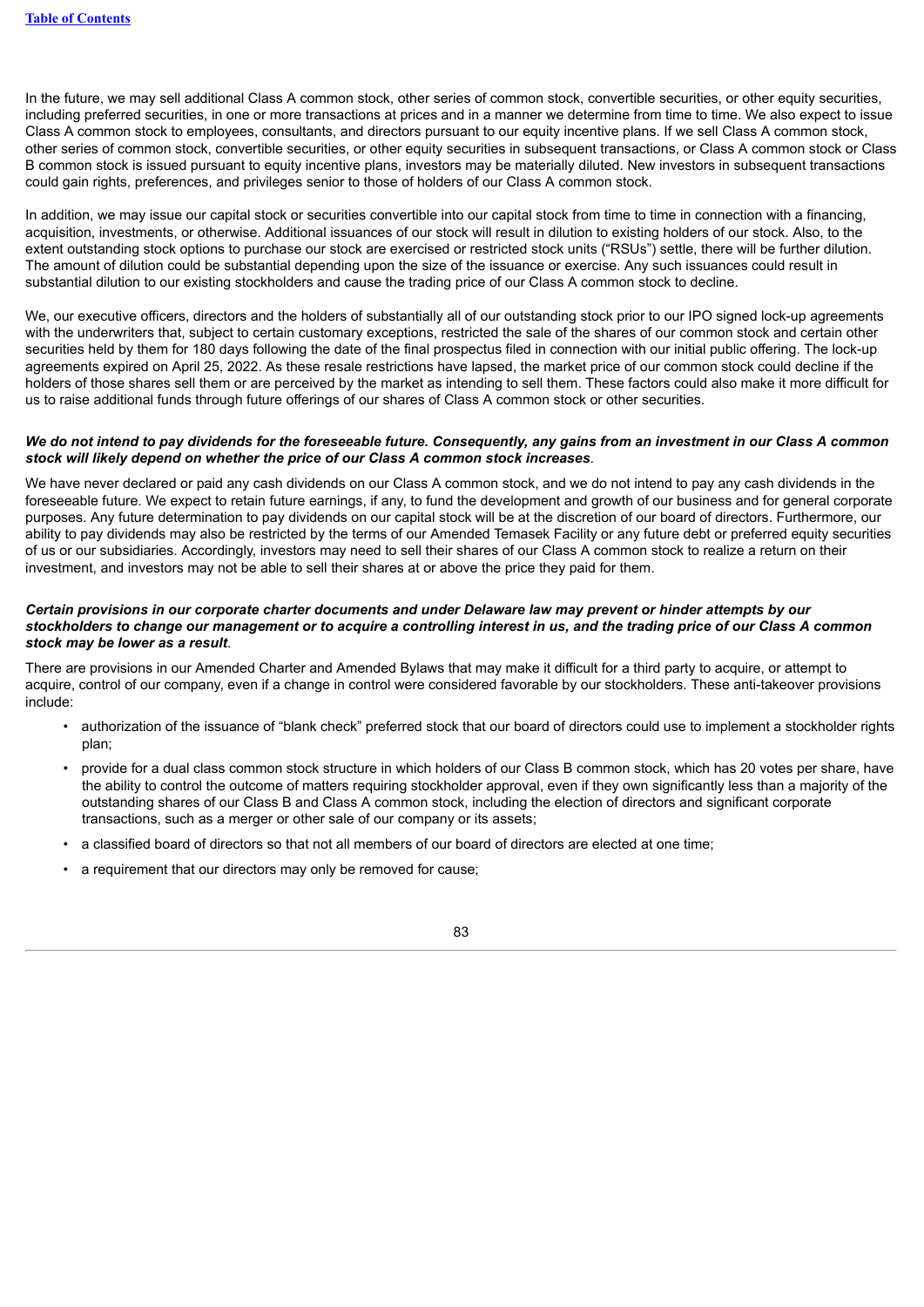In the future, we may sell additional Class A common stock, other series of common stock, convertible securities, or other equity securities, including preferred securities, in one or more transactions at prices and in a manner we determine from time to time. We also expect to issue Class A common stock to employees, consultants, and directors pursuant to our equity incentive plans. If we sell Class A common stock, other series of common stock, convertible securities, or other equity securities in subsequent transactions, or Class A common stock or Class B common stock is issued pursuant to equity incentive plans, investors may be materially diluted. New investors in subsequent transactions could gain rights, preferences, and privileges senior to those of holders of our Class A common stock.

In addition, we may issue our capital stock or securities convertible into our capital stock from time to time in connection with a financing, acquisition, investments, or otherwise. Additional issuances of our stock will result in dilution to existing holders of our stock. Also, to the extent outstanding stock options to purchase our stock are exercised or restricted stock units ("RSUs") settle, there will be further dilution. The amount of dilution could be substantial depending upon the size of the issuance or exercise. Any such issuances could result in substantial dilution to our existing stockholders and cause the trading price of our Class A common stock to decline.

We, our executive officers, directors and the holders of substantially all of our outstanding stock prior to our IPO signed lock-up agreements with the underwriters that, subject to certain customary exceptions, restricted the sale of the shares of our common stock and certain other securities held by them for 180 days following the date of the final prospectus filed in connection with our initial public offering. The lock-up agreements expired on April 25, 2022. As these resale restrictions have lapsed, the market price of our common stock could decline if the holders of those shares sell them or are perceived by the market as intending to sell them. These factors could also make it more difficult for us to raise additional funds through future offerings of our shares of Class A common stock or other securities.

***We do not intend to pay dividends for the foreseeable future. Consequently, any gains from an investment in our Class A common stock will likely depend on whether the price of our Class A common stock increases*.**

We have never declared or paid any cash dividends on our Class A common stock, and we do not intend to pay any cash dividends in the foreseeable future. We expect to retain future earnings, if any, to fund the development and growth of our business and for general corporate purposes. Any future determination to pay dividends on our capital stock will be at the discretion of our board of directors. Furthermore, our ability to pay dividends may also be restricted by the terms of our Amended Temasek Facility or any future debt or preferred equity securities of us or our subsidiaries. Accordingly, investors may need to sell their shares of our Class A common stock to realize a return on their investment, and investors may not be able to sell their shares at or above the price they paid for them.

***Certain provisions in our corporate charter documents and under Delaware law may prevent or hinder attempts by our stockholders to change our management or to acquire a controlling interest in us, and the trading price of our Class A common stock may be lower as a result*.**

There are provisions in our Amended Charter and Amended Bylaws that may make it difficult for a third party to acquire, or attempt to acquire, control of our company, even if a change in control were considered favorable by our stockholders. These anti-takeover provisions include:

- authorization of the issuance of "blank check" preferred stock that our board of directors could use to implement a stockholder rights plan;
- provide for a dual class common stock structure in which holders of our Class B common stock, which has 20 votes per share, have the ability to control the outcome of matters requiring stockholder approval, even if they own significantly less than a majority of the outstanding shares of our Class B and Class A common stock, including the election of directors and significant corporate transactions, such as a merger or other sale of our company or its assets;
- a classified board of directors so that not all members of our board of directors are elected at one time;
- a requirement that our directors may only be removed for cause;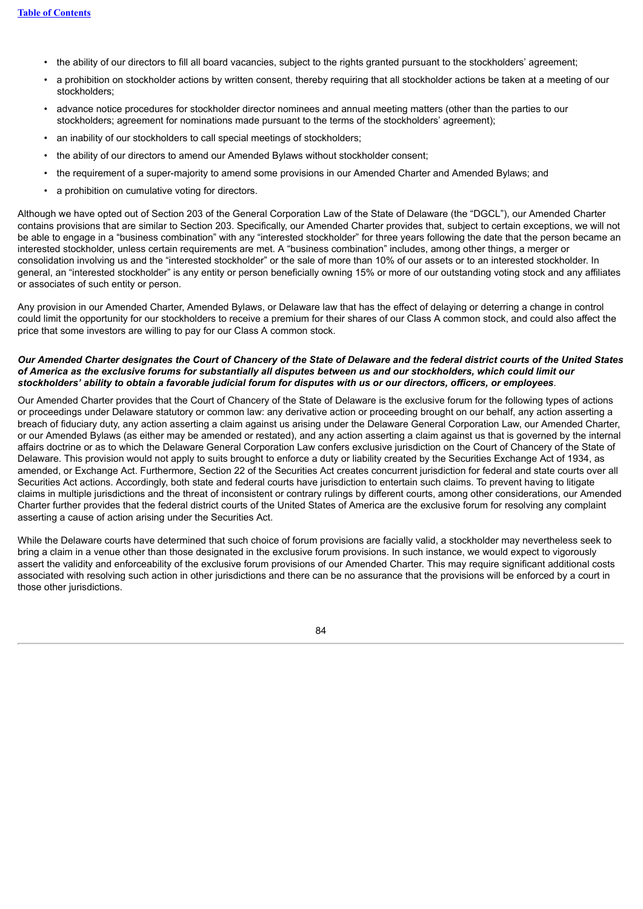- the ability of our directors to fill all board vacancies, subject to the rights granted pursuant to the stockholders' agreement;
- a prohibition on stockholder actions by written consent, thereby requiring that all stockholder actions be taken at a meeting of our stockholders;
- advance notice procedures for stockholder director nominees and annual meeting matters (other than the parties to our stockholders; agreement for nominations made pursuant to the terms of the stockholders' agreement);
- an inability of our stockholders to call special meetings of stockholders;
- the ability of our directors to amend our Amended Bylaws without stockholder consent;
- the requirement of a super-majority to amend some provisions in our Amended Charter and Amended Bylaws; and
- a prohibition on cumulative voting for directors.

Although we have opted out of Section 203 of the General Corporation Law of the State of Delaware (the "DGCL"), our Amended Charter contains provisions that are similar to Section 203. Specifically, our Amended Charter provides that, subject to certain exceptions, we will not be able to engage in a "business combination" with any "interested stockholder" for three years following the date that the person became an interested stockholder, unless certain requirements are met. A "business combination" includes, among other things, a merger or consolidation involving us and the "interested stockholder" or the sale of more than 10% of our assets or to an interested stockholder. In general, an "interested stockholder" is any entity or person beneficially owning 15% or more of our outstanding voting stock and any affiliates or associates of such entity or person.

Any provision in our Amended Charter, Amended Bylaws, or Delaware law that has the effect of delaying or deterring a change in control could limit the opportunity for our stockholders to receive a premium for their shares of our Class A common stock, and could also affect the price that some investors are willing to pay for our Class A common stock.

***Our Amended Charter designates the Court of Chancery of the State of Delaware and the federal district courts of the United States of America as the exclusive forums for substantially all disputes between us and our stockholders, which could limit our stockholders' ability to obtain a favorable judicial forum for disputes with us or our directors, officers, or employees*.**

Our Amended Charter provides that the Court of Chancery of the State of Delaware is the exclusive forum for the following types of actions or proceedings under Delaware statutory or common law: any derivative action or proceeding brought on our behalf, any action asserting a breach of fiduciary duty, any action asserting a claim against us arising under the Delaware General Corporation Law, our Amended Charter, or our Amended Bylaws (as either may be amended or restated), and any action asserting a claim against us that is governed by the internal affairs doctrine or as to which the Delaware General Corporation Law confers exclusive jurisdiction on the Court of Chancery of the State of Delaware. This provision would not apply to suits brought to enforce a duty or liability created by the Securities Exchange Act of 1934, as amended, or Exchange Act. Furthermore, Section 22 of the Securities Act creates concurrent jurisdiction for federal and state courts over all Securities Act actions. Accordingly, both state and federal courts have jurisdiction to entertain such claims. To prevent having to litigate claims in multiple jurisdictions and the threat of inconsistent or contrary rulings by different courts, among other considerations, our Amended Charter further provides that the federal district courts of the United States of America are the exclusive forum for resolving any complaint asserting a cause of action arising under the Securities Act.

While the Delaware courts have determined that such choice of forum provisions are facially valid, a stockholder may nevertheless seek to bring a claim in a venue other than those designated in the exclusive forum provisions. In such instance, we would expect to vigorously assert the validity and enforceability of the exclusive forum provisions of our Amended Charter. This may require significant additional costs associated with resolving such action in other jurisdictions and there can be no assurance that the provisions will be enforced by a court in those other jurisdictions.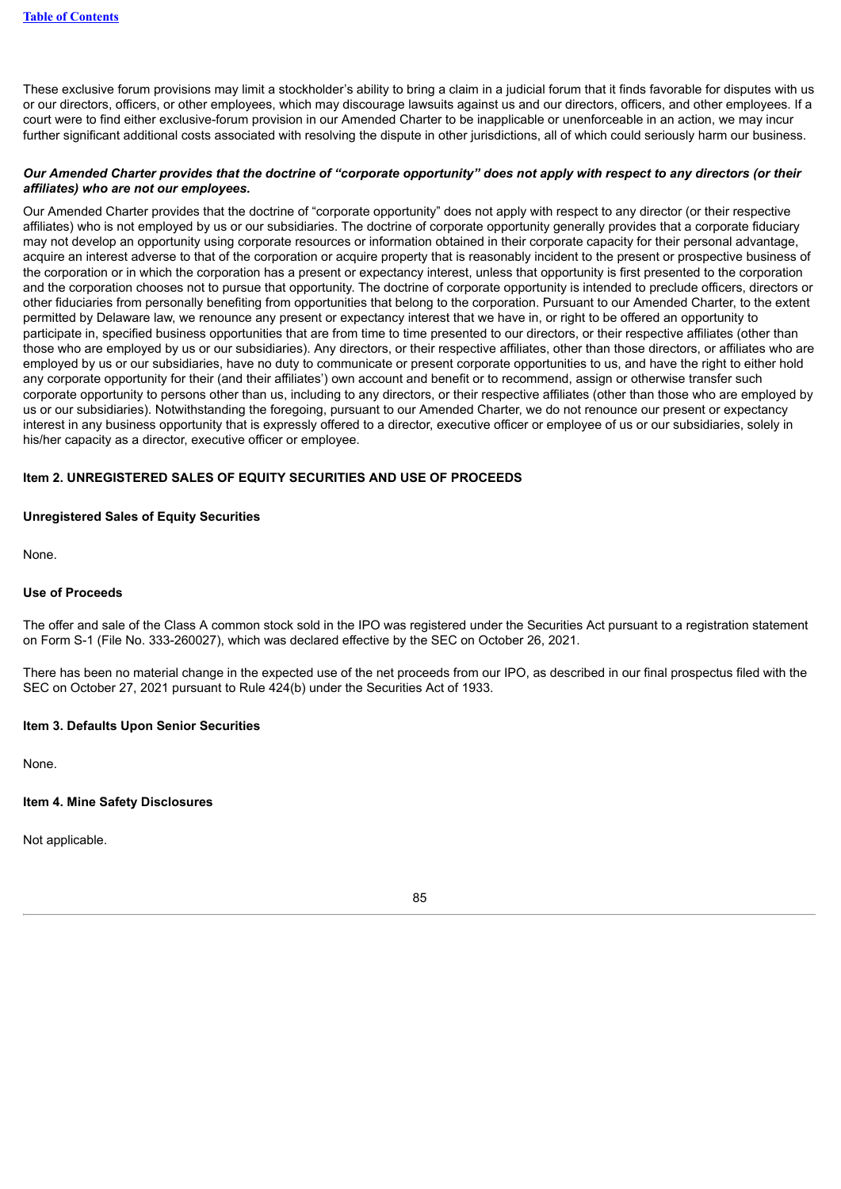These exclusive forum provisions may limit a stockholder's ability to bring a claim in a judicial forum that it finds favorable for disputes with us or our directors, officers, or other employees, which may discourage lawsuits against us and our directors, officers, and other employees. If a court were to find either exclusive-forum provision in our Amended Charter to be inapplicable or unenforceable in an action, we may incur further significant additional costs associated with resolving the dispute in other jurisdictions, all of which could seriously harm our business.

***Our Amended Charter provides that the doctrine of "corporate opportunity" does not apply with respect to any directors (or their affiliates) who are not our employees.***

Our Amended Charter provides that the doctrine of "corporate opportunity" does not apply with respect to any director (or their respective affiliates) who is not employed by us or our subsidiaries. The doctrine of corporate opportunity generally provides that a corporate fiduciary may not develop an opportunity using corporate resources or information obtained in their corporate capacity for their personal advantage, acquire an interest adverse to that of the corporation or acquire property that is reasonably incident to the present or prospective business of the corporation or in which the corporation has a present or expectancy interest, unless that opportunity is first presented to the corporation and the corporation chooses not to pursue that opportunity. The doctrine of corporate opportunity is intended to preclude officers, directors or other fiduciaries from personally benefiting from opportunities that belong to the corporation. Pursuant to our Amended Charter, to the extent permitted by Delaware law, we renounce any present or expectancy interest that we have in, or right to be offered an opportunity to participate in, specified business opportunities that are from time to time presented to our directors, or their respective affiliates (other than those who are employed by us or our subsidiaries). Any directors, or their respective affiliates, other than those directors, or affiliates who are employed by us or our subsidiaries, have no duty to communicate or present corporate opportunities to us, and have the right to either hold any corporate opportunity for their (and their affiliates') own account and benefit or to recommend, assign or otherwise transfer such corporate opportunity to persons other than us, including to any directors, or their respective affiliates (other than those who are employed by us or our subsidiaries). Notwithstanding the foregoing, pursuant to our Amended Charter, we do not renounce our present or expectancy interest in any business opportunity that is expressly offered to a director, executive officer or employee of us or our subsidiaries, solely in his/her capacity as a director, executive officer or employee.

## Item 2. UNREGISTERED SALES OF EQUITY SECURITIES AND USE OF PROCEEDS

### Unregistered Sales of Equity Securities

None.

### Use of Proceeds

The offer and sale of the Class A common stock sold in the IPO was registered under the Securities Act pursuant to a registration statement on Form S-1 (File No. 333-260027), which was declared effective by the SEC on October 26, 2021.

There has been no material change in the expected use of the net proceeds from our IPO, as described in our final prospectus filed with the SEC on October 27, 2021 pursuant to Rule 424(b) under the Securities Act of 1933.

## Item 3. Defaults Upon Senior Securities

None.

## Item 4. Mine Safety Disclosures

Not applicable.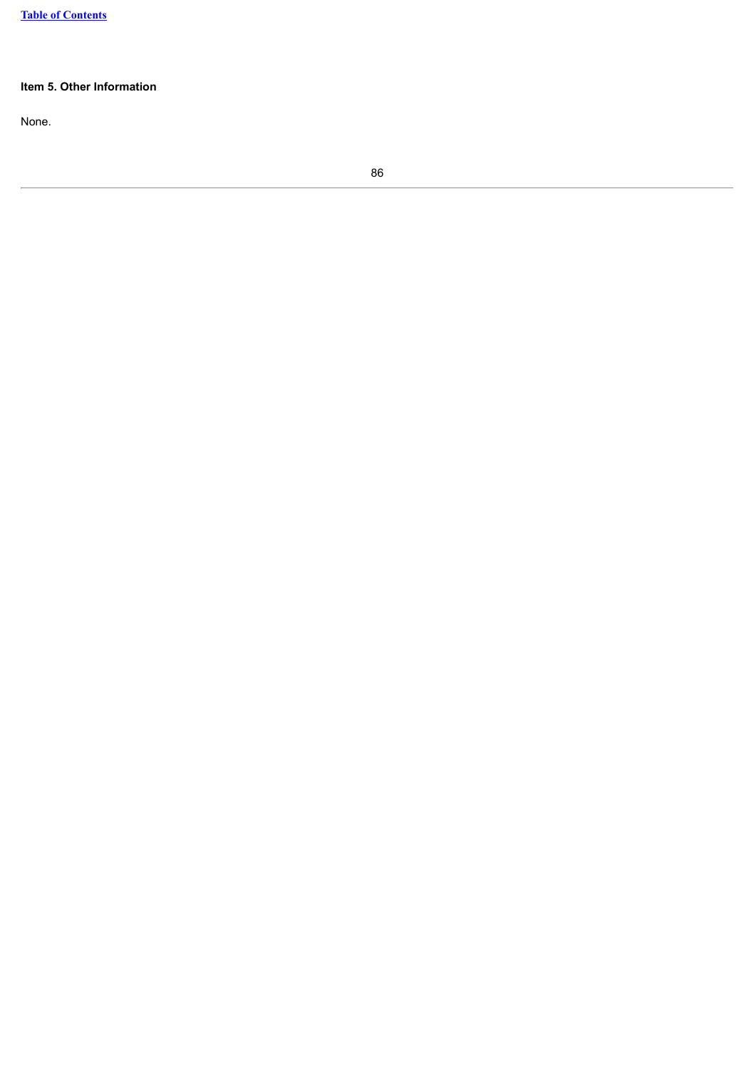## Item 5. Other Information

None.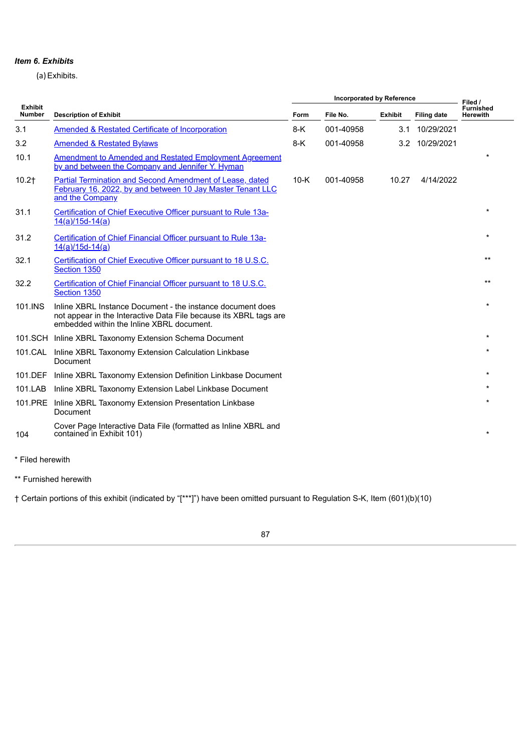*Item 6. Exhibits*

(a) Exhibits.

| Exhibit Number | Description of Exhibit | Incorporated by Reference | | | | Filed / Furnished Herewith |
|---|---|---|---|---|---|---|
| | | Form | File No. | Exhibit | Filing date | |
| 3.1 | Amended & Restated Certificate of Incorporation | 8-K | 001-40958 | 3.1 | 10/29/2021 | |
| 3.2 | Amended & Restated Bylaws | 8-K | 001-40958 | 3.2 | 10/29/2021 | |
| 10.1 | Amendment to Amended and Restated Employment Agreement by and between the Company and Jennifer Y. Hyman | | | | | * |
| 10.2† | Partial Termination and Second Amendment of Lease, dated February 16, 2022, by and between 10 Jay Master Tenant LLC and the Company | 10-K | 001-40958 | 10.27 | 4/14/2022 | |
| 31.1 | Certification of Chief Executive Officer pursuant to Rule 13a-14(a)/15d-14(a) | | | | | * |
| 31.2 | Certification of Chief Financial Officer pursuant to Rule 13a-14(a)/15d-14(a) | | | | | * |
| 32.1 | Certification of Chief Executive Officer pursuant to 18 U.S.C. Section 1350 | | | | | ** |
| 32.2 | Certification of Chief Financial Officer pursuant to 18 U.S.C. Section 1350 | | | | | ** |
| 101.INS | Inline XBRL Instance Document - the instance document does not appear in the Interactive Data File because its XBRL tags are embedded within the Inline XBRL document. | | | | | * |
| 101.SCH | Inline XBRL Taxonomy Extension Schema Document | | | | | * |
| 101.CAL | Inline XBRL Taxonomy Extension Calculation Linkbase Document | | | | | * |
| 101.DEF | Inline XBRL Taxonomy Extension Definition Linkbase Document | | | | | * |
| 101.LAB | Inline XBRL Taxonomy Extension Label Linkbase Document | | | | | * |
| 101.PRE | Inline XBRL Taxonomy Extension Presentation Linkbase Document | | | | | * |
| 104 | Cover Page Interactive Data File (formatted as Inline XBRL and contained in Exhibit 101) | | | | | * |

\* Filed herewith

** Furnished herewith

† Certain portions of this exhibit (indicated by "[***]") have been omitted pursuant to Regulation S-K, Item (601)(b)(10)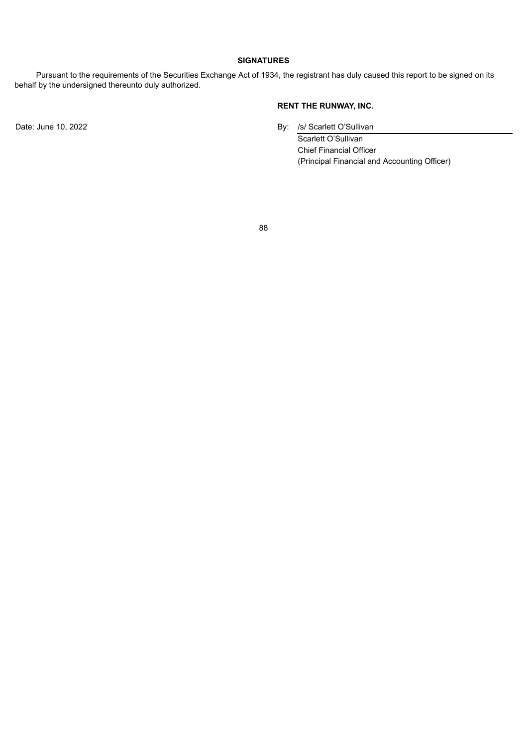## SIGNATURES

Pursuant to the requirements of the Securities Exchange Act of 1934, the registrant has duly caused this report to be signed on its behalf by the undersigned thereunto duly authorized.

**RENT THE RUNWAY, INC.**

Date: June 10, 2022

By: /s/ Scarlett O'Sullivan

Scarlett O'Sullivan
Chief Financial Officer
(Principal Financial and Accounting Officer)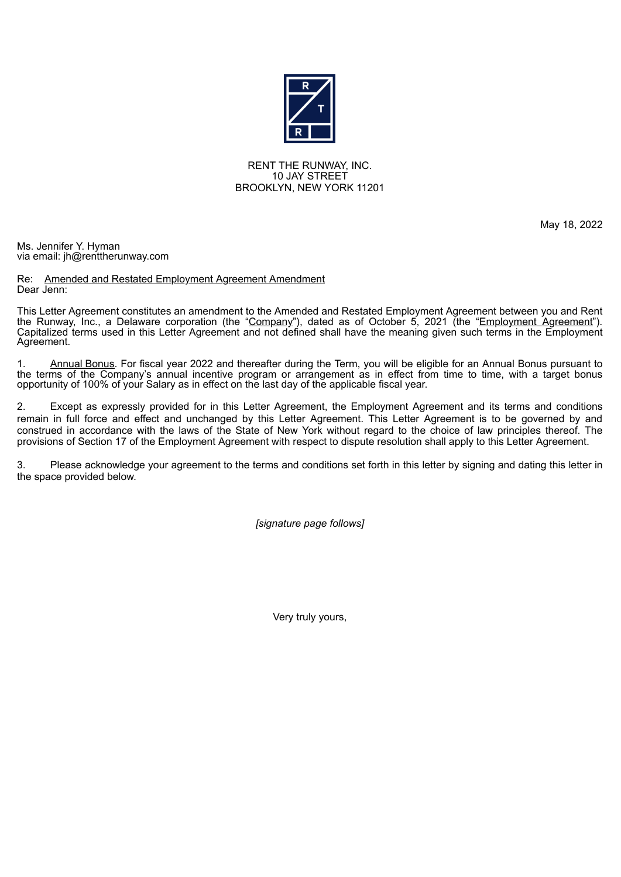RENT THE RUNWAY, INC.
10 JAY STREET
BROOKLYN, NEW YORK 11201

May 18, 2022

Ms. Jennifer Y. Hyman
via email: jh@renttherunway.com

Re: Amended and Restated Employment Agreement Amendment
Dear Jenn:

This Letter Agreement constitutes an amendment to the Amended and Restated Employment Agreement between you and Rent the Runway, Inc., a Delaware corporation (the "Company"), dated as of October 5, 2021 (the "Employment Agreement"). Capitalized terms used in this Letter Agreement and not defined shall have the meaning given such terms in the Employment Agreement.

1. Annual Bonus. For fiscal year 2022 and thereafter during the Term, you will be eligible for an Annual Bonus pursuant to the terms of the Company's annual incentive program or arrangement as in effect from time to time, with a target bonus opportunity of 100% of your Salary as in effect on the last day of the applicable fiscal year.

2. Except as expressly provided for in this Letter Agreement, the Employment Agreement and its terms and conditions remain in full force and effect and unchanged by this Letter Agreement. This Letter Agreement is to be governed by and construed in accordance with the laws of the State of New York without regard to the choice of law principles thereof. The provisions of Section 17 of the Employment Agreement with respect to dispute resolution shall apply to this Letter Agreement.

3. Please acknowledge your agreement to the terms and conditions set forth in this letter by signing and dating this letter in the space provided below.

*[signature page follows]*

Very truly yours,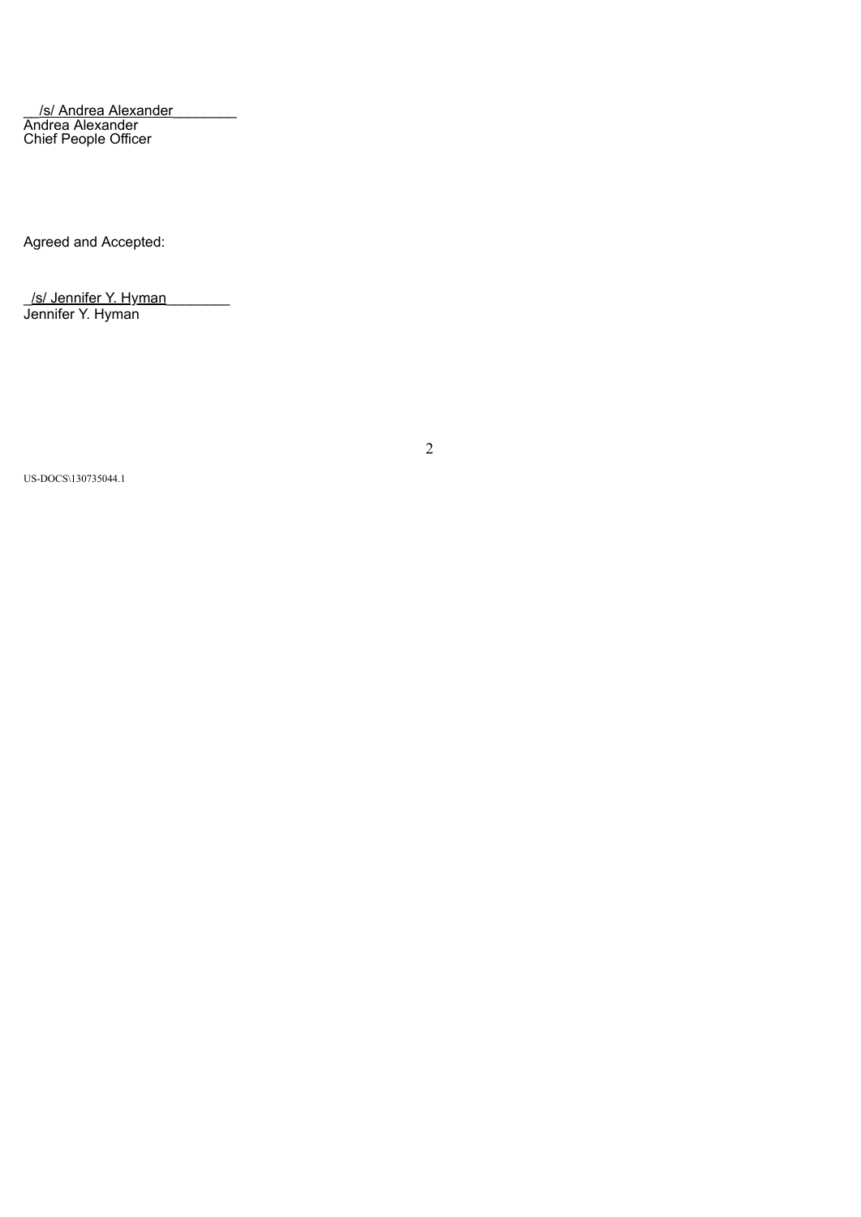/s/ Andrea Alexander
Andrea Alexander
Chief People Officer

Agreed and Accepted:

/s/ Jennifer Y. Hyman
Jennifer Y. Hyman

US-DOCS\130735044.1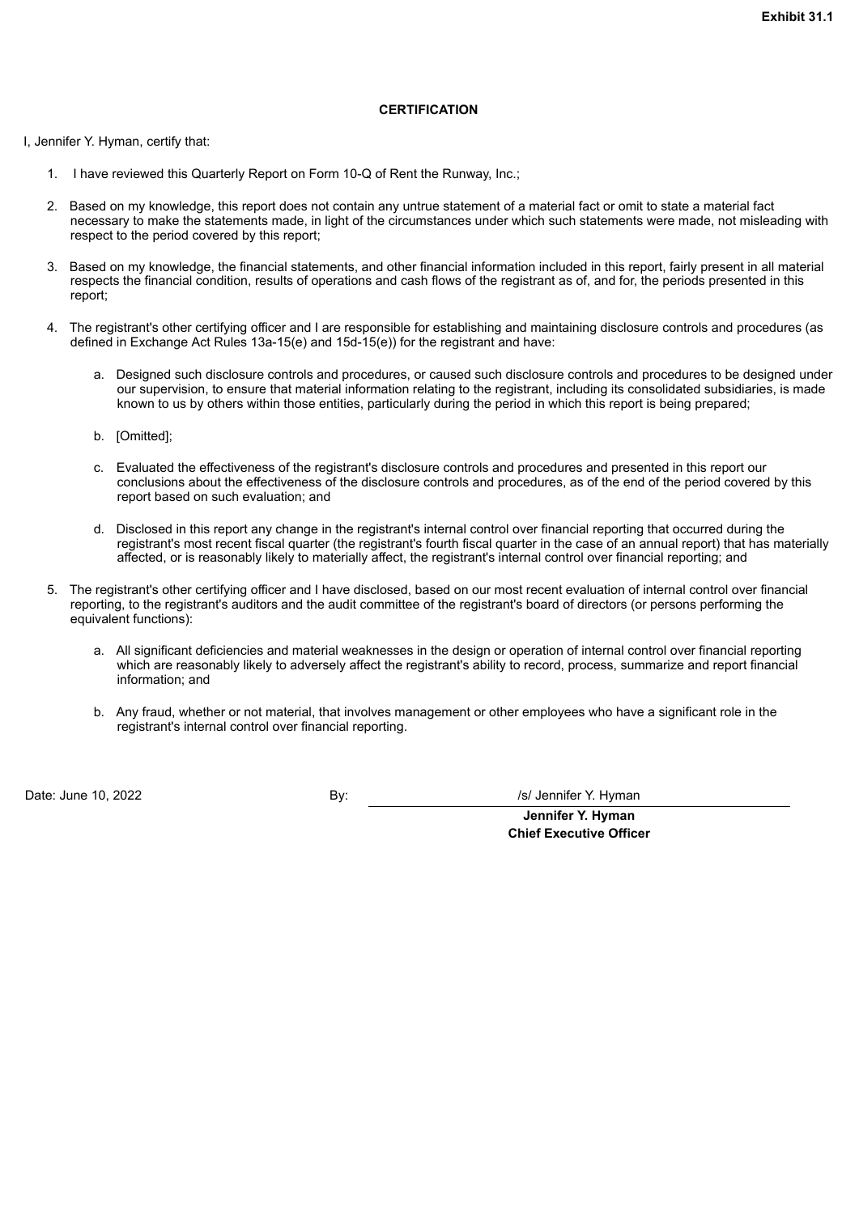**Exhibit 31.1**

**CERTIFICATION**

I, Jennifer Y. Hyman, certify that:

1. I have reviewed this Quarterly Report on Form 10-Q of Rent the Runway, Inc.;

2. Based on my knowledge, this report does not contain any untrue statement of a material fact or omit to state a material fact necessary to make the statements made, in light of the circumstances under which such statements were made, not misleading with respect to the period covered by this report;

3. Based on my knowledge, the financial statements, and other financial information included in this report, fairly present in all material respects the financial condition, results of operations and cash flows of the registrant as of, and for, the periods presented in this report;

4. The registrant's other certifying officer and I are responsible for establishing and maintaining disclosure controls and procedures (as defined in Exchange Act Rules 13a-15(e) and 15d-15(e)) for the registrant and have:

   a. Designed such disclosure controls and procedures, or caused such disclosure controls and procedures to be designed under our supervision, to ensure that material information relating to the registrant, including its consolidated subsidiaries, is made known to us by others within those entities, particularly during the period in which this report is being prepared;

   b. [Omitted];

   c. Evaluated the effectiveness of the registrant's disclosure controls and procedures and presented in this report our conclusions about the effectiveness of the disclosure controls and procedures, as of the end of the period covered by this report based on such evaluation; and

   d. Disclosed in this report any change in the registrant's internal control over financial reporting that occurred during the registrant's most recent fiscal quarter (the registrant's fourth fiscal quarter in the case of an annual report) that has materially affected, or is reasonably likely to materially affect, the registrant's internal control over financial reporting; and

5. The registrant's other certifying officer and I have disclosed, based on our most recent evaluation of internal control over financial reporting, to the registrant's auditors and the audit committee of the registrant's board of directors (or persons performing the equivalent functions):

   a. All significant deficiencies and material weaknesses in the design or operation of internal control over financial reporting which are reasonably likely to adversely affect the registrant's ability to record, process, summarize and report financial information; and

   b. Any fraud, whether or not material, that involves management or other employees who have a significant role in the registrant's internal control over financial reporting.

Date: June 10, 2022

By: /s/ Jennifer Y. Hyman

**Jennifer Y. Hyman**
**Chief Executive Officer**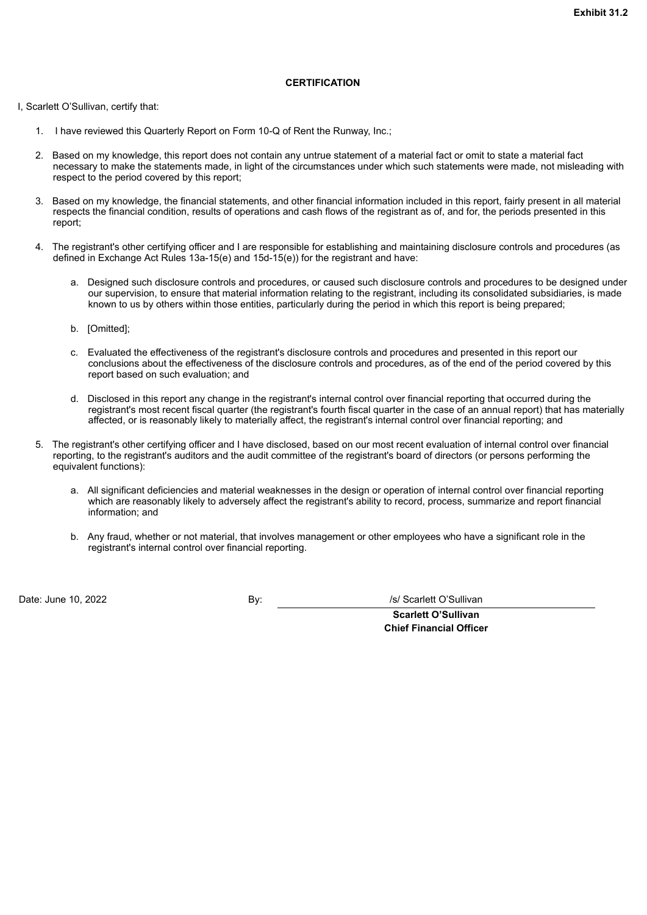**Exhibit 31.2**

**CERTIFICATION**

I, Scarlett O'Sullivan, certify that:

1. I have reviewed this Quarterly Report on Form 10-Q of Rent the Runway, Inc.;

2. Based on my knowledge, this report does not contain any untrue statement of a material fact or omit to state a material fact necessary to make the statements made, in light of the circumstances under which such statements were made, not misleading with respect to the period covered by this report;

3. Based on my knowledge, the financial statements, and other financial information included in this report, fairly present in all material respects the financial condition, results of operations and cash flows of the registrant as of, and for, the periods presented in this report;

4. The registrant's other certifying officer and I are responsible for establishing and maintaining disclosure controls and procedures (as defined in Exchange Act Rules 13a-15(e) and 15d-15(e)) for the registrant and have:

   a. Designed such disclosure controls and procedures, or caused such disclosure controls and procedures to be designed under our supervision, to ensure that material information relating to the registrant, including its consolidated subsidiaries, is made known to us by others within those entities, particularly during the period in which this report is being prepared;

   b. [Omitted];

   c. Evaluated the effectiveness of the registrant's disclosure controls and procedures and presented in this report our conclusions about the effectiveness of the disclosure controls and procedures, as of the end of the period covered by this report based on such evaluation; and

   d. Disclosed in this report any change in the registrant's internal control over financial reporting that occurred during the registrant's most recent fiscal quarter (the registrant's fourth fiscal quarter in the case of an annual report) that has materially affected, or is reasonably likely to materially affect, the registrant's internal control over financial reporting; and

5. The registrant's other certifying officer and I have disclosed, based on our most recent evaluation of internal control over financial reporting, to the registrant's auditors and the audit committee of the registrant's board of directors (or persons performing the equivalent functions):

   a. All significant deficiencies and material weaknesses in the design or operation of internal control over financial reporting which are reasonably likely to adversely affect the registrant's ability to record, process, summarize and report financial information; and

   b. Any fraud, whether or not material, that involves management or other employees who have a significant role in the registrant's internal control over financial reporting.

Date: June 10, 2022

By: /s/ Scarlett O'Sullivan

**Scarlett O'Sullivan**
**Chief Financial Officer**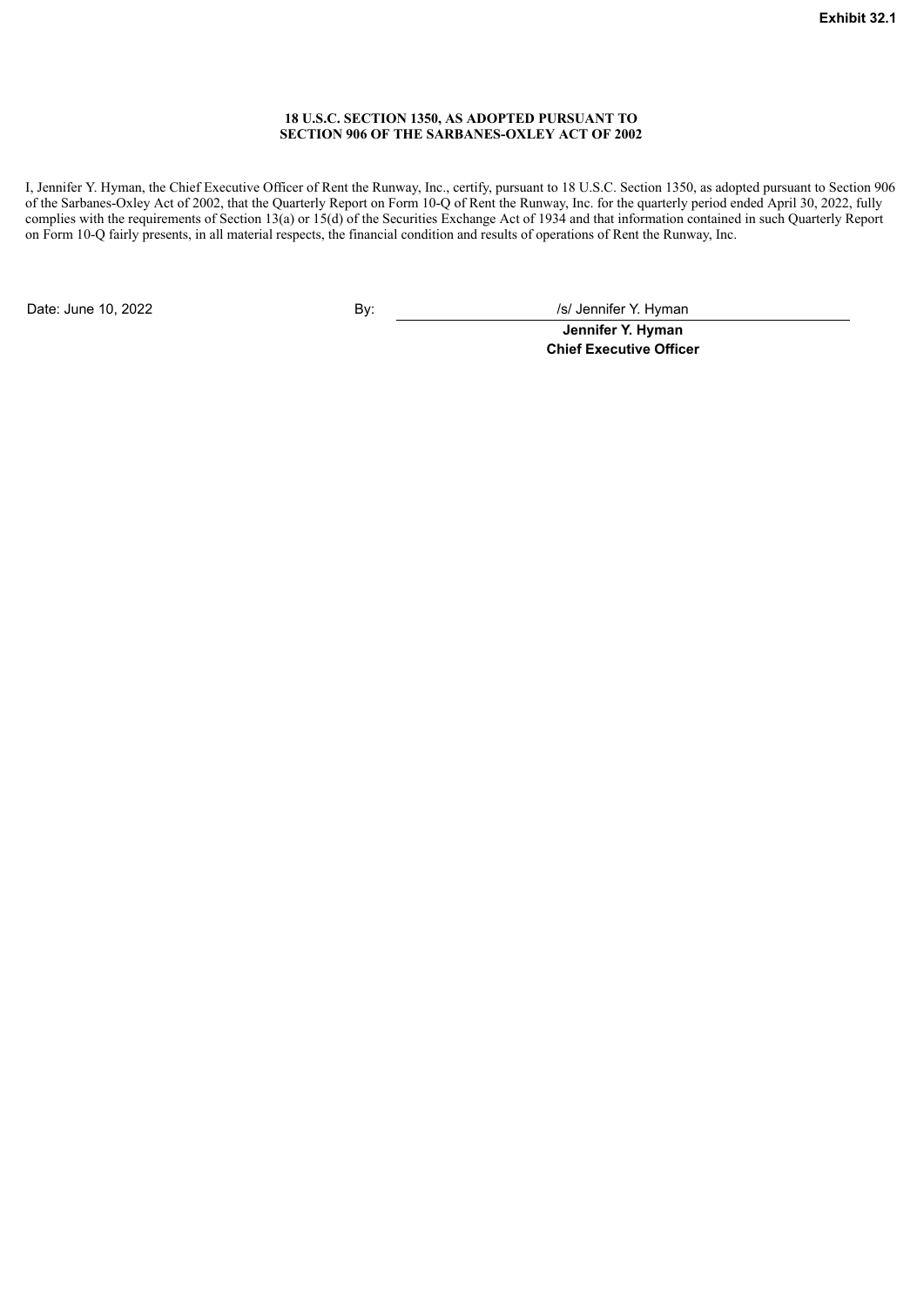**Exhibit 32.1**

**18 U.S.C. SECTION 1350, AS ADOPTED PURSUANT TO SECTION 906 OF THE SARBANES-OXLEY ACT OF 2002**

I, Jennifer Y. Hyman, the Chief Executive Officer of Rent the Runway, Inc., certify, pursuant to 18 U.S.C. Section 1350, as adopted pursuant to Section 906 of the Sarbanes-Oxley Act of 2002, that the Quarterly Report on Form 10-Q of Rent the Runway, Inc. for the quarterly period ended April 30, 2022, fully complies with the requirements of Section 13(a) or 15(d) of the Securities Exchange Act of 1934 and that information contained in such Quarterly Report on Form 10-Q fairly presents, in all material respects, the financial condition and results of operations of Rent the Runway, Inc.

Date: June 10, 2022

By: /s/ Jennifer Y. Hyman

**Jennifer Y. Hyman**
**Chief Executive Officer**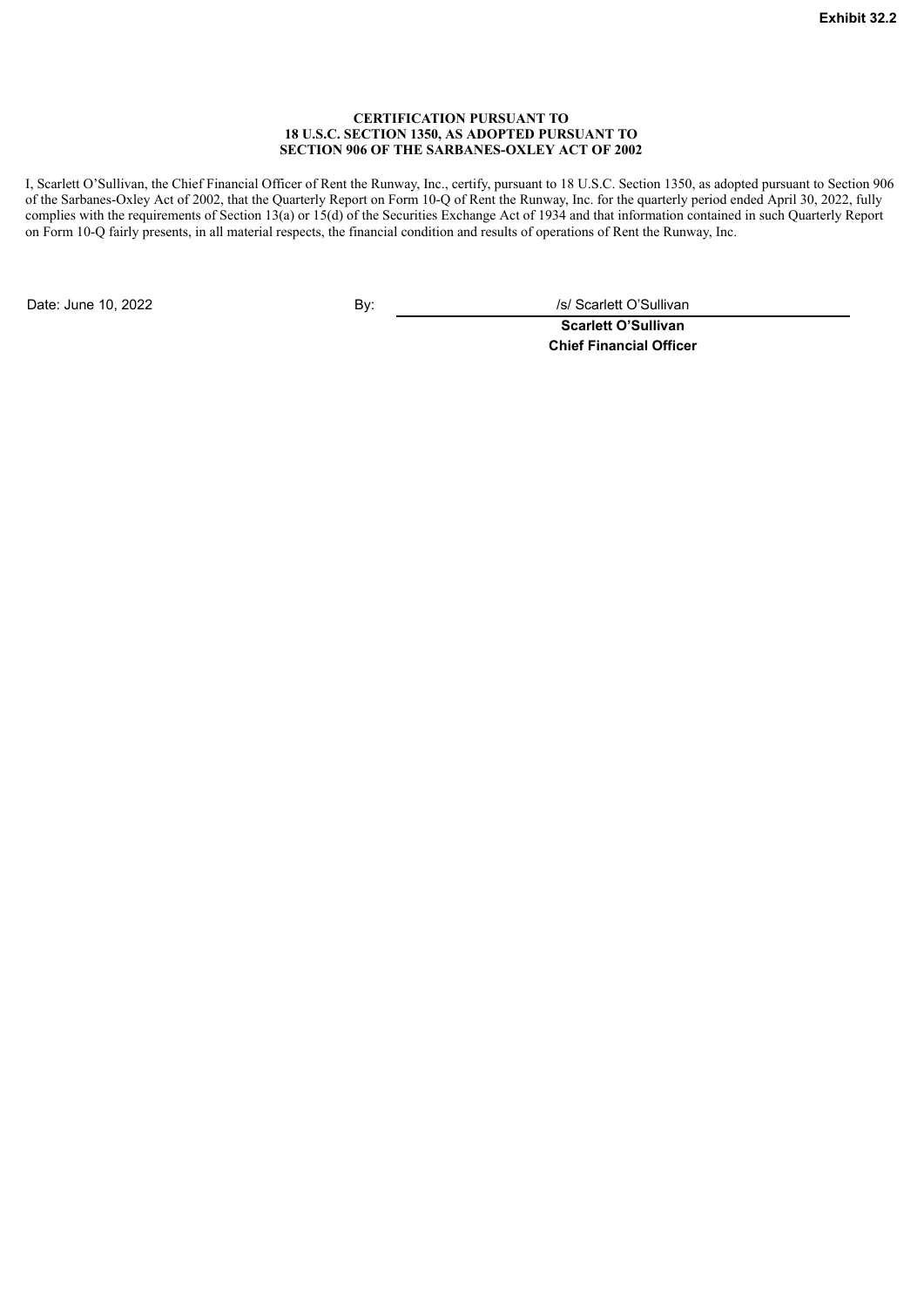Exhibit 32.2

**CERTIFICATION PURSUANT TO**
**18 U.S.C. SECTION 1350, AS ADOPTED PURSUANT TO**
**SECTION 906 OF THE SARBANES-OXLEY ACT OF 2002**

I, Scarlett O'Sullivan, the Chief Financial Officer of Rent the Runway, Inc., certify, pursuant to 18 U.S.C. Section 1350, as adopted pursuant to Section 906 of the Sarbanes-Oxley Act of 2002, that the Quarterly Report on Form 10-Q of Rent the Runway, Inc. for the quarterly period ended April 30, 2022, fully complies with the requirements of Section 13(a) or 15(d) of the Securities Exchange Act of 1934 and that information contained in such Quarterly Report on Form 10-Q fairly presents, in all material respects, the financial condition and results of operations of Rent the Runway, Inc.

Date: June 10, 2022

By: /s/ Scarlett O'Sullivan

**Scarlett O'Sullivan**
**Chief Financial Officer**